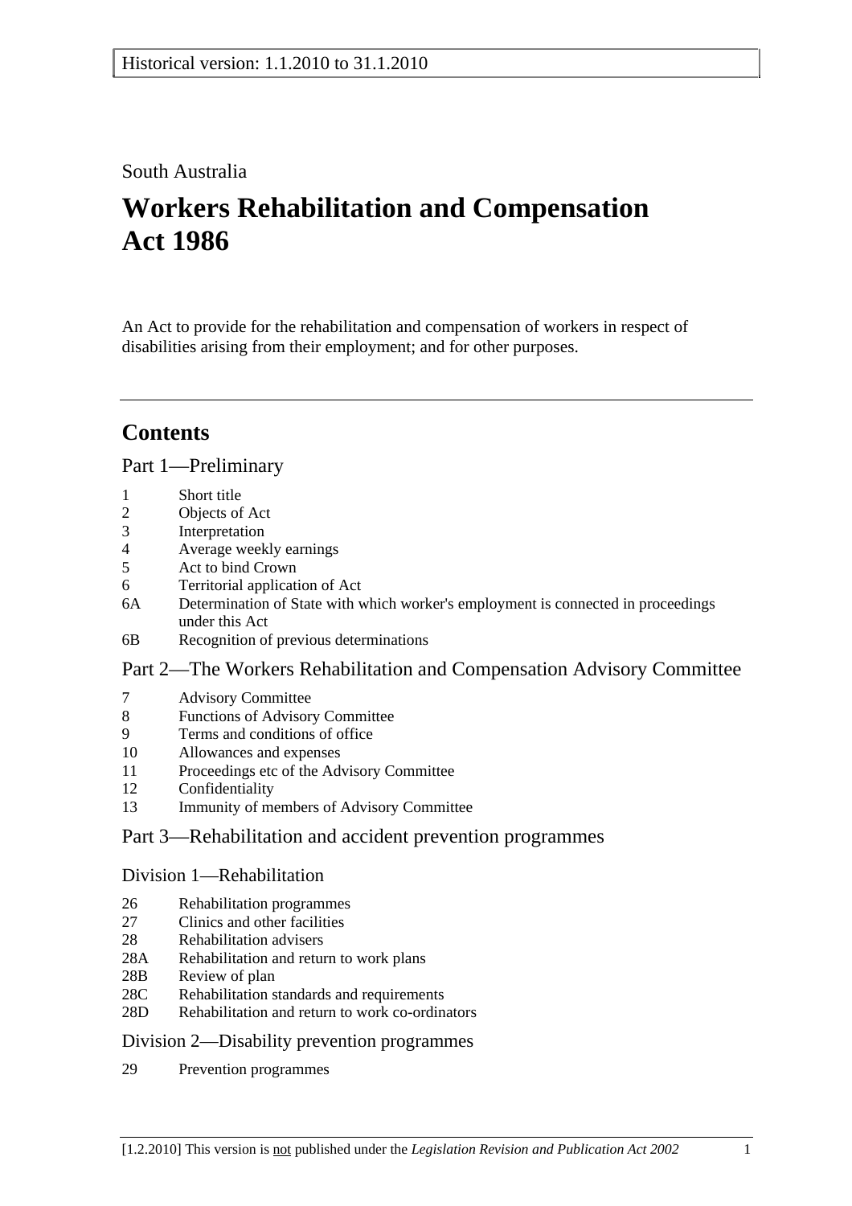Historical version: 1.1.2010 to 31.1.2010

South Australia

# Workers Rehabilitation and Compensation Act 1986

An Act to provide for the rehabilitation and compensation of workers in respect of disabilities arising from their employment; and for other purposes.

---

## Contents

### Part 1—Preliminary

1 Short title
2 Objects of Act
3 Interpretation
4 Average weekly earnings
5 Act to bind Crown
6 Territorial application of Act
6A Determination of State with which worker's employment is connected in proceedings under this Act
6B Recognition of previous determinations

### Part 2—The Workers Rehabilitation and Compensation Advisory Committee

7 Advisory Committee
8 Functions of Advisory Committee
9 Terms and conditions of office
10 Allowances and expenses
11 Proceedings etc of the Advisory Committee
12 Confidentiality
13 Immunity of members of Advisory Committee

### Part 3—Rehabilitation and accident prevention programmes

#### Division 1—Rehabilitation

26 Rehabilitation programmes
27 Clinics and other facilities
28 Rehabilitation advisers
28A Rehabilitation and return to work plans
28B Review of plan
28C Rehabilitation standards and requirements
28D Rehabilitation and return to work co-ordinators

#### Division 2—Disability prevention programmes

29 Prevention programmes

[1.2.2010] This version is not published under the *Legislation Revision and Publication Act 2002*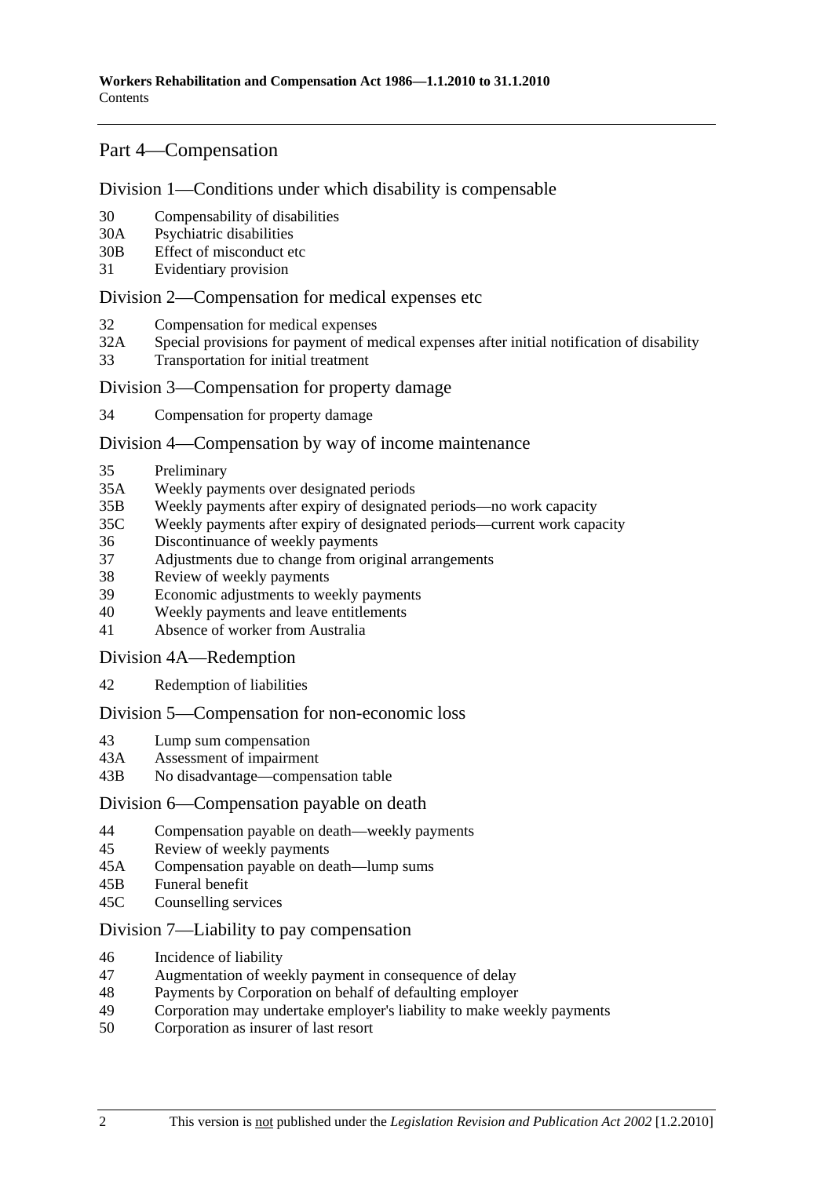## Part 4—Compensation

### Division 1—Conditions under which disability is compensable

30 Compensability of disabilities
30A Psychiatric disabilities
30B Effect of misconduct etc
31 Evidentiary provision

### Division 2—Compensation for medical expenses etc

32 Compensation for medical expenses
32A Special provisions for payment of medical expenses after initial notification of disability
33 Transportation for initial treatment

### Division 3—Compensation for property damage

34 Compensation for property damage

### Division 4—Compensation by way of income maintenance

35 Preliminary
35A Weekly payments over designated periods
35B Weekly payments after expiry of designated periods—no work capacity
35C Weekly payments after expiry of designated periods—current work capacity
36 Discontinuance of weekly payments
37 Adjustments due to change from original arrangements
38 Review of weekly payments
39 Economic adjustments to weekly payments
40 Weekly payments and leave entitlements
41 Absence of worker from Australia

### Division 4A—Redemption

42 Redemption of liabilities

### Division 5—Compensation for non-economic loss

43 Lump sum compensation
43A Assessment of impairment
43B No disadvantage—compensation table

### Division 6—Compensation payable on death

44 Compensation payable on death—weekly payments
45 Review of weekly payments
45A Compensation payable on death—lump sums
45B Funeral benefit
45C Counselling services

### Division 7—Liability to pay compensation

46 Incidence of liability
47 Augmentation of weekly payment in consequence of delay
48 Payments by Corporation on behalf of defaulting employer
49 Corporation may undertake employer's liability to make weekly payments
50 Corporation as insurer of last resort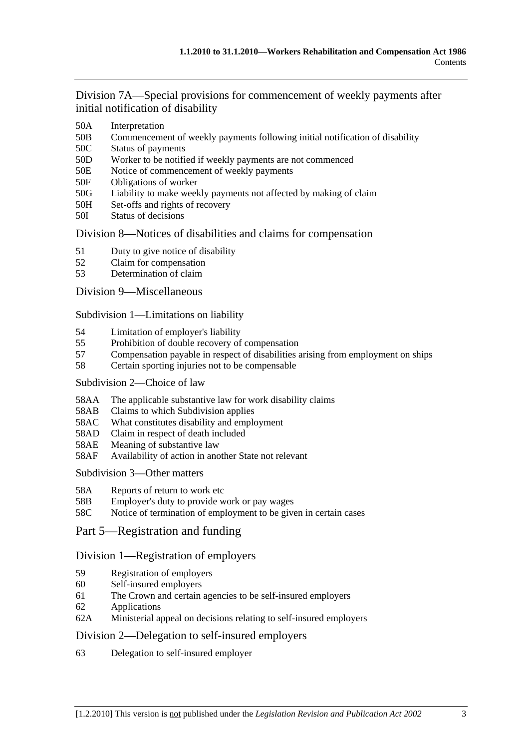## Division 7A—Special provisions for commencement of weekly payments after initial notification of disability

50A Interpretation
50B Commencement of weekly payments following initial notification of disability
50C Status of payments
50D Worker to be notified if weekly payments are not commenced
50E Notice of commencement of weekly payments
50F Obligations of worker
50G Liability to make weekly payments not affected by making of claim
50H Set-offs and rights of recovery
50I Status of decisions

## Division 8—Notices of disabilities and claims for compensation

51 Duty to give notice of disability
52 Claim for compensation
53 Determination of claim

## Division 9—Miscellaneous

### Subdivision 1—Limitations on liability

54 Limitation of employer's liability
55 Prohibition of double recovery of compensation
57 Compensation payable in respect of disabilities arising from employment on ships
58 Certain sporting injuries not to be compensable

### Subdivision 2—Choice of law

58AA The applicable substantive law for work disability claims
58AB Claims to which Subdivision applies
58AC What constitutes disability and employment
58AD Claim in respect of death included
58AE Meaning of substantive law
58AF Availability of action in another State not relevant

### Subdivision 3—Other matters

58A Reports of return to work etc
58B Employer's duty to provide work or pay wages
58C Notice of termination of employment to be given in certain cases

# Part 5—Registration and funding

## Division 1—Registration of employers

59 Registration of employers
60 Self-insured employers
61 The Crown and certain agencies to be self-insured employers
62 Applications
62A Ministerial appeal on decisions relating to self-insured employers

## Division 2—Delegation to self-insured employers

63 Delegation to self-insured employer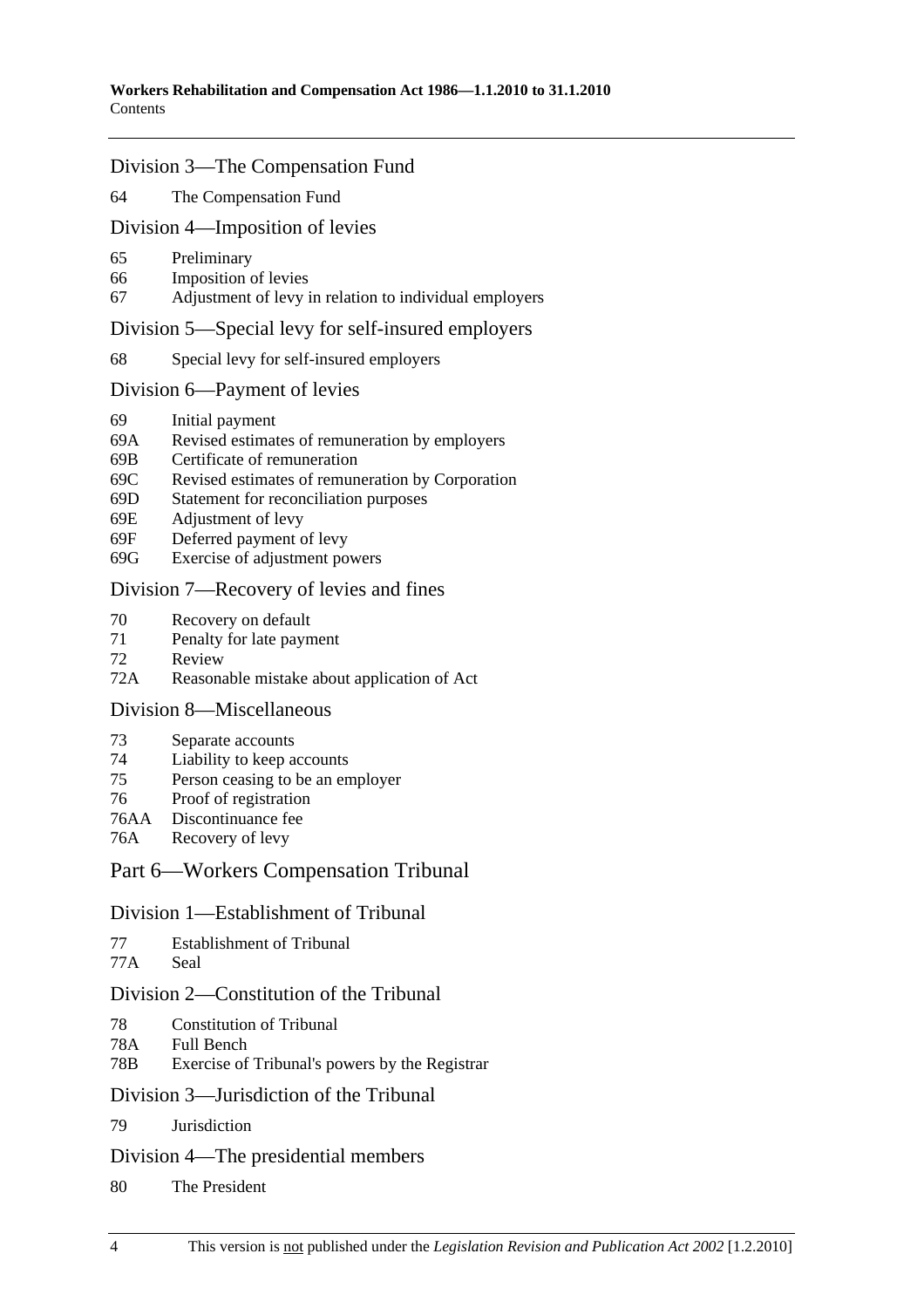### Division 3—The Compensation Fund

64 The Compensation Fund

### Division 4—Imposition of levies

65 Preliminary
66 Imposition of levies
67 Adjustment of levy in relation to individual employers

### Division 5—Special levy for self-insured employers

68 Special levy for self-insured employers

### Division 6—Payment of levies

69 Initial payment
69A Revised estimates of remuneration by employers
69B Certificate of remuneration
69C Revised estimates of remuneration by Corporation
69D Statement for reconciliation purposes
69E Adjustment of levy
69F Deferred payment of levy
69G Exercise of adjustment powers

### Division 7—Recovery of levies and fines

70 Recovery on default
71 Penalty for late payment
72 Review
72A Reasonable mistake about application of Act

### Division 8—Miscellaneous

73 Separate accounts
74 Liability to keep accounts
75 Person ceasing to be an employer
76 Proof of registration
76AA Discontinuance fee
76A Recovery of levy

## Part 6—Workers Compensation Tribunal

### Division 1—Establishment of Tribunal

77 Establishment of Tribunal
77A Seal

### Division 2—Constitution of the Tribunal

78 Constitution of Tribunal
78A Full Bench
78B Exercise of Tribunal's powers by the Registrar

### Division 3—Jurisdiction of the Tribunal

79 Jurisdiction

### Division 4—The presidential members

80 The President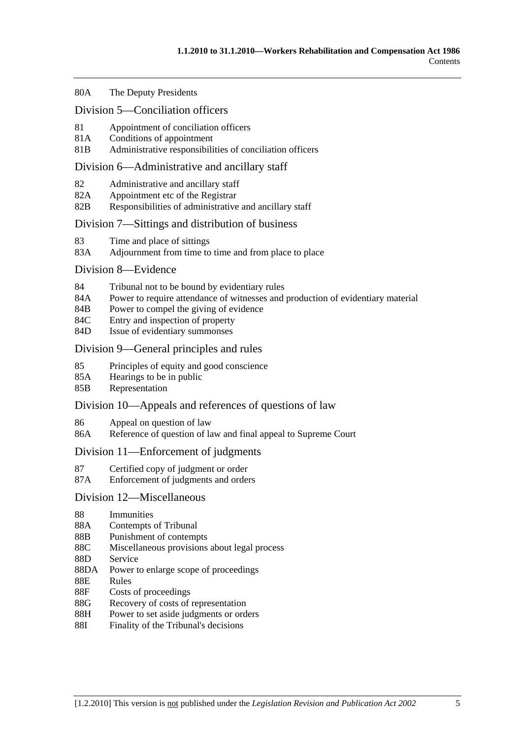80A The Deputy Presidents

## Division 5—Conciliation officers

81 Appointment of conciliation officers
81A Conditions of appointment
81B Administrative responsibilities of conciliation officers

## Division 6—Administrative and ancillary staff

82 Administrative and ancillary staff
82A Appointment etc of the Registrar
82B Responsibilities of administrative and ancillary staff

## Division 7—Sittings and distribution of business

83 Time and place of sittings
83A Adjournment from time to time and from place to place

## Division 8—Evidence

84 Tribunal not to be bound by evidentiary rules
84A Power to require attendance of witnesses and production of evidentiary material
84B Power to compel the giving of evidence
84C Entry and inspection of property
84D Issue of evidentiary summonses

## Division 9—General principles and rules

85 Principles of equity and good conscience
85A Hearings to be in public
85B Representation

## Division 10—Appeals and references of questions of law

86 Appeal on question of law
86A Reference of question of law and final appeal to Supreme Court

## Division 11—Enforcement of judgments

87 Certified copy of judgment or order
87A Enforcement of judgments and orders

## Division 12—Miscellaneous

88 Immunities
88A Contempts of Tribunal
88B Punishment of contempts
88C Miscellaneous provisions about legal process
88D Service
88DA Power to enlarge scope of proceedings
88E Rules
88F Costs of proceedings
88G Recovery of costs of representation
88H Power to set aside judgments or orders
88I Finality of the Tribunal's decisions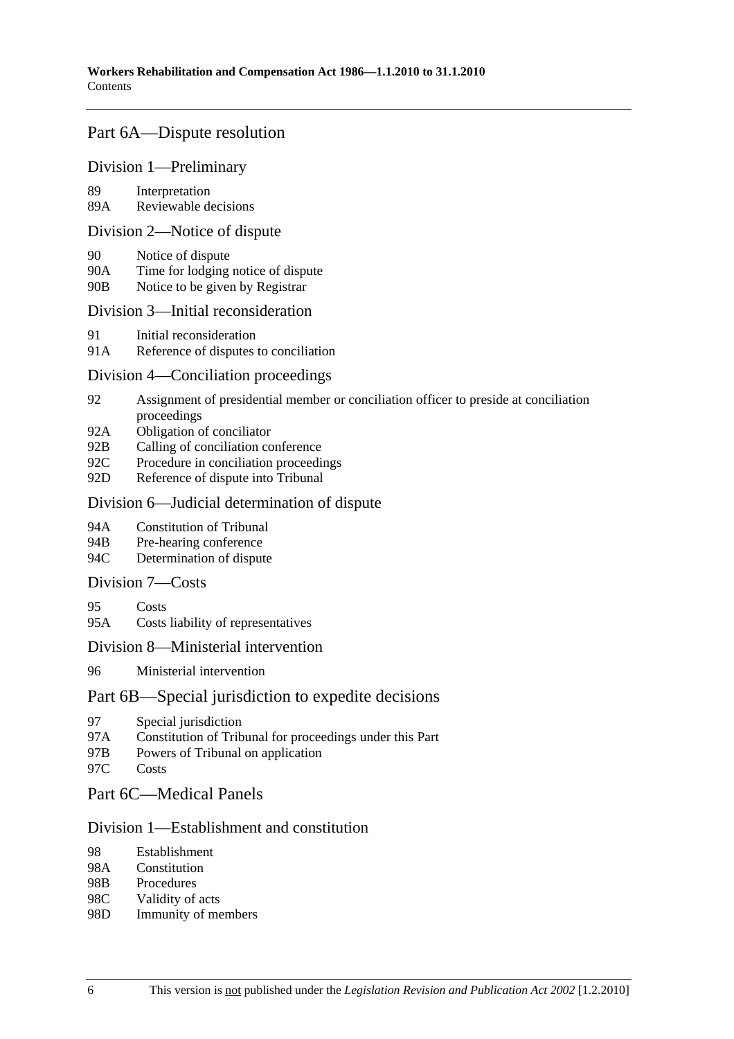## Part 6A—Dispute resolution

### Division 1—Preliminary

89 Interpretation
89A Reviewable decisions

### Division 2—Notice of dispute

90 Notice of dispute
90A Time for lodging notice of dispute
90B Notice to be given by Registrar

### Division 3—Initial reconsideration

91 Initial reconsideration
91A Reference of disputes to conciliation

### Division 4—Conciliation proceedings

92 Assignment of presidential member or conciliation officer to preside at conciliation proceedings
92A Obligation of conciliator
92B Calling of conciliation conference
92C Procedure in conciliation proceedings
92D Reference of dispute into Tribunal

### Division 6—Judicial determination of dispute

94A Constitution of Tribunal
94B Pre-hearing conference
94C Determination of dispute

### Division 7—Costs

95 Costs
95A Costs liability of representatives

### Division 8—Ministerial intervention

96 Ministerial intervention

## Part 6B—Special jurisdiction to expedite decisions

97 Special jurisdiction
97A Constitution of Tribunal for proceedings under this Part
97B Powers of Tribunal on application
97C Costs

## Part 6C—Medical Panels

### Division 1—Establishment and constitution

98 Establishment
98A Constitution
98B Procedures
98C Validity of acts
98D Immunity of members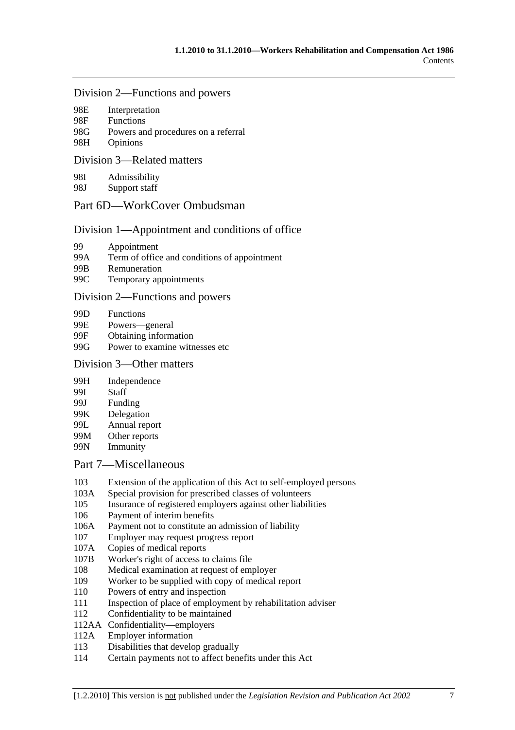## Division 2—Functions and powers

98E Interpretation
98F Functions
98G Powers and procedures on a referral
98H Opinions

## Division 3—Related matters

98I Admissibility
98J Support staff

# Part 6D—WorkCover Ombudsman

## Division 1—Appointment and conditions of office

99 Appointment
99A Term of office and conditions of appointment
99B Remuneration
99C Temporary appointments

## Division 2—Functions and powers

99D Functions
99E Powers—general
99F Obtaining information
99G Power to examine witnesses etc

## Division 3—Other matters

99H Independence
99I Staff
99J Funding
99K Delegation
99L Annual report
99M Other reports
99N Immunity

# Part 7—Miscellaneous

103 Extension of the application of this Act to self-employed persons
103A Special provision for prescribed classes of volunteers
105 Insurance of registered employers against other liabilities
106 Payment of interim benefits
106A Payment not to constitute an admission of liability
107 Employer may request progress report
107A Copies of medical reports
107B Worker's right of access to claims file
108 Medical examination at request of employer
109 Worker to be supplied with copy of medical report
110 Powers of entry and inspection
111 Inspection of place of employment by rehabilitation adviser
112 Confidentiality to be maintained
112AA Confidentiality—employers
112A Employer information
113 Disabilities that develop gradually
114 Certain payments not to affect benefits under this Act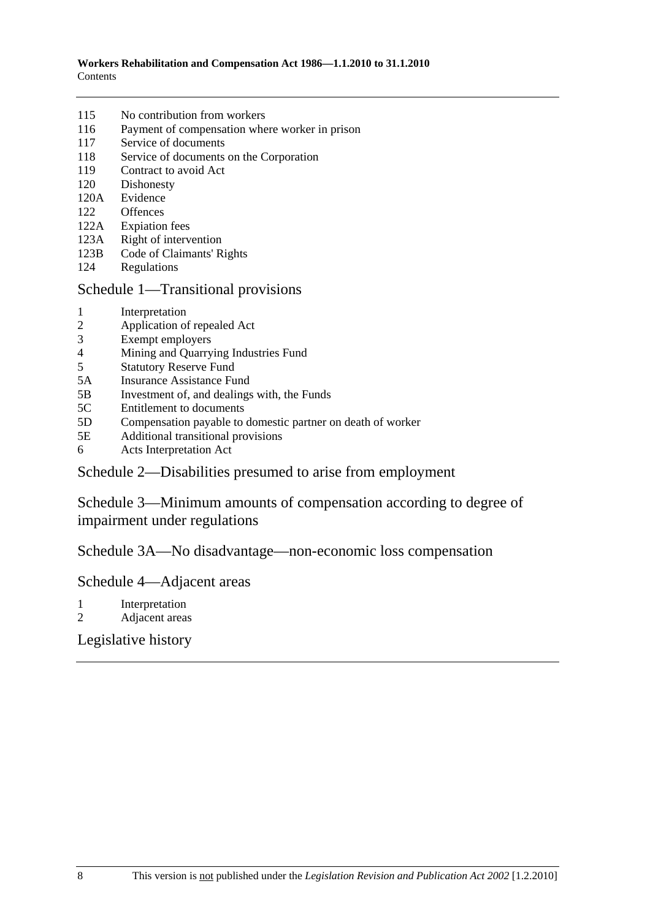115 No contribution from workers
116 Payment of compensation where worker in prison
117 Service of documents
118 Service of documents on the Corporation
119 Contract to avoid Act
120 Dishonesty
120A Evidence
122 Offences
122A Expiation fees
123A Right of intervention
123B Code of Claimants' Rights
124 Regulations

## Schedule 1—Transitional provisions

1 Interpretation
2 Application of repealed Act
3 Exempt employers
4 Mining and Quarrying Industries Fund
5 Statutory Reserve Fund
5A Insurance Assistance Fund
5B Investment of, and dealings with, the Funds
5C Entitlement to documents
5D Compensation payable to domestic partner on death of worker
5E Additional transitional provisions
6 Acts Interpretation Act

## Schedule 2—Disabilities presumed to arise from employment

## Schedule 3—Minimum amounts of compensation according to degree of impairment under regulations

## Schedule 3A—No disadvantage—non-economic loss compensation

## Schedule 4—Adjacent areas

1 Interpretation
2 Adjacent areas

## Legislative history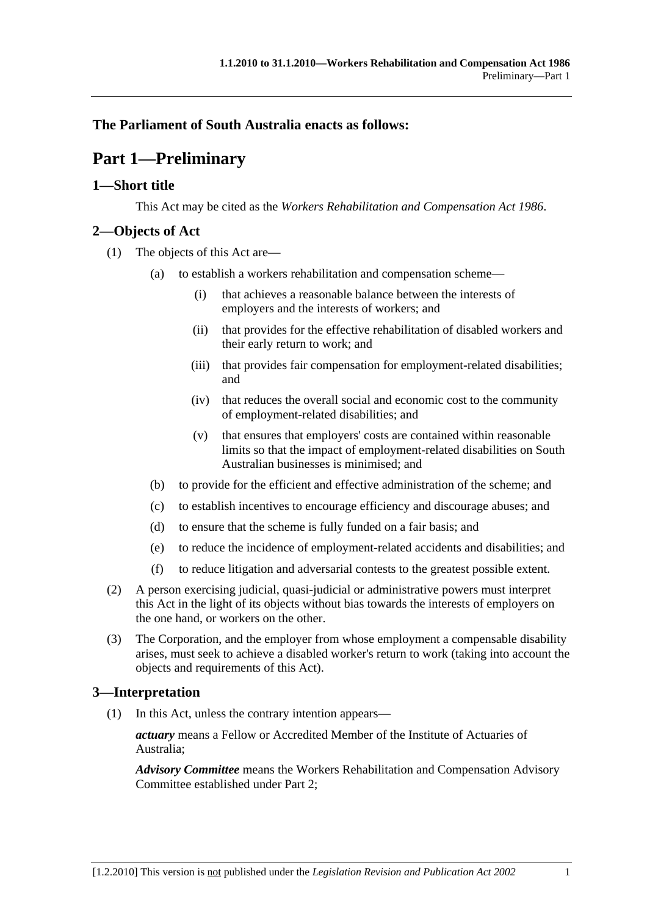**The Parliament of South Australia enacts as follows:**

# Part 1—Preliminary

## 1—Short title

This Act may be cited as the *Workers Rehabilitation and Compensation Act 1986*.

## 2—Objects of Act

(1) The objects of this Act are—

(a) to establish a workers rehabilitation and compensation scheme—

(i) that achieves a reasonable balance between the interests of employers and the interests of workers; and

(ii) that provides for the effective rehabilitation of disabled workers and their early return to work; and

(iii) that provides fair compensation for employment-related disabilities; and

(iv) that reduces the overall social and economic cost to the community of employment-related disabilities; and

(v) that ensures that employers' costs are contained within reasonable limits so that the impact of employment-related disabilities on South Australian businesses is minimised; and

(b) to provide for the efficient and effective administration of the scheme; and

(c) to establish incentives to encourage efficiency and discourage abuses; and

(d) to ensure that the scheme is fully funded on a fair basis; and

(e) to reduce the incidence of employment-related accidents and disabilities; and

(f) to reduce litigation and adversarial contests to the greatest possible extent.

(2) A person exercising judicial, quasi-judicial or administrative powers must interpret this Act in the light of its objects without bias towards the interests of employers on the one hand, or workers on the other.

(3) The Corporation, and the employer from whose employment a compensable disability arises, must seek to achieve a disabled worker's return to work (taking into account the objects and requirements of this Act).

## 3—Interpretation

(1) In this Act, unless the contrary intention appears—

***actuary*** means a Fellow or Accredited Member of the Institute of Actuaries of Australia;

***Advisory Committee*** means the Workers Rehabilitation and Compensation Advisory Committee established under Part 2;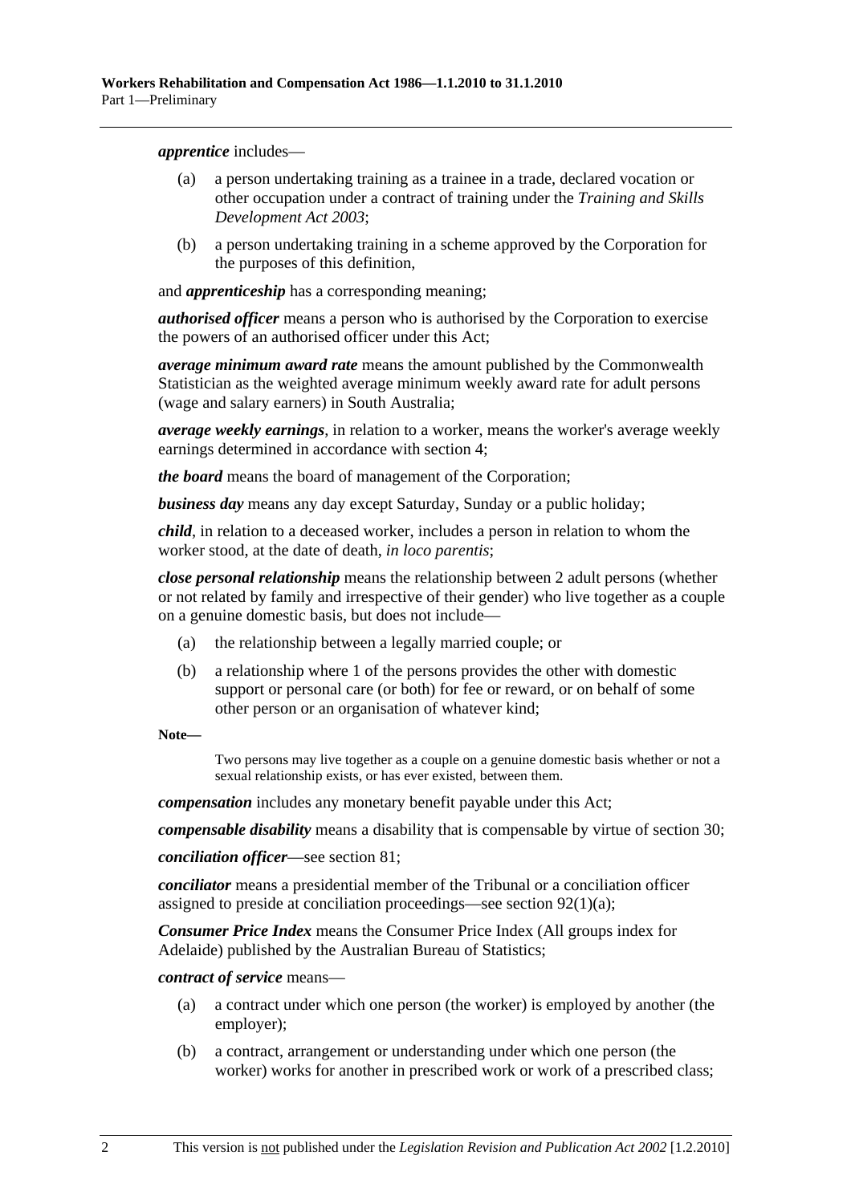***apprentice*** includes—

(a) a person undertaking training as a trainee in a trade, declared vocation or other occupation under a contract of training under the *Training and Skills Development Act 2003*;

(b) a person undertaking training in a scheme approved by the Corporation for the purposes of this definition,

and ***apprenticeship*** has a corresponding meaning;

***authorised officer*** means a person who is authorised by the Corporation to exercise the powers of an authorised officer under this Act;

***average minimum award rate*** means the amount published by the Commonwealth Statistician as the weighted average minimum weekly award rate for adult persons (wage and salary earners) in South Australia;

***average weekly earnings***, in relation to a worker, means the worker's average weekly earnings determined in accordance with section 4;

***the board*** means the board of management of the Corporation;

***business day*** means any day except Saturday, Sunday or a public holiday;

***child***, in relation to a deceased worker, includes a person in relation to whom the worker stood, at the date of death, *in loco parentis*;

***close personal relationship*** means the relationship between 2 adult persons (whether or not related by family and irrespective of their gender) who live together as a couple on a genuine domestic basis, but does not include—

(a) the relationship between a legally married couple; or

(b) a relationship where 1 of the persons provides the other with domestic support or personal care (or both) for fee or reward, or on behalf of some other person or an organisation of whatever kind;

**Note—**

Two persons may live together as a couple on a genuine domestic basis whether or not a sexual relationship exists, or has ever existed, between them.

***compensation*** includes any monetary benefit payable under this Act;

***compensable disability*** means a disability that is compensable by virtue of section 30;

***conciliation officer***—see section 81;

***conciliator*** means a presidential member of the Tribunal or a conciliation officer assigned to preside at conciliation proceedings—see section 92(1)(a);

***Consumer Price Index*** means the Consumer Price Index (All groups index for Adelaide) published by the Australian Bureau of Statistics;

***contract of service*** means—

(a) a contract under which one person (the worker) is employed by another (the employer);

(b) a contract, arrangement or understanding under which one person (the worker) works for another in prescribed work or work of a prescribed class;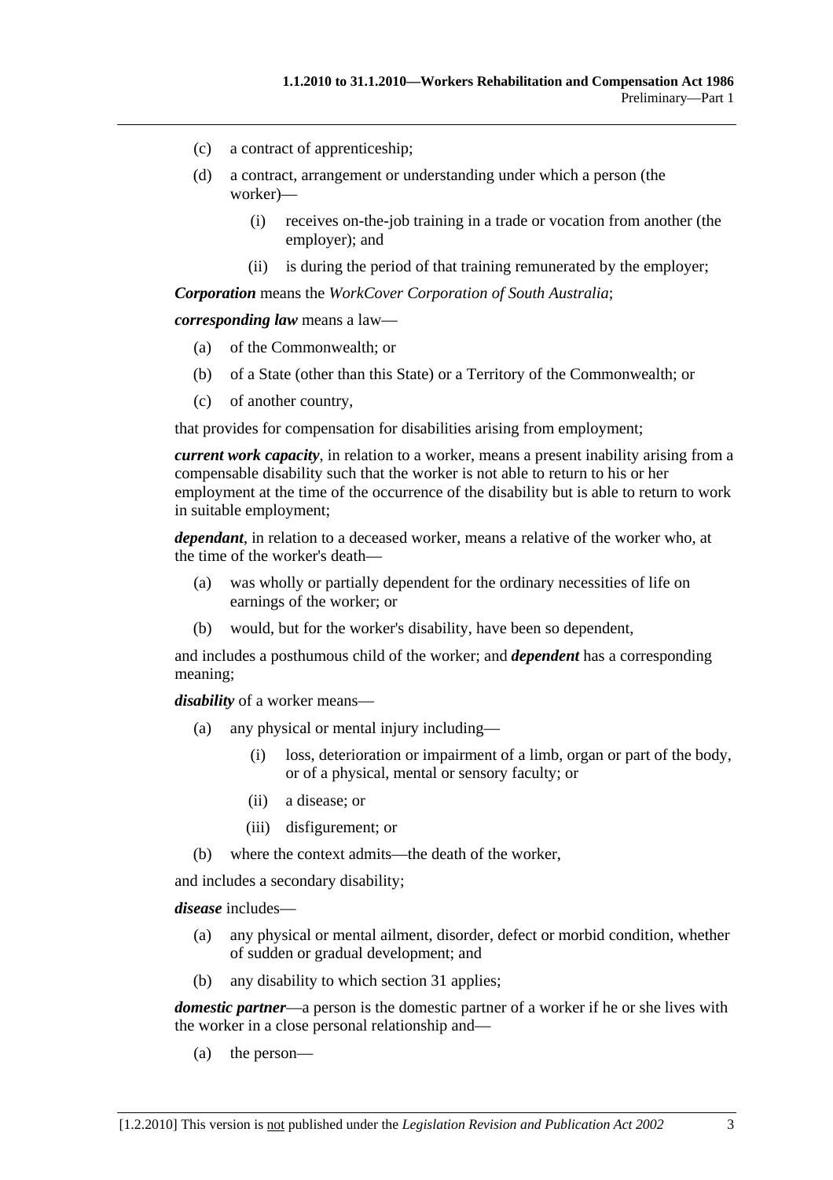(c) a contract of apprenticeship;

(d) a contract, arrangement or understanding under which a person (the worker)—

 (i) receives on-the-job training in a trade or vocation from another (the employer); and

 (ii) is during the period of that training remunerated by the employer;

***Corporation*** means the *WorkCover Corporation of South Australia*;

***corresponding law*** means a law—

(a) of the Commonwealth; or

(b) of a State (other than this State) or a Territory of the Commonwealth; or

(c) of another country,

that provides for compensation for disabilities arising from employment;

***current work capacity***, in relation to a worker, means a present inability arising from a compensable disability such that the worker is not able to return to his or her employment at the time of the occurrence of the disability but is able to return to work in suitable employment;

***dependant***, in relation to a deceased worker, means a relative of the worker who, at the time of the worker's death—

(a) was wholly or partially dependent for the ordinary necessities of life on earnings of the worker; or

(b) would, but for the worker's disability, have been so dependent,

and includes a posthumous child of the worker; and ***dependent*** has a corresponding meaning;

***disability*** of a worker means—

(a) any physical or mental injury including—

 (i) loss, deterioration or impairment of a limb, organ or part of the body, or of a physical, mental or sensory faculty; or

 (ii) a disease; or

 (iii) disfigurement; or

(b) where the context admits—the death of the worker,

and includes a secondary disability;

***disease*** includes—

(a) any physical or mental ailment, disorder, defect or morbid condition, whether of sudden or gradual development; and

(b) any disability to which section 31 applies;

***domestic partner***—a person is the domestic partner of a worker if he or she lives with the worker in a close personal relationship and—

(a) the person—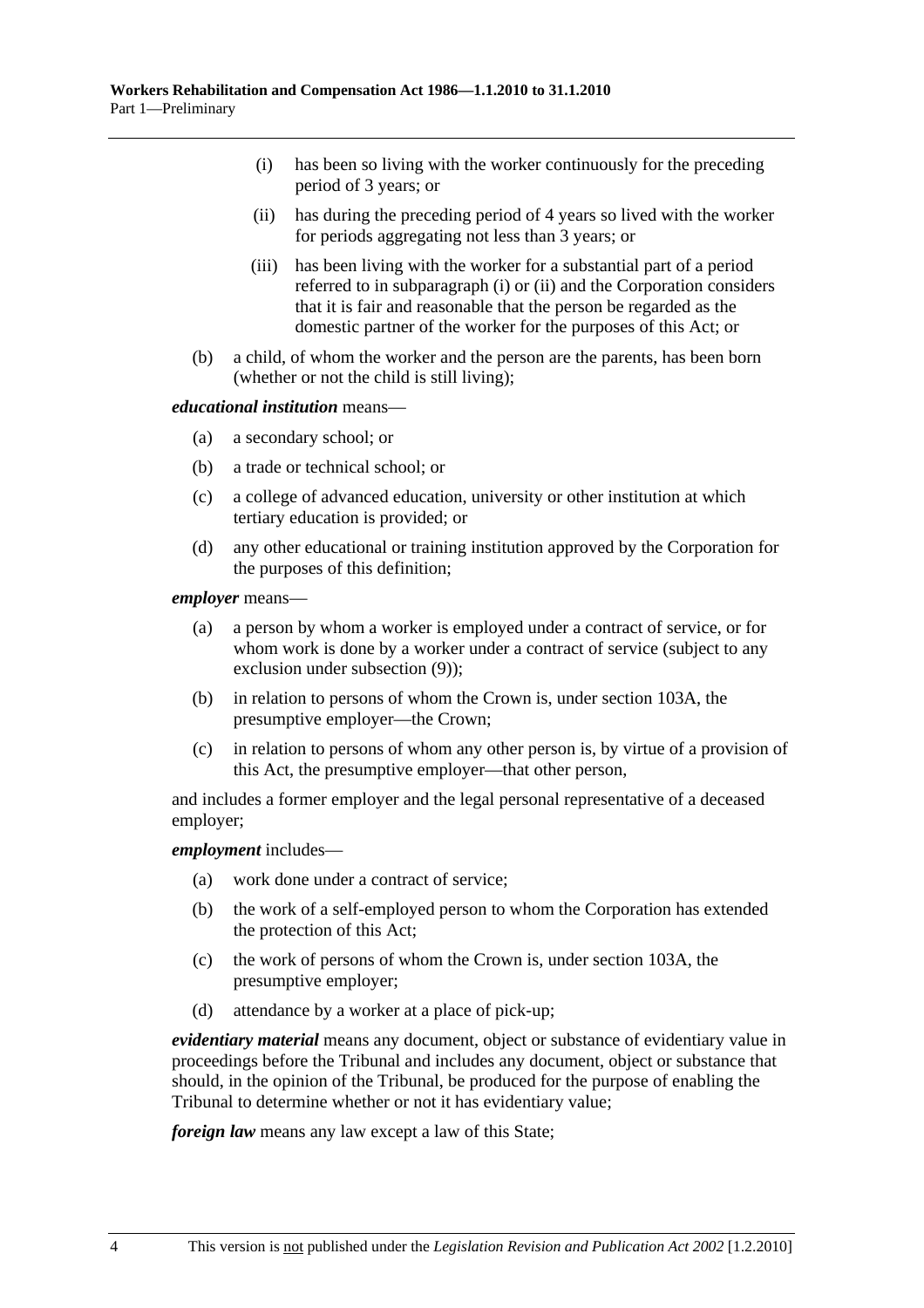(i) has been so living with the worker continuously for the preceding period of 3 years; or

(ii) has during the preceding period of 4 years so lived with the worker for periods aggregating not less than 3 years; or

(iii) has been living with the worker for a substantial part of a period referred to in subparagraph (i) or (ii) and the Corporation considers that it is fair and reasonable that the person be regarded as the domestic partner of the worker for the purposes of this Act; or

(b) a child, of whom the worker and the person are the parents, has been born (whether or not the child is still living);

***educational institution*** means—

(a) a secondary school; or

(b) a trade or technical school; or

(c) a college of advanced education, university or other institution at which tertiary education is provided; or

(d) any other educational or training institution approved by the Corporation for the purposes of this definition;

***employer*** means—

(a) a person by whom a worker is employed under a contract of service, or for whom work is done by a worker under a contract of service (subject to any exclusion under subsection (9));

(b) in relation to persons of whom the Crown is, under section 103A, the presumptive employer—the Crown;

(c) in relation to persons of whom any other person is, by virtue of a provision of this Act, the presumptive employer—that other person,

and includes a former employer and the legal personal representative of a deceased employer;

***employment*** includes—

(a) work done under a contract of service;

(b) the work of a self-employed person to whom the Corporation has extended the protection of this Act;

(c) the work of persons of whom the Crown is, under section 103A, the presumptive employer;

(d) attendance by a worker at a place of pick-up;

***evidentiary material*** means any document, object or substance of evidentiary value in proceedings before the Tribunal and includes any document, object or substance that should, in the opinion of the Tribunal, be produced for the purpose of enabling the Tribunal to determine whether or not it has evidentiary value;

***foreign law*** means any law except a law of this State;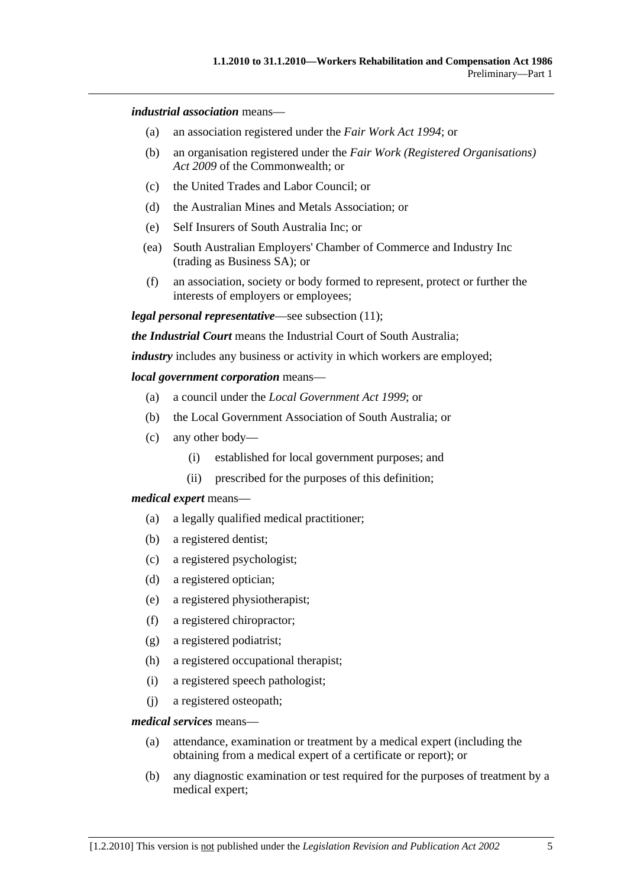***industrial association*** means—

(a) an association registered under the *Fair Work Act 1994*; or

(b) an organisation registered under the *Fair Work (Registered Organisations) Act 2009* of the Commonwealth; or

(c) the United Trades and Labor Council; or

(d) the Australian Mines and Metals Association; or

(e) Self Insurers of South Australia Inc; or

(ea) South Australian Employers' Chamber of Commerce and Industry Inc (trading as Business SA); or

(f) an association, society or body formed to represent, protect or further the interests of employers or employees;

***legal personal representative***—see subsection (11);

***the Industrial Court*** means the Industrial Court of South Australia;

***industry*** includes any business or activity in which workers are employed;

***local government corporation*** means—

(a) a council under the *Local Government Act 1999*; or

(b) the Local Government Association of South Australia; or

(c) any other body—

  (i) established for local government purposes; and

  (ii) prescribed for the purposes of this definition;

***medical expert*** means—

(a) a legally qualified medical practitioner;

(b) a registered dentist;

(c) a registered psychologist;

(d) a registered optician;

(e) a registered physiotherapist;

(f) a registered chiropractor;

(g) a registered podiatrist;

(h) a registered occupational therapist;

(i) a registered speech pathologist;

(j) a registered osteopath;

***medical services*** means—

(a) attendance, examination or treatment by a medical expert (including the obtaining from a medical expert of a certificate or report); or

(b) any diagnostic examination or test required for the purposes of treatment by a medical expert;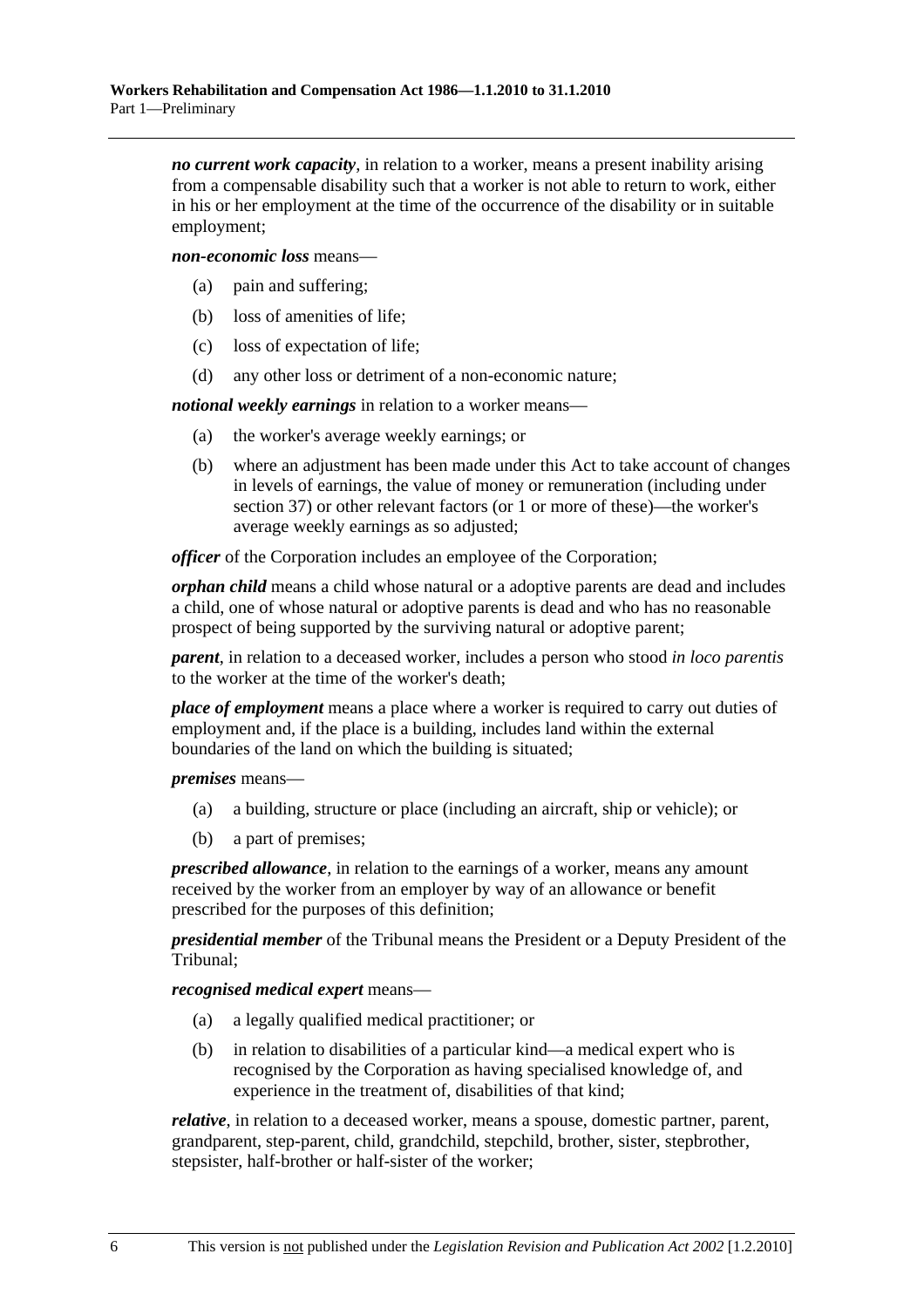***no current work capacity***, in relation to a worker, means a present inability arising from a compensable disability such that a worker is not able to return to work, either in his or her employment at the time of the occurrence of the disability or in suitable employment;

***non-economic loss*** means—

- (a) pain and suffering;
- (b) loss of amenities of life;
- (c) loss of expectation of life;
- (d) any other loss or detriment of a non-economic nature;

***notional weekly earnings*** in relation to a worker means—

- (a) the worker's average weekly earnings; or
- (b) where an adjustment has been made under this Act to take account of changes in levels of earnings, the value of money or remuneration (including under section 37) or other relevant factors (or 1 or more of these)—the worker's average weekly earnings as so adjusted;

***officer*** of the Corporation includes an employee of the Corporation;

***orphan child*** means a child whose natural or a adoptive parents are dead and includes a child, one of whose natural or adoptive parents is dead and who has no reasonable prospect of being supported by the surviving natural or adoptive parent;

***parent***, in relation to a deceased worker, includes a person who stood *in loco parentis* to the worker at the time of the worker's death;

***place of employment*** means a place where a worker is required to carry out duties of employment and, if the place is a building, includes land within the external boundaries of the land on which the building is situated;

***premises*** means—

- (a) a building, structure or place (including an aircraft, ship or vehicle); or
- (b) a part of premises;

***prescribed allowance***, in relation to the earnings of a worker, means any amount received by the worker from an employer by way of an allowance or benefit prescribed for the purposes of this definition;

***presidential member*** of the Tribunal means the President or a Deputy President of the Tribunal;

***recognised medical expert*** means—

- (a) a legally qualified medical practitioner; or
- (b) in relation to disabilities of a particular kind—a medical expert who is recognised by the Corporation as having specialised knowledge of, and experience in the treatment of, disabilities of that kind;

***relative***, in relation to a deceased worker, means a spouse, domestic partner, parent, grandparent, step-parent, child, grandchild, stepchild, brother, sister, stepbrother, stepsister, half-brother or half-sister of the worker;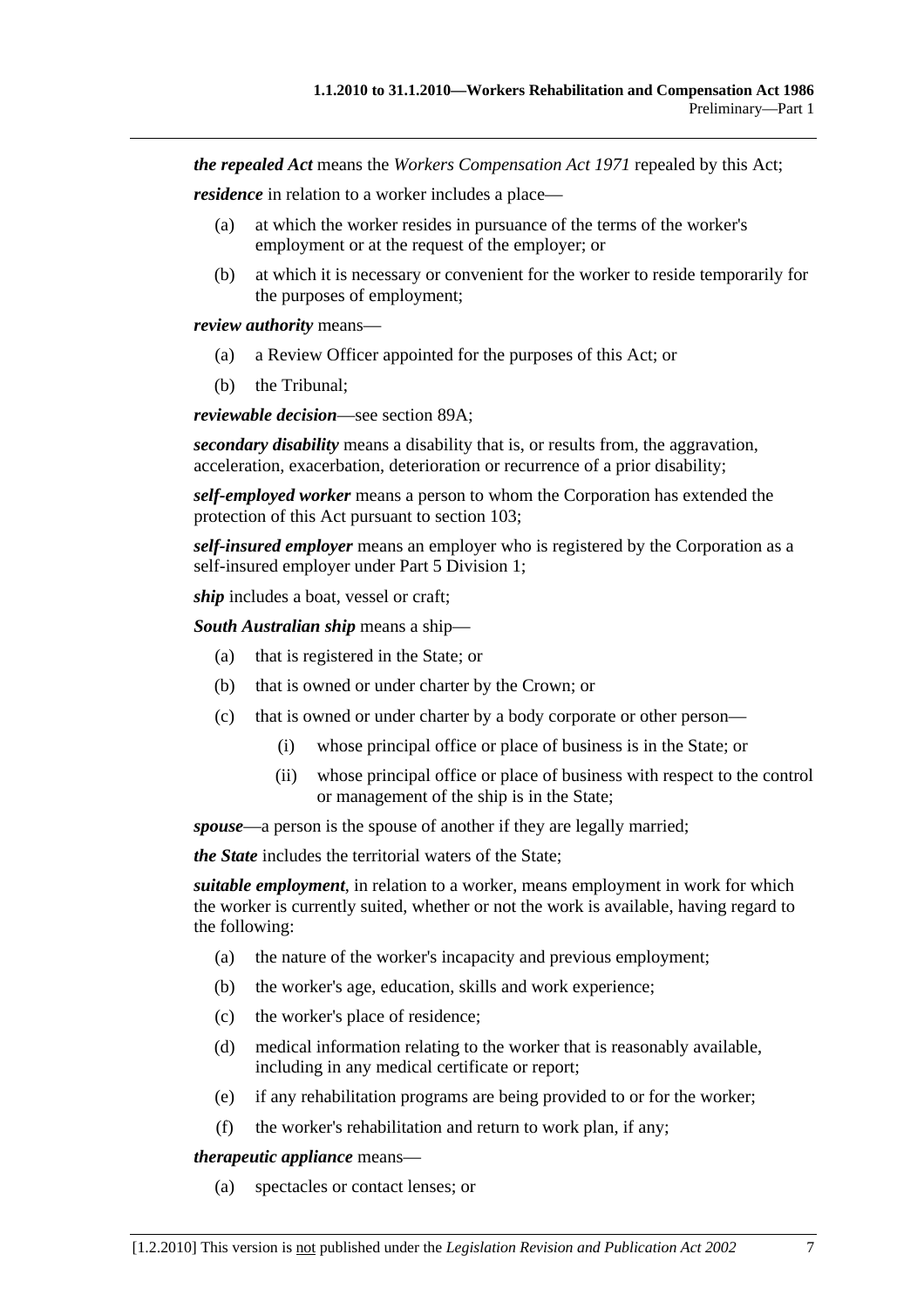***the repealed Act*** means the *Workers Compensation Act 1971* repealed by this Act;

***residence*** in relation to a worker includes a place—

(a) at which the worker resides in pursuance of the terms of the worker's employment or at the request of the employer; or

(b) at which it is necessary or convenient for the worker to reside temporarily for the purposes of employment;

***review authority*** means—

(a) a Review Officer appointed for the purposes of this Act; or

(b) the Tribunal;

***reviewable decision***—see section 89A;

***secondary disability*** means a disability that is, or results from, the aggravation, acceleration, exacerbation, deterioration or recurrence of a prior disability;

***self-employed worker*** means a person to whom the Corporation has extended the protection of this Act pursuant to section 103;

***self-insured employer*** means an employer who is registered by the Corporation as a self-insured employer under Part 5 Division 1;

***ship*** includes a boat, vessel or craft;

***South Australian ship*** means a ship—

(a) that is registered in the State; or

(b) that is owned or under charter by the Crown; or

(c) that is owned or under charter by a body corporate or other person—

 (i) whose principal office or place of business is in the State; or

 (ii) whose principal office or place of business with respect to the control or management of the ship is in the State;

***spouse***—a person is the spouse of another if they are legally married;

***the State*** includes the territorial waters of the State;

***suitable employment***, in relation to a worker, means employment in work for which the worker is currently suited, whether or not the work is available, having regard to the following:

(a) the nature of the worker's incapacity and previous employment;

(b) the worker's age, education, skills and work experience;

(c) the worker's place of residence;

(d) medical information relating to the worker that is reasonably available, including in any medical certificate or report;

(e) if any rehabilitation programs are being provided to or for the worker;

(f) the worker's rehabilitation and return to work plan, if any;

***therapeutic appliance*** means—

(a) spectacles or contact lenses; or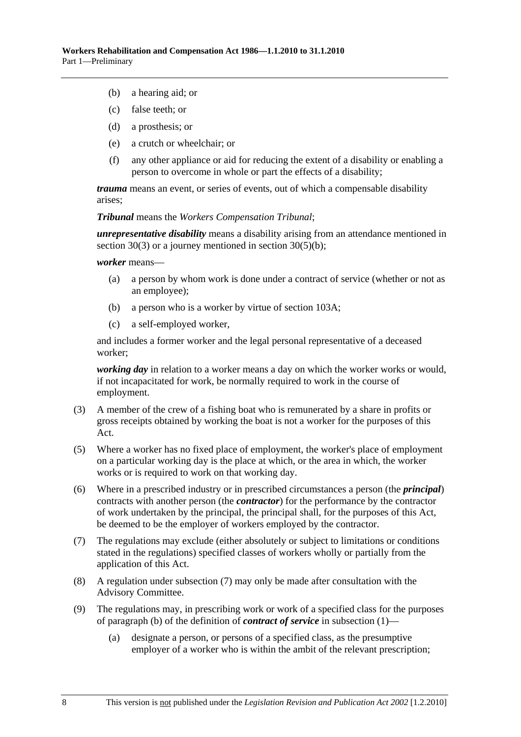(b) a hearing aid; or

(c) false teeth; or

(d) a prosthesis; or

(e) a crutch or wheelchair; or

(f) any other appliance or aid for reducing the extent of a disability or enabling a person to overcome in whole or part the effects of a disability;

***trauma*** means an event, or series of events, out of which a compensable disability arises;

***Tribunal*** means the *Workers Compensation Tribunal*;

***unrepresentative disability*** means a disability arising from an attendance mentioned in section 30(3) or a journey mentioned in section 30(5)(b);

***worker*** means—

(a) a person by whom work is done under a contract of service (whether or not as an employee);

(b) a person who is a worker by virtue of section 103A;

(c) a self-employed worker,

and includes a former worker and the legal personal representative of a deceased worker;

***working day*** in relation to a worker means a day on which the worker works or would, if not incapacitated for work, be normally required to work in the course of employment.

(3) A member of the crew of a fishing boat who is remunerated by a share in profits or gross receipts obtained by working the boat is not a worker for the purposes of this Act.

(5) Where a worker has no fixed place of employment, the worker's place of employment on a particular working day is the place at which, or the area in which, the worker works or is required to work on that working day.

(6) Where in a prescribed industry or in prescribed circumstances a person (the ***principal***) contracts with another person (the ***contractor***) for the performance by the contractor of work undertaken by the principal, the principal shall, for the purposes of this Act, be deemed to be the employer of workers employed by the contractor.

(7) The regulations may exclude (either absolutely or subject to limitations or conditions stated in the regulations) specified classes of workers wholly or partially from the application of this Act.

(8) A regulation under subsection (7) may only be made after consultation with the Advisory Committee.

(9) The regulations may, in prescribing work or work of a specified class for the purposes of paragraph (b) of the definition of ***contract of service*** in subsection (1)—

(a) designate a person, or persons of a specified class, as the presumptive employer of a worker who is within the ambit of the relevant prescription;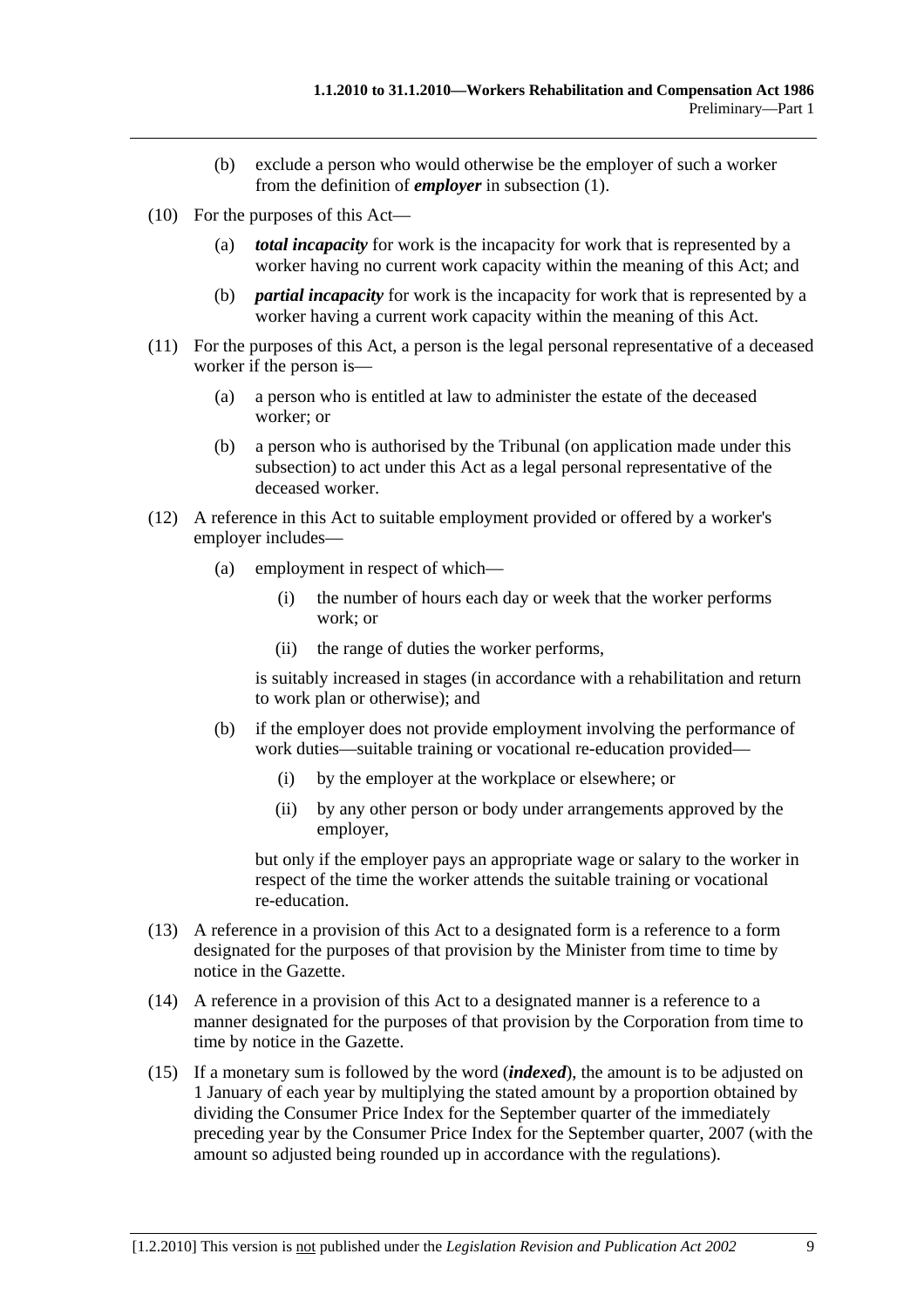(b) exclude a person who would otherwise be the employer of such a worker from the definition of ***employer*** in subsection (1).

(10) For the purposes of this Act—

(a) ***total incapacity*** for work is the incapacity for work that is represented by a worker having no current work capacity within the meaning of this Act; and

(b) ***partial incapacity*** for work is the incapacity for work that is represented by a worker having a current work capacity within the meaning of this Act.

(11) For the purposes of this Act, a person is the legal personal representative of a deceased worker if the person is—

(a) a person who is entitled at law to administer the estate of the deceased worker; or

(b) a person who is authorised by the Tribunal (on application made under this subsection) to act under this Act as a legal personal representative of the deceased worker.

(12) A reference in this Act to suitable employment provided or offered by a worker's employer includes—

(a) employment in respect of which—

(i) the number of hours each day or week that the worker performs work; or

(ii) the range of duties the worker performs,

is suitably increased in stages (in accordance with a rehabilitation and return to work plan or otherwise); and

(b) if the employer does not provide employment involving the performance of work duties—suitable training or vocational re-education provided—

(i) by the employer at the workplace or elsewhere; or

(ii) by any other person or body under arrangements approved by the employer,

but only if the employer pays an appropriate wage or salary to the worker in respect of the time the worker attends the suitable training or vocational re-education.

(13) A reference in a provision of this Act to a designated form is a reference to a form designated for the purposes of that provision by the Minister from time to time by notice in the Gazette.

(14) A reference in a provision of this Act to a designated manner is a reference to a manner designated for the purposes of that provision by the Corporation from time to time by notice in the Gazette.

(15) If a monetary sum is followed by the word (***indexed***), the amount is to be adjusted on 1 January of each year by multiplying the stated amount by a proportion obtained by dividing the Consumer Price Index for the September quarter of the immediately preceding year by the Consumer Price Index for the September quarter, 2007 (with the amount so adjusted being rounded up in accordance with the regulations).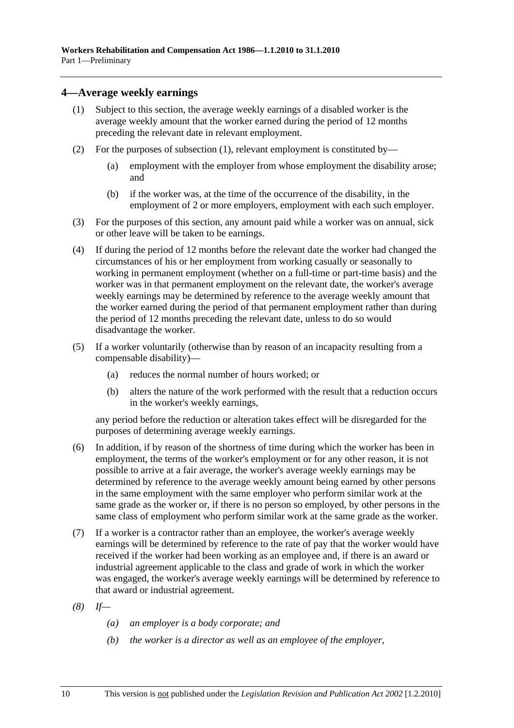## 4—Average weekly earnings

(1) Subject to this section, the average weekly earnings of a disabled worker is the average weekly amount that the worker earned during the period of 12 months preceding the relevant date in relevant employment.

(2) For the purposes of subsection (1), relevant employment is constituted by—

(a) employment with the employer from whose employment the disability arose; and

(b) if the worker was, at the time of the occurrence of the disability, in the employment of 2 or more employers, employment with each such employer.

(3) For the purposes of this section, any amount paid while a worker was on annual, sick or other leave will be taken to be earnings.

(4) If during the period of 12 months before the relevant date the worker had changed the circumstances of his or her employment from working casually or seasonally to working in permanent employment (whether on a full-time or part-time basis) and the worker was in that permanent employment on the relevant date, the worker's average weekly earnings may be determined by reference to the average weekly amount that the worker earned during the period of that permanent employment rather than during the period of 12 months preceding the relevant date, unless to do so would disadvantage the worker.

(5) If a worker voluntarily (otherwise than by reason of an incapacity resulting from a compensable disability)—

(a) reduces the normal number of hours worked; or

(b) alters the nature of the work performed with the result that a reduction occurs in the worker's weekly earnings,

any period before the reduction or alteration takes effect will be disregarded for the purposes of determining average weekly earnings.

(6) In addition, if by reason of the shortness of time during which the worker has been in employment, the terms of the worker's employment or for any other reason, it is not possible to arrive at a fair average, the worker's average weekly earnings may be determined by reference to the average weekly amount being earned by other persons in the same employment with the same employer who perform similar work at the same grade as the worker or, if there is no person so employed, by other persons in the same class of employment who perform similar work at the same grade as the worker.

(7) If a worker is a contractor rather than an employee, the worker's average weekly earnings will be determined by reference to the rate of pay that the worker would have received if the worker had been working as an employee and, if there is an award or industrial agreement applicable to the class and grade of work in which the worker was engaged, the worker's average weekly earnings will be determined by reference to that award or industrial agreement.

*(8) If—*

*(a) an employer is a body corporate; and*

*(b) the worker is a director as well as an employee of the employer,*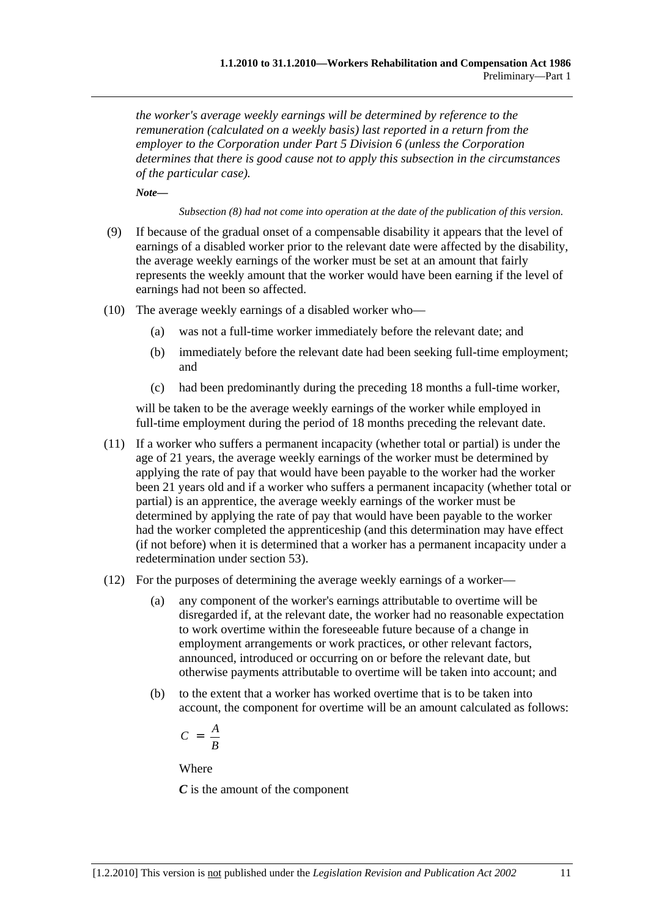*the worker's average weekly earnings will be determined by reference to the remuneration (calculated on a weekly basis) last reported in a return from the employer to the Corporation under Part 5 Division 6 (unless the Corporation determines that there is good cause not to apply this subsection in the circumstances of the particular case).*

***Note—***

*Subsection (8) had not come into operation at the date of the publication of this version.*

(9) If because of the gradual onset of a compensable disability it appears that the level of earnings of a disabled worker prior to the relevant date were affected by the disability, the average weekly earnings of the worker must be set at an amount that fairly represents the weekly amount that the worker would have been earning if the level of earnings had not been so affected.

(10) The average weekly earnings of a disabled worker who—

- (a) was not a full-time worker immediately before the relevant date; and
- (b) immediately before the relevant date had been seeking full-time employment; and
- (c) had been predominantly during the preceding 18 months a full-time worker,

will be taken to be the average weekly earnings of the worker while employed in full-time employment during the period of 18 months preceding the relevant date.

(11) If a worker who suffers a permanent incapacity (whether total or partial) is under the age of 21 years, the average weekly earnings of the worker must be determined by applying the rate of pay that would have been payable to the worker had the worker been 21 years old and if a worker who suffers a permanent incapacity (whether total or partial) is an apprentice, the average weekly earnings of the worker must be determined by applying the rate of pay that would have been payable to the worker had the worker completed the apprenticeship (and this determination may have effect (if not before) when it is determined that a worker has a permanent incapacity under a redetermination under section 53).

(12) For the purposes of determining the average weekly earnings of a worker—

- (a) any component of the worker's earnings attributable to overtime will be disregarded if, at the relevant date, the worker had no reasonable expectation to work overtime within the foreseeable future because of a change in employment arrangements or work practices, or other relevant factors, announced, introduced or occurring on or before the relevant date, but otherwise payments attributable to overtime will be taken into account; and
- (b) to the extent that a worker has worked overtime that is to be taken into account, the component for overtime will be an amount calculated as follows:

$$C = \frac{A}{B}$$

Where

***C*** is the amount of the component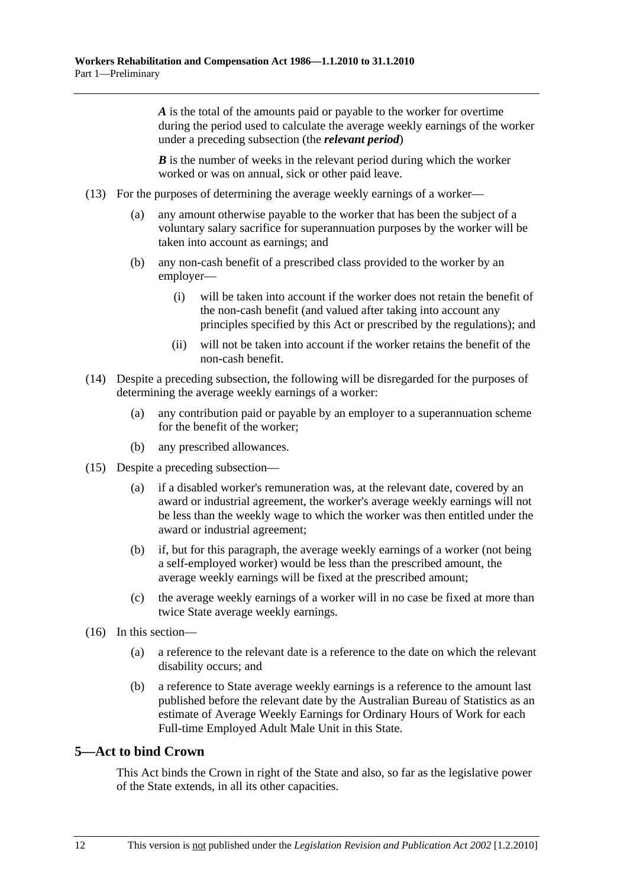***A*** is the total of the amounts paid or payable to the worker for overtime during the period used to calculate the average weekly earnings of the worker under a preceding subsection (the ***relevant period***)

***B*** is the number of weeks in the relevant period during which the worker worked or was on annual, sick or other paid leave.

(13) For the purposes of determining the average weekly earnings of a worker—

(a) any amount otherwise payable to the worker that has been the subject of a voluntary salary sacrifice for superannuation purposes by the worker will be taken into account as earnings; and

(b) any non-cash benefit of a prescribed class provided to the worker by an employer—

(i) will be taken into account if the worker does not retain the benefit of the non-cash benefit (and valued after taking into account any principles specified by this Act or prescribed by the regulations); and

(ii) will not be taken into account if the worker retains the benefit of the non-cash benefit.

(14) Despite a preceding subsection, the following will be disregarded for the purposes of determining the average weekly earnings of a worker:

(a) any contribution paid or payable by an employer to a superannuation scheme for the benefit of the worker;

(b) any prescribed allowances.

(15) Despite a preceding subsection—

(a) if a disabled worker's remuneration was, at the relevant date, covered by an award or industrial agreement, the worker's average weekly earnings will not be less than the weekly wage to which the worker was then entitled under the award or industrial agreement;

(b) if, but for this paragraph, the average weekly earnings of a worker (not being a self-employed worker) would be less than the prescribed amount, the average weekly earnings will be fixed at the prescribed amount;

(c) the average weekly earnings of a worker will in no case be fixed at more than twice State average weekly earnings.

(16) In this section—

(a) a reference to the relevant date is a reference to the date on which the relevant disability occurs; and

(b) a reference to State average weekly earnings is a reference to the amount last published before the relevant date by the Australian Bureau of Statistics as an estimate of Average Weekly Earnings for Ordinary Hours of Work for each Full-time Employed Adult Male Unit in this State.

## 5—Act to bind Crown

This Act binds the Crown in right of the State and also, so far as the legislative power of the State extends, in all its other capacities.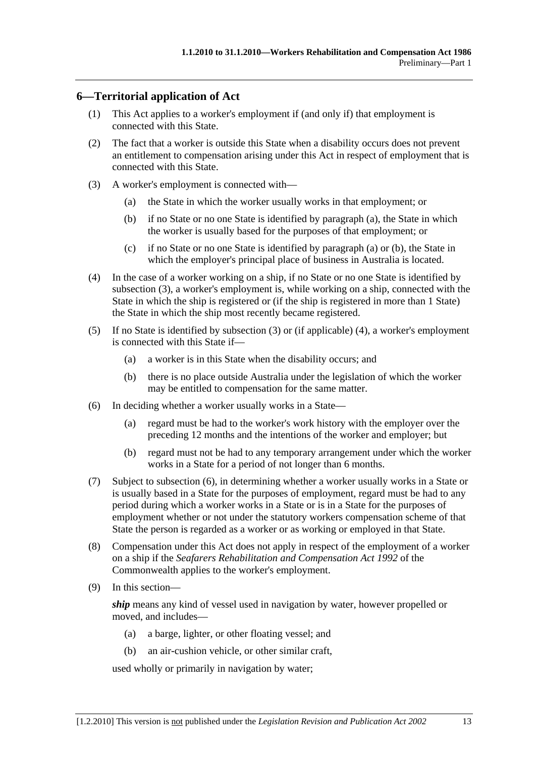## 6—Territorial application of Act

(1) This Act applies to a worker's employment if (and only if) that employment is connected with this State.

(2) The fact that a worker is outside this State when a disability occurs does not prevent an entitlement to compensation arising under this Act in respect of employment that is connected with this State.

(3) A worker's employment is connected with—

  (a) the State in which the worker usually works in that employment; or

  (b) if no State or no one State is identified by paragraph (a), the State in which the worker is usually based for the purposes of that employment; or

  (c) if no State or no one State is identified by paragraph (a) or (b), the State in which the employer's principal place of business in Australia is located.

(4) In the case of a worker working on a ship, if no State or no one State is identified by subsection (3), a worker's employment is, while working on a ship, connected with the State in which the ship is registered or (if the ship is registered in more than 1 State) the State in which the ship most recently became registered.

(5) If no State is identified by subsection (3) or (if applicable) (4), a worker's employment is connected with this State if—

  (a) a worker is in this State when the disability occurs; and

  (b) there is no place outside Australia under the legislation of which the worker may be entitled to compensation for the same matter.

(6) In deciding whether a worker usually works in a State—

  (a) regard must be had to the worker's work history with the employer over the preceding 12 months and the intentions of the worker and employer; but

  (b) regard must not be had to any temporary arrangement under which the worker works in a State for a period of not longer than 6 months.

(7) Subject to subsection (6), in determining whether a worker usually works in a State or is usually based in a State for the purposes of employment, regard must be had to any period during which a worker works in a State or is in a State for the purposes of employment whether or not under the statutory workers compensation scheme of that State the person is regarded as a worker or as working or employed in that State.

(8) Compensation under this Act does not apply in respect of the employment of a worker on a ship if the *Seafarers Rehabilitation and Compensation Act 1992* of the Commonwealth applies to the worker's employment.

(9) In this section—

***ship*** means any kind of vessel used in navigation by water, however propelled or moved, and includes—

  (a) a barge, lighter, or other floating vessel; and

  (b) an air-cushion vehicle, or other similar craft,

used wholly or primarily in navigation by water;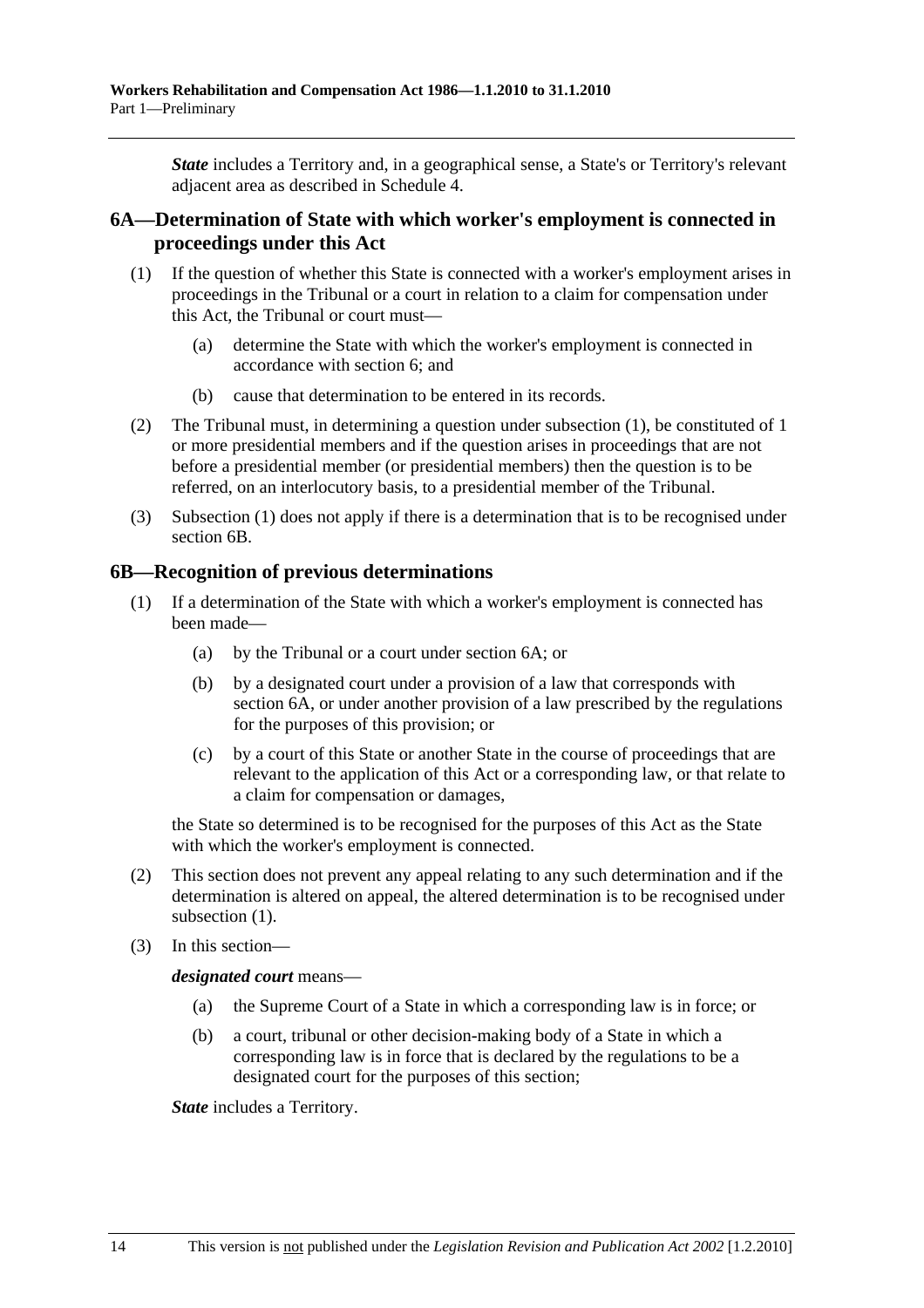***State*** includes a Territory and, in a geographical sense, a State's or Territory's relevant adjacent area as described in Schedule 4.

## 6A—Determination of State with which worker's employment is connected in proceedings under this Act

(1) If the question of whether this State is connected with a worker's employment arises in proceedings in the Tribunal or a court in relation to a claim for compensation under this Act, the Tribunal or court must—

(a) determine the State with which the worker's employment is connected in accordance with section 6; and

(b) cause that determination to be entered in its records.

(2) The Tribunal must, in determining a question under subsection (1), be constituted of 1 or more presidential members and if the question arises in proceedings that are not before a presidential member (or presidential members) then the question is to be referred, on an interlocutory basis, to a presidential member of the Tribunal.

(3) Subsection (1) does not apply if there is a determination that is to be recognised under section 6B.

## 6B—Recognition of previous determinations

(1) If a determination of the State with which a worker's employment is connected has been made—

(a) by the Tribunal or a court under section 6A; or

(b) by a designated court under a provision of a law that corresponds with section 6A, or under another provision of a law prescribed by the regulations for the purposes of this provision; or

(c) by a court of this State or another State in the course of proceedings that are relevant to the application of this Act or a corresponding law, or that relate to a claim for compensation or damages,

the State so determined is to be recognised for the purposes of this Act as the State with which the worker's employment is connected.

(2) This section does not prevent any appeal relating to any such determination and if the determination is altered on appeal, the altered determination is to be recognised under subsection (1).

(3) In this section—

***designated court*** means—

(a) the Supreme Court of a State in which a corresponding law is in force; or

(b) a court, tribunal or other decision-making body of a State in which a corresponding law is in force that is declared by the regulations to be a designated court for the purposes of this section;

***State*** includes a Territory.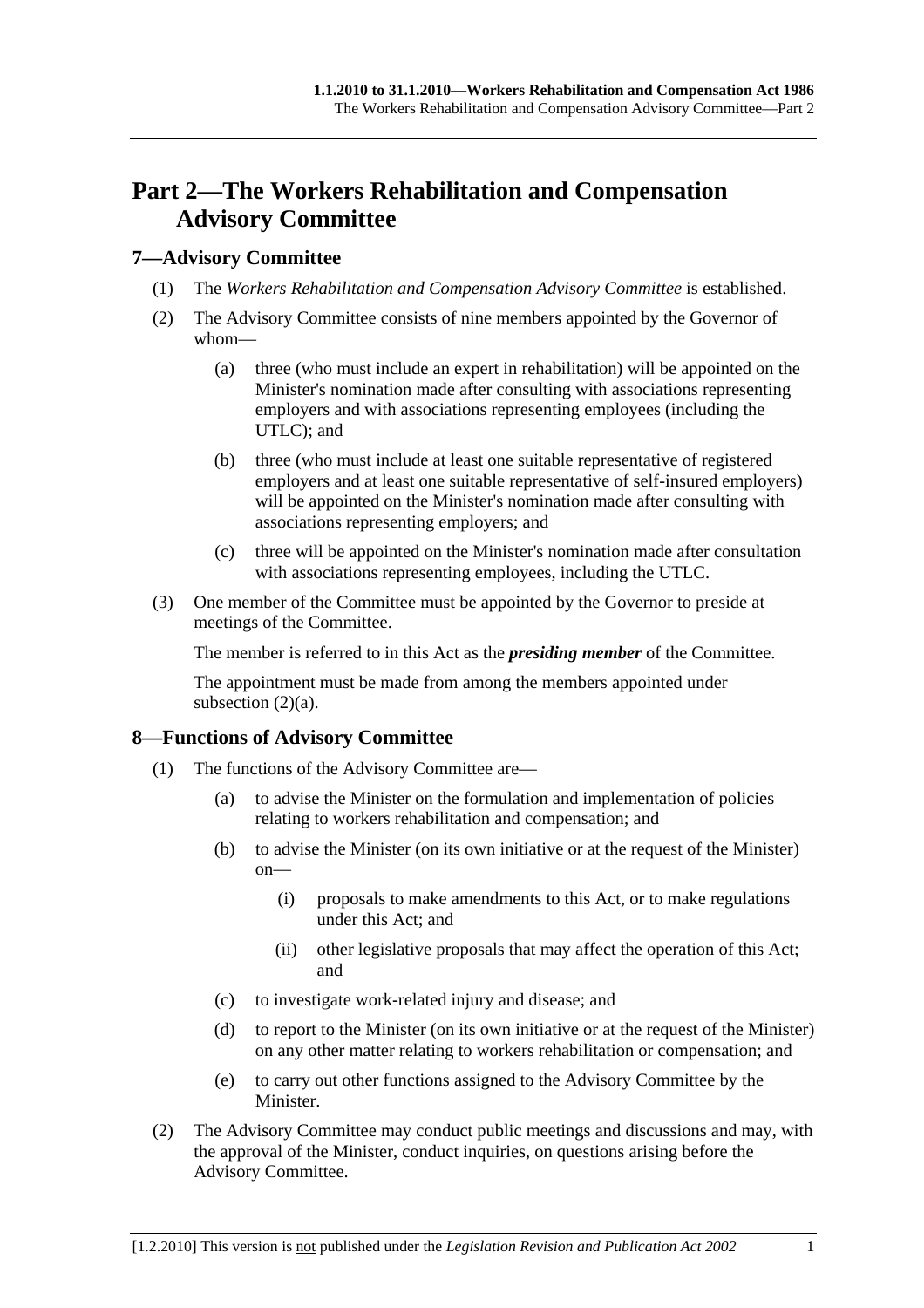# Part 2—The Workers Rehabilitation and Compensation Advisory Committee

## 7—Advisory Committee

(1) The *Workers Rehabilitation and Compensation Advisory Committee* is established.

(2) The Advisory Committee consists of nine members appointed by the Governor of whom—

(a) three (who must include an expert in rehabilitation) will be appointed on the Minister's nomination made after consulting with associations representing employers and with associations representing employees (including the UTLC); and

(b) three (who must include at least one suitable representative of registered employers and at least one suitable representative of self-insured employers) will be appointed on the Minister's nomination made after consulting with associations representing employers; and

(c) three will be appointed on the Minister's nomination made after consultation with associations representing employees, including the UTLC.

(3) One member of the Committee must be appointed by the Governor to preside at meetings of the Committee.

The member is referred to in this Act as the ***presiding member*** of the Committee.

The appointment must be made from among the members appointed under subsection (2)(a).

## 8—Functions of Advisory Committee

(1) The functions of the Advisory Committee are—

(a) to advise the Minister on the formulation and implementation of policies relating to workers rehabilitation and compensation; and

(b) to advise the Minister (on its own initiative or at the request of the Minister) on—

(i) proposals to make amendments to this Act, or to make regulations under this Act; and

(ii) other legislative proposals that may affect the operation of this Act; and

(c) to investigate work-related injury and disease; and

(d) to report to the Minister (on its own initiative or at the request of the Minister) on any other matter relating to workers rehabilitation or compensation; and

(e) to carry out other functions assigned to the Advisory Committee by the Minister.

(2) The Advisory Committee may conduct public meetings and discussions and may, with the approval of the Minister, conduct inquiries, on questions arising before the Advisory Committee.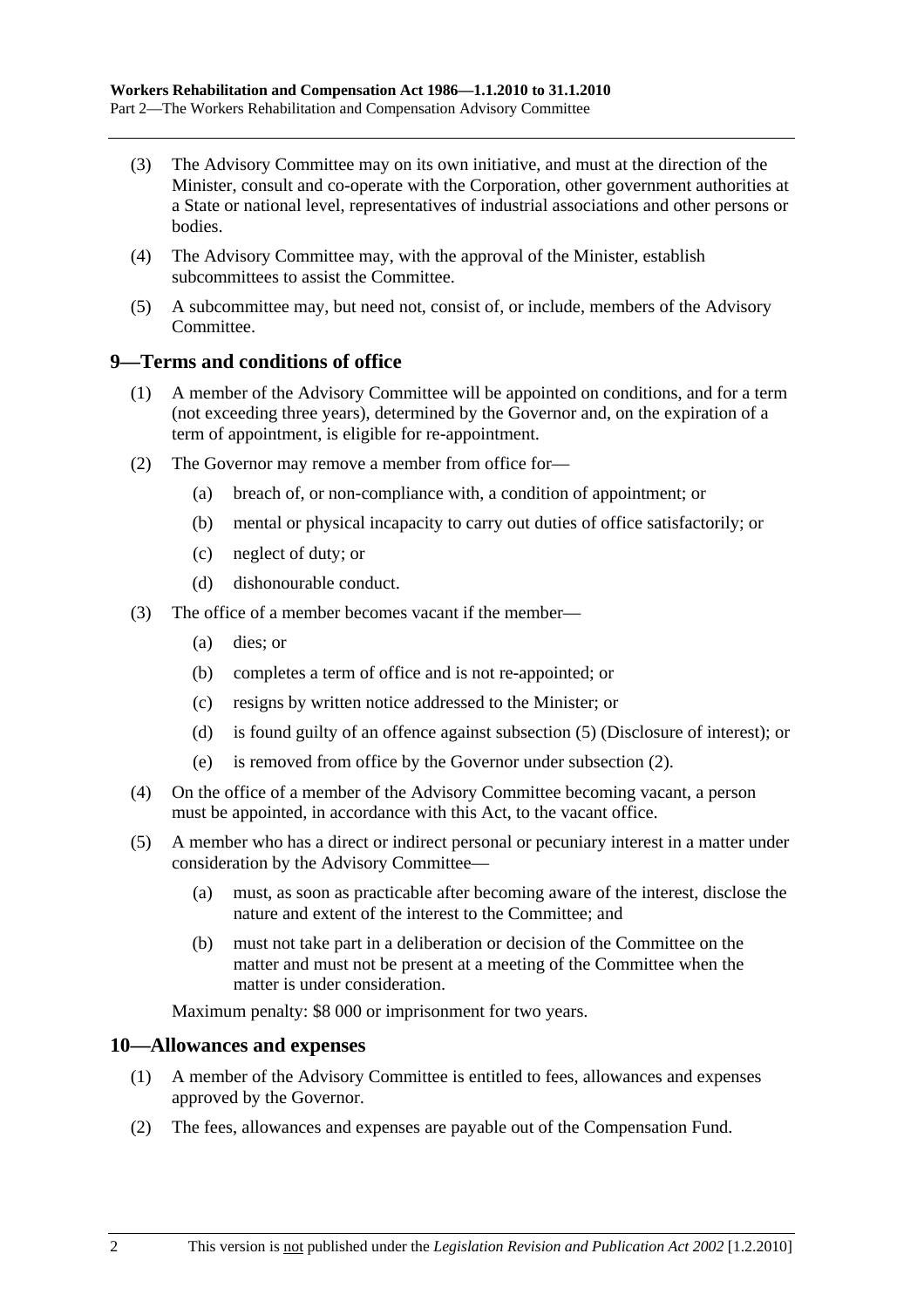(3) The Advisory Committee may on its own initiative, and must at the direction of the Minister, consult and co-operate with the Corporation, other government authorities at a State or national level, representatives of industrial associations and other persons or bodies.

(4) The Advisory Committee may, with the approval of the Minister, establish subcommittees to assist the Committee.

(5) A subcommittee may, but need not, consist of, or include, members of the Advisory Committee.

## 9—Terms and conditions of office

(1) A member of the Advisory Committee will be appointed on conditions, and for a term (not exceeding three years), determined by the Governor and, on the expiration of a term of appointment, is eligible for re-appointment.

(2) The Governor may remove a member from office for—

- (a) breach of, or non-compliance with, a condition of appointment; or
- (b) mental or physical incapacity to carry out duties of office satisfactorily; or
- (c) neglect of duty; or
- (d) dishonourable conduct.

(3) The office of a member becomes vacant if the member—

- (a) dies; or
- (b) completes a term of office and is not re-appointed; or
- (c) resigns by written notice addressed to the Minister; or
- (d) is found guilty of an offence against subsection (5) (Disclosure of interest); or
- (e) is removed from office by the Governor under subsection (2).

(4) On the office of a member of the Advisory Committee becoming vacant, a person must be appointed, in accordance with this Act, to the vacant office.

(5) A member who has a direct or indirect personal or pecuniary interest in a matter under consideration by the Advisory Committee—

- (a) must, as soon as practicable after becoming aware of the interest, disclose the nature and extent of the interest to the Committee; and
- (b) must not take part in a deliberation or decision of the Committee on the matter and must not be present at a meeting of the Committee when the matter is under consideration.

Maximum penalty: $8 000 or imprisonment for two years.

## 10—Allowances and expenses

(1) A member of the Advisory Committee is entitled to fees, allowances and expenses approved by the Governor.

(2) The fees, allowances and expenses are payable out of the Compensation Fund.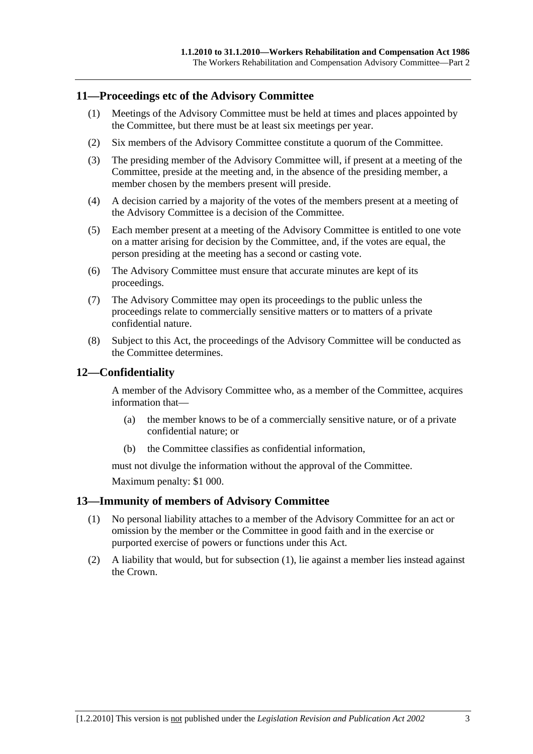## 11—Proceedings etc of the Advisory Committee

(1) Meetings of the Advisory Committee must be held at times and places appointed by the Committee, but there must be at least six meetings per year.

(2) Six members of the Advisory Committee constitute a quorum of the Committee.

(3) The presiding member of the Advisory Committee will, if present at a meeting of the Committee, preside at the meeting and, in the absence of the presiding member, a member chosen by the members present will preside.

(4) A decision carried by a majority of the votes of the members present at a meeting of the Advisory Committee is a decision of the Committee.

(5) Each member present at a meeting of the Advisory Committee is entitled to one vote on a matter arising for decision by the Committee, and, if the votes are equal, the person presiding at the meeting has a second or casting vote.

(6) The Advisory Committee must ensure that accurate minutes are kept of its proceedings.

(7) The Advisory Committee may open its proceedings to the public unless the proceedings relate to commercially sensitive matters or to matters of a private confidential nature.

(8) Subject to this Act, the proceedings of the Advisory Committee will be conducted as the Committee determines.

## 12—Confidentiality

A member of the Advisory Committee who, as a member of the Committee, acquires information that—

(a) the member knows to be of a commercially sensitive nature, or of a private confidential nature; or

(b) the Committee classifies as confidential information,

must not divulge the information without the approval of the Committee.

Maximum penalty: $1 000.

## 13—Immunity of members of Advisory Committee

(1) No personal liability attaches to a member of the Advisory Committee for an act or omission by the member or the Committee in good faith and in the exercise or purported exercise of powers or functions under this Act.

(2) A liability that would, but for subsection (1), lie against a member lies instead against the Crown.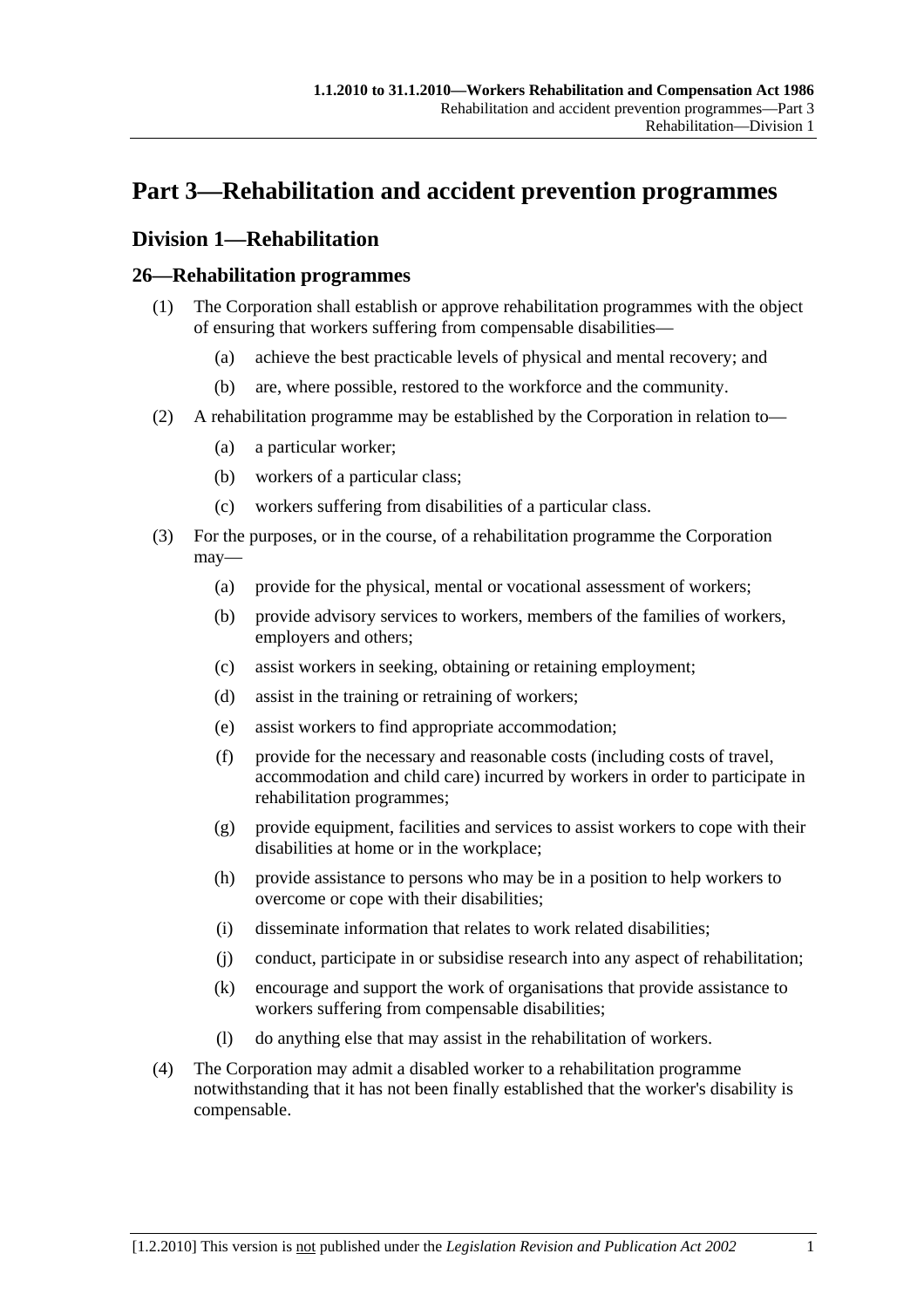# Part 3—Rehabilitation and accident prevention programmes

## Division 1—Rehabilitation

### 26—Rehabilitation programmes

(1) The Corporation shall establish or approve rehabilitation programmes with the object of ensuring that workers suffering from compensable disabilities—

(a) achieve the best practicable levels of physical and mental recovery; and

(b) are, where possible, restored to the workforce and the community.

(2) A rehabilitation programme may be established by the Corporation in relation to—

(a) a particular worker;

(b) workers of a particular class;

(c) workers suffering from disabilities of a particular class.

(3) For the purposes, or in the course, of a rehabilitation programme the Corporation may—

(a) provide for the physical, mental or vocational assessment of workers;

(b) provide advisory services to workers, members of the families of workers, employers and others;

(c) assist workers in seeking, obtaining or retaining employment;

(d) assist in the training or retraining of workers;

(e) assist workers to find appropriate accommodation;

(f) provide for the necessary and reasonable costs (including costs of travel, accommodation and child care) incurred by workers in order to participate in rehabilitation programmes;

(g) provide equipment, facilities and services to assist workers to cope with their disabilities at home or in the workplace;

(h) provide assistance to persons who may be in a position to help workers to overcome or cope with their disabilities;

(i) disseminate information that relates to work related disabilities;

(j) conduct, participate in or subsidise research into any aspect of rehabilitation;

(k) encourage and support the work of organisations that provide assistance to workers suffering from compensable disabilities;

(l) do anything else that may assist in the rehabilitation of workers.

(4) The Corporation may admit a disabled worker to a rehabilitation programme notwithstanding that it has not been finally established that the worker's disability is compensable.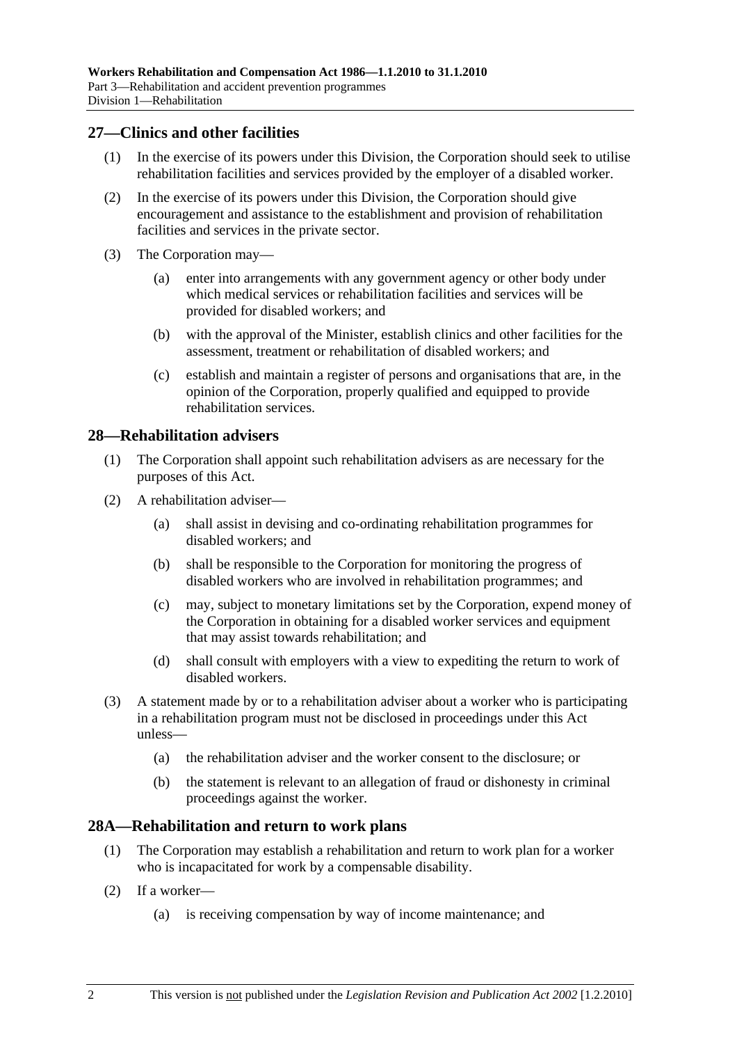## 27—Clinics and other facilities

(1) In the exercise of its powers under this Division, the Corporation should seek to utilise rehabilitation facilities and services provided by the employer of a disabled worker.

(2) In the exercise of its powers under this Division, the Corporation should give encouragement and assistance to the establishment and provision of rehabilitation facilities and services in the private sector.

(3) The Corporation may—

(a) enter into arrangements with any government agency or other body under which medical services or rehabilitation facilities and services will be provided for disabled workers; and

(b) with the approval of the Minister, establish clinics and other facilities for the assessment, treatment or rehabilitation of disabled workers; and

(c) establish and maintain a register of persons and organisations that are, in the opinion of the Corporation, properly qualified and equipped to provide rehabilitation services.

## 28—Rehabilitation advisers

(1) The Corporation shall appoint such rehabilitation advisers as are necessary for the purposes of this Act.

(2) A rehabilitation adviser—

(a) shall assist in devising and co-ordinating rehabilitation programmes for disabled workers; and

(b) shall be responsible to the Corporation for monitoring the progress of disabled workers who are involved in rehabilitation programmes; and

(c) may, subject to monetary limitations set by the Corporation, expend money of the Corporation in obtaining for a disabled worker services and equipment that may assist towards rehabilitation; and

(d) shall consult with employers with a view to expediting the return to work of disabled workers.

(3) A statement made by or to a rehabilitation adviser about a worker who is participating in a rehabilitation program must not be disclosed in proceedings under this Act unless—

(a) the rehabilitation adviser and the worker consent to the disclosure; or

(b) the statement is relevant to an allegation of fraud or dishonesty in criminal proceedings against the worker.

## 28A—Rehabilitation and return to work plans

(1) The Corporation may establish a rehabilitation and return to work plan for a worker who is incapacitated for work by a compensable disability.

(2) If a worker—

(a) is receiving compensation by way of income maintenance; and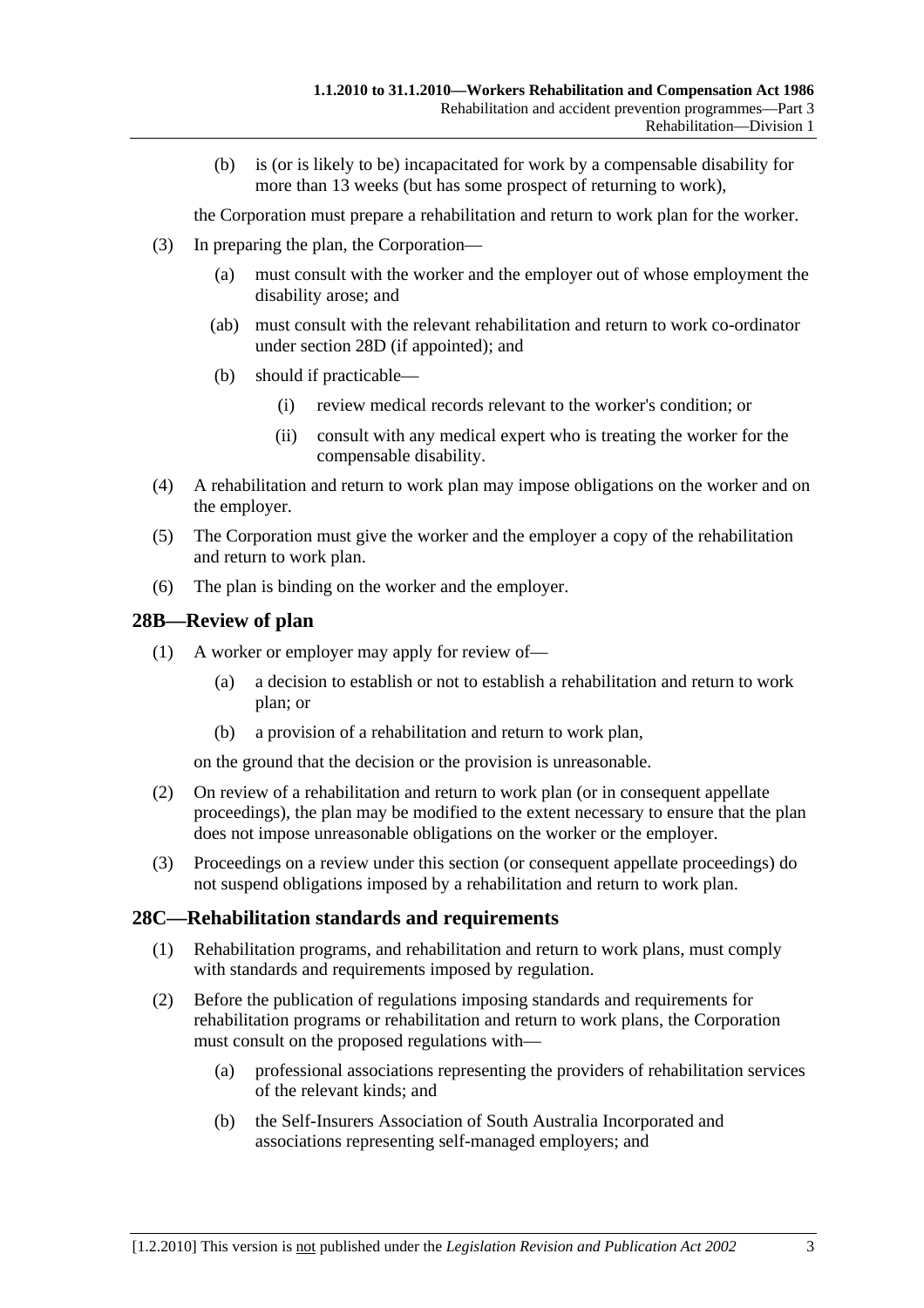(b) is (or is likely to be) incapacitated for work by a compensable disability for more than 13 weeks (but has some prospect of returning to work),

the Corporation must prepare a rehabilitation and return to work plan for the worker.

(3) In preparing the plan, the Corporation—

(a) must consult with the worker and the employer out of whose employment the disability arose; and

(ab) must consult with the relevant rehabilitation and return to work co-ordinator under section 28D (if appointed); and

(b) should if practicable—

(i) review medical records relevant to the worker's condition; or

(ii) consult with any medical expert who is treating the worker for the compensable disability.

(4) A rehabilitation and return to work plan may impose obligations on the worker and on the employer.

(5) The Corporation must give the worker and the employer a copy of the rehabilitation and return to work plan.

(6) The plan is binding on the worker and the employer.

## 28B—Review of plan

(1) A worker or employer may apply for review of—

(a) a decision to establish or not to establish a rehabilitation and return to work plan; or

(b) a provision of a rehabilitation and return to work plan,

on the ground that the decision or the provision is unreasonable.

(2) On review of a rehabilitation and return to work plan (or in consequent appellate proceedings), the plan may be modified to the extent necessary to ensure that the plan does not impose unreasonable obligations on the worker or the employer.

(3) Proceedings on a review under this section (or consequent appellate proceedings) do not suspend obligations imposed by a rehabilitation and return to work plan.

## 28C—Rehabilitation standards and requirements

(1) Rehabilitation programs, and rehabilitation and return to work plans, must comply with standards and requirements imposed by regulation.

(2) Before the publication of regulations imposing standards and requirements for rehabilitation programs or rehabilitation and return to work plans, the Corporation must consult on the proposed regulations with—

(a) professional associations representing the providers of rehabilitation services of the relevant kinds; and

(b) the Self-Insurers Association of South Australia Incorporated and associations representing self-managed employers; and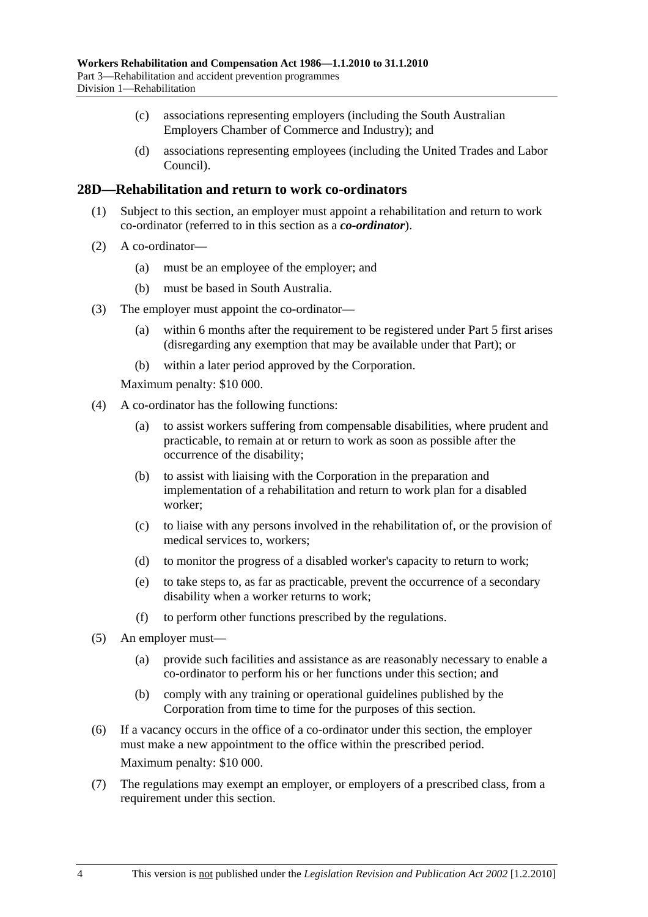(c) associations representing employers (including the South Australian Employers Chamber of Commerce and Industry); and

(d) associations representing employees (including the United Trades and Labor Council).

## 28D—Rehabilitation and return to work co-ordinators

(1) Subject to this section, an employer must appoint a rehabilitation and return to work co-ordinator (referred to in this section as a ***co-ordinator***).

(2) A co-ordinator—

(a) must be an employee of the employer; and

(b) must be based in South Australia.

(3) The employer must appoint the co-ordinator—

(a) within 6 months after the requirement to be registered under Part 5 first arises (disregarding any exemption that may be available under that Part); or

(b) within a later period approved by the Corporation.

Maximum penalty: $10 000.

(4) A co-ordinator has the following functions:

(a) to assist workers suffering from compensable disabilities, where prudent and practicable, to remain at or return to work as soon as possible after the occurrence of the disability;

(b) to assist with liaising with the Corporation in the preparation and implementation of a rehabilitation and return to work plan for a disabled worker;

(c) to liaise with any persons involved in the rehabilitation of, or the provision of medical services to, workers;

(d) to monitor the progress of a disabled worker's capacity to return to work;

(e) to take steps to, as far as practicable, prevent the occurrence of a secondary disability when a worker returns to work;

(f) to perform other functions prescribed by the regulations.

(5) An employer must—

(a) provide such facilities and assistance as are reasonably necessary to enable a co-ordinator to perform his or her functions under this section; and

(b) comply with any training or operational guidelines published by the Corporation from time to time for the purposes of this section.

(6) If a vacancy occurs in the office of a co-ordinator under this section, the employer must make a new appointment to the office within the prescribed period.

Maximum penalty: $10 000.

(7) The regulations may exempt an employer, or employers of a prescribed class, from a requirement under this section.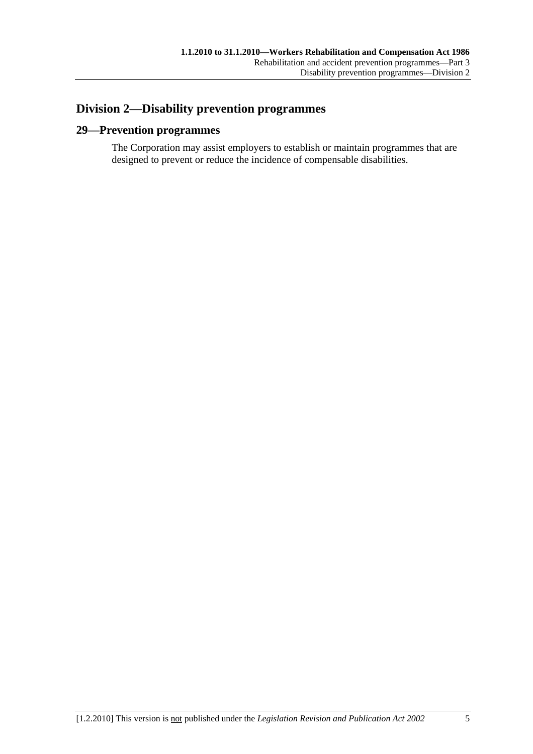## Division 2—Disability prevention programmes

### 29—Prevention programmes

The Corporation may assist employers to establish or maintain programmes that are designed to prevent or reduce the incidence of compensable disabilities.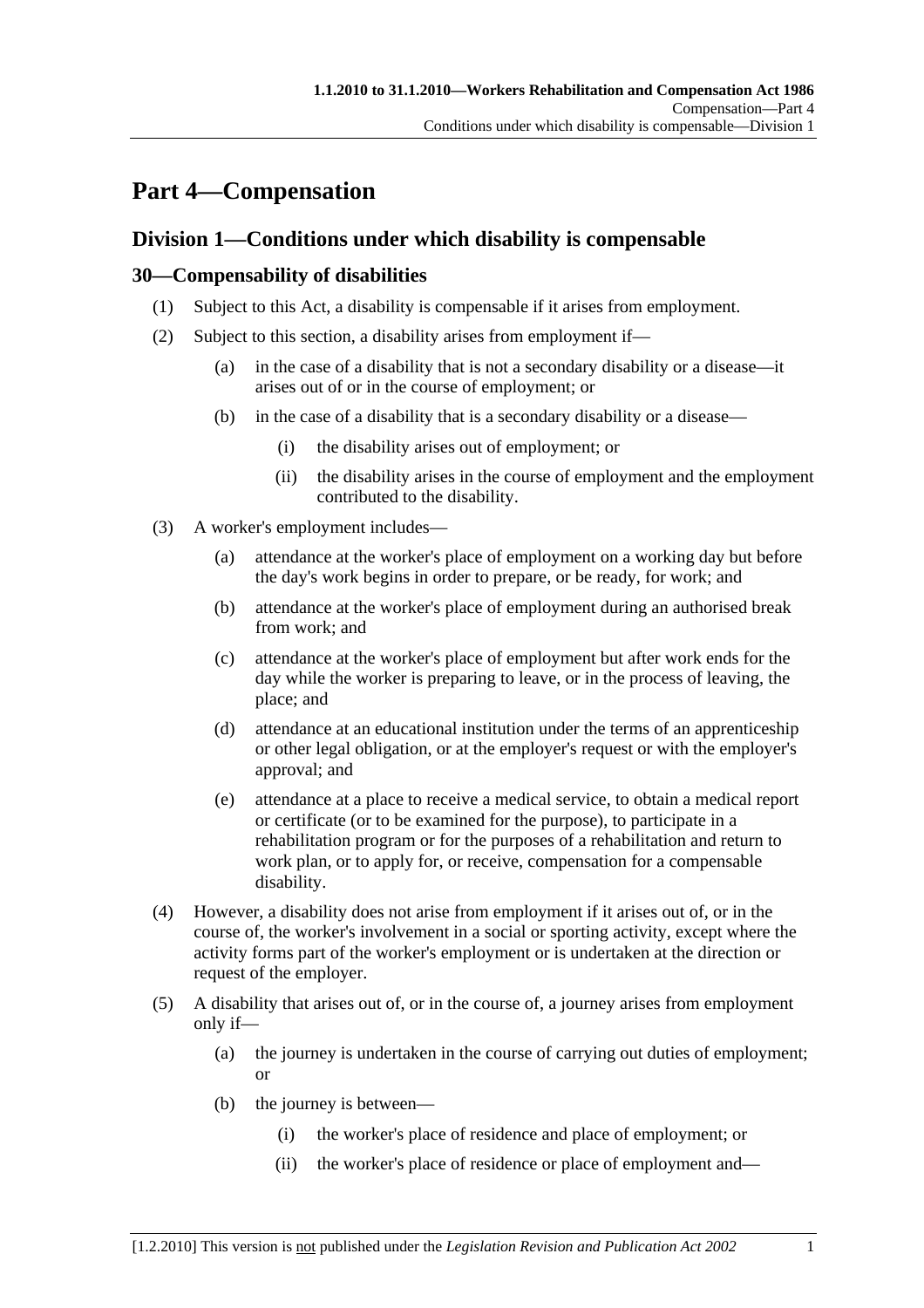# Part 4—Compensation

## Division 1—Conditions under which disability is compensable

### 30—Compensability of disabilities

(1) Subject to this Act, a disability is compensable if it arises from employment.

(2) Subject to this section, a disability arises from employment if—

- (a) in the case of a disability that is not a secondary disability or a disease—it arises out of or in the course of employment; or
- (b) in the case of a disability that is a secondary disability or a disease—
  - (i) the disability arises out of employment; or
  - (ii) the disability arises in the course of employment and the employment contributed to the disability.

(3) A worker's employment includes—

- (a) attendance at the worker's place of employment on a working day but before the day's work begins in order to prepare, or be ready, for work; and
- (b) attendance at the worker's place of employment during an authorised break from work; and
- (c) attendance at the worker's place of employment but after work ends for the day while the worker is preparing to leave, or in the process of leaving, the place; and
- (d) attendance at an educational institution under the terms of an apprenticeship or other legal obligation, or at the employer's request or with the employer's approval; and
- (e) attendance at a place to receive a medical service, to obtain a medical report or certificate (or to be examined for the purpose), to participate in a rehabilitation program or for the purposes of a rehabilitation and return to work plan, or to apply for, or receive, compensation for a compensable disability.

(4) However, a disability does not arise from employment if it arises out of, or in the course of, the worker's involvement in a social or sporting activity, except where the activity forms part of the worker's employment or is undertaken at the direction or request of the employer.

(5) A disability that arises out of, or in the course of, a journey arises from employment only if—

- (a) the journey is undertaken in the course of carrying out duties of employment; or
- (b) the journey is between—
  - (i) the worker's place of residence and place of employment; or
  - (ii) the worker's place of residence or place of employment and—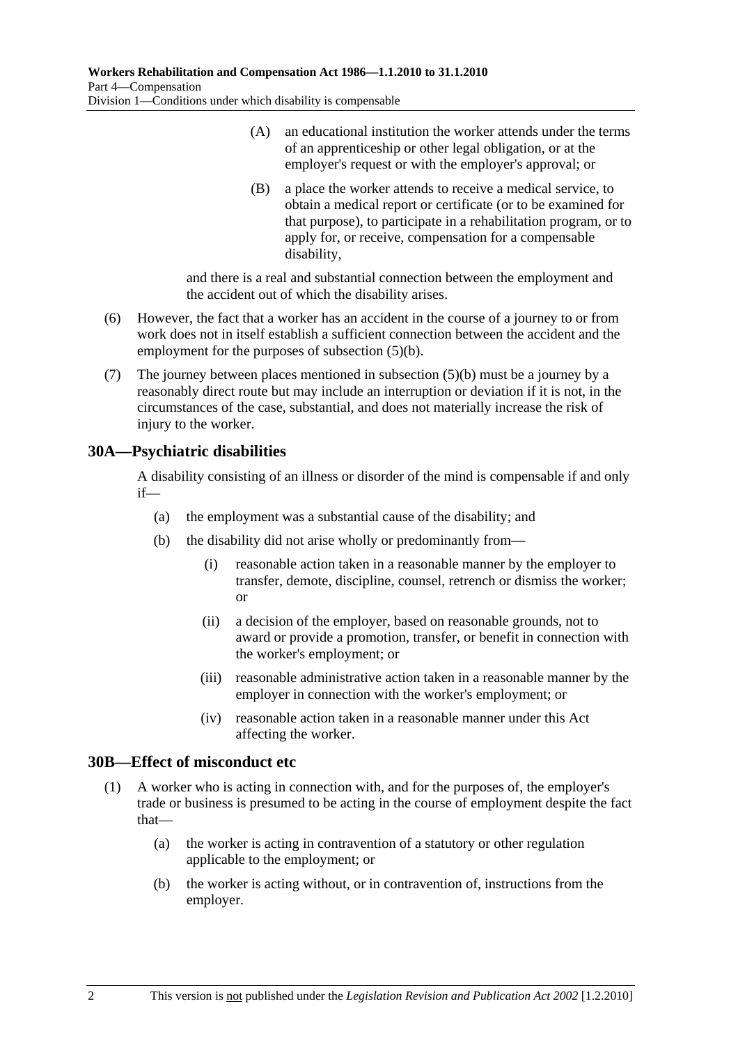(A) an educational institution the worker attends under the terms of an apprenticeship or other legal obligation, or at the employer's request or with the employer's approval; or

(B) a place the worker attends to receive a medical service, to obtain a medical report or certificate (or to be examined for that purpose), to participate in a rehabilitation program, or to apply for, or receive, compensation for a compensable disability,

and there is a real and substantial connection between the employment and the accident out of which the disability arises.

(6) However, the fact that a worker has an accident in the course of a journey to or from work does not in itself establish a sufficient connection between the accident and the employment for the purposes of subsection (5)(b).

(7) The journey between places mentioned in subsection (5)(b) must be a journey by a reasonably direct route but may include an interruption or deviation if it is not, in the circumstances of the case, substantial, and does not materially increase the risk of injury to the worker.

## 30A—Psychiatric disabilities

A disability consisting of an illness or disorder of the mind is compensable if and only if—

(a) the employment was a substantial cause of the disability; and

(b) the disability did not arise wholly or predominantly from—

(i) reasonable action taken in a reasonable manner by the employer to transfer, demote, discipline, counsel, retrench or dismiss the worker; or

(ii) a decision of the employer, based on reasonable grounds, not to award or provide a promotion, transfer, or benefit in connection with the worker's employment; or

(iii) reasonable administrative action taken in a reasonable manner by the employer in connection with the worker's employment; or

(iv) reasonable action taken in a reasonable manner under this Act affecting the worker.

## 30B—Effect of misconduct etc

(1) A worker who is acting in connection with, and for the purposes of, the employer's trade or business is presumed to be acting in the course of employment despite the fact that—

(a) the worker is acting in contravention of a statutory or other regulation applicable to the employment; or

(b) the worker is acting without, or in contravention of, instructions from the employer.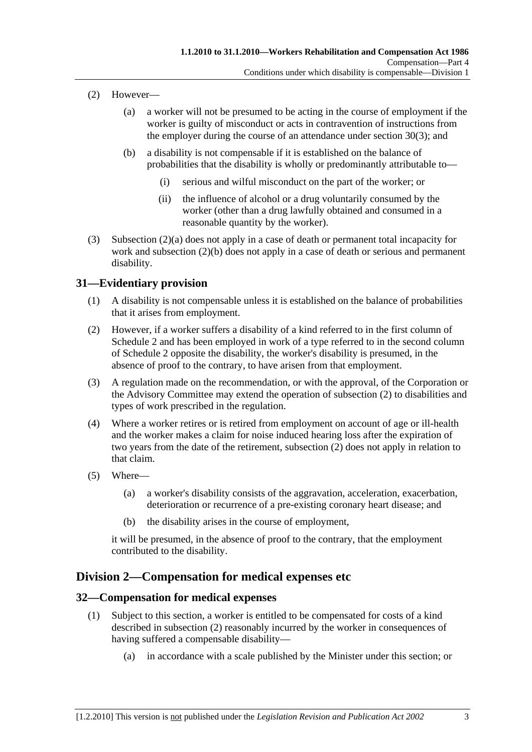(2) However—

(a) a worker will not be presumed to be acting in the course of employment if the worker is guilty of misconduct or acts in contravention of instructions from the employer during the course of an attendance under section 30(3); and

(b) a disability is not compensable if it is established on the balance of probabilities that the disability is wholly or predominantly attributable to—

(i) serious and wilful misconduct on the part of the worker; or

(ii) the influence of alcohol or a drug voluntarily consumed by the worker (other than a drug lawfully obtained and consumed in a reasonable quantity by the worker).

(3) Subsection (2)(a) does not apply in a case of death or permanent total incapacity for work and subsection (2)(b) does not apply in a case of death or serious and permanent disability.

## 31—Evidentiary provision

(1) A disability is not compensable unless it is established on the balance of probabilities that it arises from employment.

(2) However, if a worker suffers a disability of a kind referred to in the first column of Schedule 2 and has been employed in work of a type referred to in the second column of Schedule 2 opposite the disability, the worker's disability is presumed, in the absence of proof to the contrary, to have arisen from that employment.

(3) A regulation made on the recommendation, or with the approval, of the Corporation or the Advisory Committee may extend the operation of subsection (2) to disabilities and types of work prescribed in the regulation.

(4) Where a worker retires or is retired from employment on account of age or ill-health and the worker makes a claim for noise induced hearing loss after the expiration of two years from the date of the retirement, subsection (2) does not apply in relation to that claim.

(5) Where—

(a) a worker's disability consists of the aggravation, acceleration, exacerbation, deterioration or recurrence of a pre-existing coronary heart disease; and

(b) the disability arises in the course of employment,

it will be presumed, in the absence of proof to the contrary, that the employment contributed to the disability.

# Division 2—Compensation for medical expenses etc

## 32—Compensation for medical expenses

(1) Subject to this section, a worker is entitled to be compensated for costs of a kind described in subsection (2) reasonably incurred by the worker in consequences of having suffered a compensable disability—

(a) in accordance with a scale published by the Minister under this section; or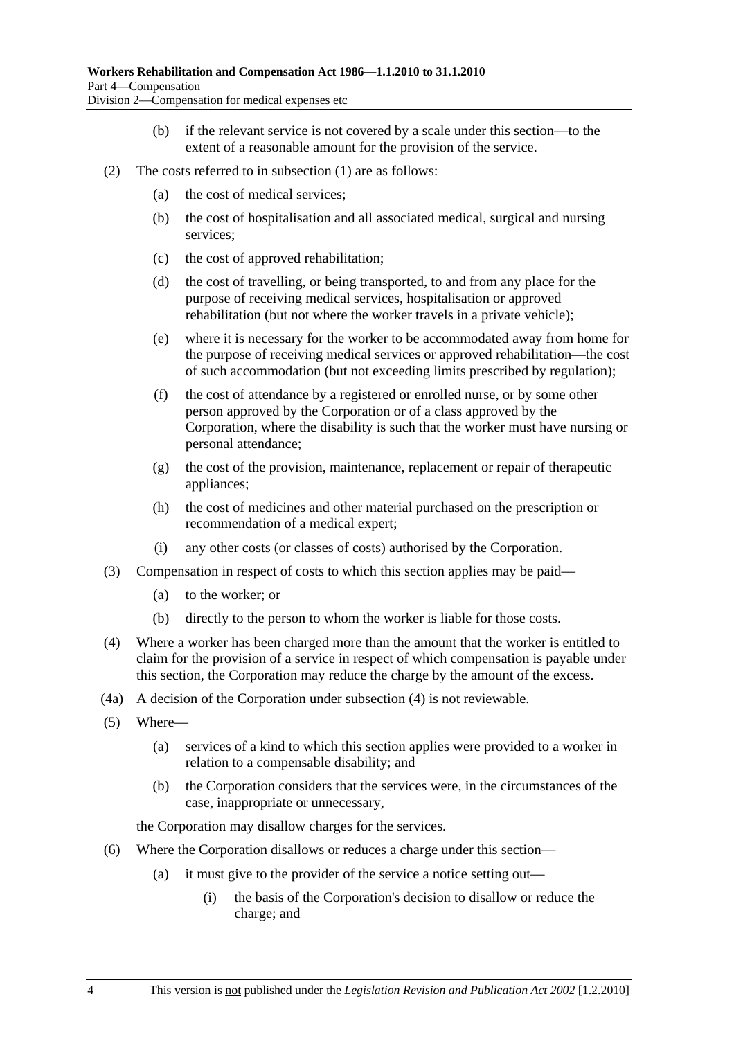(b) if the relevant service is not covered by a scale under this section—to the extent of a reasonable amount for the provision of the service.

(2) The costs referred to in subsection (1) are as follows:

(a) the cost of medical services;

(b) the cost of hospitalisation and all associated medical, surgical and nursing services;

(c) the cost of approved rehabilitation;

(d) the cost of travelling, or being transported, to and from any place for the purpose of receiving medical services, hospitalisation or approved rehabilitation (but not where the worker travels in a private vehicle);

(e) where it is necessary for the worker to be accommodated away from home for the purpose of receiving medical services or approved rehabilitation—the cost of such accommodation (but not exceeding limits prescribed by regulation);

(f) the cost of attendance by a registered or enrolled nurse, or by some other person approved by the Corporation or of a class approved by the Corporation, where the disability is such that the worker must have nursing or personal attendance;

(g) the cost of the provision, maintenance, replacement or repair of therapeutic appliances;

(h) the cost of medicines and other material purchased on the prescription or recommendation of a medical expert;

(i) any other costs (or classes of costs) authorised by the Corporation.

(3) Compensation in respect of costs to which this section applies may be paid—

(a) to the worker; or

(b) directly to the person to whom the worker is liable for those costs.

(4) Where a worker has been charged more than the amount that the worker is entitled to claim for the provision of a service in respect of which compensation is payable under this section, the Corporation may reduce the charge by the amount of the excess.

(4a) A decision of the Corporation under subsection (4) is not reviewable.

(5) Where—

(a) services of a kind to which this section applies were provided to a worker in relation to a compensable disability; and

(b) the Corporation considers that the services were, in the circumstances of the case, inappropriate or unnecessary,

the Corporation may disallow charges for the services.

(6) Where the Corporation disallows or reduces a charge under this section—

(a) it must give to the provider of the service a notice setting out—

(i) the basis of the Corporation's decision to disallow or reduce the charge; and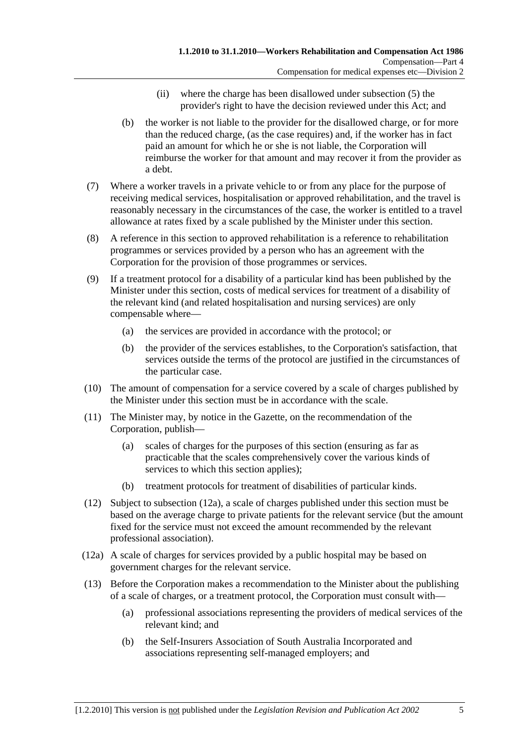(ii) where the charge has been disallowed under subsection (5) the provider's right to have the decision reviewed under this Act; and

(b) the worker is not liable to the provider for the disallowed charge, or for more than the reduced charge, (as the case requires) and, if the worker has in fact paid an amount for which he or she is not liable, the Corporation will reimburse the worker for that amount and may recover it from the provider as a debt.

(7) Where a worker travels in a private vehicle to or from any place for the purpose of receiving medical services, hospitalisation or approved rehabilitation, and the travel is reasonably necessary in the circumstances of the case, the worker is entitled to a travel allowance at rates fixed by a scale published by the Minister under this section.

(8) A reference in this section to approved rehabilitation is a reference to rehabilitation programmes or services provided by a person who has an agreement with the Corporation for the provision of those programmes or services.

(9) If a treatment protocol for a disability of a particular kind has been published by the Minister under this section, costs of medical services for treatment of a disability of the relevant kind (and related hospitalisation and nursing services) are only compensable where—

(a) the services are provided in accordance with the protocol; or

(b) the provider of the services establishes, to the Corporation's satisfaction, that services outside the terms of the protocol are justified in the circumstances of the particular case.

(10) The amount of compensation for a service covered by a scale of charges published by the Minister under this section must be in accordance with the scale.

(11) The Minister may, by notice in the Gazette, on the recommendation of the Corporation, publish—

(a) scales of charges for the purposes of this section (ensuring as far as practicable that the scales comprehensively cover the various kinds of services to which this section applies);

(b) treatment protocols for treatment of disabilities of particular kinds.

(12) Subject to subsection (12a), a scale of charges published under this section must be based on the average charge to private patients for the relevant service (but the amount fixed for the service must not exceed the amount recommended by the relevant professional association).

(12a) A scale of charges for services provided by a public hospital may be based on government charges for the relevant service.

(13) Before the Corporation makes a recommendation to the Minister about the publishing of a scale of charges, or a treatment protocol, the Corporation must consult with—

(a) professional associations representing the providers of medical services of the relevant kind; and

(b) the Self-Insurers Association of South Australia Incorporated and associations representing self-managed employers; and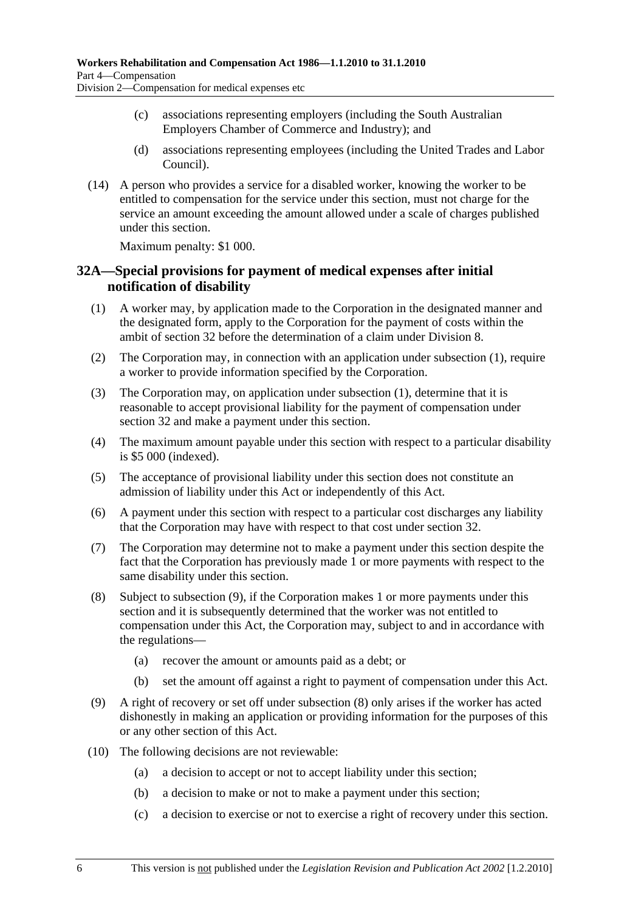(c) associations representing employers (including the South Australian Employers Chamber of Commerce and Industry); and

(d) associations representing employees (including the United Trades and Labor Council).

(14) A person who provides a service for a disabled worker, knowing the worker to be entitled to compensation for the service under this section, must not charge for the service an amount exceeding the amount allowed under a scale of charges published under this section.

Maximum penalty: $1 000.

## 32A—Special provisions for payment of medical expenses after initial notification of disability

(1) A worker may, by application made to the Corporation in the designated manner and the designated form, apply to the Corporation for the payment of costs within the ambit of section 32 before the determination of a claim under Division 8.

(2) The Corporation may, in connection with an application under subsection (1), require a worker to provide information specified by the Corporation.

(3) The Corporation may, on application under subsection (1), determine that it is reasonable to accept provisional liability for the payment of compensation under section 32 and make a payment under this section.

(4) The maximum amount payable under this section with respect to a particular disability is $5 000 (indexed).

(5) The acceptance of provisional liability under this section does not constitute an admission of liability under this Act or independently of this Act.

(6) A payment under this section with respect to a particular cost discharges any liability that the Corporation may have with respect to that cost under section 32.

(7) The Corporation may determine not to make a payment under this section despite the fact that the Corporation has previously made 1 or more payments with respect to the same disability under this section.

(8) Subject to subsection (9), if the Corporation makes 1 or more payments under this section and it is subsequently determined that the worker was not entitled to compensation under this Act, the Corporation may, subject to and in accordance with the regulations—

(a) recover the amount or amounts paid as a debt; or

(b) set the amount off against a right to payment of compensation under this Act.

(9) A right of recovery or set off under subsection (8) only arises if the worker has acted dishonestly in making an application or providing information for the purposes of this or any other section of this Act.

(10) The following decisions are not reviewable:

(a) a decision to accept or not to accept liability under this section;

(b) a decision to make or not to make a payment under this section;

(c) a decision to exercise or not to exercise a right of recovery under this section.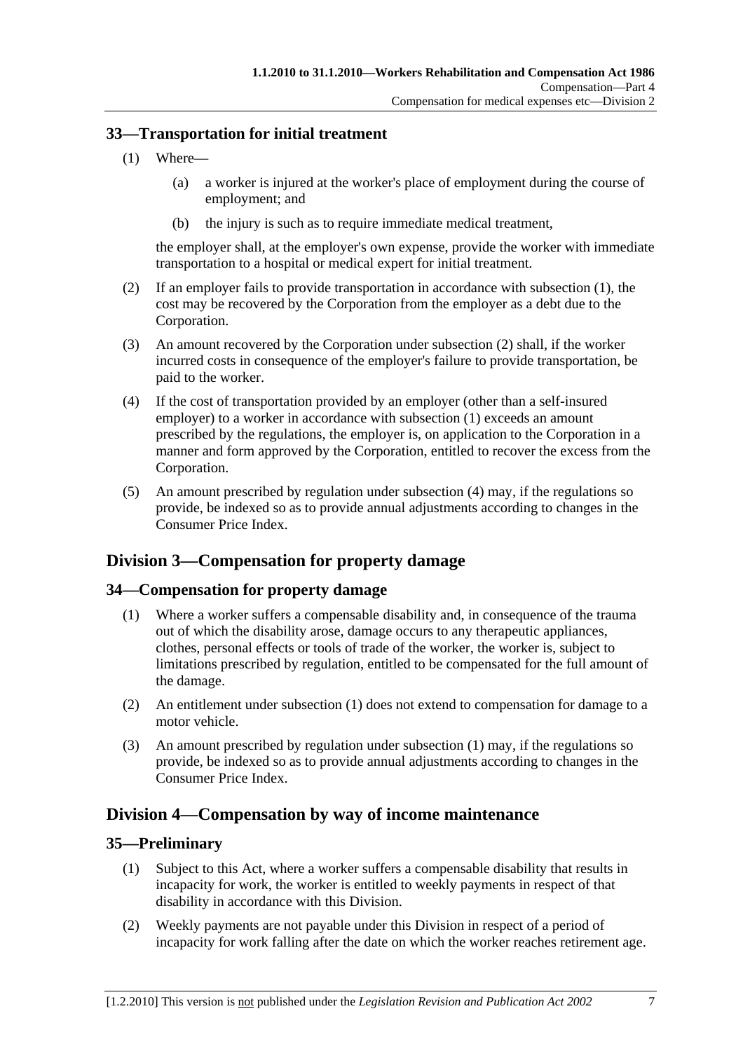## 33—Transportation for initial treatment

(1) Where—

(a) a worker is injured at the worker's place of employment during the course of employment; and

(b) the injury is such as to require immediate medical treatment,

the employer shall, at the employer's own expense, provide the worker with immediate transportation to a hospital or medical expert for initial treatment.

(2) If an employer fails to provide transportation in accordance with subsection (1), the cost may be recovered by the Corporation from the employer as a debt due to the Corporation.

(3) An amount recovered by the Corporation under subsection (2) shall, if the worker incurred costs in consequence of the employer's failure to provide transportation, be paid to the worker.

(4) If the cost of transportation provided by an employer (other than a self-insured employer) to a worker in accordance with subsection (1) exceeds an amount prescribed by the regulations, the employer is, on application to the Corporation in a manner and form approved by the Corporation, entitled to recover the excess from the Corporation.

(5) An amount prescribed by regulation under subsection (4) may, if the regulations so provide, be indexed so as to provide annual adjustments according to changes in the Consumer Price Index.

# Division 3—Compensation for property damage

## 34—Compensation for property damage

(1) Where a worker suffers a compensable disability and, in consequence of the trauma out of which the disability arose, damage occurs to any therapeutic appliances, clothes, personal effects or tools of trade of the worker, the worker is, subject to limitations prescribed by regulation, entitled to be compensated for the full amount of the damage.

(2) An entitlement under subsection (1) does not extend to compensation for damage to a motor vehicle.

(3) An amount prescribed by regulation under subsection (1) may, if the regulations so provide, be indexed so as to provide annual adjustments according to changes in the Consumer Price Index.

# Division 4—Compensation by way of income maintenance

## 35—Preliminary

(1) Subject to this Act, where a worker suffers a compensable disability that results in incapacity for work, the worker is entitled to weekly payments in respect of that disability in accordance with this Division.

(2) Weekly payments are not payable under this Division in respect of a period of incapacity for work falling after the date on which the worker reaches retirement age.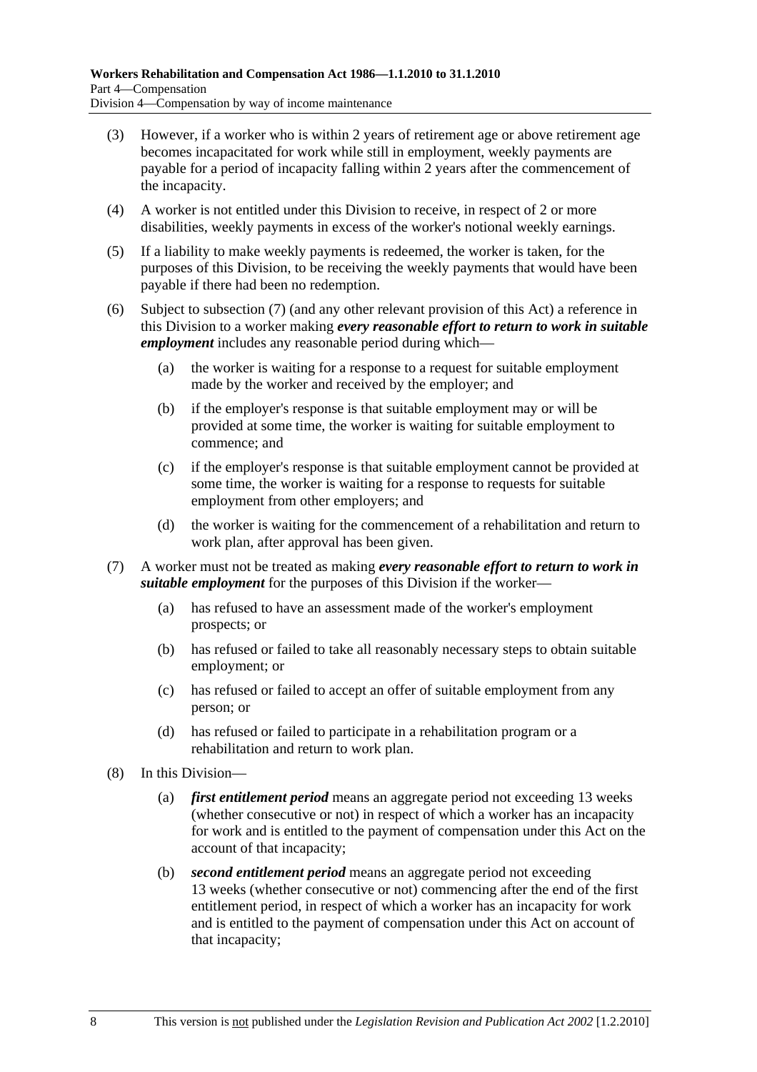(3) However, if a worker who is within 2 years of retirement age or above retirement age becomes incapacitated for work while still in employment, weekly payments are payable for a period of incapacity falling within 2 years after the commencement of the incapacity.

(4) A worker is not entitled under this Division to receive, in respect of 2 or more disabilities, weekly payments in excess of the worker's notional weekly earnings.

(5) If a liability to make weekly payments is redeemed, the worker is taken, for the purposes of this Division, to be receiving the weekly payments that would have been payable if there had been no redemption.

(6) Subject to subsection (7) (and any other relevant provision of this Act) a reference in this Division to a worker making ***every reasonable effort to return to work in suitable employment*** includes any reasonable period during which—

- (a) the worker is waiting for a response to a request for suitable employment made by the worker and received by the employer; and
- (b) if the employer's response is that suitable employment may or will be provided at some time, the worker is waiting for suitable employment to commence; and
- (c) if the employer's response is that suitable employment cannot be provided at some time, the worker is waiting for a response to requests for suitable employment from other employers; and
- (d) the worker is waiting for the commencement of a rehabilitation and return to work plan, after approval has been given.

(7) A worker must not be treated as making ***every reasonable effort to return to work in suitable employment*** for the purposes of this Division if the worker—

- (a) has refused to have an assessment made of the worker's employment prospects; or
- (b) has refused or failed to take all reasonably necessary steps to obtain suitable employment; or
- (c) has refused or failed to accept an offer of suitable employment from any person; or
- (d) has refused or failed to participate in a rehabilitation program or a rehabilitation and return to work plan.

(8) In this Division—

- (a) ***first entitlement period*** means an aggregate period not exceeding 13 weeks (whether consecutive or not) in respect of which a worker has an incapacity for work and is entitled to the payment of compensation under this Act on the account of that incapacity;
- (b) ***second entitlement period*** means an aggregate period not exceeding 13 weeks (whether consecutive or not) commencing after the end of the first entitlement period, in respect of which a worker has an incapacity for work and is entitled to the payment of compensation under this Act on account of that incapacity;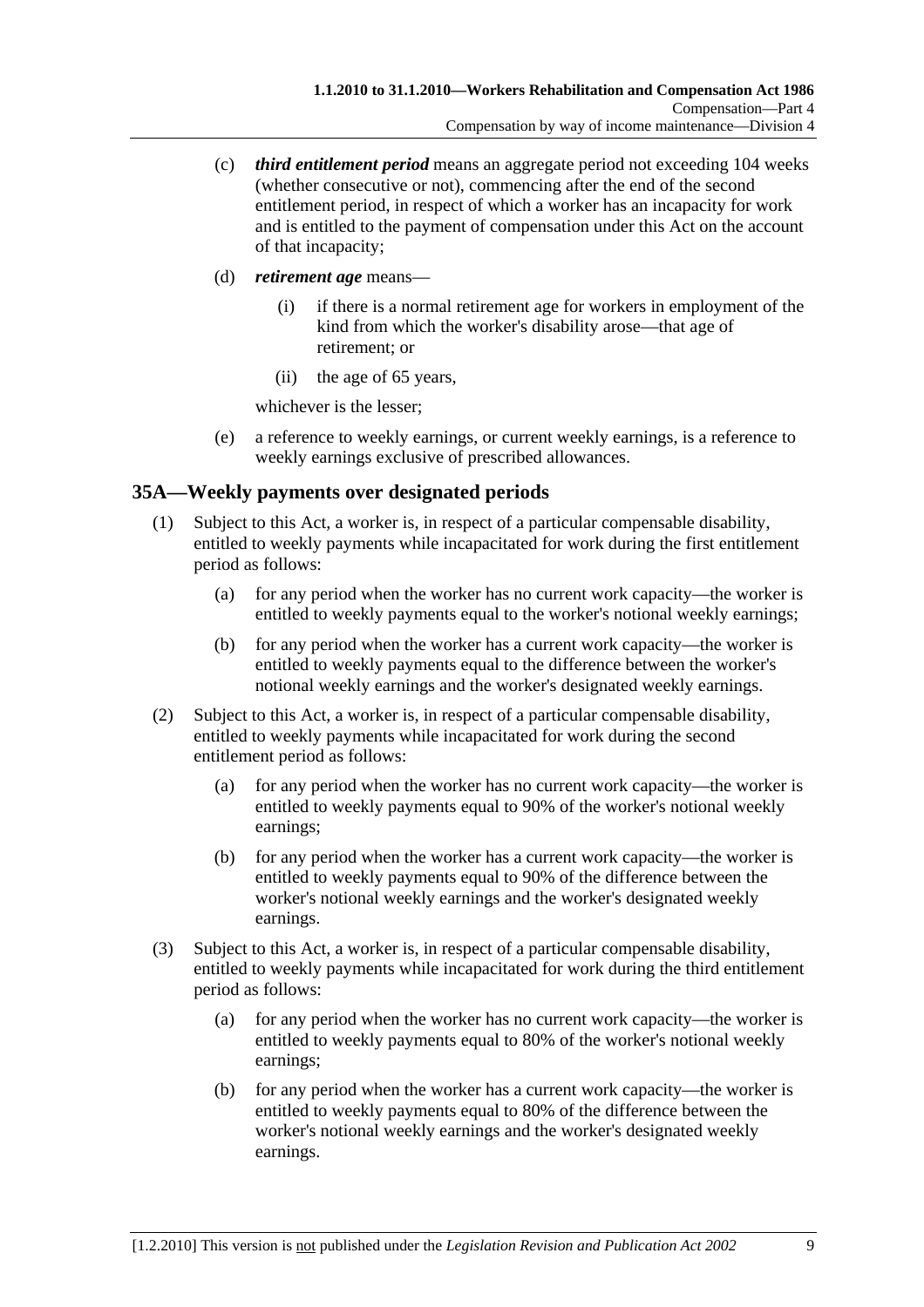(c) ***third entitlement period*** means an aggregate period not exceeding 104 weeks (whether consecutive or not), commencing after the end of the second entitlement period, in respect of which a worker has an incapacity for work and is entitled to the payment of compensation under this Act on the account of that incapacity;

(d) ***retirement age*** means—

(i) if there is a normal retirement age for workers in employment of the kind from which the worker's disability arose—that age of retirement; or

(ii) the age of 65 years,

whichever is the lesser;

(e) a reference to weekly earnings, or current weekly earnings, is a reference to weekly earnings exclusive of prescribed allowances.

## 35A—Weekly payments over designated periods

(1) Subject to this Act, a worker is, in respect of a particular compensable disability, entitled to weekly payments while incapacitated for work during the first entitlement period as follows:

(a) for any period when the worker has no current work capacity—the worker is entitled to weekly payments equal to the worker's notional weekly earnings;

(b) for any period when the worker has a current work capacity—the worker is entitled to weekly payments equal to the difference between the worker's notional weekly earnings and the worker's designated weekly earnings.

(2) Subject to this Act, a worker is, in respect of a particular compensable disability, entitled to weekly payments while incapacitated for work during the second entitlement period as follows:

(a) for any period when the worker has no current work capacity—the worker is entitled to weekly payments equal to 90% of the worker's notional weekly earnings;

(b) for any period when the worker has a current work capacity—the worker is entitled to weekly payments equal to 90% of the difference between the worker's notional weekly earnings and the worker's designated weekly earnings.

(3) Subject to this Act, a worker is, in respect of a particular compensable disability, entitled to weekly payments while incapacitated for work during the third entitlement period as follows:

(a) for any period when the worker has no current work capacity—the worker is entitled to weekly payments equal to 80% of the worker's notional weekly earnings;

(b) for any period when the worker has a current work capacity—the worker is entitled to weekly payments equal to 80% of the difference between the worker's notional weekly earnings and the worker's designated weekly earnings.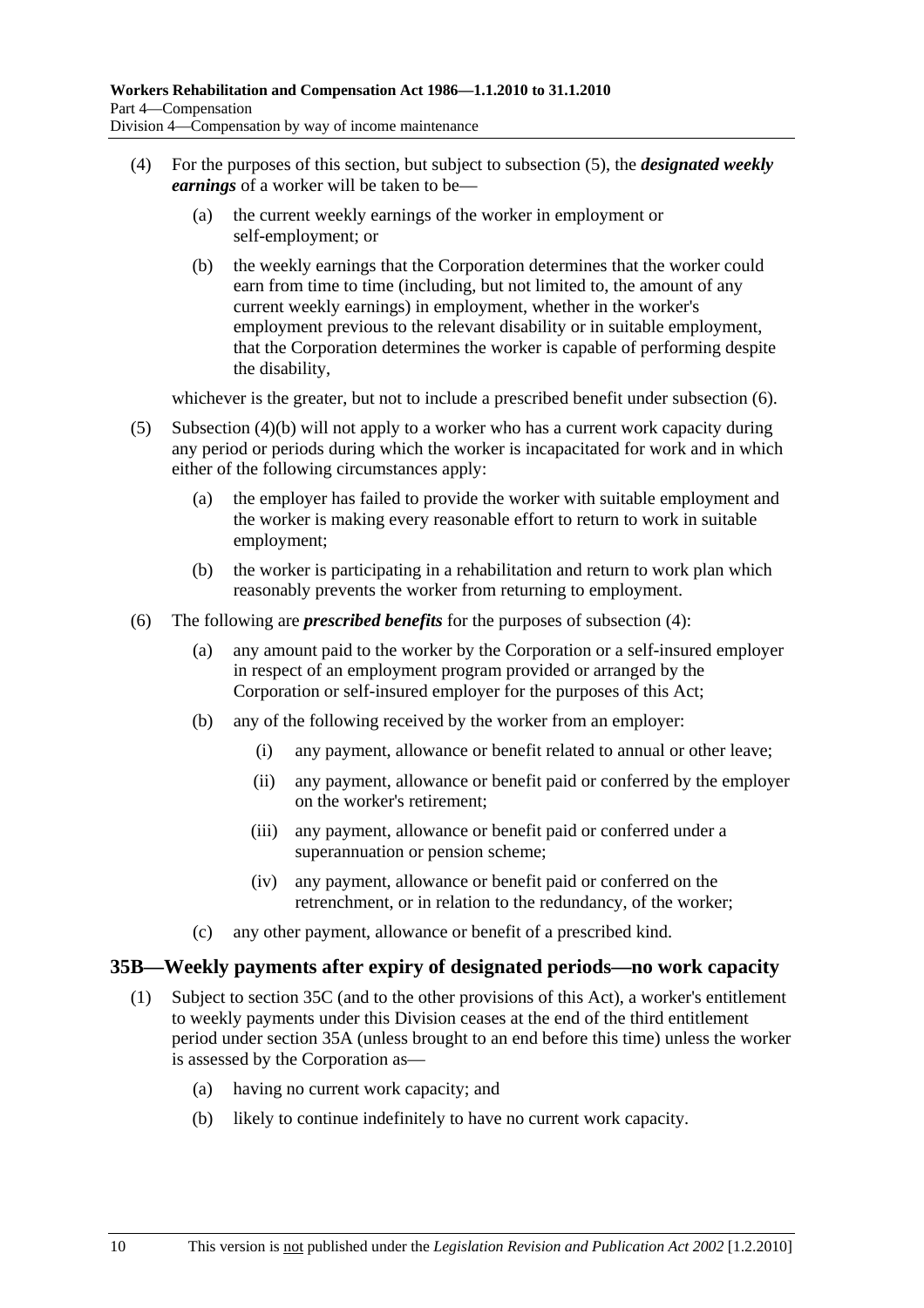(4) For the purposes of this section, but subject to subsection (5), the ***designated weekly earnings*** of a worker will be taken to be—

(a) the current weekly earnings of the worker in employment or self-employment; or

(b) the weekly earnings that the Corporation determines that the worker could earn from time to time (including, but not limited to, the amount of any current weekly earnings) in employment, whether in the worker's employment previous to the relevant disability or in suitable employment, that the Corporation determines the worker is capable of performing despite the disability,

whichever is the greater, but not to include a prescribed benefit under subsection (6).

(5) Subsection (4)(b) will not apply to a worker who has a current work capacity during any period or periods during which the worker is incapacitated for work and in which either of the following circumstances apply:

(a) the employer has failed to provide the worker with suitable employment and the worker is making every reasonable effort to return to work in suitable employment;

(b) the worker is participating in a rehabilitation and return to work plan which reasonably prevents the worker from returning to employment.

(6) The following are ***prescribed benefits*** for the purposes of subsection (4):

(a) any amount paid to the worker by the Corporation or a self-insured employer in respect of an employment program provided or arranged by the Corporation or self-insured employer for the purposes of this Act;

(b) any of the following received by the worker from an employer:

(i) any payment, allowance or benefit related to annual or other leave;

(ii) any payment, allowance or benefit paid or conferred by the employer on the worker's retirement;

(iii) any payment, allowance or benefit paid or conferred under a superannuation or pension scheme;

(iv) any payment, allowance or benefit paid or conferred on the retrenchment, or in relation to the redundancy, of the worker;

(c) any other payment, allowance or benefit of a prescribed kind.

## 35B—Weekly payments after expiry of designated periods—no work capacity

(1) Subject to section 35C (and to the other provisions of this Act), a worker's entitlement to weekly payments under this Division ceases at the end of the third entitlement period under section 35A (unless brought to an end before this time) unless the worker is assessed by the Corporation as—

(a) having no current work capacity; and

(b) likely to continue indefinitely to have no current work capacity.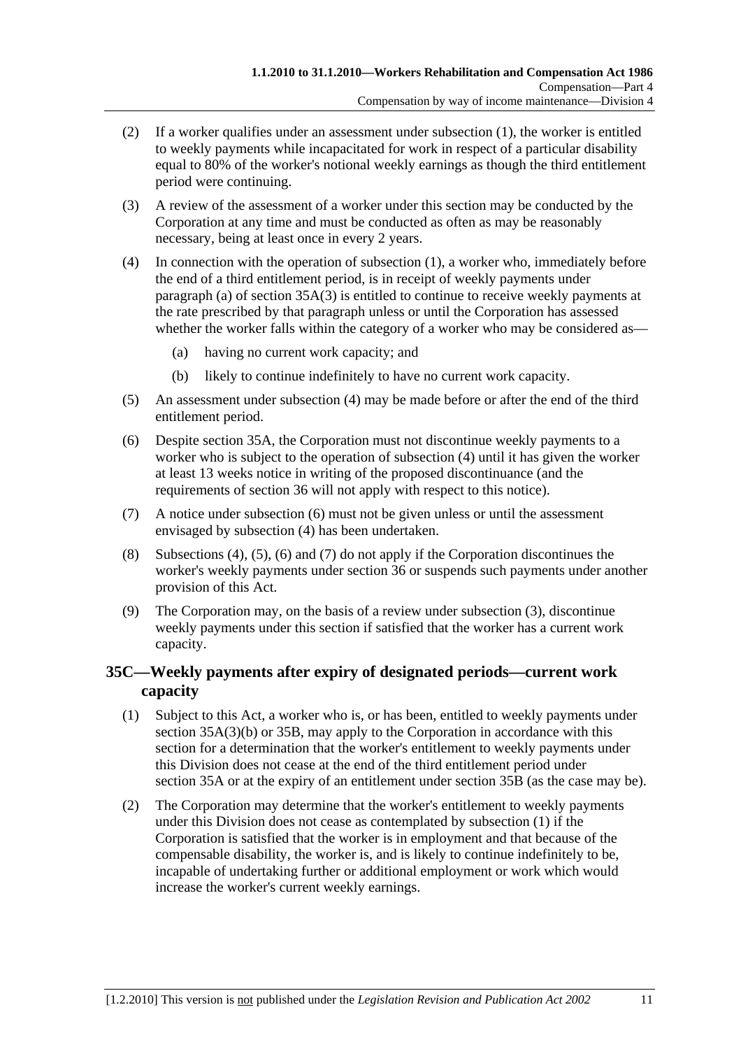(2) If a worker qualifies under an assessment under subsection (1), the worker is entitled to weekly payments while incapacitated for work in respect of a particular disability equal to 80% of the worker's notional weekly earnings as though the third entitlement period were continuing.

(3) A review of the assessment of a worker under this section may be conducted by the Corporation at any time and must be conducted as often as may be reasonably necessary, being at least once in every 2 years.

(4) In connection with the operation of subsection (1), a worker who, immediately before the end of a third entitlement period, is in receipt of weekly payments under paragraph (a) of section 35A(3) is entitled to continue to receive weekly payments at the rate prescribed by that paragraph unless or until the Corporation has assessed whether the worker falls within the category of a worker who may be considered as—

- (a) having no current work capacity; and
- (b) likely to continue indefinitely to have no current work capacity.

(5) An assessment under subsection (4) may be made before or after the end of the third entitlement period.

(6) Despite section 35A, the Corporation must not discontinue weekly payments to a worker who is subject to the operation of subsection (4) until it has given the worker at least 13 weeks notice in writing of the proposed discontinuance (and the requirements of section 36 will not apply with respect to this notice).

(7) A notice under subsection (6) must not be given unless or until the assessment envisaged by subsection (4) has been undertaken.

(8) Subsections (4), (5), (6) and (7) do not apply if the Corporation discontinues the worker's weekly payments under section 36 or suspends such payments under another provision of this Act.

(9) The Corporation may, on the basis of a review under subsection (3), discontinue weekly payments under this section if satisfied that the worker has a current work capacity.

## 35C—Weekly payments after expiry of designated periods—current work capacity

(1) Subject to this Act, a worker who is, or has been, entitled to weekly payments under section 35A(3)(b) or 35B, may apply to the Corporation in accordance with this section for a determination that the worker's entitlement to weekly payments under this Division does not cease at the end of the third entitlement period under section 35A or at the expiry of an entitlement under section 35B (as the case may be).

(2) The Corporation may determine that the worker's entitlement to weekly payments under this Division does not cease as contemplated by subsection (1) if the Corporation is satisfied that the worker is in employment and that because of the compensable disability, the worker is, and is likely to continue indefinitely to be, incapable of undertaking further or additional employment or work which would increase the worker's current weekly earnings.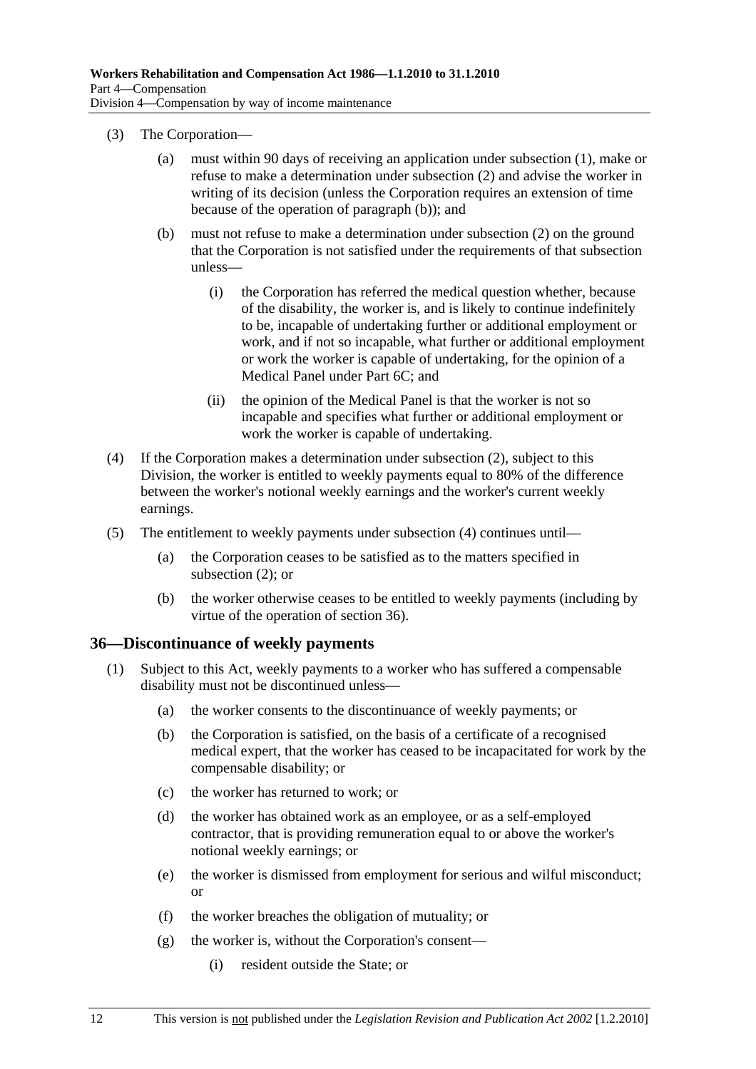(3) The Corporation—

(a) must within 90 days of receiving an application under subsection (1), make or refuse to make a determination under subsection (2) and advise the worker in writing of its decision (unless the Corporation requires an extension of time because of the operation of paragraph (b)); and

(b) must not refuse to make a determination under subsection (2) on the ground that the Corporation is not satisfied under the requirements of that subsection unless—

(i) the Corporation has referred the medical question whether, because of the disability, the worker is, and is likely to continue indefinitely to be, incapable of undertaking further or additional employment or work, and if not so incapable, what further or additional employment or work the worker is capable of undertaking, for the opinion of a Medical Panel under Part 6C; and

(ii) the opinion of the Medical Panel is that the worker is not so incapable and specifies what further or additional employment or work the worker is capable of undertaking.

(4) If the Corporation makes a determination under subsection (2), subject to this Division, the worker is entitled to weekly payments equal to 80% of the difference between the worker's notional weekly earnings and the worker's current weekly earnings.

(5) The entitlement to weekly payments under subsection (4) continues until—

(a) the Corporation ceases to be satisfied as to the matters specified in subsection (2); or

(b) the worker otherwise ceases to be entitled to weekly payments (including by virtue of the operation of section 36).

## 36—Discontinuance of weekly payments

(1) Subject to this Act, weekly payments to a worker who has suffered a compensable disability must not be discontinued unless—

(a) the worker consents to the discontinuance of weekly payments; or

(b) the Corporation is satisfied, on the basis of a certificate of a recognised medical expert, that the worker has ceased to be incapacitated for work by the compensable disability; or

(c) the worker has returned to work; or

(d) the worker has obtained work as an employee, or as a self-employed contractor, that is providing remuneration equal to or above the worker's notional weekly earnings; or

(e) the worker is dismissed from employment for serious and wilful misconduct; or

(f) the worker breaches the obligation of mutuality; or

(g) the worker is, without the Corporation's consent—

(i) resident outside the State; or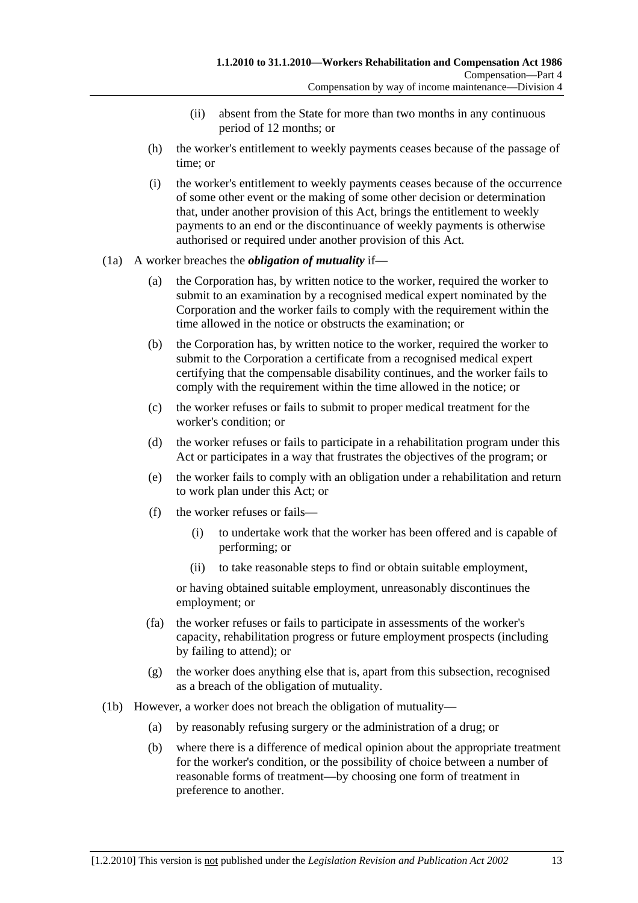(ii) absent from the State for more than two months in any continuous period of 12 months; or

(h) the worker's entitlement to weekly payments ceases because of the passage of time; or

(i) the worker's entitlement to weekly payments ceases because of the occurrence of some other event or the making of some other decision or determination that, under another provision of this Act, brings the entitlement to weekly payments to an end or the discontinuance of weekly payments is otherwise authorised or required under another provision of this Act.

(1a) A worker breaches the ***obligation of mutuality*** if—

(a) the Corporation has, by written notice to the worker, required the worker to submit to an examination by a recognised medical expert nominated by the Corporation and the worker fails to comply with the requirement within the time allowed in the notice or obstructs the examination; or

(b) the Corporation has, by written notice to the worker, required the worker to submit to the Corporation a certificate from a recognised medical expert certifying that the compensable disability continues, and the worker fails to comply with the requirement within the time allowed in the notice; or

(c) the worker refuses or fails to submit to proper medical treatment for the worker's condition; or

(d) the worker refuses or fails to participate in a rehabilitation program under this Act or participates in a way that frustrates the objectives of the program; or

(e) the worker fails to comply with an obligation under a rehabilitation and return to work plan under this Act; or

(f) the worker refuses or fails—

(i) to undertake work that the worker has been offered and is capable of performing; or

(ii) to take reasonable steps to find or obtain suitable employment,

or having obtained suitable employment, unreasonably discontinues the employment; or

(fa) the worker refuses or fails to participate in assessments of the worker's capacity, rehabilitation progress or future employment prospects (including by failing to attend); or

(g) the worker does anything else that is, apart from this subsection, recognised as a breach of the obligation of mutuality.

(1b) However, a worker does not breach the obligation of mutuality—

(a) by reasonably refusing surgery or the administration of a drug; or

(b) where there is a difference of medical opinion about the appropriate treatment for the worker's condition, or the possibility of choice between a number of reasonable forms of treatment—by choosing one form of treatment in preference to another.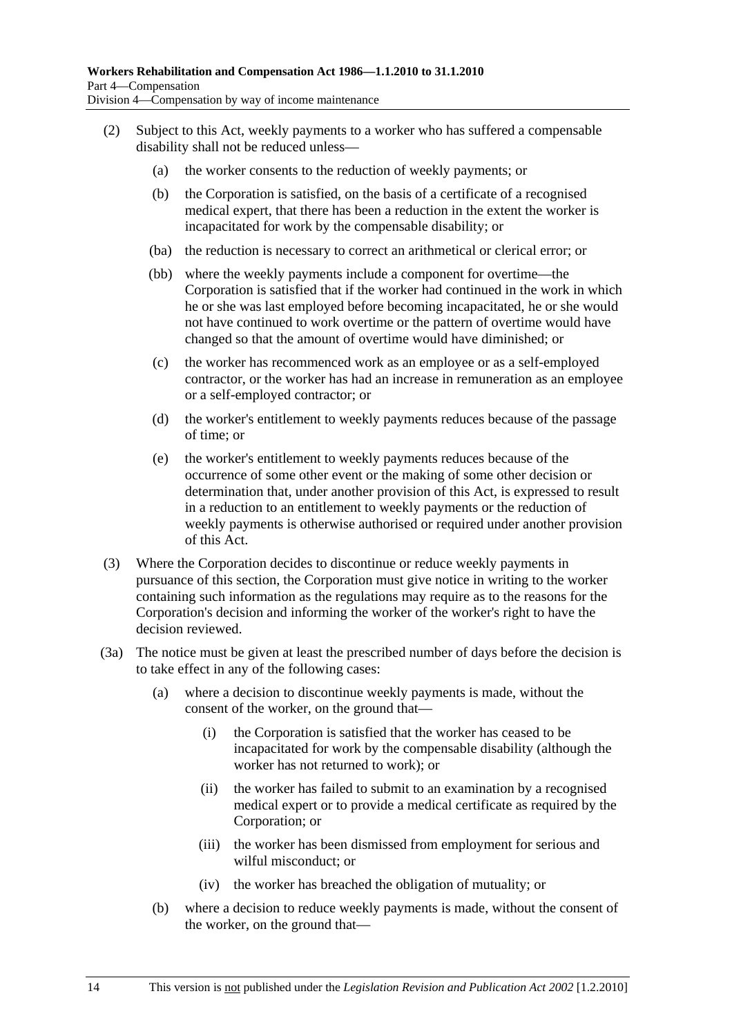(2) Subject to this Act, weekly payments to a worker who has suffered a compensable disability shall not be reduced unless—

   (a) the worker consents to the reduction of weekly payments; or

   (b) the Corporation is satisfied, on the basis of a certificate of a recognised medical expert, that there has been a reduction in the extent the worker is incapacitated for work by the compensable disability; or

   (ba) the reduction is necessary to correct an arithmetical or clerical error; or

   (bb) where the weekly payments include a component for overtime—the Corporation is satisfied that if the worker had continued in the work in which he or she was last employed before becoming incapacitated, he or she would not have continued to work overtime or the pattern of overtime would have changed so that the amount of overtime would have diminished; or

   (c) the worker has recommenced work as an employee or as a self-employed contractor, or the worker has had an increase in remuneration as an employee or a self-employed contractor; or

   (d) the worker's entitlement to weekly payments reduces because of the passage of time; or

   (e) the worker's entitlement to weekly payments reduces because of the occurrence of some other event or the making of some other decision or determination that, under another provision of this Act, is expressed to result in a reduction to an entitlement to weekly payments or the reduction of weekly payments is otherwise authorised or required under another provision of this Act.

(3) Where the Corporation decides to discontinue or reduce weekly payments in pursuance of this section, the Corporation must give notice in writing to the worker containing such information as the regulations may require as to the reasons for the Corporation's decision and informing the worker of the worker's right to have the decision reviewed.

(3a) The notice must be given at least the prescribed number of days before the decision is to take effect in any of the following cases:

   (a) where a decision to discontinue weekly payments is made, without the consent of the worker, on the ground that—

      (i) the Corporation is satisfied that the worker has ceased to be incapacitated for work by the compensable disability (although the worker has not returned to work); or

      (ii) the worker has failed to submit to an examination by a recognised medical expert or to provide a medical certificate as required by the Corporation; or

      (iii) the worker has been dismissed from employment for serious and wilful misconduct; or

      (iv) the worker has breached the obligation of mutuality; or

   (b) where a decision to reduce weekly payments is made, without the consent of the worker, on the ground that—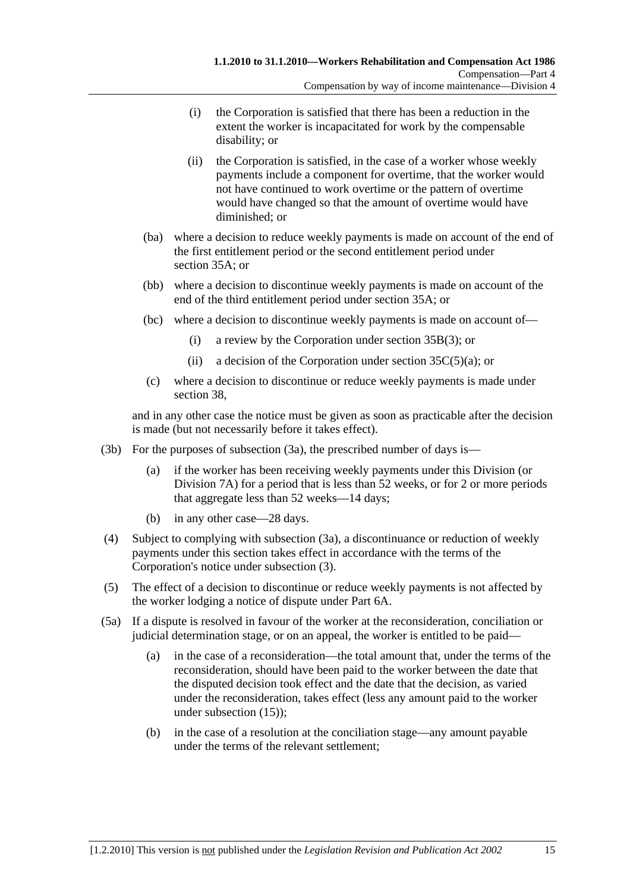(i) the Corporation is satisfied that there has been a reduction in the extent the worker is incapacitated for work by the compensable disability; or

(ii) the Corporation is satisfied, in the case of a worker whose weekly payments include a component for overtime, that the worker would not have continued to work overtime or the pattern of overtime would have changed so that the amount of overtime would have diminished; or

(ba) where a decision to reduce weekly payments is made on account of the end of the first entitlement period or the second entitlement period under section 35A; or

(bb) where a decision to discontinue weekly payments is made on account of the end of the third entitlement period under section 35A; or

(bc) where a decision to discontinue weekly payments is made on account of—

(i) a review by the Corporation under section 35B(3); or

(ii) a decision of the Corporation under section 35C(5)(a); or

(c) where a decision to discontinue or reduce weekly payments is made under section 38,

and in any other case the notice must be given as soon as practicable after the decision is made (but not necessarily before it takes effect).

(3b) For the purposes of subsection (3a), the prescribed number of days is—

(a) if the worker has been receiving weekly payments under this Division (or Division 7A) for a period that is less than 52 weeks, or for 2 or more periods that aggregate less than 52 weeks—14 days;

(b) in any other case—28 days.

(4) Subject to complying with subsection (3a), a discontinuance or reduction of weekly payments under this section takes effect in accordance with the terms of the Corporation's notice under subsection (3).

(5) The effect of a decision to discontinue or reduce weekly payments is not affected by the worker lodging a notice of dispute under Part 6A.

(5a) If a dispute is resolved in favour of the worker at the reconsideration, conciliation or judicial determination stage, or on an appeal, the worker is entitled to be paid—

(a) in the case of a reconsideration—the total amount that, under the terms of the reconsideration, should have been paid to the worker between the date that the disputed decision took effect and the date that the decision, as varied under the reconsideration, takes effect (less any amount paid to the worker under subsection (15));

(b) in the case of a resolution at the conciliation stage—any amount payable under the terms of the relevant settlement;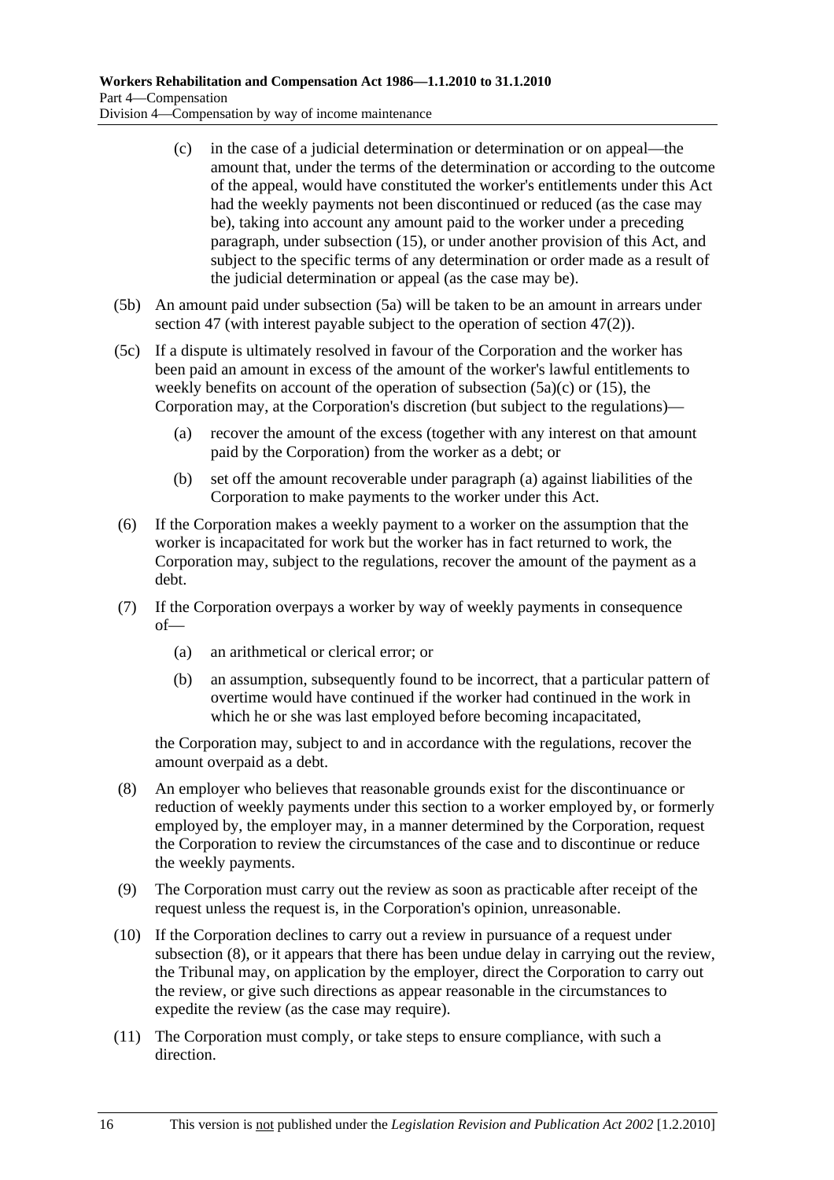(c) in the case of a judicial determination or determination or on appeal—the amount that, under the terms of the determination or according to the outcome of the appeal, would have constituted the worker's entitlements under this Act had the weekly payments not been discontinued or reduced (as the case may be), taking into account any amount paid to the worker under a preceding paragraph, under subsection (15), or under another provision of this Act, and subject to the specific terms of any determination or order made as a result of the judicial determination or appeal (as the case may be).

(5b) An amount paid under subsection (5a) will be taken to be an amount in arrears under section 47 (with interest payable subject to the operation of section 47(2)).

(5c) If a dispute is ultimately resolved in favour of the Corporation and the worker has been paid an amount in excess of the amount of the worker's lawful entitlements to weekly benefits on account of the operation of subsection (5a)(c) or (15), the Corporation may, at the Corporation's discretion (but subject to the regulations)—

(a) recover the amount of the excess (together with any interest on that amount paid by the Corporation) from the worker as a debt; or

(b) set off the amount recoverable under paragraph (a) against liabilities of the Corporation to make payments to the worker under this Act.

(6) If the Corporation makes a weekly payment to a worker on the assumption that the worker is incapacitated for work but the worker has in fact returned to work, the Corporation may, subject to the regulations, recover the amount of the payment as a debt.

(7) If the Corporation overpays a worker by way of weekly payments in consequence of—

(a) an arithmetical or clerical error; or

(b) an assumption, subsequently found to be incorrect, that a particular pattern of overtime would have continued if the worker had continued in the work in which he or she was last employed before becoming incapacitated,

the Corporation may, subject to and in accordance with the regulations, recover the amount overpaid as a debt.

(8) An employer who believes that reasonable grounds exist for the discontinuance or reduction of weekly payments under this section to a worker employed by, or formerly employed by, the employer may, in a manner determined by the Corporation, request the Corporation to review the circumstances of the case and to discontinue or reduce the weekly payments.

(9) The Corporation must carry out the review as soon as practicable after receipt of the request unless the request is, in the Corporation's opinion, unreasonable.

(10) If the Corporation declines to carry out a review in pursuance of a request under subsection (8), or it appears that there has been undue delay in carrying out the review, the Tribunal may, on application by the employer, direct the Corporation to carry out the review, or give such directions as appear reasonable in the circumstances to expedite the review (as the case may require).

(11) The Corporation must comply, or take steps to ensure compliance, with such a direction.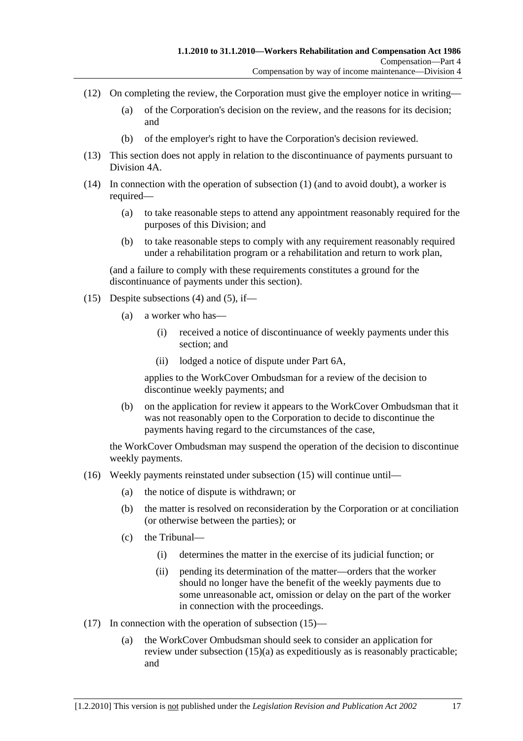(12) On completing the review, the Corporation must give the employer notice in writing—

  (a) of the Corporation's decision on the review, and the reasons for its decision; and

  (b) of the employer's right to have the Corporation's decision reviewed.

(13) This section does not apply in relation to the discontinuance of payments pursuant to Division 4A.

(14) In connection with the operation of subsection (1) (and to avoid doubt), a worker is required—

  (a) to take reasonable steps to attend any appointment reasonably required for the purposes of this Division; and

  (b) to take reasonable steps to comply with any requirement reasonably required under a rehabilitation program or a rehabilitation and return to work plan,

  (and a failure to comply with these requirements constitutes a ground for the discontinuance of payments under this section).

(15) Despite subsections (4) and (5), if—

  (a) a worker who has—

    (i) received a notice of discontinuance of weekly payments under this section; and

    (ii) lodged a notice of dispute under Part 6A,

  applies to the WorkCover Ombudsman for a review of the decision to discontinue weekly payments; and

  (b) on the application for review it appears to the WorkCover Ombudsman that it was not reasonably open to the Corporation to decide to discontinue the payments having regard to the circumstances of the case,

  the WorkCover Ombudsman may suspend the operation of the decision to discontinue weekly payments.

(16) Weekly payments reinstated under subsection (15) will continue until—

  (a) the notice of dispute is withdrawn; or

  (b) the matter is resolved on reconsideration by the Corporation or at conciliation (or otherwise between the parties); or

  (c) the Tribunal—

    (i) determines the matter in the exercise of its judicial function; or

    (ii) pending its determination of the matter—orders that the worker should no longer have the benefit of the weekly payments due to some unreasonable act, omission or delay on the part of the worker in connection with the proceedings.

(17) In connection with the operation of subsection (15)—

  (a) the WorkCover Ombudsman should seek to consider an application for review under subsection (15)(a) as expeditiously as is reasonably practicable; and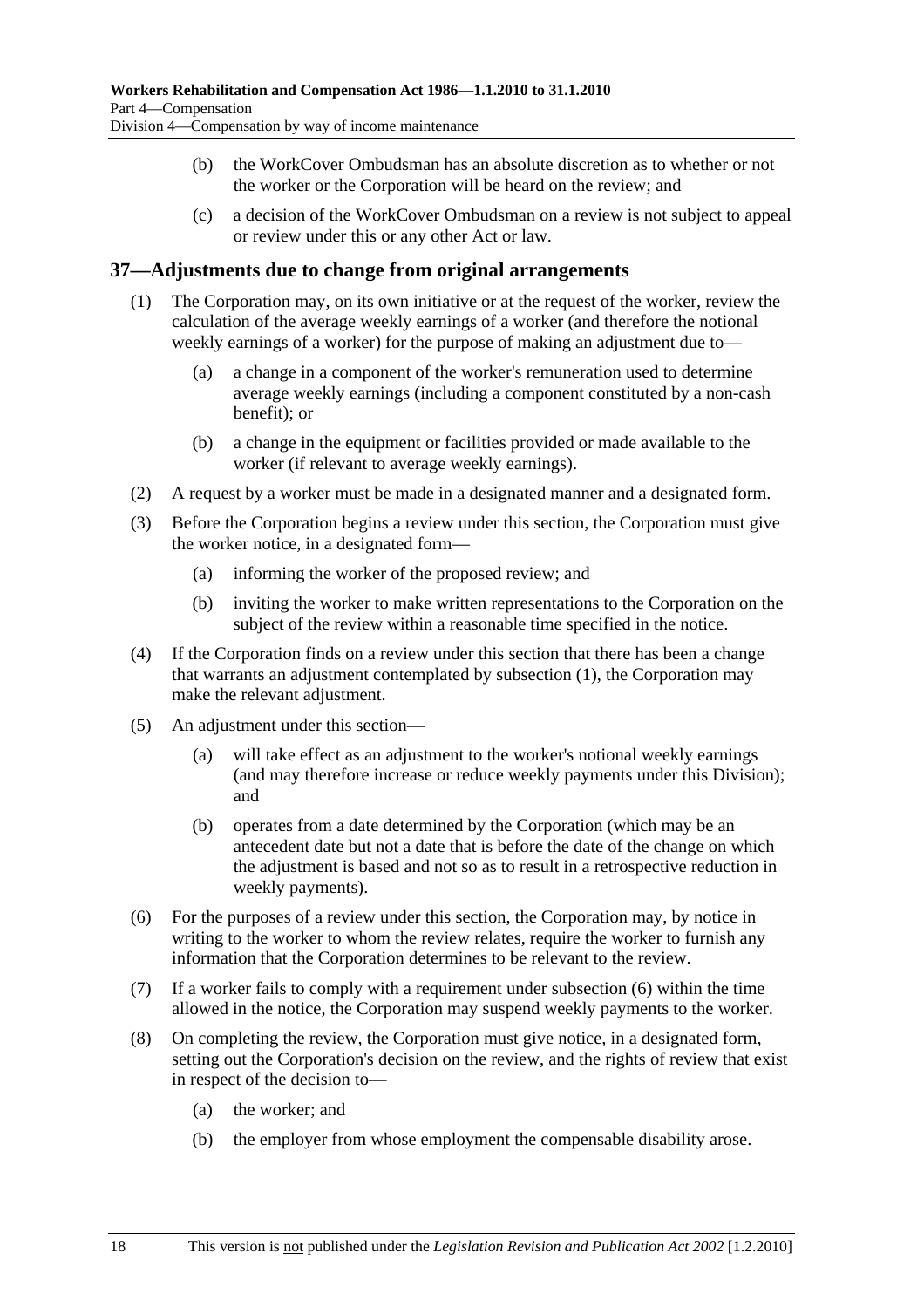(b) the WorkCover Ombudsman has an absolute discretion as to whether or not the worker or the Corporation will be heard on the review; and

(c) a decision of the WorkCover Ombudsman on a review is not subject to appeal or review under this or any other Act or law.

## 37—Adjustments due to change from original arrangements

(1) The Corporation may, on its own initiative or at the request of the worker, review the calculation of the average weekly earnings of a worker (and therefore the notional weekly earnings of a worker) for the purpose of making an adjustment due to—

(a) a change in a component of the worker's remuneration used to determine average weekly earnings (including a component constituted by a non-cash benefit); or

(b) a change in the equipment or facilities provided or made available to the worker (if relevant to average weekly earnings).

(2) A request by a worker must be made in a designated manner and a designated form.

(3) Before the Corporation begins a review under this section, the Corporation must give the worker notice, in a designated form—

(a) informing the worker of the proposed review; and

(b) inviting the worker to make written representations to the Corporation on the subject of the review within a reasonable time specified in the notice.

(4) If the Corporation finds on a review under this section that there has been a change that warrants an adjustment contemplated by subsection (1), the Corporation may make the relevant adjustment.

(5) An adjustment under this section—

(a) will take effect as an adjustment to the worker's notional weekly earnings (and may therefore increase or reduce weekly payments under this Division); and

(b) operates from a date determined by the Corporation (which may be an antecedent date but not a date that is before the date of the change on which the adjustment is based and not so as to result in a retrospective reduction in weekly payments).

(6) For the purposes of a review under this section, the Corporation may, by notice in writing to the worker to whom the review relates, require the worker to furnish any information that the Corporation determines to be relevant to the review.

(7) If a worker fails to comply with a requirement under subsection (6) within the time allowed in the notice, the Corporation may suspend weekly payments to the worker.

(8) On completing the review, the Corporation must give notice, in a designated form, setting out the Corporation's decision on the review, and the rights of review that exist in respect of the decision to—

(a) the worker; and

(b) the employer from whose employment the compensable disability arose.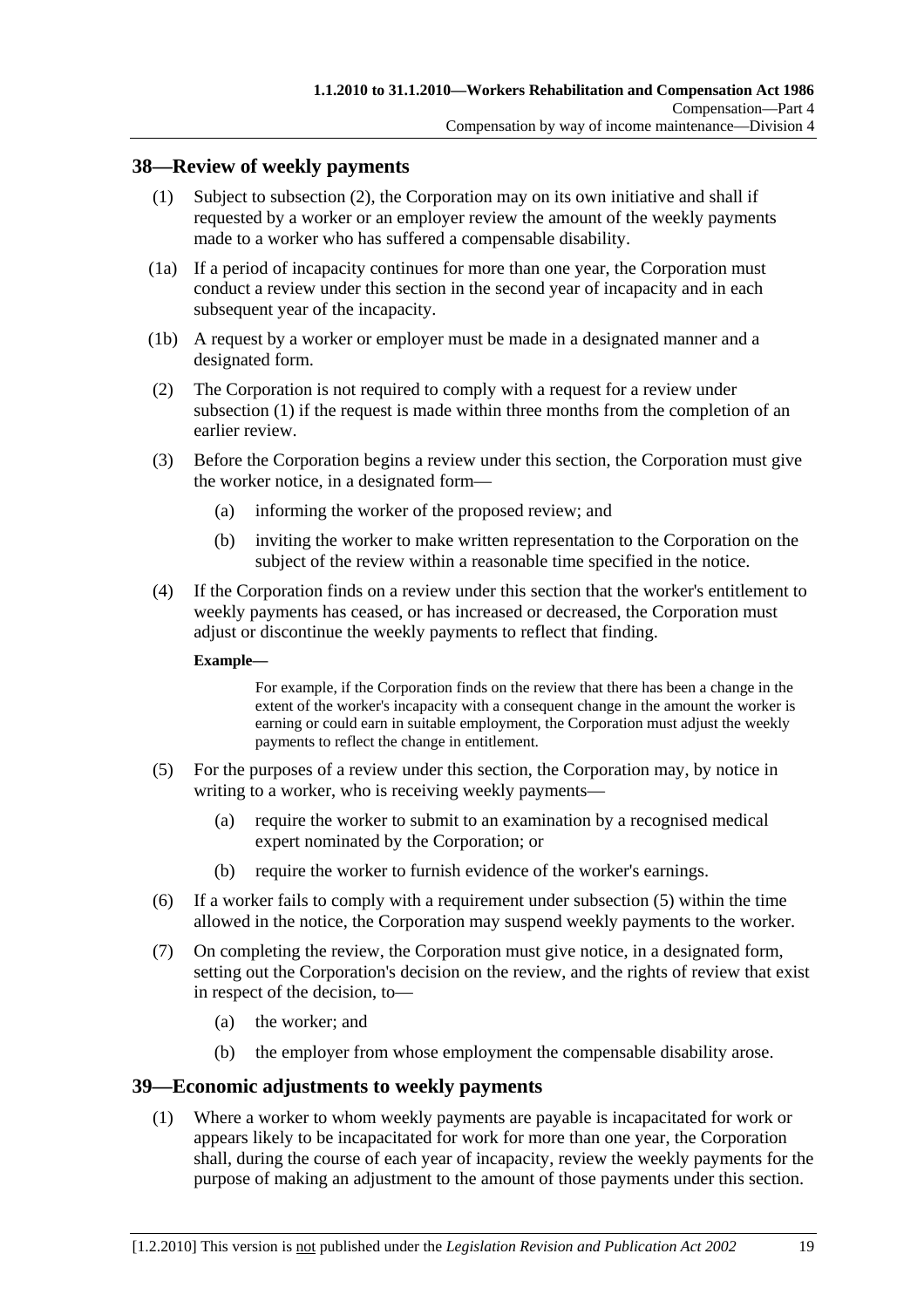## 38—Review of weekly payments

(1) Subject to subsection (2), the Corporation may on its own initiative and shall if requested by a worker or an employer review the amount of the weekly payments made to a worker who has suffered a compensable disability.

(1a) If a period of incapacity continues for more than one year, the Corporation must conduct a review under this section in the second year of incapacity and in each subsequent year of the incapacity.

(1b) A request by a worker or employer must be made in a designated manner and a designated form.

(2) The Corporation is not required to comply with a request for a review under subsection (1) if the request is made within three months from the completion of an earlier review.

(3) Before the Corporation begins a review under this section, the Corporation must give the worker notice, in a designated form—

- (a) informing the worker of the proposed review; and
- (b) inviting the worker to make written representation to the Corporation on the subject of the review within a reasonable time specified in the notice.

(4) If the Corporation finds on a review under this section that the worker's entitlement to weekly payments has ceased, or has increased or decreased, the Corporation must adjust or discontinue the weekly payments to reflect that finding.

**Example—**

For example, if the Corporation finds on the review that there has been a change in the extent of the worker's incapacity with a consequent change in the amount the worker is earning or could earn in suitable employment, the Corporation must adjust the weekly payments to reflect the change in entitlement.

(5) For the purposes of a review under this section, the Corporation may, by notice in writing to a worker, who is receiving weekly payments—

- (a) require the worker to submit to an examination by a recognised medical expert nominated by the Corporation; or
- (b) require the worker to furnish evidence of the worker's earnings.

(6) If a worker fails to comply with a requirement under subsection (5) within the time allowed in the notice, the Corporation may suspend weekly payments to the worker.

(7) On completing the review, the Corporation must give notice, in a designated form, setting out the Corporation's decision on the review, and the rights of review that exist in respect of the decision, to—

- (a) the worker; and
- (b) the employer from whose employment the compensable disability arose.

## 39—Economic adjustments to weekly payments

(1) Where a worker to whom weekly payments are payable is incapacitated for work or appears likely to be incapacitated for work for more than one year, the Corporation shall, during the course of each year of incapacity, review the weekly payments for the purpose of making an adjustment to the amount of those payments under this section.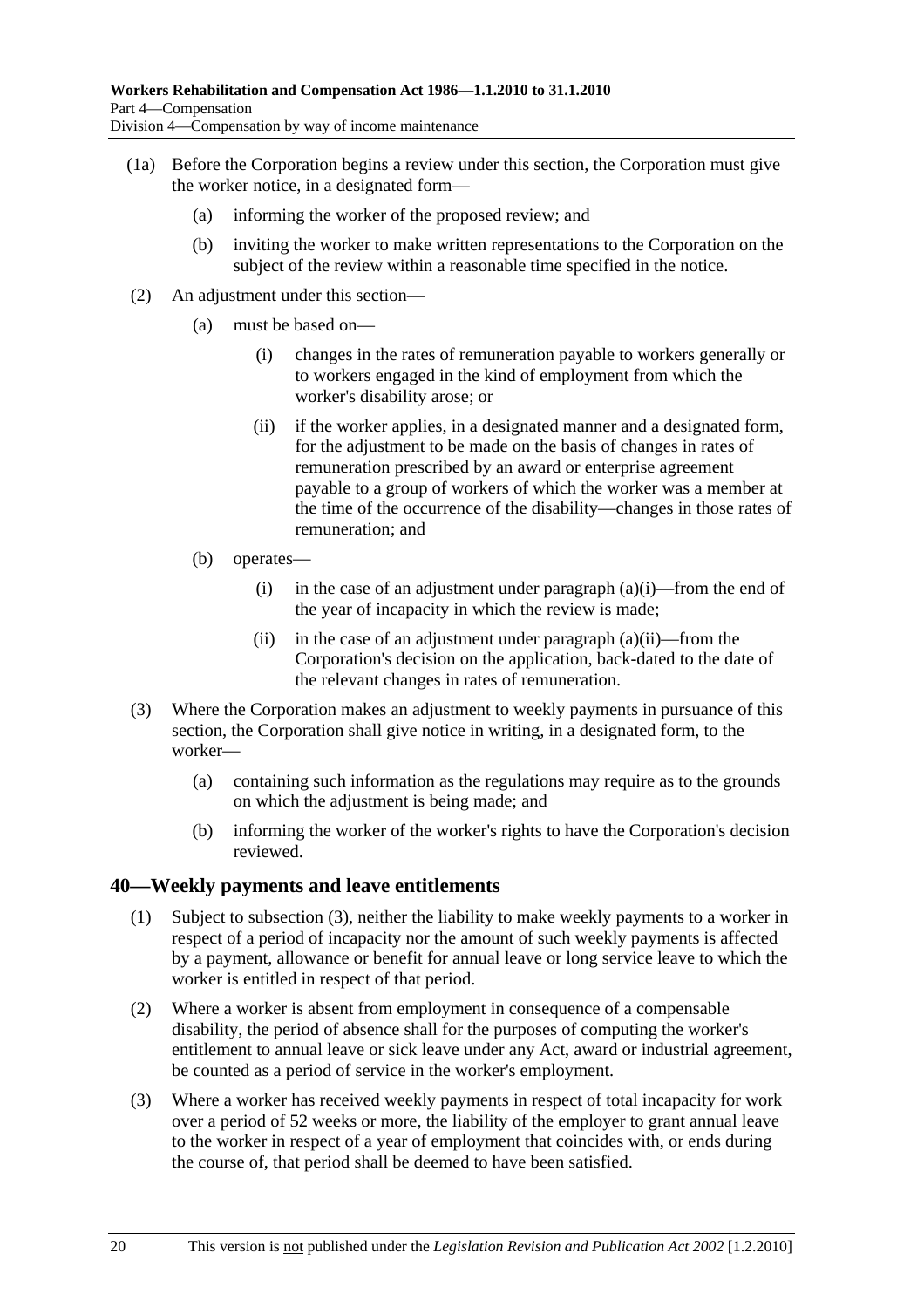(1a) Before the Corporation begins a review under this section, the Corporation must give the worker notice, in a designated form—

(a) informing the worker of the proposed review; and

(b) inviting the worker to make written representations to the Corporation on the subject of the review within a reasonable time specified in the notice.

(2) An adjustment under this section—

(a) must be based on—

(i) changes in the rates of remuneration payable to workers generally or to workers engaged in the kind of employment from which the worker's disability arose; or

(ii) if the worker applies, in a designated manner and a designated form, for the adjustment to be made on the basis of changes in rates of remuneration prescribed by an award or enterprise agreement payable to a group of workers of which the worker was a member at the time of the occurrence of the disability—changes in those rates of remuneration; and

(b) operates—

(i) in the case of an adjustment under paragraph (a)(i)—from the end of the year of incapacity in which the review is made;

(ii) in the case of an adjustment under paragraph (a)(ii)—from the Corporation's decision on the application, back-dated to the date of the relevant changes in rates of remuneration.

(3) Where the Corporation makes an adjustment to weekly payments in pursuance of this section, the Corporation shall give notice in writing, in a designated form, to the worker—

(a) containing such information as the regulations may require as to the grounds on which the adjustment is being made; and

(b) informing the worker of the worker's rights to have the Corporation's decision reviewed.

## 40—Weekly payments and leave entitlements

(1) Subject to subsection (3), neither the liability to make weekly payments to a worker in respect of a period of incapacity nor the amount of such weekly payments is affected by a payment, allowance or benefit for annual leave or long service leave to which the worker is entitled in respect of that period.

(2) Where a worker is absent from employment in consequence of a compensable disability, the period of absence shall for the purposes of computing the worker's entitlement to annual leave or sick leave under any Act, award or industrial agreement, be counted as a period of service in the worker's employment.

(3) Where a worker has received weekly payments in respect of total incapacity for work over a period of 52 weeks or more, the liability of the employer to grant annual leave to the worker in respect of a year of employment that coincides with, or ends during the course of, that period shall be deemed to have been satisfied.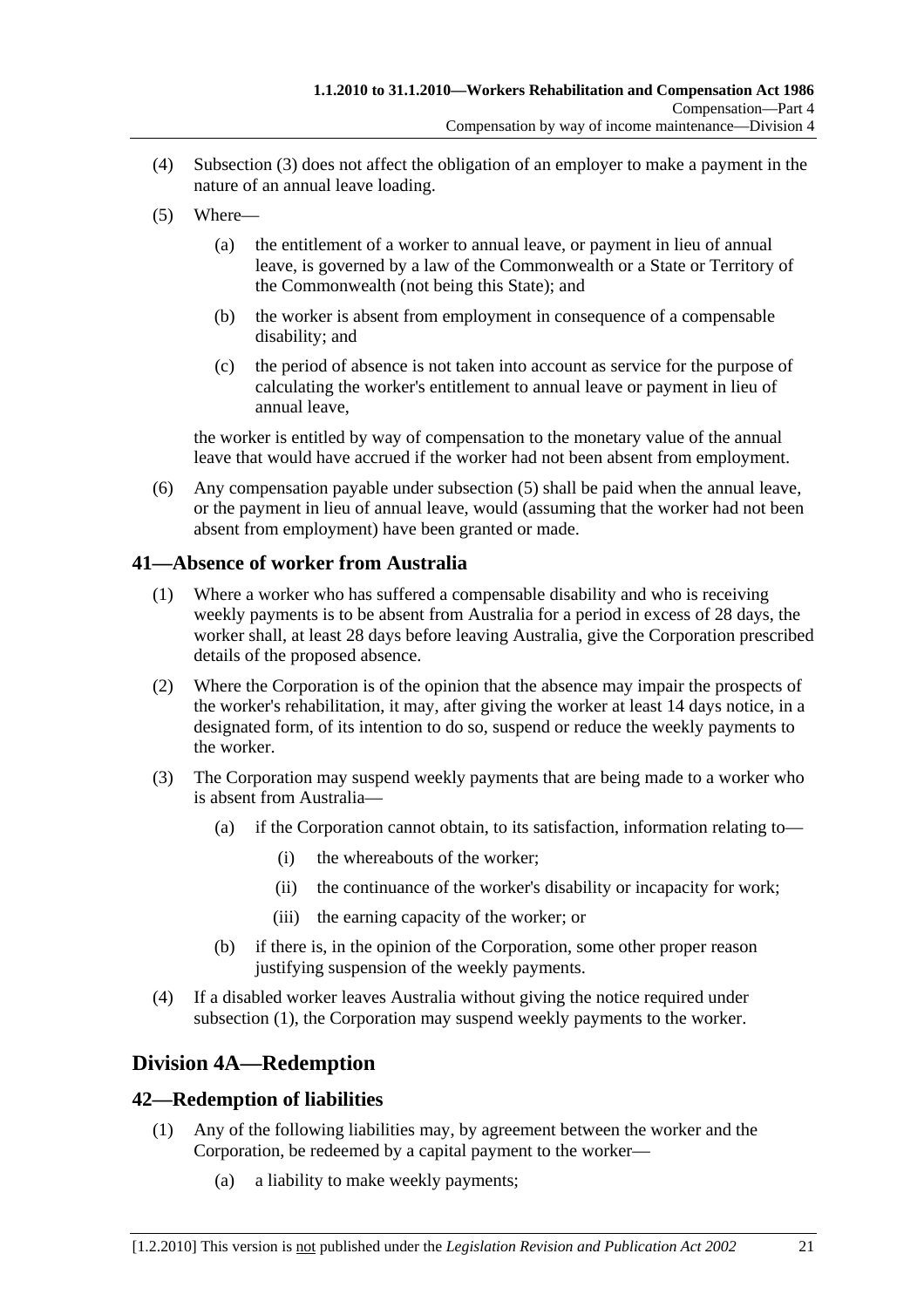(4) Subsection (3) does not affect the obligation of an employer to make a payment in the nature of an annual leave loading.

(5) Where—

(a) the entitlement of a worker to annual leave, or payment in lieu of annual leave, is governed by a law of the Commonwealth or a State or Territory of the Commonwealth (not being this State); and

(b) the worker is absent from employment in consequence of a compensable disability; and

(c) the period of absence is not taken into account as service for the purpose of calculating the worker's entitlement to annual leave or payment in lieu of annual leave,

the worker is entitled by way of compensation to the monetary value of the annual leave that would have accrued if the worker had not been absent from employment.

(6) Any compensation payable under subsection (5) shall be paid when the annual leave, or the payment in lieu of annual leave, would (assuming that the worker had not been absent from employment) have been granted or made.

## 41—Absence of worker from Australia

(1) Where a worker who has suffered a compensable disability and who is receiving weekly payments is to be absent from Australia for a period in excess of 28 days, the worker shall, at least 28 days before leaving Australia, give the Corporation prescribed details of the proposed absence.

(2) Where the Corporation is of the opinion that the absence may impair the prospects of the worker's rehabilitation, it may, after giving the worker at least 14 days notice, in a designated form, of its intention to do so, suspend or reduce the weekly payments to the worker.

(3) The Corporation may suspend weekly payments that are being made to a worker who is absent from Australia—

(a) if the Corporation cannot obtain, to its satisfaction, information relating to—

(i) the whereabouts of the worker;

(ii) the continuance of the worker's disability or incapacity for work;

(iii) the earning capacity of the worker; or

(b) if there is, in the opinion of the Corporation, some other proper reason justifying suspension of the weekly payments.

(4) If a disabled worker leaves Australia without giving the notice required under subsection (1), the Corporation may suspend weekly payments to the worker.

# Division 4A—Redemption

## 42—Redemption of liabilities

(1) Any of the following liabilities may, by agreement between the worker and the Corporation, be redeemed by a capital payment to the worker—

(a) a liability to make weekly payments;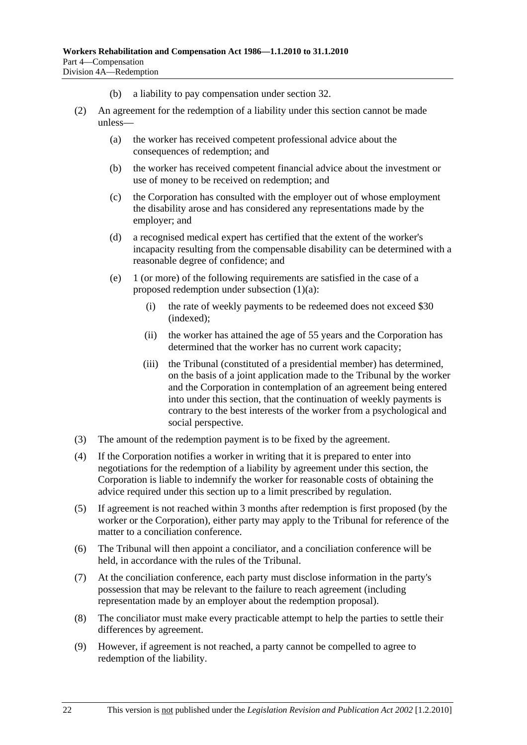(b) a liability to pay compensation under section 32.

(2) An agreement for the redemption of a liability under this section cannot be made unless—

(a) the worker has received competent professional advice about the consequences of redemption; and

(b) the worker has received competent financial advice about the investment or use of money to be received on redemption; and

(c) the Corporation has consulted with the employer out of whose employment the disability arose and has considered any representations made by the employer; and

(d) a recognised medical expert has certified that the extent of the worker's incapacity resulting from the compensable disability can be determined with a reasonable degree of confidence; and

(e) 1 (or more) of the following requirements are satisfied in the case of a proposed redemption under subsection (1)(a):

(i) the rate of weekly payments to be redeemed does not exceed $30 (indexed);

(ii) the worker has attained the age of 55 years and the Corporation has determined that the worker has no current work capacity;

(iii) the Tribunal (constituted of a presidential member) has determined, on the basis of a joint application made to the Tribunal by the worker and the Corporation in contemplation of an agreement being entered into under this section, that the continuation of weekly payments is contrary to the best interests of the worker from a psychological and social perspective.

(3) The amount of the redemption payment is to be fixed by the agreement.

(4) If the Corporation notifies a worker in writing that it is prepared to enter into negotiations for the redemption of a liability by agreement under this section, the Corporation is liable to indemnify the worker for reasonable costs of obtaining the advice required under this section up to a limit prescribed by regulation.

(5) If agreement is not reached within 3 months after redemption is first proposed (by the worker or the Corporation), either party may apply to the Tribunal for reference of the matter to a conciliation conference.

(6) The Tribunal will then appoint a conciliator, and a conciliation conference will be held, in accordance with the rules of the Tribunal.

(7) At the conciliation conference, each party must disclose information in the party's possession that may be relevant to the failure to reach agreement (including representation made by an employer about the redemption proposal).

(8) The conciliator must make every practicable attempt to help the parties to settle their differences by agreement.

(9) However, if agreement is not reached, a party cannot be compelled to agree to redemption of the liability.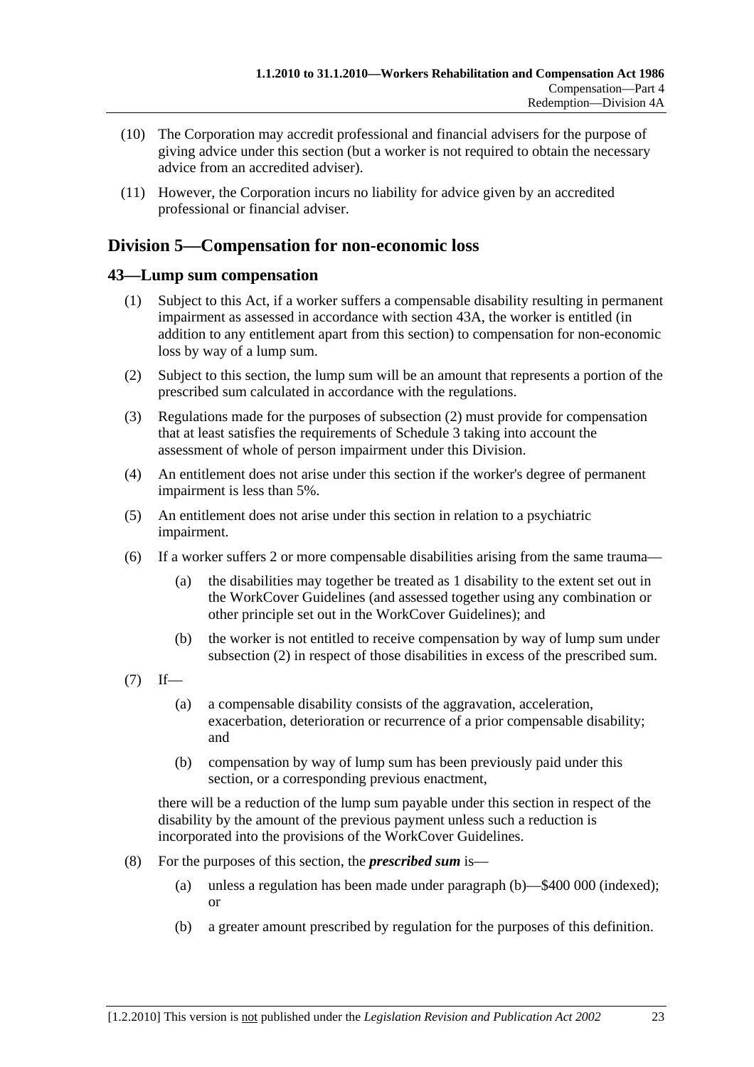(10) The Corporation may accredit professional and financial advisers for the purpose of giving advice under this section (but a worker is not required to obtain the necessary advice from an accredited adviser).

(11) However, the Corporation incurs no liability for advice given by an accredited professional or financial adviser.

## Division 5—Compensation for non-economic loss

### 43—Lump sum compensation

(1) Subject to this Act, if a worker suffers a compensable disability resulting in permanent impairment as assessed in accordance with section 43A, the worker is entitled (in addition to any entitlement apart from this section) to compensation for non-economic loss by way of a lump sum.

(2) Subject to this section, the lump sum will be an amount that represents a portion of the prescribed sum calculated in accordance with the regulations.

(3) Regulations made for the purposes of subsection (2) must provide for compensation that at least satisfies the requirements of Schedule 3 taking into account the assessment of whole of person impairment under this Division.

(4) An entitlement does not arise under this section if the worker's degree of permanent impairment is less than 5%.

(5) An entitlement does not arise under this section in relation to a psychiatric impairment.

(6) If a worker suffers 2 or more compensable disabilities arising from the same trauma—

(a) the disabilities may together be treated as 1 disability to the extent set out in the WorkCover Guidelines (and assessed together using any combination or other principle set out in the WorkCover Guidelines); and

(b) the worker is not entitled to receive compensation by way of lump sum under subsection (2) in respect of those disabilities in excess of the prescribed sum.

(7) If—

(a) a compensable disability consists of the aggravation, acceleration, exacerbation, deterioration or recurrence of a prior compensable disability; and

(b) compensation by way of lump sum has been previously paid under this section, or a corresponding previous enactment,

there will be a reduction of the lump sum payable under this section in respect of the disability by the amount of the previous payment unless such a reduction is incorporated into the provisions of the WorkCover Guidelines.

(8) For the purposes of this section, the ***prescribed sum*** is—

(a) unless a regulation has been made under paragraph (b)—$400 000 (indexed); or

(b) a greater amount prescribed by regulation for the purposes of this definition.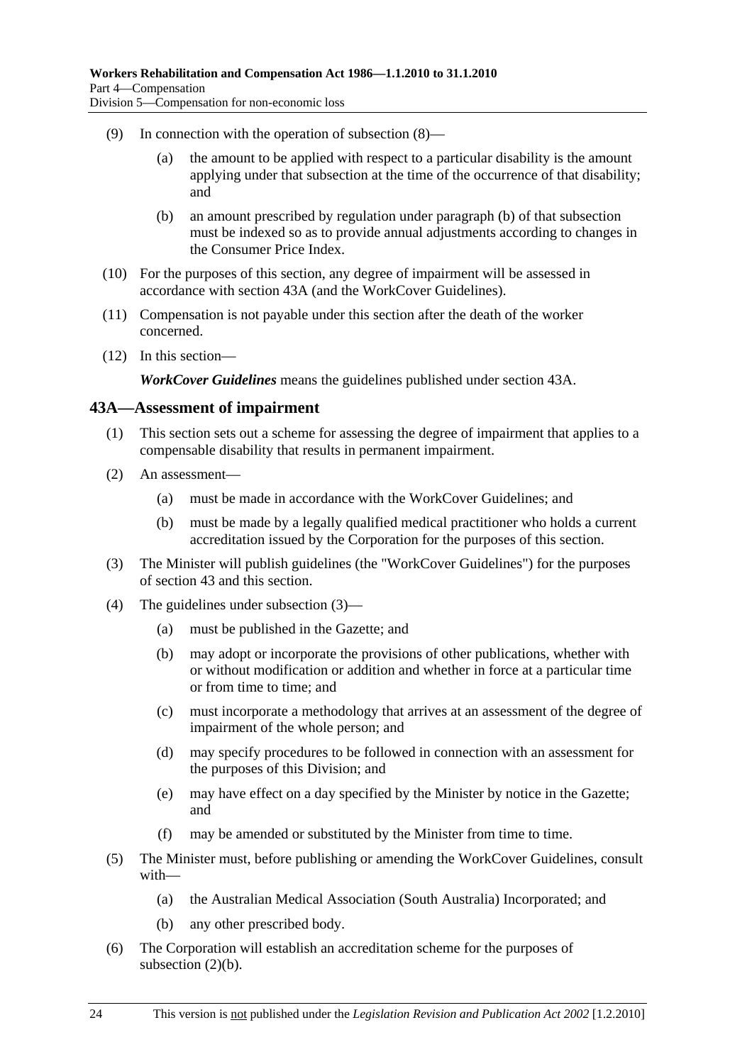(9) In connection with the operation of subsection (8)—

(a) the amount to be applied with respect to a particular disability is the amount applying under that subsection at the time of the occurrence of that disability; and

(b) an amount prescribed by regulation under paragraph (b) of that subsection must be indexed so as to provide annual adjustments according to changes in the Consumer Price Index.

(10) For the purposes of this section, any degree of impairment will be assessed in accordance with section 43A (and the WorkCover Guidelines).

(11) Compensation is not payable under this section after the death of the worker concerned.

(12) In this section—

***WorkCover Guidelines*** means the guidelines published under section 43A.

## 43A—Assessment of impairment

(1) This section sets out a scheme for assessing the degree of impairment that applies to a compensable disability that results in permanent impairment.

(2) An assessment—

(a) must be made in accordance with the WorkCover Guidelines; and

(b) must be made by a legally qualified medical practitioner who holds a current accreditation issued by the Corporation for the purposes of this section.

(3) The Minister will publish guidelines (the "WorkCover Guidelines") for the purposes of section 43 and this section.

(4) The guidelines under subsection (3)—

(a) must be published in the Gazette; and

(b) may adopt or incorporate the provisions of other publications, whether with or without modification or addition and whether in force at a particular time or from time to time; and

(c) must incorporate a methodology that arrives at an assessment of the degree of impairment of the whole person; and

(d) may specify procedures to be followed in connection with an assessment for the purposes of this Division; and

(e) may have effect on a day specified by the Minister by notice in the Gazette; and

(f) may be amended or substituted by the Minister from time to time.

(5) The Minister must, before publishing or amending the WorkCover Guidelines, consult with—

(a) the Australian Medical Association (South Australia) Incorporated; and

(b) any other prescribed body.

(6) The Corporation will establish an accreditation scheme for the purposes of subsection (2)(b).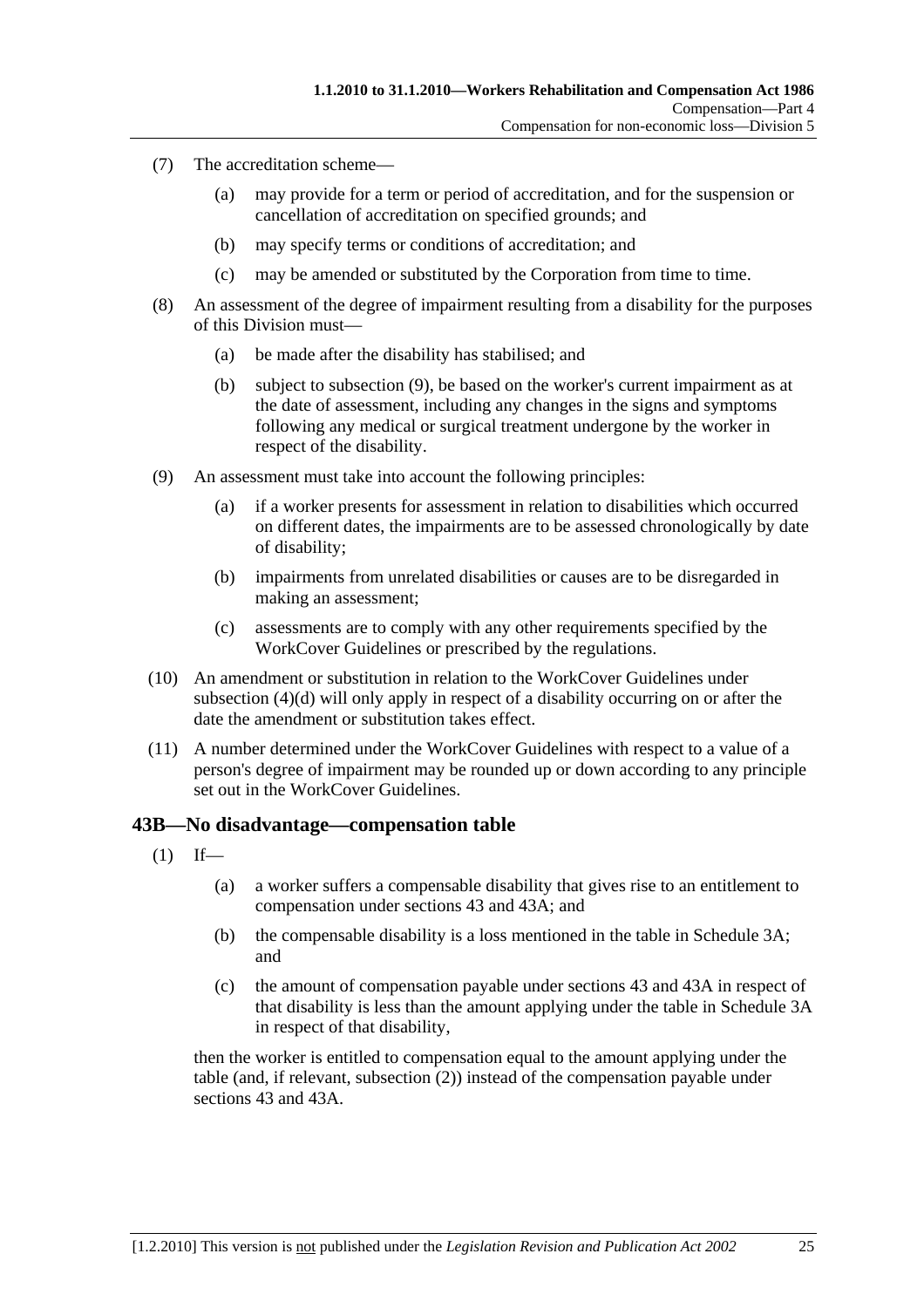(7) The accreditation scheme—

(a) may provide for a term or period of accreditation, and for the suspension or cancellation of accreditation on specified grounds; and

(b) may specify terms or conditions of accreditation; and

(c) may be amended or substituted by the Corporation from time to time.

(8) An assessment of the degree of impairment resulting from a disability for the purposes of this Division must—

(a) be made after the disability has stabilised; and

(b) subject to subsection (9), be based on the worker's current impairment as at the date of assessment, including any changes in the signs and symptoms following any medical or surgical treatment undergone by the worker in respect of the disability.

(9) An assessment must take into account the following principles:

(a) if a worker presents for assessment in relation to disabilities which occurred on different dates, the impairments are to be assessed chronologically by date of disability;

(b) impairments from unrelated disabilities or causes are to be disregarded in making an assessment;

(c) assessments are to comply with any other requirements specified by the WorkCover Guidelines or prescribed by the regulations.

(10) An amendment or substitution in relation to the WorkCover Guidelines under subsection (4)(d) will only apply in respect of a disability occurring on or after the date the amendment or substitution takes effect.

(11) A number determined under the WorkCover Guidelines with respect to a value of a person's degree of impairment may be rounded up or down according to any principle set out in the WorkCover Guidelines.

## 43B—No disadvantage—compensation table

(1) If—

(a) a worker suffers a compensable disability that gives rise to an entitlement to compensation under sections 43 and 43A; and

(b) the compensable disability is a loss mentioned in the table in Schedule 3A; and

(c) the amount of compensation payable under sections 43 and 43A in respect of that disability is less than the amount applying under the table in Schedule 3A in respect of that disability,

then the worker is entitled to compensation equal to the amount applying under the table (and, if relevant, subsection (2)) instead of the compensation payable under sections 43 and 43A.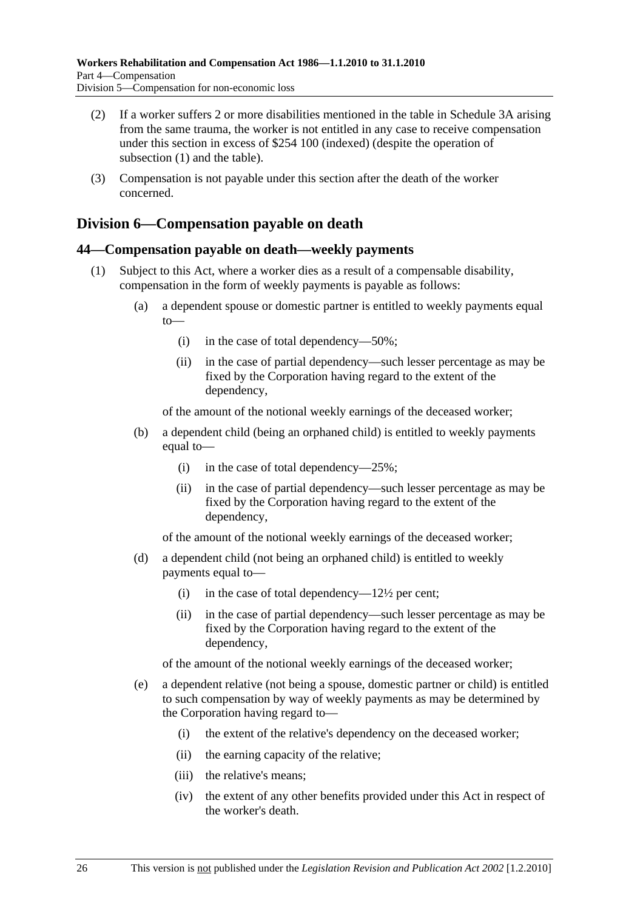(2) If a worker suffers 2 or more disabilities mentioned in the table in Schedule 3A arising from the same trauma, the worker is not entitled in any case to receive compensation under this section in excess of $254 100 (indexed) (despite the operation of subsection (1) and the table).

(3) Compensation is not payable under this section after the death of the worker concerned.

## Division 6—Compensation payable on death

### 44—Compensation payable on death—weekly payments

(1) Subject to this Act, where a worker dies as a result of a compensable disability, compensation in the form of weekly payments is payable as follows:

- (a) a dependent spouse or domestic partner is entitled to weekly payments equal to—
  - (i) in the case of total dependency—50%;
  - (ii) in the case of partial dependency—such lesser percentage as may be fixed by the Corporation having regard to the extent of the dependency,

  of the amount of the notional weekly earnings of the deceased worker;

- (b) a dependent child (being an orphaned child) is entitled to weekly payments equal to—
  - (i) in the case of total dependency—25%;
  - (ii) in the case of partial dependency—such lesser percentage as may be fixed by the Corporation having regard to the extent of the dependency,

  of the amount of the notional weekly earnings of the deceased worker;

- (d) a dependent child (not being an orphaned child) is entitled to weekly payments equal to—
  - (i) in the case of total dependency—12½ per cent;
  - (ii) in the case of partial dependency—such lesser percentage as may be fixed by the Corporation having regard to the extent of the dependency,

  of the amount of the notional weekly earnings of the deceased worker;

- (e) a dependent relative (not being a spouse, domestic partner or child) is entitled to such compensation by way of weekly payments as may be determined by the Corporation having regard to—
  - (i) the extent of the relative's dependency on the deceased worker;
  - (ii) the earning capacity of the relative;
  - (iii) the relative's means;
  - (iv) the extent of any other benefits provided under this Act in respect of the worker's death.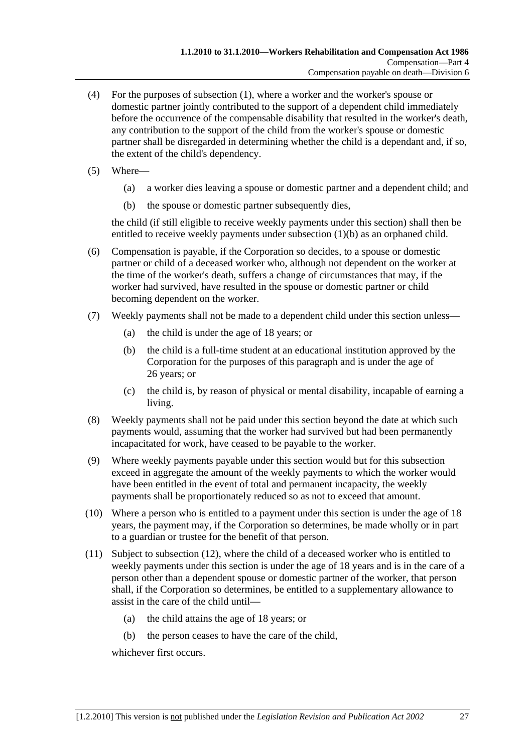(4) For the purposes of subsection (1), where a worker and the worker's spouse or domestic partner jointly contributed to the support of a dependent child immediately before the occurrence of the compensable disability that resulted in the worker's death, any contribution to the support of the child from the worker's spouse or domestic partner shall be disregarded in determining whether the child is a dependant and, if so, the extent of the child's dependency.

(5) Where—

- (a) a worker dies leaving a spouse or domestic partner and a dependent child; and
- (b) the spouse or domestic partner subsequently dies,

the child (if still eligible to receive weekly payments under this section) shall then be entitled to receive weekly payments under subsection (1)(b) as an orphaned child.

(6) Compensation is payable, if the Corporation so decides, to a spouse or domestic partner or child of a deceased worker who, although not dependent on the worker at the time of the worker's death, suffers a change of circumstances that may, if the worker had survived, have resulted in the spouse or domestic partner or child becoming dependent on the worker.

(7) Weekly payments shall not be made to a dependent child under this section unless—

- (a) the child is under the age of 18 years; or
- (b) the child is a full-time student at an educational institution approved by the Corporation for the purposes of this paragraph and is under the age of 26 years; or
- (c) the child is, by reason of physical or mental disability, incapable of earning a living.

(8) Weekly payments shall not be paid under this section beyond the date at which such payments would, assuming that the worker had survived but had been permanently incapacitated for work, have ceased to be payable to the worker.

(9) Where weekly payments payable under this section would but for this subsection exceed in aggregate the amount of the weekly payments to which the worker would have been entitled in the event of total and permanent incapacity, the weekly payments shall be proportionately reduced so as not to exceed that amount.

(10) Where a person who is entitled to a payment under this section is under the age of 18 years, the payment may, if the Corporation so determines, be made wholly or in part to a guardian or trustee for the benefit of that person.

(11) Subject to subsection (12), where the child of a deceased worker who is entitled to weekly payments under this section is under the age of 18 years and is in the care of a person other than a dependent spouse or domestic partner of the worker, that person shall, if the Corporation so determines, be entitled to a supplementary allowance to assist in the care of the child until—

- (a) the child attains the age of 18 years; or
- (b) the person ceases to have the care of the child,

whichever first occurs.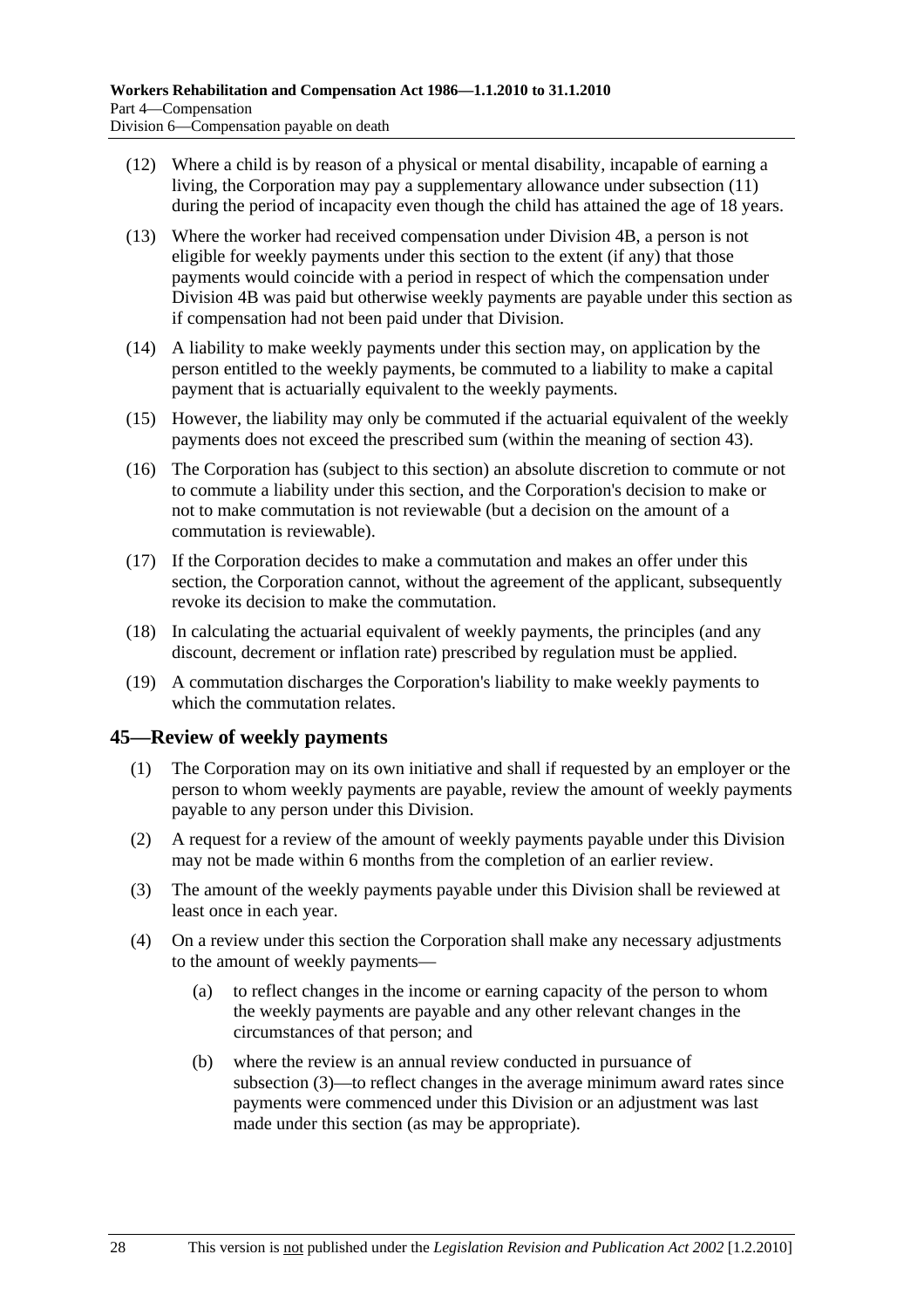(12) Where a child is by reason of a physical or mental disability, incapable of earning a living, the Corporation may pay a supplementary allowance under subsection (11) during the period of incapacity even though the child has attained the age of 18 years.

(13) Where the worker had received compensation under Division 4B, a person is not eligible for weekly payments under this section to the extent (if any) that those payments would coincide with a period in respect of which the compensation under Division 4B was paid but otherwise weekly payments are payable under this section as if compensation had not been paid under that Division.

(14) A liability to make weekly payments under this section may, on application by the person entitled to the weekly payments, be commuted to a liability to make a capital payment that is actuarially equivalent to the weekly payments.

(15) However, the liability may only be commuted if the actuarial equivalent of the weekly payments does not exceed the prescribed sum (within the meaning of section 43).

(16) The Corporation has (subject to this section) an absolute discretion to commute or not to commute a liability under this section, and the Corporation's decision to make or not to make commutation is not reviewable (but a decision on the amount of a commutation is reviewable).

(17) If the Corporation decides to make a commutation and makes an offer under this section, the Corporation cannot, without the agreement of the applicant, subsequently revoke its decision to make the commutation.

(18) In calculating the actuarial equivalent of weekly payments, the principles (and any discount, decrement or inflation rate) prescribed by regulation must be applied.

(19) A commutation discharges the Corporation's liability to make weekly payments to which the commutation relates.

## 45—Review of weekly payments

(1) The Corporation may on its own initiative and shall if requested by an employer or the person to whom weekly payments are payable, review the amount of weekly payments payable to any person under this Division.

(2) A request for a review of the amount of weekly payments payable under this Division may not be made within 6 months from the completion of an earlier review.

(3) The amount of the weekly payments payable under this Division shall be reviewed at least once in each year.

(4) On a review under this section the Corporation shall make any necessary adjustments to the amount of weekly payments—

(a) to reflect changes in the income or earning capacity of the person to whom the weekly payments are payable and any other relevant changes in the circumstances of that person; and

(b) where the review is an annual review conducted in pursuance of subsection (3)—to reflect changes in the average minimum award rates since payments were commenced under this Division or an adjustment was last made under this section (as may be appropriate).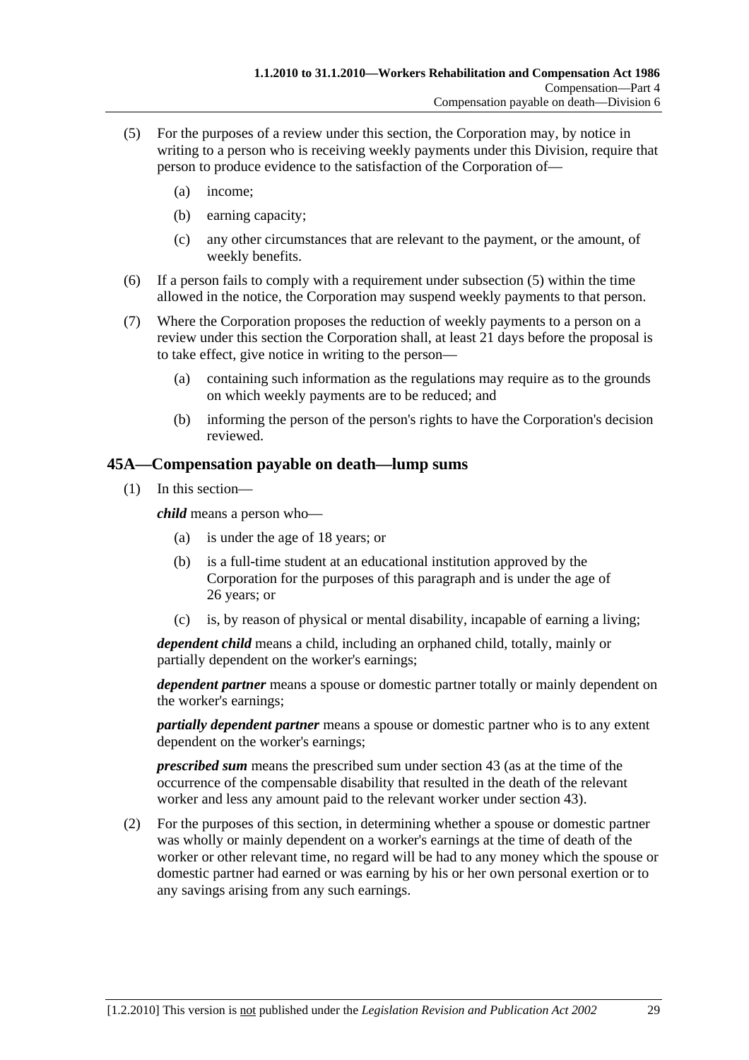(5) For the purposes of a review under this section, the Corporation may, by notice in writing to a person who is receiving weekly payments under this Division, require that person to produce evidence to the satisfaction of the Corporation of—

   (a) income;

   (b) earning capacity;

   (c) any other circumstances that are relevant to the payment, or the amount, of weekly benefits.

(6) If a person fails to comply with a requirement under subsection (5) within the time allowed in the notice, the Corporation may suspend weekly payments to that person.

(7) Where the Corporation proposes the reduction of weekly payments to a person on a review under this section the Corporation shall, at least 21 days before the proposal is to take effect, give notice in writing to the person—

   (a) containing such information as the regulations may require as to the grounds on which weekly payments are to be reduced; and

   (b) informing the person of the person's rights to have the Corporation's decision reviewed.

## 45A—Compensation payable on death—lump sums

(1) In this section—

***child*** means a person who—

   (a) is under the age of 18 years; or

   (b) is a full-time student at an educational institution approved by the Corporation for the purposes of this paragraph and is under the age of 26 years; or

   (c) is, by reason of physical or mental disability, incapable of earning a living;

***dependent child*** means a child, including an orphaned child, totally, mainly or partially dependent on the worker's earnings;

***dependent partner*** means a spouse or domestic partner totally or mainly dependent on the worker's earnings;

***partially dependent partner*** means a spouse or domestic partner who is to any extent dependent on the worker's earnings;

***prescribed sum*** means the prescribed sum under section 43 (as at the time of the occurrence of the compensable disability that resulted in the death of the relevant worker and less any amount paid to the relevant worker under section 43).

(2) For the purposes of this section, in determining whether a spouse or domestic partner was wholly or mainly dependent on a worker's earnings at the time of death of the worker or other relevant time, no regard will be had to any money which the spouse or domestic partner had earned or was earning by his or her own personal exertion or to any savings arising from any such earnings.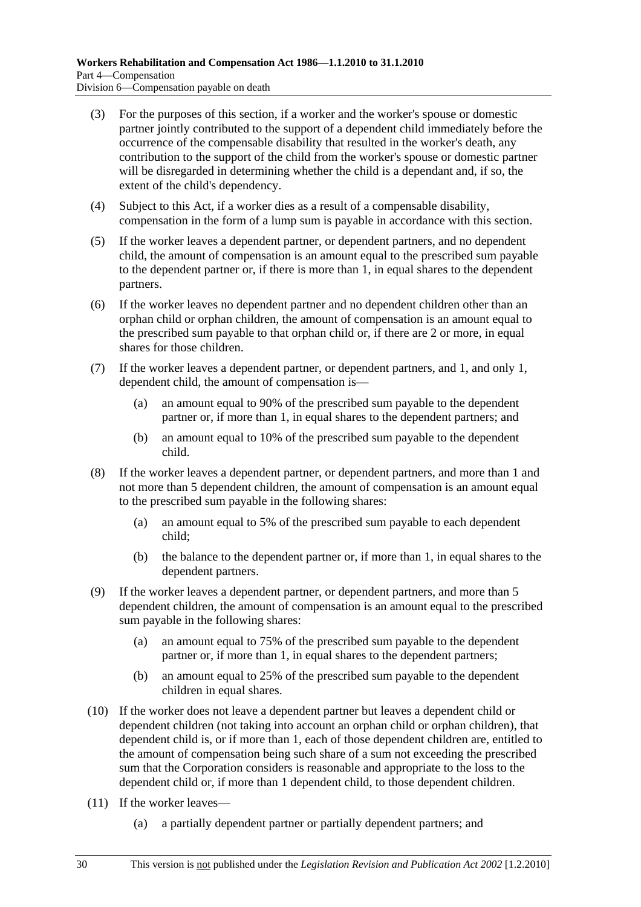(3) For the purposes of this section, if a worker and the worker's spouse or domestic partner jointly contributed to the support of a dependent child immediately before the occurrence of the compensable disability that resulted in the worker's death, any contribution to the support of the child from the worker's spouse or domestic partner will be disregarded in determining whether the child is a dependant and, if so, the extent of the child's dependency.

(4) Subject to this Act, if a worker dies as a result of a compensable disability, compensation in the form of a lump sum is payable in accordance with this section.

(5) If the worker leaves a dependent partner, or dependent partners, and no dependent child, the amount of compensation is an amount equal to the prescribed sum payable to the dependent partner or, if there is more than 1, in equal shares to the dependent partners.

(6) If the worker leaves no dependent partner and no dependent children other than an orphan child or orphan children, the amount of compensation is an amount equal to the prescribed sum payable to that orphan child or, if there are 2 or more, in equal shares for those children.

(7) If the worker leaves a dependent partner, or dependent partners, and 1, and only 1, dependent child, the amount of compensation is—

(a) an amount equal to 90% of the prescribed sum payable to the dependent partner or, if more than 1, in equal shares to the dependent partners; and

(b) an amount equal to 10% of the prescribed sum payable to the dependent child.

(8) If the worker leaves a dependent partner, or dependent partners, and more than 1 and not more than 5 dependent children, the amount of compensation is an amount equal to the prescribed sum payable in the following shares:

(a) an amount equal to 5% of the prescribed sum payable to each dependent child;

(b) the balance to the dependent partner or, if more than 1, in equal shares to the dependent partners.

(9) If the worker leaves a dependent partner, or dependent partners, and more than 5 dependent children, the amount of compensation is an amount equal to the prescribed sum payable in the following shares:

(a) an amount equal to 75% of the prescribed sum payable to the dependent partner or, if more than 1, in equal shares to the dependent partners;

(b) an amount equal to 25% of the prescribed sum payable to the dependent children in equal shares.

(10) If the worker does not leave a dependent partner but leaves a dependent child or dependent children (not taking into account an orphan child or orphan children), that dependent child is, or if more than 1, each of those dependent children are, entitled to the amount of compensation being such share of a sum not exceeding the prescribed sum that the Corporation considers is reasonable and appropriate to the loss to the dependent child or, if more than 1 dependent child, to those dependent children.

(11) If the worker leaves—

(a) a partially dependent partner or partially dependent partners; and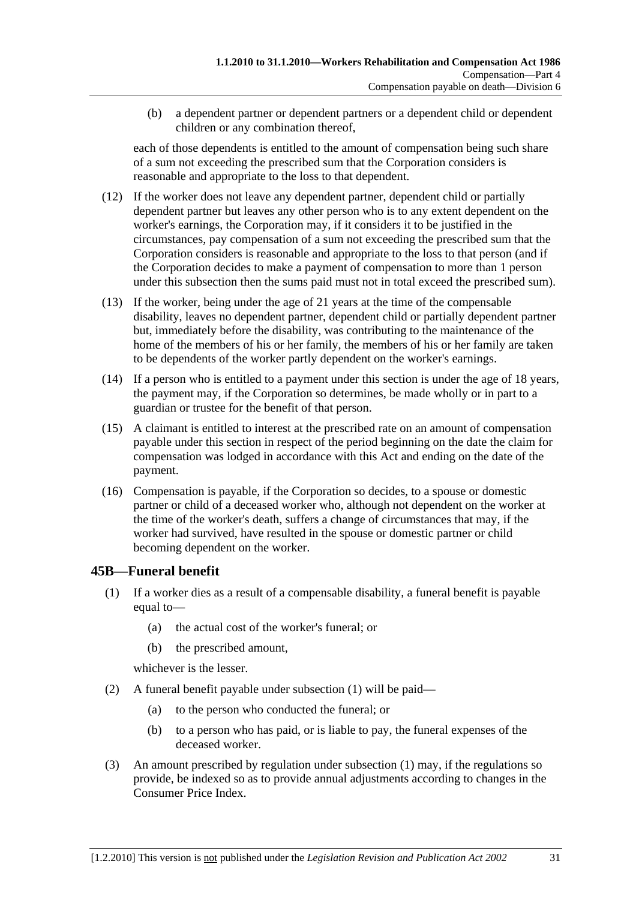(b) a dependent partner or dependent partners or a dependent child or dependent children or any combination thereof,

each of those dependents is entitled to the amount of compensation being such share of a sum not exceeding the prescribed sum that the Corporation considers is reasonable and appropriate to the loss to that dependent.

(12) If the worker does not leave any dependent partner, dependent child or partially dependent partner but leaves any other person who is to any extent dependent on the worker's earnings, the Corporation may, if it considers it to be justified in the circumstances, pay compensation of a sum not exceeding the prescribed sum that the Corporation considers is reasonable and appropriate to the loss to that person (and if the Corporation decides to make a payment of compensation to more than 1 person under this subsection then the sums paid must not in total exceed the prescribed sum).

(13) If the worker, being under the age of 21 years at the time of the compensable disability, leaves no dependent partner, dependent child or partially dependent partner but, immediately before the disability, was contributing to the maintenance of the home of the members of his or her family, the members of his or her family are taken to be dependents of the worker partly dependent on the worker's earnings.

(14) If a person who is entitled to a payment under this section is under the age of 18 years, the payment may, if the Corporation so determines, be made wholly or in part to a guardian or trustee for the benefit of that person.

(15) A claimant is entitled to interest at the prescribed rate on an amount of compensation payable under this section in respect of the period beginning on the date the claim for compensation was lodged in accordance with this Act and ending on the date of the payment.

(16) Compensation is payable, if the Corporation so decides, to a spouse or domestic partner or child of a deceased worker who, although not dependent on the worker at the time of the worker's death, suffers a change of circumstances that may, if the worker had survived, have resulted in the spouse or domestic partner or child becoming dependent on the worker.

## 45B—Funeral benefit

(1) If a worker dies as a result of a compensable disability, a funeral benefit is payable equal to—

(a) the actual cost of the worker's funeral; or

(b) the prescribed amount,

whichever is the lesser.

(2) A funeral benefit payable under subsection (1) will be paid—

(a) to the person who conducted the funeral; or

(b) to a person who has paid, or is liable to pay, the funeral expenses of the deceased worker.

(3) An amount prescribed by regulation under subsection (1) may, if the regulations so provide, be indexed so as to provide annual adjustments according to changes in the Consumer Price Index.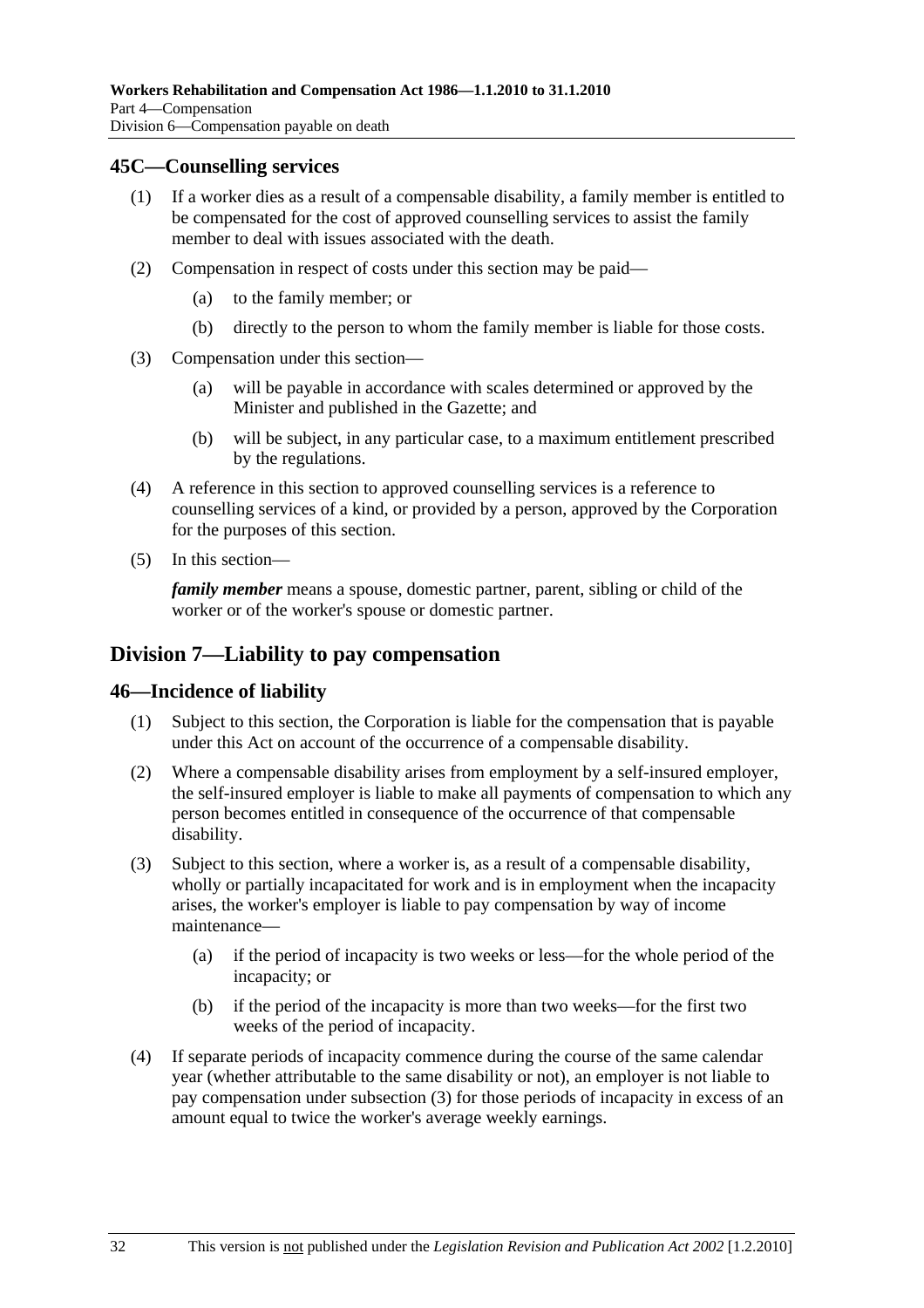### 45C—Counselling services

(1) If a worker dies as a result of a compensable disability, a family member is entitled to be compensated for the cost of approved counselling services to assist the family member to deal with issues associated with the death.

(2) Compensation in respect of costs under this section may be paid—

- (a) to the family member; or
- (b) directly to the person to whom the family member is liable for those costs.

(3) Compensation under this section—

- (a) will be payable in accordance with scales determined or approved by the Minister and published in the Gazette; and
- (b) will be subject, in any particular case, to a maximum entitlement prescribed by the regulations.

(4) A reference in this section to approved counselling services is a reference to counselling services of a kind, or provided by a person, approved by the Corporation for the purposes of this section.

(5) In this section—

***family member*** means a spouse, domestic partner, parent, sibling or child of the worker or of the worker's spouse or domestic partner.

## Division 7—Liability to pay compensation

### 46—Incidence of liability

(1) Subject to this section, the Corporation is liable for the compensation that is payable under this Act on account of the occurrence of a compensable disability.

(2) Where a compensable disability arises from employment by a self-insured employer, the self-insured employer is liable to make all payments of compensation to which any person becomes entitled in consequence of the occurrence of that compensable disability.

(3) Subject to this section, where a worker is, as a result of a compensable disability, wholly or partially incapacitated for work and is in employment when the incapacity arises, the worker's employer is liable to pay compensation by way of income maintenance—

- (a) if the period of incapacity is two weeks or less—for the whole period of the incapacity; or
- (b) if the period of the incapacity is more than two weeks—for the first two weeks of the period of incapacity.

(4) If separate periods of incapacity commence during the course of the same calendar year (whether attributable to the same disability or not), an employer is not liable to pay compensation under subsection (3) for those periods of incapacity in excess of an amount equal to twice the worker's average weekly earnings.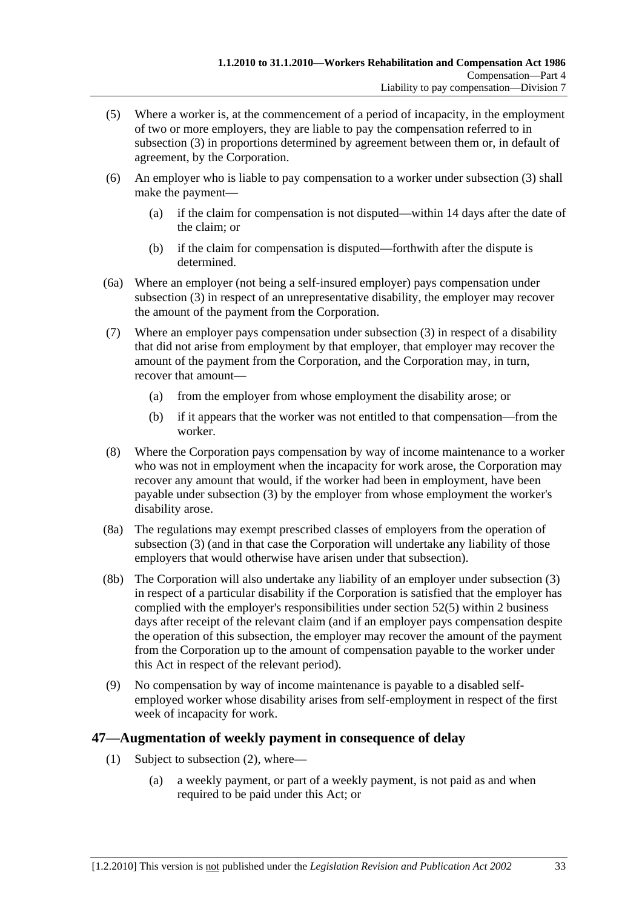(5) Where a worker is, at the commencement of a period of incapacity, in the employment of two or more employers, they are liable to pay the compensation referred to in subsection (3) in proportions determined by agreement between them or, in default of agreement, by the Corporation.

(6) An employer who is liable to pay compensation to a worker under subsection (3) shall make the payment—

(a) if the claim for compensation is not disputed—within 14 days after the date of the claim; or

(b) if the claim for compensation is disputed—forthwith after the dispute is determined.

(6a) Where an employer (not being a self-insured employer) pays compensation under subsection (3) in respect of an unrepresentative disability, the employer may recover the amount of the payment from the Corporation.

(7) Where an employer pays compensation under subsection (3) in respect of a disability that did not arise from employment by that employer, that employer may recover the amount of the payment from the Corporation, and the Corporation may, in turn, recover that amount—

(a) from the employer from whose employment the disability arose; or

(b) if it appears that the worker was not entitled to that compensation—from the worker.

(8) Where the Corporation pays compensation by way of income maintenance to a worker who was not in employment when the incapacity for work arose, the Corporation may recover any amount that would, if the worker had been in employment, have been payable under subsection (3) by the employer from whose employment the worker's disability arose.

(8a) The regulations may exempt prescribed classes of employers from the operation of subsection (3) (and in that case the Corporation will undertake any liability of those employers that would otherwise have arisen under that subsection).

(8b) The Corporation will also undertake any liability of an employer under subsection (3) in respect of a particular disability if the Corporation is satisfied that the employer has complied with the employer's responsibilities under section 52(5) within 2 business days after receipt of the relevant claim (and if an employer pays compensation despite the operation of this subsection, the employer may recover the amount of the payment from the Corporation up to the amount of compensation payable to the worker under this Act in respect of the relevant period).

(9) No compensation by way of income maintenance is payable to a disabled self-employed worker whose disability arises from self-employment in respect of the first week of incapacity for work.

## 47—Augmentation of weekly payment in consequence of delay

(1) Subject to subsection (2), where—

(a) a weekly payment, or part of a weekly payment, is not paid as and when required to be paid under this Act; or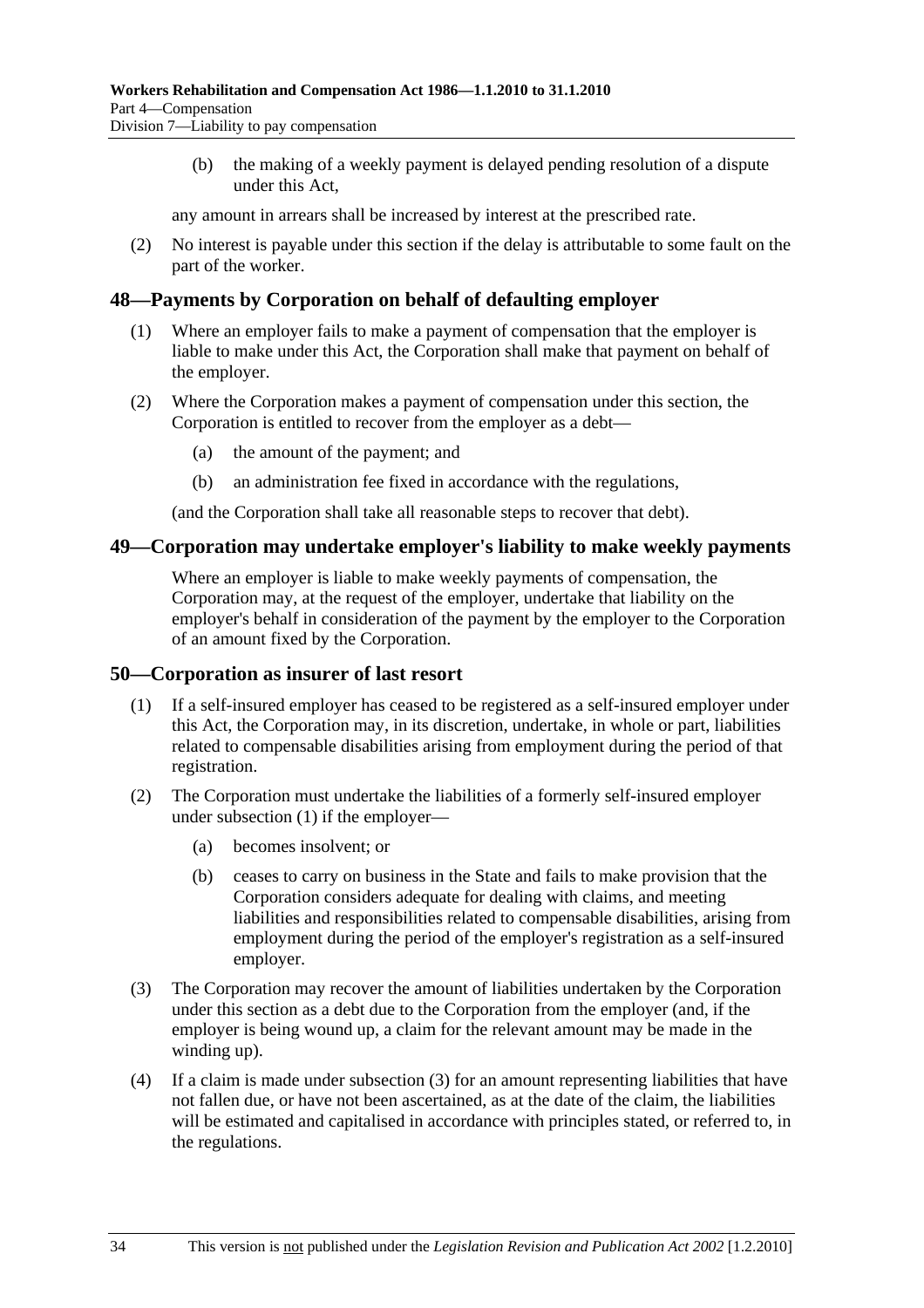(b) the making of a weekly payment is delayed pending resolution of a dispute under this Act,

any amount in arrears shall be increased by interest at the prescribed rate.

(2) No interest is payable under this section if the delay is attributable to some fault on the part of the worker.

## 48—Payments by Corporation on behalf of defaulting employer

(1) Where an employer fails to make a payment of compensation that the employer is liable to make under this Act, the Corporation shall make that payment on behalf of the employer.

(2) Where the Corporation makes a payment of compensation under this section, the Corporation is entitled to recover from the employer as a debt—

(a) the amount of the payment; and

(b) an administration fee fixed in accordance with the regulations,

(and the Corporation shall take all reasonable steps to recover that debt).

## 49—Corporation may undertake employer's liability to make weekly payments

Where an employer is liable to make weekly payments of compensation, the Corporation may, at the request of the employer, undertake that liability on the employer's behalf in consideration of the payment by the employer to the Corporation of an amount fixed by the Corporation.

## 50—Corporation as insurer of last resort

(1) If a self-insured employer has ceased to be registered as a self-insured employer under this Act, the Corporation may, in its discretion, undertake, in whole or part, liabilities related to compensable disabilities arising from employment during the period of that registration.

(2) The Corporation must undertake the liabilities of a formerly self-insured employer under subsection (1) if the employer—

(a) becomes insolvent; or

(b) ceases to carry on business in the State and fails to make provision that the Corporation considers adequate for dealing with claims, and meeting liabilities and responsibilities related to compensable disabilities, arising from employment during the period of the employer's registration as a self-insured employer.

(3) The Corporation may recover the amount of liabilities undertaken by the Corporation under this section as a debt due to the Corporation from the employer (and, if the employer is being wound up, a claim for the relevant amount may be made in the winding up).

(4) If a claim is made under subsection (3) for an amount representing liabilities that have not fallen due, or have not been ascertained, as at the date of the claim, the liabilities will be estimated and capitalised in accordance with principles stated, or referred to, in the regulations.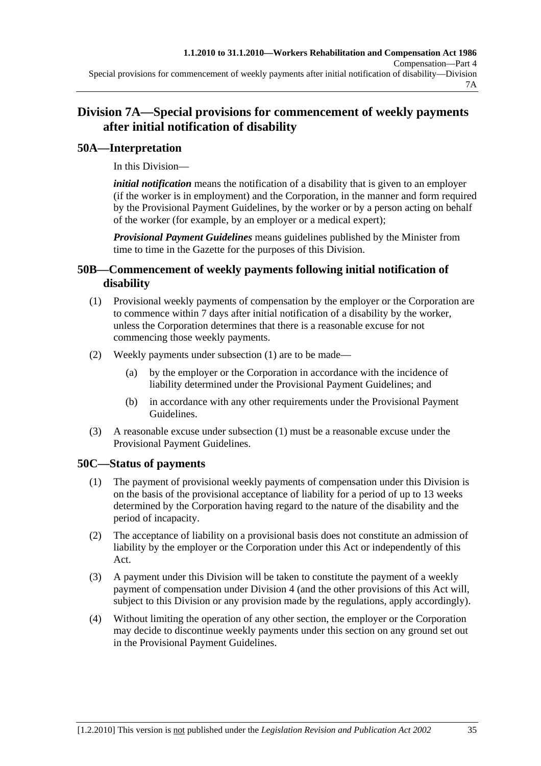## Division 7A—Special provisions for commencement of weekly payments after initial notification of disability

### 50A—Interpretation

In this Division—

***initial notification*** means the notification of a disability that is given to an employer (if the worker is in employment) and the Corporation, in the manner and form required by the Provisional Payment Guidelines, by the worker or by a person acting on behalf of the worker (for example, by an employer or a medical expert);

***Provisional Payment Guidelines*** means guidelines published by the Minister from time to time in the Gazette for the purposes of this Division.

### 50B—Commencement of weekly payments following initial notification of disability

(1) Provisional weekly payments of compensation by the employer or the Corporation are to commence within 7 days after initial notification of a disability by the worker, unless the Corporation determines that there is a reasonable excuse for not commencing those weekly payments.

(2) Weekly payments under subsection (1) are to be made—

(a) by the employer or the Corporation in accordance with the incidence of liability determined under the Provisional Payment Guidelines; and

(b) in accordance with any other requirements under the Provisional Payment Guidelines.

(3) A reasonable excuse under subsection (1) must be a reasonable excuse under the Provisional Payment Guidelines.

### 50C—Status of payments

(1) The payment of provisional weekly payments of compensation under this Division is on the basis of the provisional acceptance of liability for a period of up to 13 weeks determined by the Corporation having regard to the nature of the disability and the period of incapacity.

(2) The acceptance of liability on a provisional basis does not constitute an admission of liability by the employer or the Corporation under this Act or independently of this Act.

(3) A payment under this Division will be taken to constitute the payment of a weekly payment of compensation under Division 4 (and the other provisions of this Act will, subject to this Division or any provision made by the regulations, apply accordingly).

(4) Without limiting the operation of any other section, the employer or the Corporation may decide to discontinue weekly payments under this section on any ground set out in the Provisional Payment Guidelines.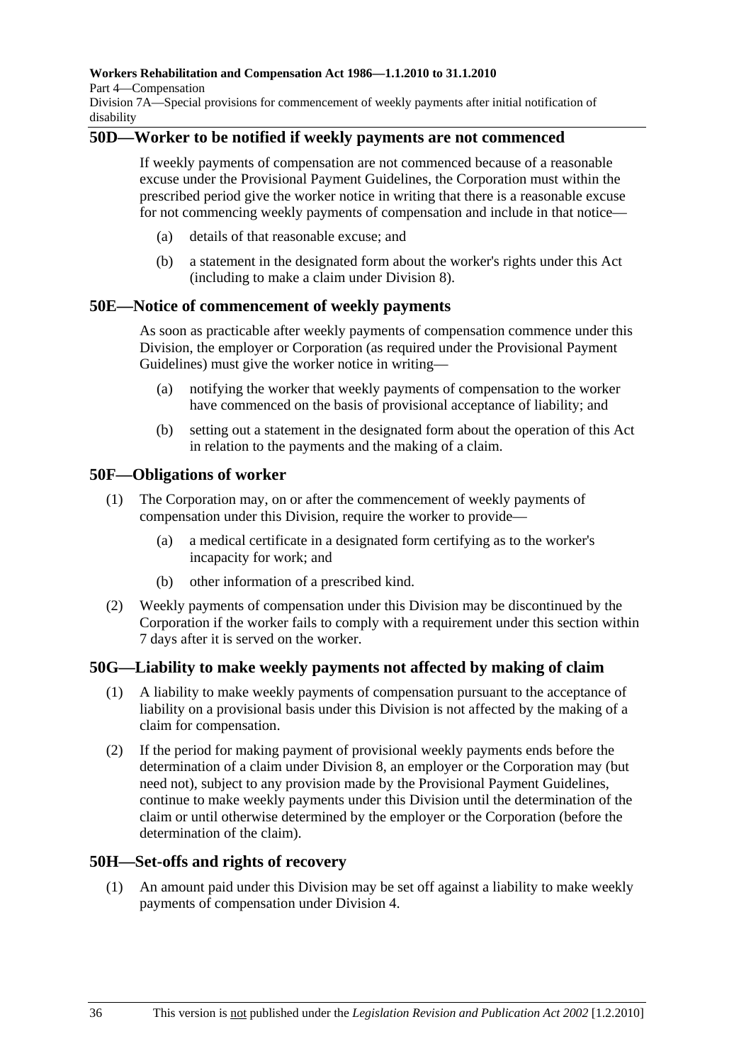## 50D—Worker to be notified if weekly payments are not commenced

If weekly payments of compensation are not commenced because of a reasonable excuse under the Provisional Payment Guidelines, the Corporation must within the prescribed period give the worker notice in writing that there is a reasonable excuse for not commencing weekly payments of compensation and include in that notice—

(a) details of that reasonable excuse; and

(b) a statement in the designated form about the worker's rights under this Act (including to make a claim under Division 8).

## 50E—Notice of commencement of weekly payments

As soon as practicable after weekly payments of compensation commence under this Division, the employer or Corporation (as required under the Provisional Payment Guidelines) must give the worker notice in writing—

(a) notifying the worker that weekly payments of compensation to the worker have commenced on the basis of provisional acceptance of liability; and

(b) setting out a statement in the designated form about the operation of this Act in relation to the payments and the making of a claim.

## 50F—Obligations of worker

(1) The Corporation may, on or after the commencement of weekly payments of compensation under this Division, require the worker to provide—

(a) a medical certificate in a designated form certifying as to the worker's incapacity for work; and

(b) other information of a prescribed kind.

(2) Weekly payments of compensation under this Division may be discontinued by the Corporation if the worker fails to comply with a requirement under this section within 7 days after it is served on the worker.

## 50G—Liability to make weekly payments not affected by making of claim

(1) A liability to make weekly payments of compensation pursuant to the acceptance of liability on a provisional basis under this Division is not affected by the making of a claim for compensation.

(2) If the period for making payment of provisional weekly payments ends before the determination of a claim under Division 8, an employer or the Corporation may (but need not), subject to any provision made by the Provisional Payment Guidelines, continue to make weekly payments under this Division until the determination of the claim or until otherwise determined by the employer or the Corporation (before the determination of the claim).

## 50H—Set-offs and rights of recovery

(1) An amount paid under this Division may be set off against a liability to make weekly payments of compensation under Division 4.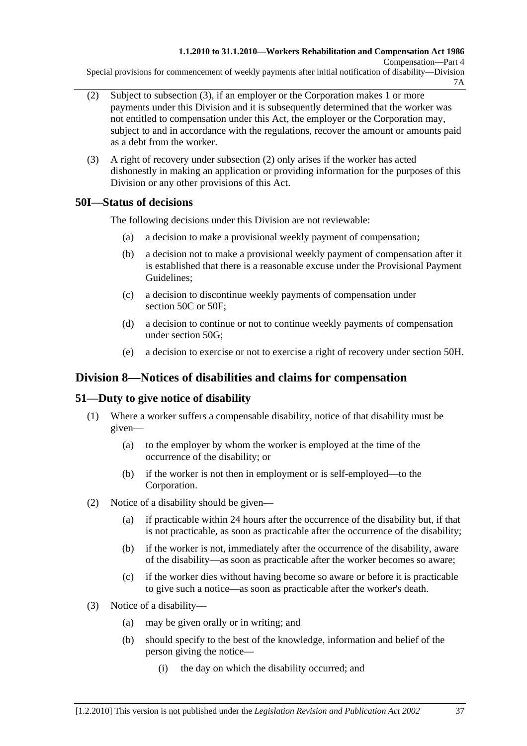(2) Subject to subsection (3), if an employer or the Corporation makes 1 or more payments under this Division and it is subsequently determined that the worker was not entitled to compensation under this Act, the employer or the Corporation may, subject to and in accordance with the regulations, recover the amount or amounts paid as a debt from the worker.

(3) A right of recovery under subsection (2) only arises if the worker has acted dishonestly in making an application or providing information for the purposes of this Division or any other provisions of this Act.

### 50I—Status of decisions

The following decisions under this Division are not reviewable:

(a) a decision to make a provisional weekly payment of compensation;

(b) a decision not to make a provisional weekly payment of compensation after it is established that there is a reasonable excuse under the Provisional Payment Guidelines;

(c) a decision to discontinue weekly payments of compensation under section 50C or 50F;

(d) a decision to continue or not to continue weekly payments of compensation under section 50G;

(e) a decision to exercise or not to exercise a right of recovery under section 50H.

## Division 8—Notices of disabilities and claims for compensation

### 51—Duty to give notice of disability

(1) Where a worker suffers a compensable disability, notice of that disability must be given—

(a) to the employer by whom the worker is employed at the time of the occurrence of the disability; or

(b) if the worker is not then in employment or is self-employed—to the Corporation.

(2) Notice of a disability should be given—

(a) if practicable within 24 hours after the occurrence of the disability but, if that is not practicable, as soon as practicable after the occurrence of the disability;

(b) if the worker is not, immediately after the occurrence of the disability, aware of the disability—as soon as practicable after the worker becomes so aware;

(c) if the worker dies without having become so aware or before it is practicable to give such a notice—as soon as practicable after the worker's death.

(3) Notice of a disability—

(a) may be given orally or in writing; and

(b) should specify to the best of the knowledge, information and belief of the person giving the notice—

(i) the day on which the disability occurred; and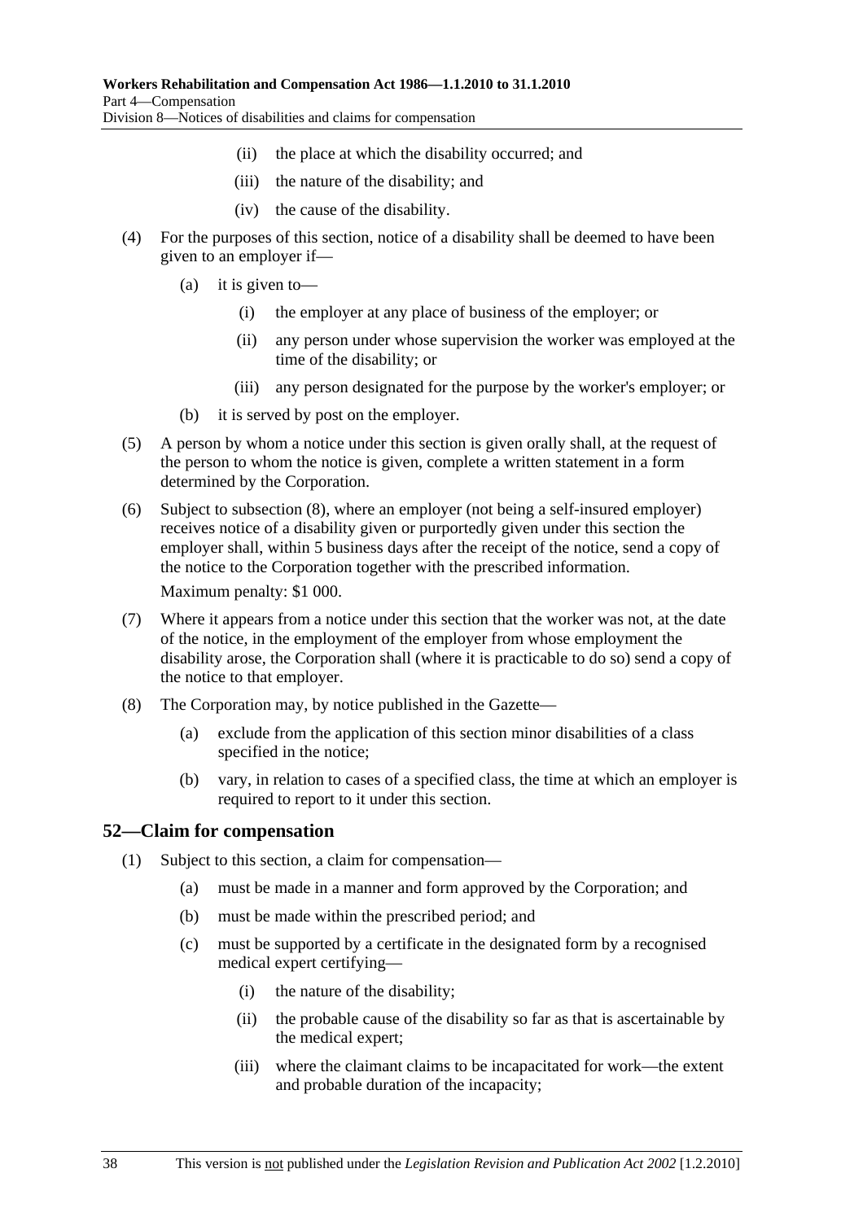(ii) the place at which the disability occurred; and

(iii) the nature of the disability; and

(iv) the cause of the disability.

(4) For the purposes of this section, notice of a disability shall be deemed to have been given to an employer if—

(a) it is given to—

(i) the employer at any place of business of the employer; or

(ii) any person under whose supervision the worker was employed at the time of the disability; or

(iii) any person designated for the purpose by the worker's employer; or

(b) it is served by post on the employer.

(5) A person by whom a notice under this section is given orally shall, at the request of the person to whom the notice is given, complete a written statement in a form determined by the Corporation.

(6) Subject to subsection (8), where an employer (not being a self-insured employer) receives notice of a disability given or purportedly given under this section the employer shall, within 5 business days after the receipt of the notice, send a copy of the notice to the Corporation together with the prescribed information.

Maximum penalty: $1 000.

(7) Where it appears from a notice under this section that the worker was not, at the date of the notice, in the employment of the employer from whose employment the disability arose, the Corporation shall (where it is practicable to do so) send a copy of the notice to that employer.

(8) The Corporation may, by notice published in the Gazette—

(a) exclude from the application of this section minor disabilities of a class specified in the notice;

(b) vary, in relation to cases of a specified class, the time at which an employer is required to report to it under this section.

## 52—Claim for compensation

(1) Subject to this section, a claim for compensation—

(a) must be made in a manner and form approved by the Corporation; and

(b) must be made within the prescribed period; and

(c) must be supported by a certificate in the designated form by a recognised medical expert certifying—

(i) the nature of the disability;

(ii) the probable cause of the disability so far as that is ascertainable by the medical expert;

(iii) where the claimant claims to be incapacitated for work—the extent and probable duration of the incapacity;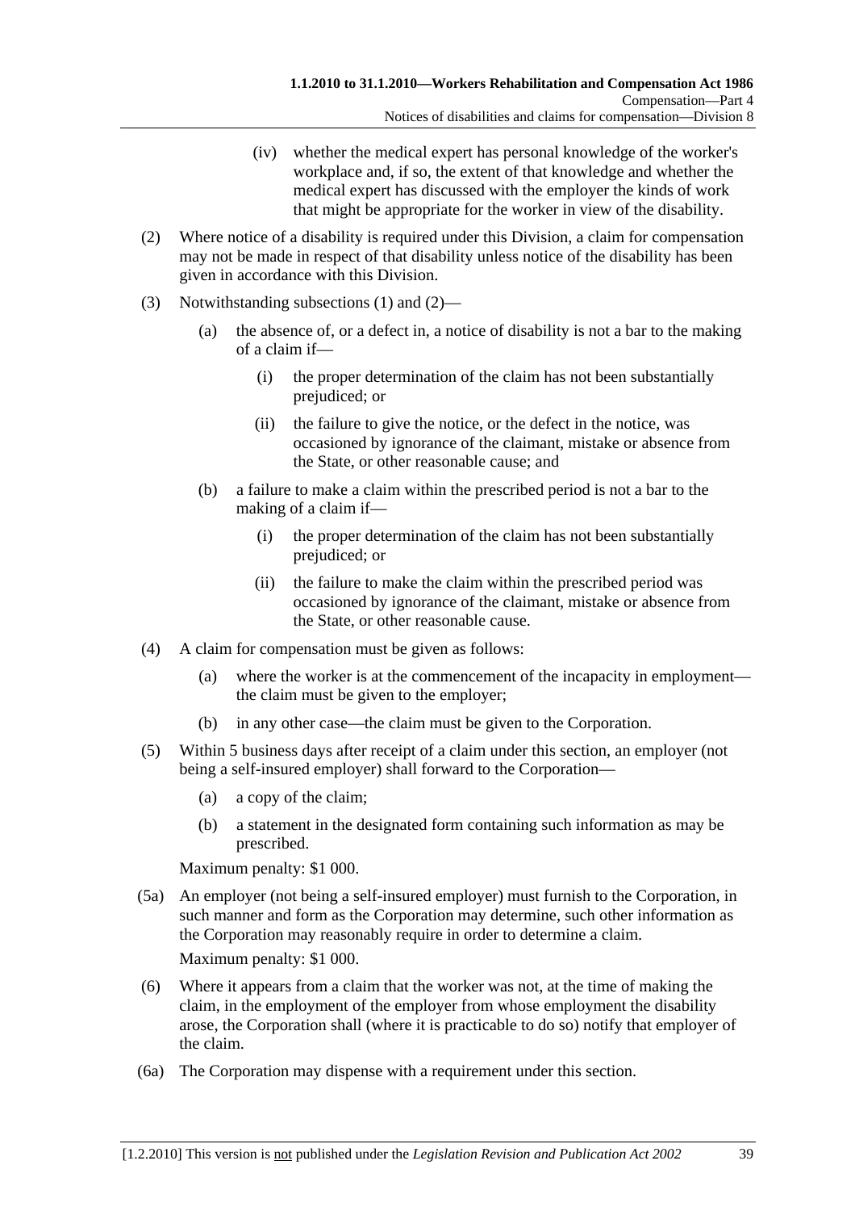(iv) whether the medical expert has personal knowledge of the worker's workplace and, if so, the extent of that knowledge and whether the medical expert has discussed with the employer the kinds of work that might be appropriate for the worker in view of the disability.

(2) Where notice of a disability is required under this Division, a claim for compensation may not be made in respect of that disability unless notice of the disability has been given in accordance with this Division.

(3) Notwithstanding subsections (1) and (2)—

(a) the absence of, or a defect in, a notice of disability is not a bar to the making of a claim if—

(i) the proper determination of the claim has not been substantially prejudiced; or

(ii) the failure to give the notice, or the defect in the notice, was occasioned by ignorance of the claimant, mistake or absence from the State, or other reasonable cause; and

(b) a failure to make a claim within the prescribed period is not a bar to the making of a claim if—

(i) the proper determination of the claim has not been substantially prejudiced; or

(ii) the failure to make the claim within the prescribed period was occasioned by ignorance of the claimant, mistake or absence from the State, or other reasonable cause.

(4) A claim for compensation must be given as follows:

(a) where the worker is at the commencement of the incapacity in employment—the claim must be given to the employer;

(b) in any other case—the claim must be given to the Corporation.

(5) Within 5 business days after receipt of a claim under this section, an employer (not being a self-insured employer) shall forward to the Corporation—

(a) a copy of the claim;

(b) a statement in the designated form containing such information as may be prescribed.

Maximum penalty: $1 000.

(5a) An employer (not being a self-insured employer) must furnish to the Corporation, in such manner and form as the Corporation may determine, such other information as the Corporation may reasonably require in order to determine a claim.

Maximum penalty: $1 000.

(6) Where it appears from a claim that the worker was not, at the time of making the claim, in the employment of the employer from whose employment the disability arose, the Corporation shall (where it is practicable to do so) notify that employer of the claim.

(6a) The Corporation may dispense with a requirement under this section.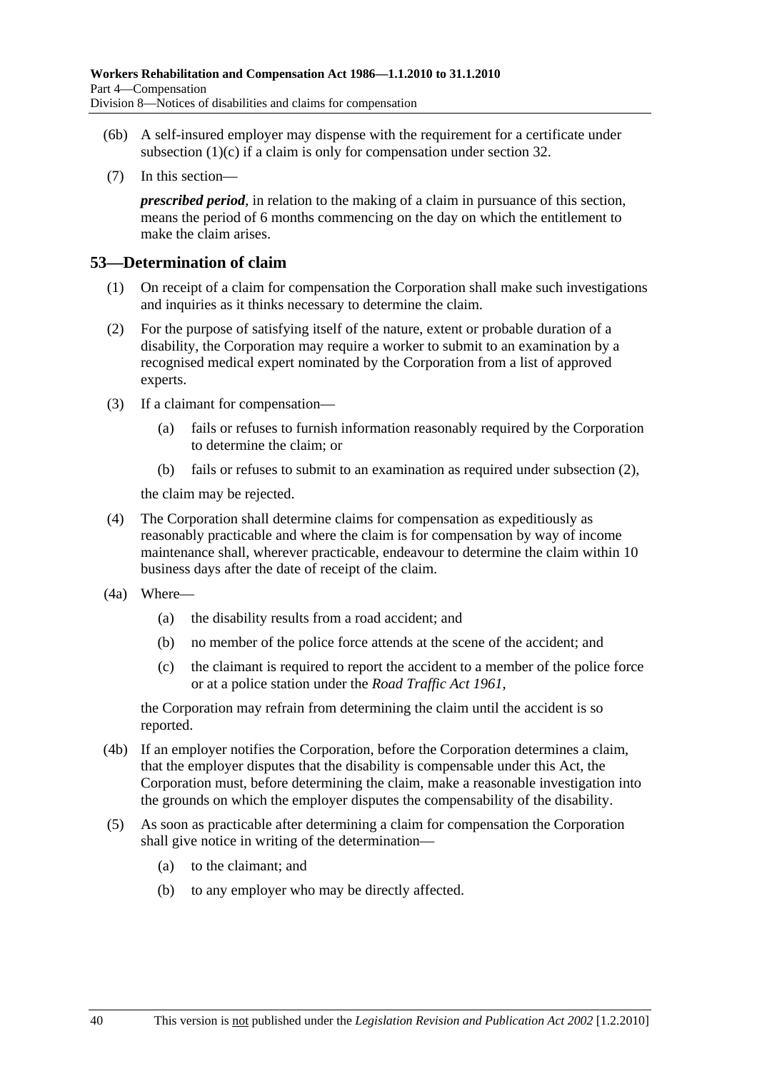(6b) A self-insured employer may dispense with the requirement for a certificate under subsection (1)(c) if a claim is only for compensation under section 32.

(7) In this section—

***prescribed period***, in relation to the making of a claim in pursuance of this section, means the period of 6 months commencing on the day on which the entitlement to make the claim arises.

## 53—Determination of claim

(1) On receipt of a claim for compensation the Corporation shall make such investigations and inquiries as it thinks necessary to determine the claim.

(2) For the purpose of satisfying itself of the nature, extent or probable duration of a disability, the Corporation may require a worker to submit to an examination by a recognised medical expert nominated by the Corporation from a list of approved experts.

(3) If a claimant for compensation—

(a) fails or refuses to furnish information reasonably required by the Corporation to determine the claim; or

(b) fails or refuses to submit to an examination as required under subsection (2),

the claim may be rejected.

(4) The Corporation shall determine claims for compensation as expeditiously as reasonably practicable and where the claim is for compensation by way of income maintenance shall, wherever practicable, endeavour to determine the claim within 10 business days after the date of receipt of the claim.

(4a) Where—

(a) the disability results from a road accident; and

(b) no member of the police force attends at the scene of the accident; and

(c) the claimant is required to report the accident to a member of the police force or at a police station under the *Road Traffic Act 1961*,

the Corporation may refrain from determining the claim until the accident is so reported.

(4b) If an employer notifies the Corporation, before the Corporation determines a claim, that the employer disputes that the disability is compensable under this Act, the Corporation must, before determining the claim, make a reasonable investigation into the grounds on which the employer disputes the compensability of the disability.

(5) As soon as practicable after determining a claim for compensation the Corporation shall give notice in writing of the determination—

(a) to the claimant; and

(b) to any employer who may be directly affected.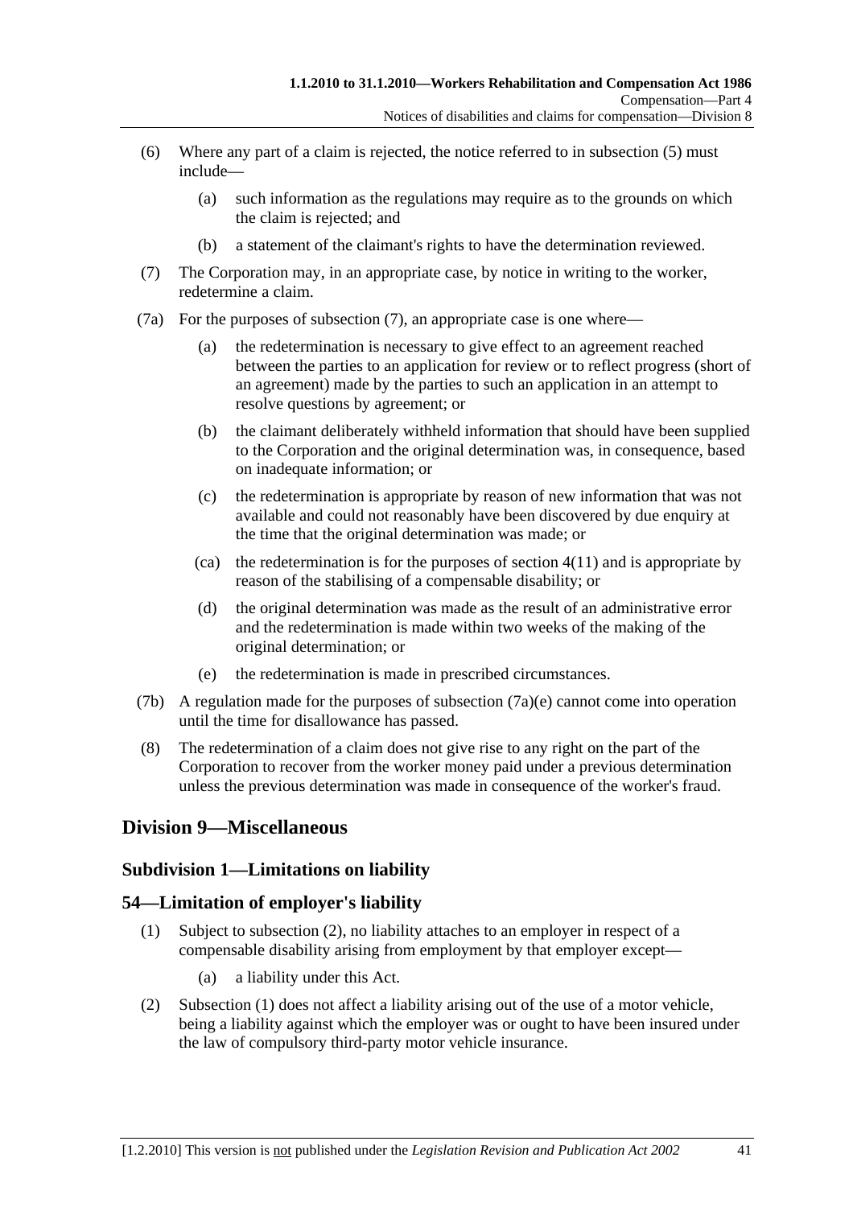(6) Where any part of a claim is rejected, the notice referred to in subsection (5) must include—

(a) such information as the regulations may require as to the grounds on which the claim is rejected; and

(b) a statement of the claimant's rights to have the determination reviewed.

(7) The Corporation may, in an appropriate case, by notice in writing to the worker, redetermine a claim.

(7a) For the purposes of subsection (7), an appropriate case is one where—

(a) the redetermination is necessary to give effect to an agreement reached between the parties to an application for review or to reflect progress (short of an agreement) made by the parties to such an application in an attempt to resolve questions by agreement; or

(b) the claimant deliberately withheld information that should have been supplied to the Corporation and the original determination was, in consequence, based on inadequate information; or

(c) the redetermination is appropriate by reason of new information that was not available and could not reasonably have been discovered by due enquiry at the time that the original determination was made; or

(ca) the redetermination is for the purposes of section 4(11) and is appropriate by reason of the stabilising of a compensable disability; or

(d) the original determination was made as the result of an administrative error and the redetermination is made within two weeks of the making of the original determination; or

(e) the redetermination is made in prescribed circumstances.

(7b) A regulation made for the purposes of subsection (7a)(e) cannot come into operation until the time for disallowance has passed.

(8) The redetermination of a claim does not give rise to any right on the part of the Corporation to recover from the worker money paid under a previous determination unless the previous determination was made in consequence of the worker's fraud.

## Division 9—Miscellaneous

### Subdivision 1—Limitations on liability

### 54—Limitation of employer's liability

(1) Subject to subsection (2), no liability attaches to an employer in respect of a compensable disability arising from employment by that employer except—

(a) a liability under this Act.

(2) Subsection (1) does not affect a liability arising out of the use of a motor vehicle, being a liability against which the employer was or ought to have been insured under the law of compulsory third-party motor vehicle insurance.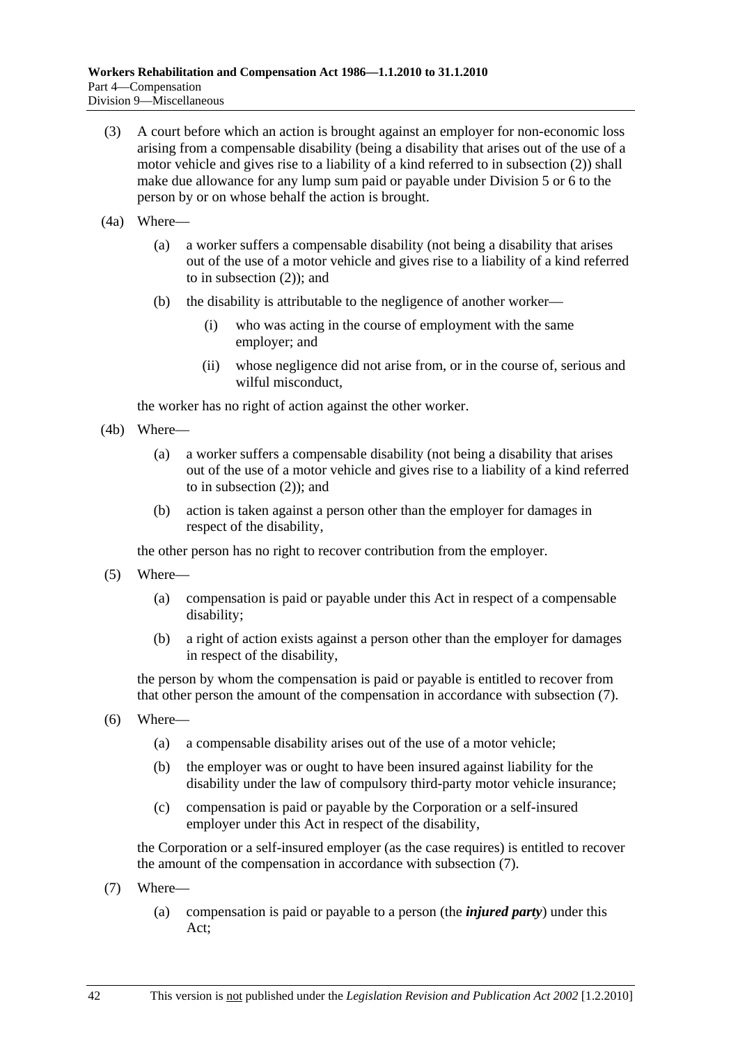(3) A court before which an action is brought against an employer for non-economic loss arising from a compensable disability (being a disability that arises out of the use of a motor vehicle and gives rise to a liability of a kind referred to in subsection (2)) shall make due allowance for any lump sum paid or payable under Division 5 or 6 to the person by or on whose behalf the action is brought.

(4a) Where—

- (a) a worker suffers a compensable disability (not being a disability that arises out of the use of a motor vehicle and gives rise to a liability of a kind referred to in subsection (2)); and
- (b) the disability is attributable to the negligence of another worker—
  - (i) who was acting in the course of employment with the same employer; and
  - (ii) whose negligence did not arise from, or in the course of, serious and wilful misconduct,

the worker has no right of action against the other worker.

(4b) Where—

- (a) a worker suffers a compensable disability (not being a disability that arises out of the use of a motor vehicle and gives rise to a liability of a kind referred to in subsection (2)); and
- (b) action is taken against a person other than the employer for damages in respect of the disability,

the other person has no right to recover contribution from the employer.

(5) Where—

- (a) compensation is paid or payable under this Act in respect of a compensable disability;
- (b) a right of action exists against a person other than the employer for damages in respect of the disability,

the person by whom the compensation is paid or payable is entitled to recover from that other person the amount of the compensation in accordance with subsection (7).

(6) Where—

- (a) a compensable disability arises out of the use of a motor vehicle;
- (b) the employer was or ought to have been insured against liability for the disability under the law of compulsory third-party motor vehicle insurance;
- (c) compensation is paid or payable by the Corporation or a self-insured employer under this Act in respect of the disability,

the Corporation or a self-insured employer (as the case requires) is entitled to recover the amount of the compensation in accordance with subsection (7).

(7) Where—

- (a) compensation is paid or payable to a person (the ***injured party***) under this Act;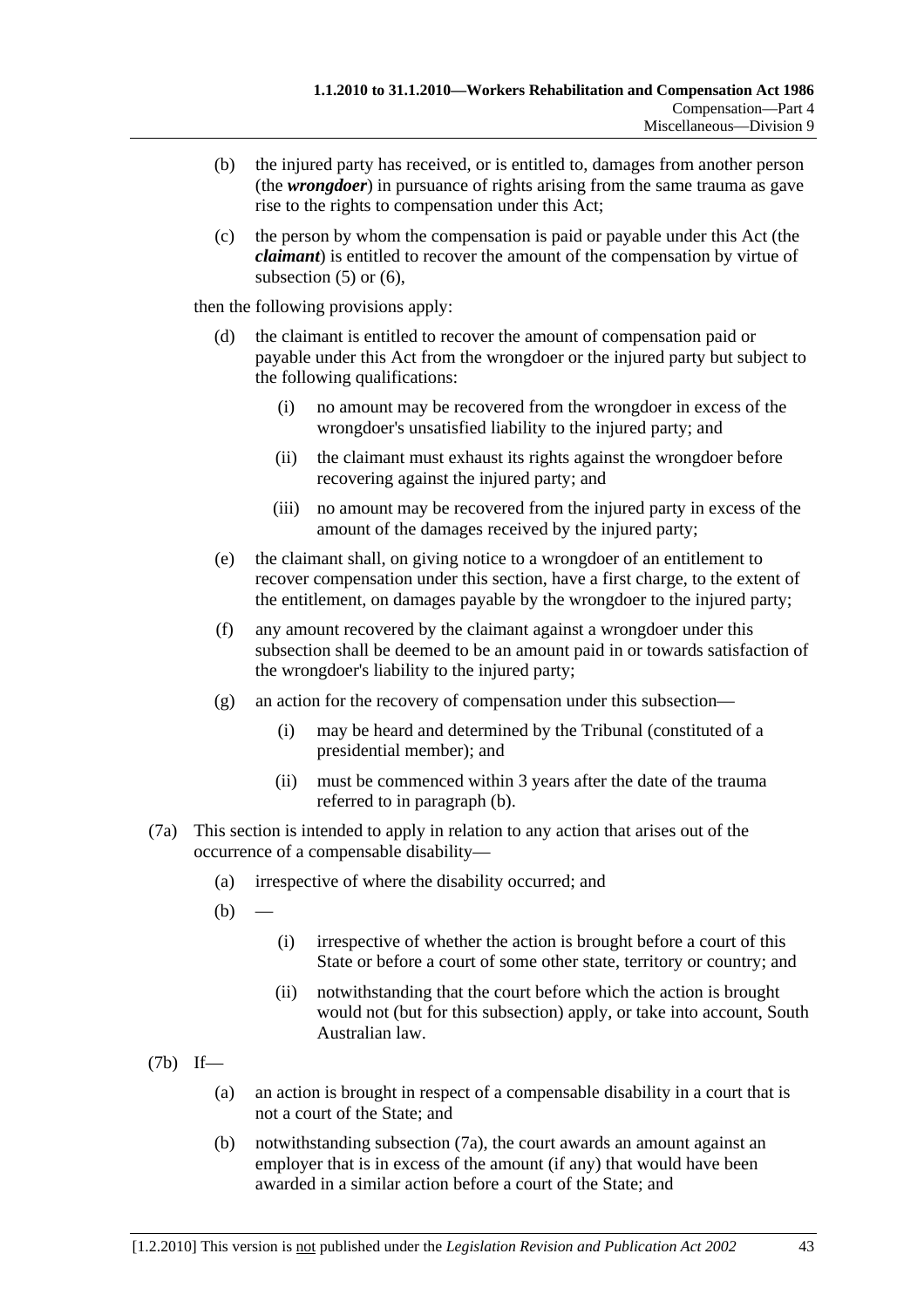(b) the injured party has received, or is entitled to, damages from another person (the ***wrongdoer***) in pursuance of rights arising from the same trauma as gave rise to the rights to compensation under this Act;

(c) the person by whom the compensation is paid or payable under this Act (the ***claimant***) is entitled to recover the amount of the compensation by virtue of subsection (5) or (6),

then the following provisions apply:

(d) the claimant is entitled to recover the amount of compensation paid or payable under this Act from the wrongdoer or the injured party but subject to the following qualifications:

(i) no amount may be recovered from the wrongdoer in excess of the wrongdoer's unsatisfied liability to the injured party; and

(ii) the claimant must exhaust its rights against the wrongdoer before recovering against the injured party; and

(iii) no amount may be recovered from the injured party in excess of the amount of the damages received by the injured party;

(e) the claimant shall, on giving notice to a wrongdoer of an entitlement to recover compensation under this section, have a first charge, to the extent of the entitlement, on damages payable by the wrongdoer to the injured party;

(f) any amount recovered by the claimant against a wrongdoer under this subsection shall be deemed to be an amount paid in or towards satisfaction of the wrongdoer's liability to the injured party;

(g) an action for the recovery of compensation under this subsection—

(i) may be heard and determined by the Tribunal (constituted of a presidential member); and

(ii) must be commenced within 3 years after the date of the trauma referred to in paragraph (b).

(7a) This section is intended to apply in relation to any action that arises out of the occurrence of a compensable disability—

(a) irrespective of where the disability occurred; and

(b) —

(i) irrespective of whether the action is brought before a court of this State or before a court of some other state, territory or country; and

(ii) notwithstanding that the court before which the action is brought would not (but for this subsection) apply, or take into account, South Australian law.

(7b) If—

(a) an action is brought in respect of a compensable disability in a court that is not a court of the State; and

(b) notwithstanding subsection (7a), the court awards an amount against an employer that is in excess of the amount (if any) that would have been awarded in a similar action before a court of the State; and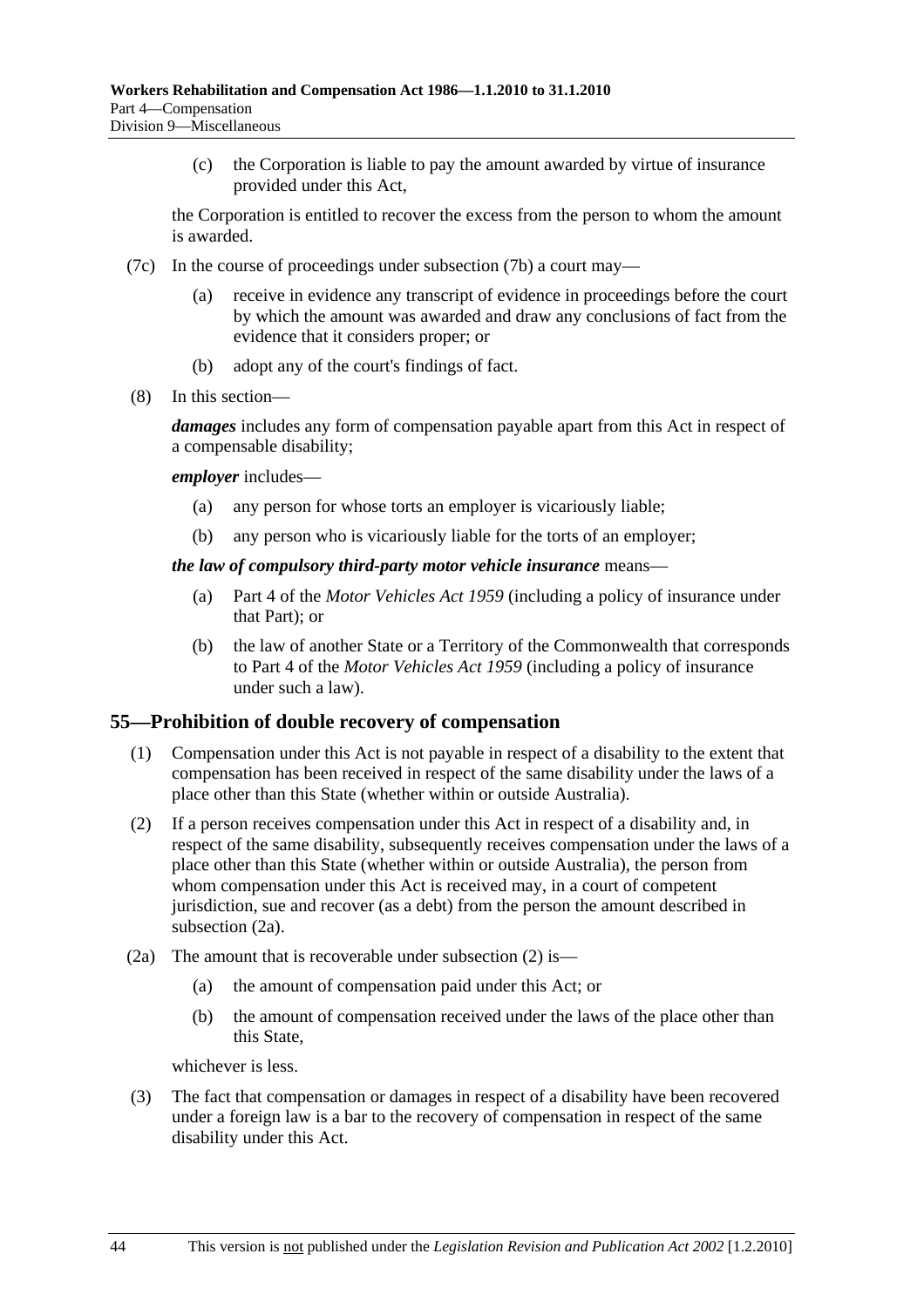(c) the Corporation is liable to pay the amount awarded by virtue of insurance provided under this Act,

the Corporation is entitled to recover the excess from the person to whom the amount is awarded.

(7c) In the course of proceedings under subsection (7b) a court may—

(a) receive in evidence any transcript of evidence in proceedings before the court by which the amount was awarded and draw any conclusions of fact from the evidence that it considers proper; or

(b) adopt any of the court's findings of fact.

(8) In this section—

***damages*** includes any form of compensation payable apart from this Act in respect of a compensable disability;

***employer*** includes—

(a) any person for whose torts an employer is vicariously liable;

(b) any person who is vicariously liable for the torts of an employer;

***the law of compulsory third-party motor vehicle insurance*** means—

(a) Part 4 of the *Motor Vehicles Act 1959* (including a policy of insurance under that Part); or

(b) the law of another State or a Territory of the Commonwealth that corresponds to Part 4 of the *Motor Vehicles Act 1959* (including a policy of insurance under such a law).

## 55—Prohibition of double recovery of compensation

(1) Compensation under this Act is not payable in respect of a disability to the extent that compensation has been received in respect of the same disability under the laws of a place other than this State (whether within or outside Australia).

(2) If a person receives compensation under this Act in respect of a disability and, in respect of the same disability, subsequently receives compensation under the laws of a place other than this State (whether within or outside Australia), the person from whom compensation under this Act is received may, in a court of competent jurisdiction, sue and recover (as a debt) from the person the amount described in subsection (2a).

(2a) The amount that is recoverable under subsection (2) is—

(a) the amount of compensation paid under this Act; or

(b) the amount of compensation received under the laws of the place other than this State,

whichever is less.

(3) The fact that compensation or damages in respect of a disability have been recovered under a foreign law is a bar to the recovery of compensation in respect of the same disability under this Act.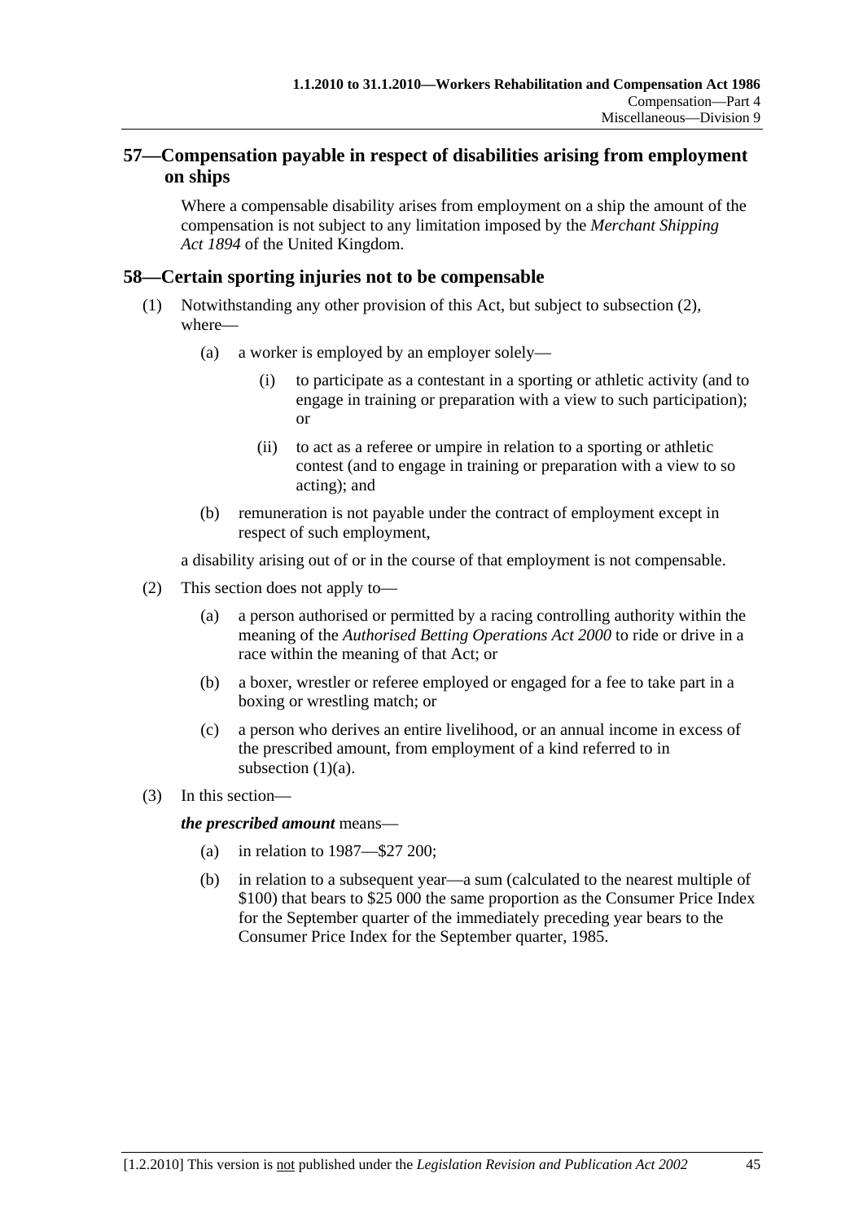## 57—Compensation payable in respect of disabilities arising from employment on ships

Where a compensable disability arises from employment on a ship the amount of the compensation is not subject to any limitation imposed by the *Merchant Shipping Act 1894* of the United Kingdom.

## 58—Certain sporting injuries not to be compensable

(1) Notwithstanding any other provision of this Act, but subject to subsection (2), where—

- (a) a worker is employed by an employer solely—
  - (i) to participate as a contestant in a sporting or athletic activity (and to engage in training or preparation with a view to such participation); or
  - (ii) to act as a referee or umpire in relation to a sporting or athletic contest (and to engage in training or preparation with a view to so acting); and
- (b) remuneration is not payable under the contract of employment except in respect of such employment,

a disability arising out of or in the course of that employment is not compensable.

(2) This section does not apply to—

- (a) a person authorised or permitted by a racing controlling authority within the meaning of the *Authorised Betting Operations Act 2000* to ride or drive in a race within the meaning of that Act; or
- (b) a boxer, wrestler or referee employed or engaged for a fee to take part in a boxing or wrestling match; or
- (c) a person who derives an entire livelihood, or an annual income in excess of the prescribed amount, from employment of a kind referred to in subsection (1)(a).

(3) In this section—

***the prescribed amount*** means—

- (a) in relation to 1987—$27 200;
- (b) in relation to a subsequent year—a sum (calculated to the nearest multiple of $100) that bears to $25 000 the same proportion as the Consumer Price Index for the September quarter of the immediately preceding year bears to the Consumer Price Index for the September quarter, 1985.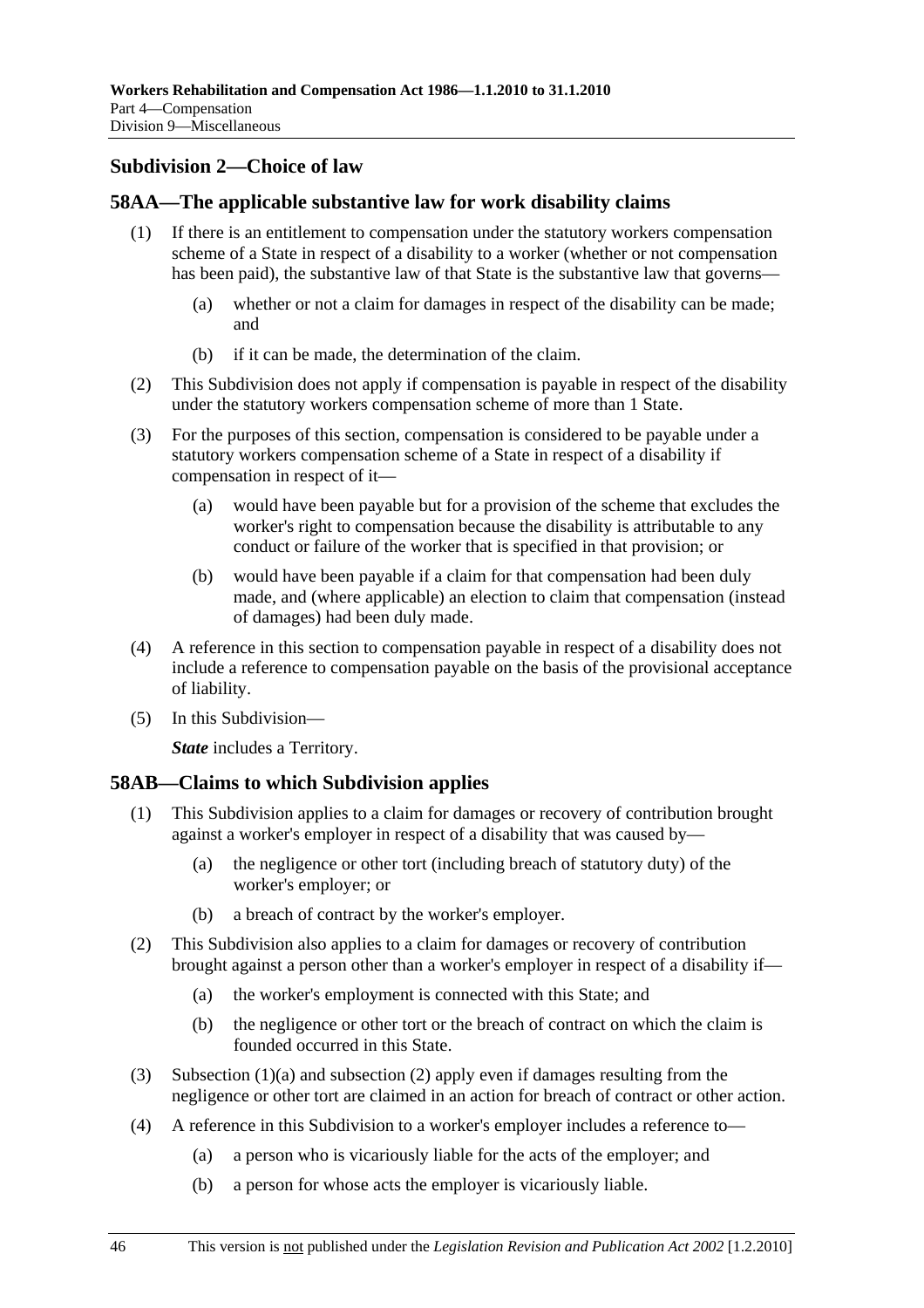## Subdivision 2—Choice of law

### 58AA—The applicable substantive law for work disability claims

(1) If there is an entitlement to compensation under the statutory workers compensation scheme of a State in respect of a disability to a worker (whether or not compensation has been paid), the substantive law of that State is the substantive law that governs—

- (a) whether or not a claim for damages in respect of the disability can be made; and
- (b) if it can be made, the determination of the claim.

(2) This Subdivision does not apply if compensation is payable in respect of the disability under the statutory workers compensation scheme of more than 1 State.

(3) For the purposes of this section, compensation is considered to be payable under a statutory workers compensation scheme of a State in respect of a disability if compensation in respect of it—

- (a) would have been payable but for a provision of the scheme that excludes the worker's right to compensation because the disability is attributable to any conduct or failure of the worker that is specified in that provision; or
- (b) would have been payable if a claim for that compensation had been duly made, and (where applicable) an election to claim that compensation (instead of damages) had been duly made.

(4) A reference in this section to compensation payable in respect of a disability does not include a reference to compensation payable on the basis of the provisional acceptance of liability.

(5) In this Subdivision—

***State*** includes a Territory.

### 58AB—Claims to which Subdivision applies

(1) This Subdivision applies to a claim for damages or recovery of contribution brought against a worker's employer in respect of a disability that was caused by—

- (a) the negligence or other tort (including breach of statutory duty) of the worker's employer; or
- (b) a breach of contract by the worker's employer.

(2) This Subdivision also applies to a claim for damages or recovery of contribution brought against a person other than a worker's employer in respect of a disability if—

- (a) the worker's employment is connected with this State; and
- (b) the negligence or other tort or the breach of contract on which the claim is founded occurred in this State.

(3) Subsection (1)(a) and subsection (2) apply even if damages resulting from the negligence or other tort are claimed in an action for breach of contract or other action.

(4) A reference in this Subdivision to a worker's employer includes a reference to—

- (a) a person who is vicariously liable for the acts of the employer; and
- (b) a person for whose acts the employer is vicariously liable.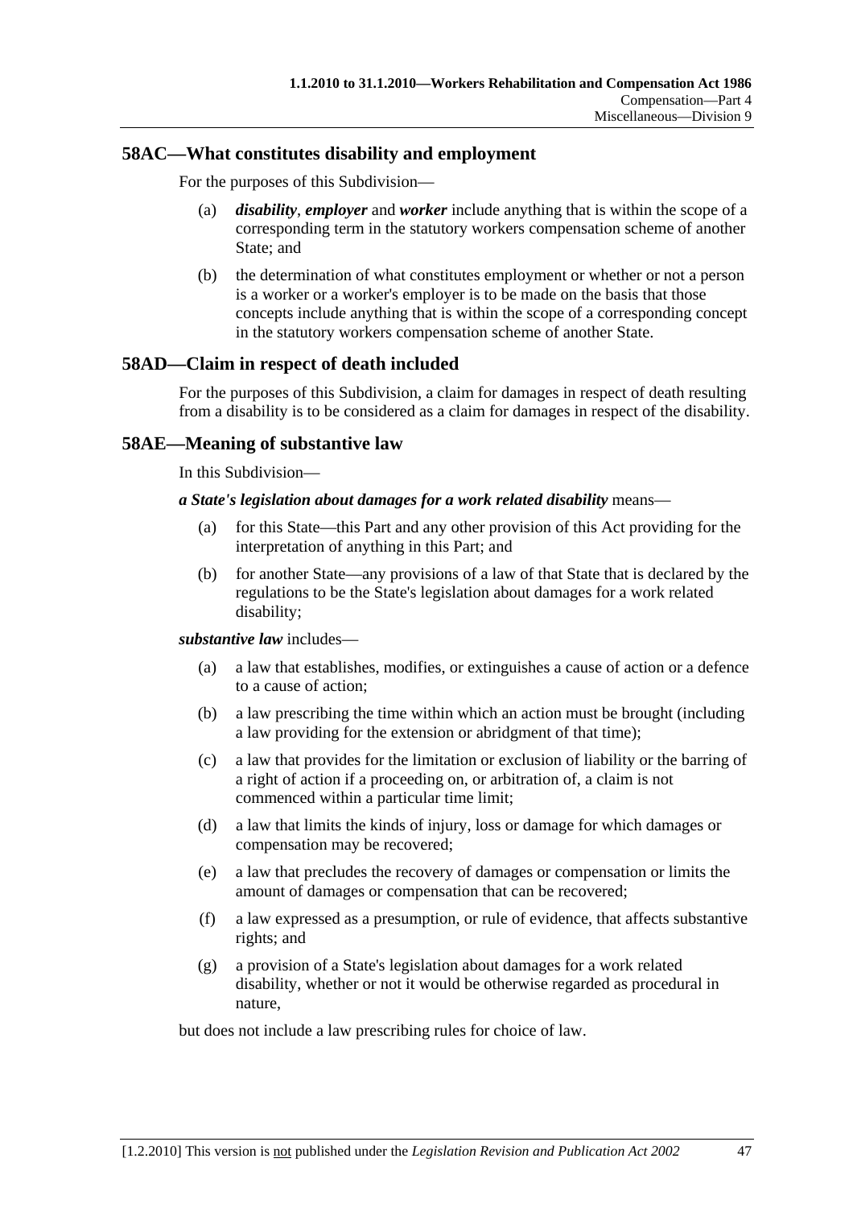## 58AC—What constitutes disability and employment

For the purposes of this Subdivision—

(a) ***disability***, ***employer*** and ***worker*** include anything that is within the scope of a corresponding term in the statutory workers compensation scheme of another State; and

(b) the determination of what constitutes employment or whether or not a person is a worker or a worker's employer is to be made on the basis that those concepts include anything that is within the scope of a corresponding concept in the statutory workers compensation scheme of another State.

## 58AD—Claim in respect of death included

For the purposes of this Subdivision, a claim for damages in respect of death resulting from a disability is to be considered as a claim for damages in respect of the disability.

## 58AE—Meaning of substantive law

In this Subdivision—

***a State's legislation about damages for a work related disability*** means—

(a) for this State—this Part and any other provision of this Act providing for the interpretation of anything in this Part; and

(b) for another State—any provisions of a law of that State that is declared by the regulations to be the State's legislation about damages for a work related disability;

***substantive law*** includes—

(a) a law that establishes, modifies, or extinguishes a cause of action or a defence to a cause of action;

(b) a law prescribing the time within which an action must be brought (including a law providing for the extension or abridgment of that time);

(c) a law that provides for the limitation or exclusion of liability or the barring of a right of action if a proceeding on, or arbitration of, a claim is not commenced within a particular time limit;

(d) a law that limits the kinds of injury, loss or damage for which damages or compensation may be recovered;

(e) a law that precludes the recovery of damages or compensation or limits the amount of damages or compensation that can be recovered;

(f) a law expressed as a presumption, or rule of evidence, that affects substantive rights; and

(g) a provision of a State's legislation about damages for a work related disability, whether or not it would be otherwise regarded as procedural in nature,

but does not include a law prescribing rules for choice of law.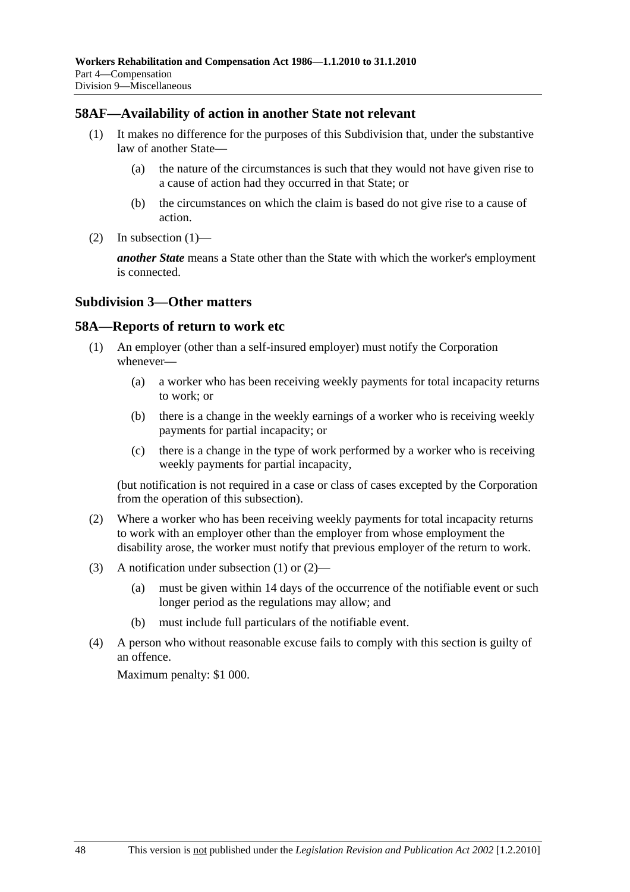## 58AF—Availability of action in another State not relevant

(1) It makes no difference for the purposes of this Subdivision that, under the substantive law of another State—

(a) the nature of the circumstances is such that they would not have given rise to a cause of action had they occurred in that State; or

(b) the circumstances on which the claim is based do not give rise to a cause of action.

(2) In subsection (1)—

***another State*** means a State other than the State with which the worker's employment is connected.

### Subdivision 3—Other matters

## 58A—Reports of return to work etc

(1) An employer (other than a self-insured employer) must notify the Corporation whenever—

(a) a worker who has been receiving weekly payments for total incapacity returns to work; or

(b) there is a change in the weekly earnings of a worker who is receiving weekly payments for partial incapacity; or

(c) there is a change in the type of work performed by a worker who is receiving weekly payments for partial incapacity,

(but notification is not required in a case or class of cases excepted by the Corporation from the operation of this subsection).

(2) Where a worker who has been receiving weekly payments for total incapacity returns to work with an employer other than the employer from whose employment the disability arose, the worker must notify that previous employer of the return to work.

(3) A notification under subsection (1) or (2)—

(a) must be given within 14 days of the occurrence of the notifiable event or such longer period as the regulations may allow; and

(b) must include full particulars of the notifiable event.

(4) A person who without reasonable excuse fails to comply with this section is guilty of an offence.

Maximum penalty: $1 000.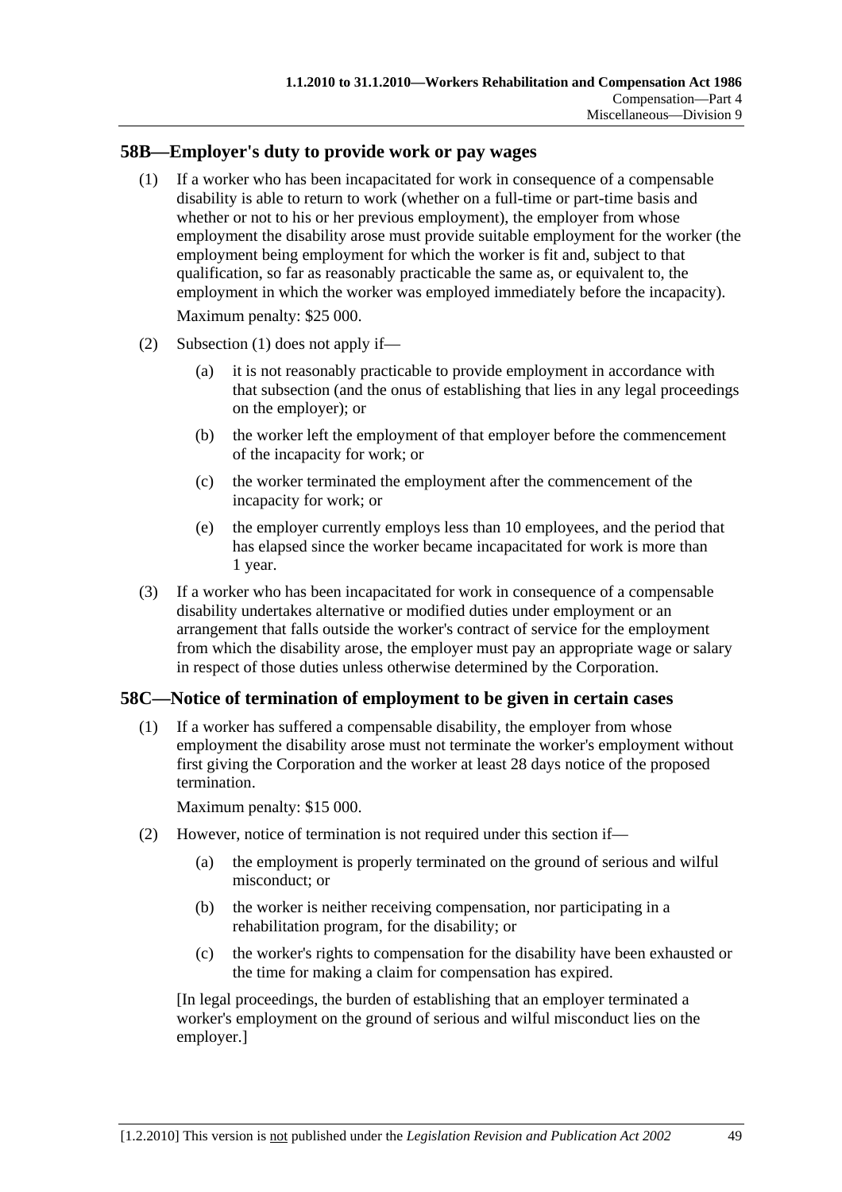## 58B—Employer's duty to provide work or pay wages

(1) If a worker who has been incapacitated for work in consequence of a compensable disability is able to return to work (whether on a full-time or part-time basis and whether or not to his or her previous employment), the employer from whose employment the disability arose must provide suitable employment for the worker (the employment being employment for which the worker is fit and, subject to that qualification, so far as reasonably practicable the same as, or equivalent to, the employment in which the worker was employed immediately before the incapacity).

Maximum penalty: $25 000.

(2) Subsection (1) does not apply if—

(a) it is not reasonably practicable to provide employment in accordance with that subsection (and the onus of establishing that lies in any legal proceedings on the employer); or

(b) the worker left the employment of that employer before the commencement of the incapacity for work; or

(c) the worker terminated the employment after the commencement of the incapacity for work; or

(e) the employer currently employs less than 10 employees, and the period that has elapsed since the worker became incapacitated for work is more than 1 year.

(3) If a worker who has been incapacitated for work in consequence of a compensable disability undertakes alternative or modified duties under employment or an arrangement that falls outside the worker's contract of service for the employment from which the disability arose, the employer must pay an appropriate wage or salary in respect of those duties unless otherwise determined by the Corporation.

## 58C—Notice of termination of employment to be given in certain cases

(1) If a worker has suffered a compensable disability, the employer from whose employment the disability arose must not terminate the worker's employment without first giving the Corporation and the worker at least 28 days notice of the proposed termination.

Maximum penalty: $15 000.

(2) However, notice of termination is not required under this section if—

(a) the employment is properly terminated on the ground of serious and wilful misconduct; or

(b) the worker is neither receiving compensation, nor participating in a rehabilitation program, for the disability; or

(c) the worker's rights to compensation for the disability have been exhausted or the time for making a claim for compensation has expired.

[In legal proceedings, the burden of establishing that an employer terminated a worker's employment on the ground of serious and wilful misconduct lies on the employer.]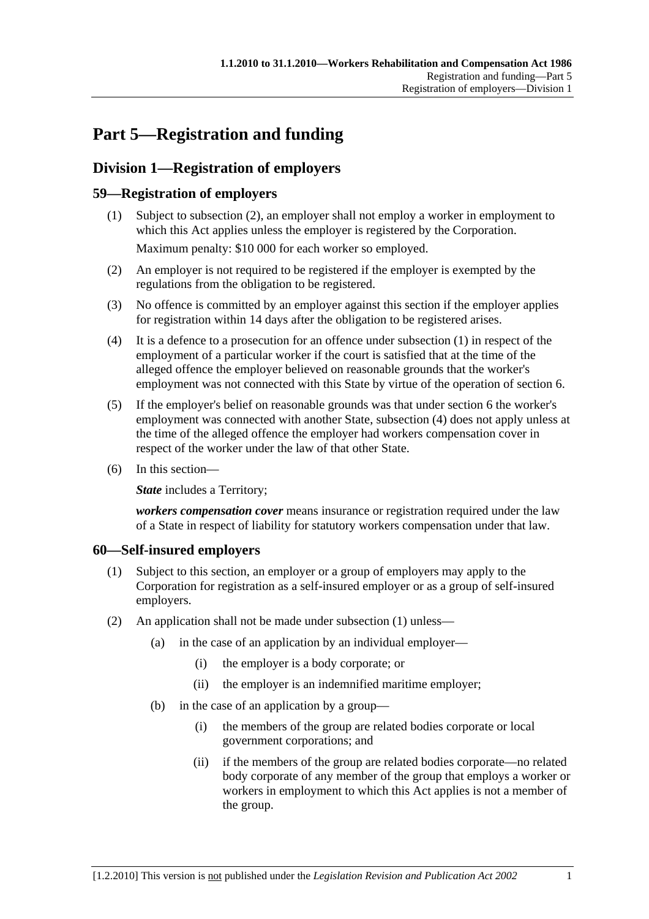# Part 5—Registration and funding

## Division 1—Registration of employers

### 59—Registration of employers

(1) Subject to subsection (2), an employer shall not employ a worker in employment to which this Act applies unless the employer is registered by the Corporation.

Maximum penalty: $10 000 for each worker so employed.

(2) An employer is not required to be registered if the employer is exempted by the regulations from the obligation to be registered.

(3) No offence is committed by an employer against this section if the employer applies for registration within 14 days after the obligation to be registered arises.

(4) It is a defence to a prosecution for an offence under subsection (1) in respect of the employment of a particular worker if the court is satisfied that at the time of the alleged offence the employer believed on reasonable grounds that the worker's employment was not connected with this State by virtue of the operation of section 6.

(5) If the employer's belief on reasonable grounds was that under section 6 the worker's employment was connected with another State, subsection (4) does not apply unless at the time of the alleged offence the employer had workers compensation cover in respect of the worker under the law of that other State.

(6) In this section—

***State*** includes a Territory;

***workers compensation cover*** means insurance or registration required under the law of a State in respect of liability for statutory workers compensation under that law.

### 60—Self-insured employers

(1) Subject to this section, an employer or a group of employers may apply to the Corporation for registration as a self-insured employer or as a group of self-insured employers.

(2) An application shall not be made under subsection (1) unless—

(a) in the case of an application by an individual employer—

(i) the employer is a body corporate; or

(ii) the employer is an indemnified maritime employer;

(b) in the case of an application by a group—

(i) the members of the group are related bodies corporate or local government corporations; and

(ii) if the members of the group are related bodies corporate—no related body corporate of any member of the group that employs a worker or workers in employment to which this Act applies is not a member of the group.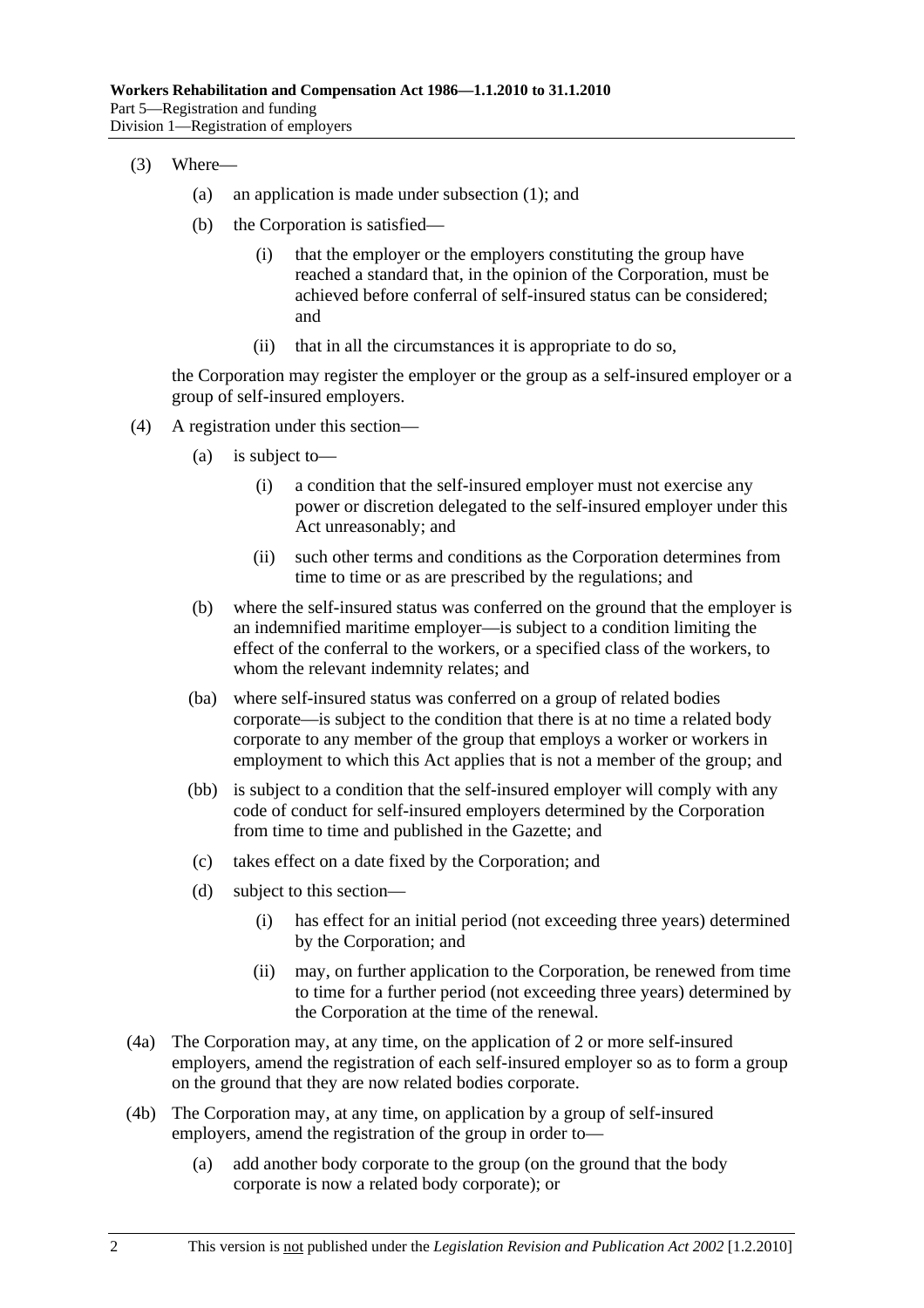(3) Where—

(a) an application is made under subsection (1); and

(b) the Corporation is satisfied—

(i) that the employer or the employers constituting the group have reached a standard that, in the opinion of the Corporation, must be achieved before conferral of self-insured status can be considered; and

(ii) that in all the circumstances it is appropriate to do so,

the Corporation may register the employer or the group as a self-insured employer or a group of self-insured employers.

(4) A registration under this section—

(a) is subject to—

(i) a condition that the self-insured employer must not exercise any power or discretion delegated to the self-insured employer under this Act unreasonably; and

(ii) such other terms and conditions as the Corporation determines from time to time or as are prescribed by the regulations; and

(b) where the self-insured status was conferred on the ground that the employer is an indemnified maritime employer—is subject to a condition limiting the effect of the conferral to the workers, or a specified class of the workers, to whom the relevant indemnity relates; and

(ba) where self-insured status was conferred on a group of related bodies corporate—is subject to the condition that there is at no time a related body corporate to any member of the group that employs a worker or workers in employment to which this Act applies that is not a member of the group; and

(bb) is subject to a condition that the self-insured employer will comply with any code of conduct for self-insured employers determined by the Corporation from time to time and published in the Gazette; and

(c) takes effect on a date fixed by the Corporation; and

(d) subject to this section—

(i) has effect for an initial period (not exceeding three years) determined by the Corporation; and

(ii) may, on further application to the Corporation, be renewed from time to time for a further period (not exceeding three years) determined by the Corporation at the time of the renewal.

(4a) The Corporation may, at any time, on the application of 2 or more self-insured employers, amend the registration of each self-insured employer so as to form a group on the ground that they are now related bodies corporate.

(4b) The Corporation may, at any time, on application by a group of self-insured employers, amend the registration of the group in order to—

(a) add another body corporate to the group (on the ground that the body corporate is now a related body corporate); or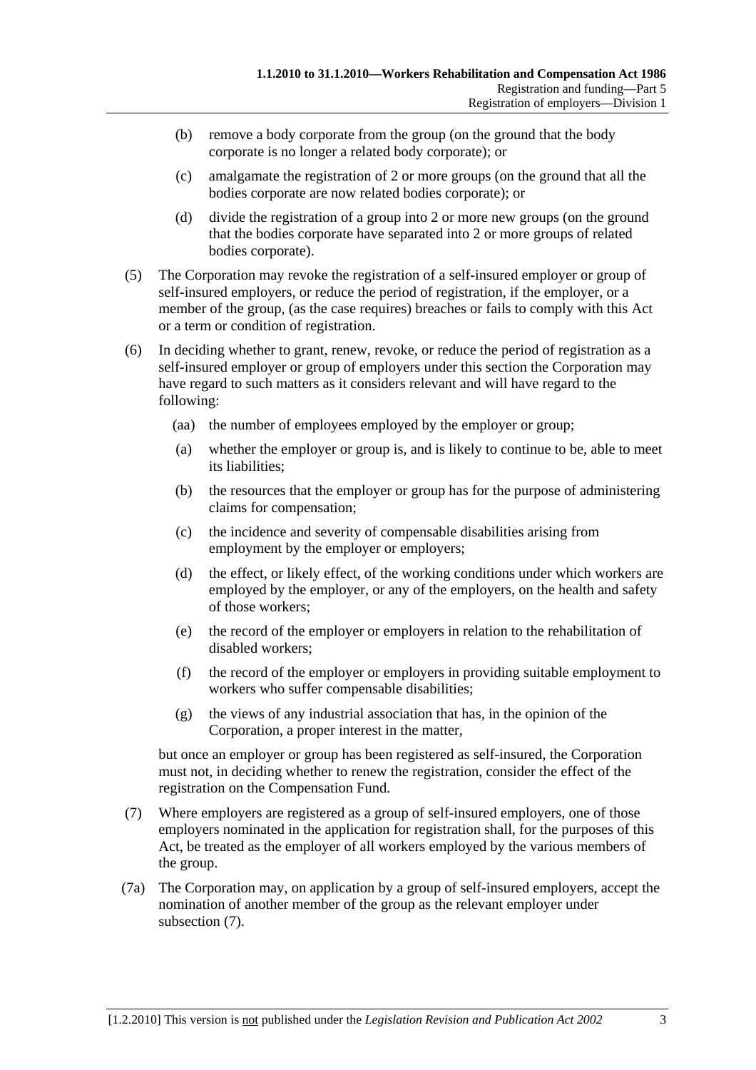(b) remove a body corporate from the group (on the ground that the body corporate is no longer a related body corporate); or

(c) amalgamate the registration of 2 or more groups (on the ground that all the bodies corporate are now related bodies corporate); or

(d) divide the registration of a group into 2 or more new groups (on the ground that the bodies corporate have separated into 2 or more groups of related bodies corporate).

(5) The Corporation may revoke the registration of a self-insured employer or group of self-insured employers, or reduce the period of registration, if the employer, or a member of the group, (as the case requires) breaches or fails to comply with this Act or a term or condition of registration.

(6) In deciding whether to grant, renew, revoke, or reduce the period of registration as a self-insured employer or group of employers under this section the Corporation may have regard to such matters as it considers relevant and will have regard to the following:

(aa) the number of employees employed by the employer or group;

(a) whether the employer or group is, and is likely to continue to be, able to meet its liabilities;

(b) the resources that the employer or group has for the purpose of administering claims for compensation;

(c) the incidence and severity of compensable disabilities arising from employment by the employer or employers;

(d) the effect, or likely effect, of the working conditions under which workers are employed by the employer, or any of the employers, on the health and safety of those workers;

(e) the record of the employer or employers in relation to the rehabilitation of disabled workers;

(f) the record of the employer or employers in providing suitable employment to workers who suffer compensable disabilities;

(g) the views of any industrial association that has, in the opinion of the Corporation, a proper interest in the matter,

but once an employer or group has been registered as self-insured, the Corporation must not, in deciding whether to renew the registration, consider the effect of the registration on the Compensation Fund.

(7) Where employers are registered as a group of self-insured employers, one of those employers nominated in the application for registration shall, for the purposes of this Act, be treated as the employer of all workers employed by the various members of the group.

(7a) The Corporation may, on application by a group of self-insured employers, accept the nomination of another member of the group as the relevant employer under subsection (7).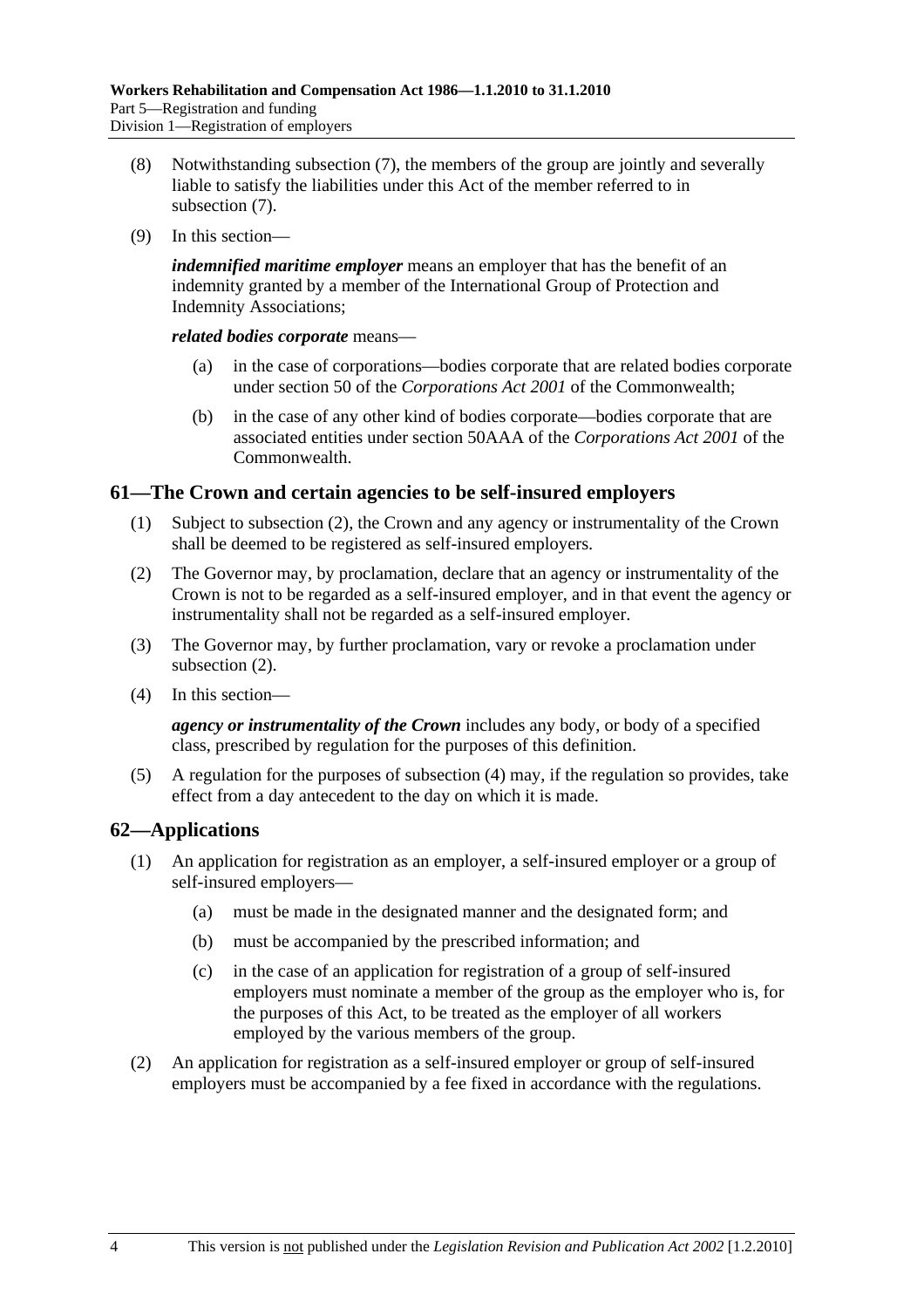(8) Notwithstanding subsection (7), the members of the group are jointly and severally liable to satisfy the liabilities under this Act of the member referred to in subsection (7).

(9) In this section—

***indemnified maritime employer*** means an employer that has the benefit of an indemnity granted by a member of the International Group of Protection and Indemnity Associations;

***related bodies corporate*** means—

(a) in the case of corporations—bodies corporate that are related bodies corporate under section 50 of the *Corporations Act 2001* of the Commonwealth;

(b) in the case of any other kind of bodies corporate—bodies corporate that are associated entities under section 50AAA of the *Corporations Act 2001* of the Commonwealth.

## 61—The Crown and certain agencies to be self-insured employers

(1) Subject to subsection (2), the Crown and any agency or instrumentality of the Crown shall be deemed to be registered as self-insured employers.

(2) The Governor may, by proclamation, declare that an agency or instrumentality of the Crown is not to be regarded as a self-insured employer, and in that event the agency or instrumentality shall not be regarded as a self-insured employer.

(3) The Governor may, by further proclamation, vary or revoke a proclamation under subsection (2).

(4) In this section—

***agency or instrumentality of the Crown*** includes any body, or body of a specified class, prescribed by regulation for the purposes of this definition.

(5) A regulation for the purposes of subsection (4) may, if the regulation so provides, take effect from a day antecedent to the day on which it is made.

## 62—Applications

(1) An application for registration as an employer, a self-insured employer or a group of self-insured employers—

(a) must be made in the designated manner and the designated form; and

(b) must be accompanied by the prescribed information; and

(c) in the case of an application for registration of a group of self-insured employers must nominate a member of the group as the employer who is, for the purposes of this Act, to be treated as the employer of all workers employed by the various members of the group.

(2) An application for registration as a self-insured employer or group of self-insured employers must be accompanied by a fee fixed in accordance with the regulations.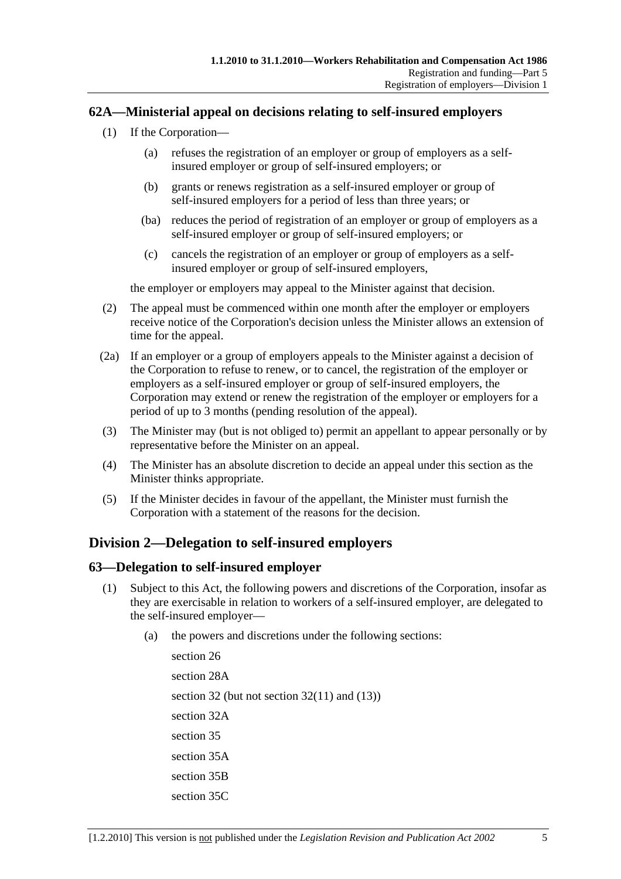### 62A—Ministerial appeal on decisions relating to self-insured employers

(1) If the Corporation—

  (a) refuses the registration of an employer or group of employers as a self-insured employer or group of self-insured employers; or

  (b) grants or renews registration as a self-insured employer or group of self-insured employers for a period of less than three years; or

  (ba) reduces the period of registration of an employer or group of employers as a self-insured employer or group of self-insured employers; or

  (c) cancels the registration of an employer or group of employers as a self-insured employer or group of self-insured employers,

the employer or employers may appeal to the Minister against that decision.

(2) The appeal must be commenced within one month after the employer or employers receive notice of the Corporation's decision unless the Minister allows an extension of time for the appeal.

(2a) If an employer or a group of employers appeals to the Minister against a decision of the Corporation to refuse to renew, or to cancel, the registration of the employer or employers as a self-insured employer or group of self-insured employers, the Corporation may extend or renew the registration of the employer or employers for a period of up to 3 months (pending resolution of the appeal).

(3) The Minister may (but is not obliged to) permit an appellant to appear personally or by representative before the Minister on an appeal.

(4) The Minister has an absolute discretion to decide an appeal under this section as the Minister thinks appropriate.

(5) If the Minister decides in favour of the appellant, the Minister must furnish the Corporation with a statement of the reasons for the decision.

## Division 2—Delegation to self-insured employers

### 63—Delegation to self-insured employer

(1) Subject to this Act, the following powers and discretions of the Corporation, insofar as they are exercisable in relation to workers of a self-insured employer, are delegated to the self-insured employer—

  (a) the powers and discretions under the following sections:

  section 26

  section 28A

  section 32 (but not section 32(11) and (13))

  section 32A

  section 35

  section 35A

  section 35B

  section 35C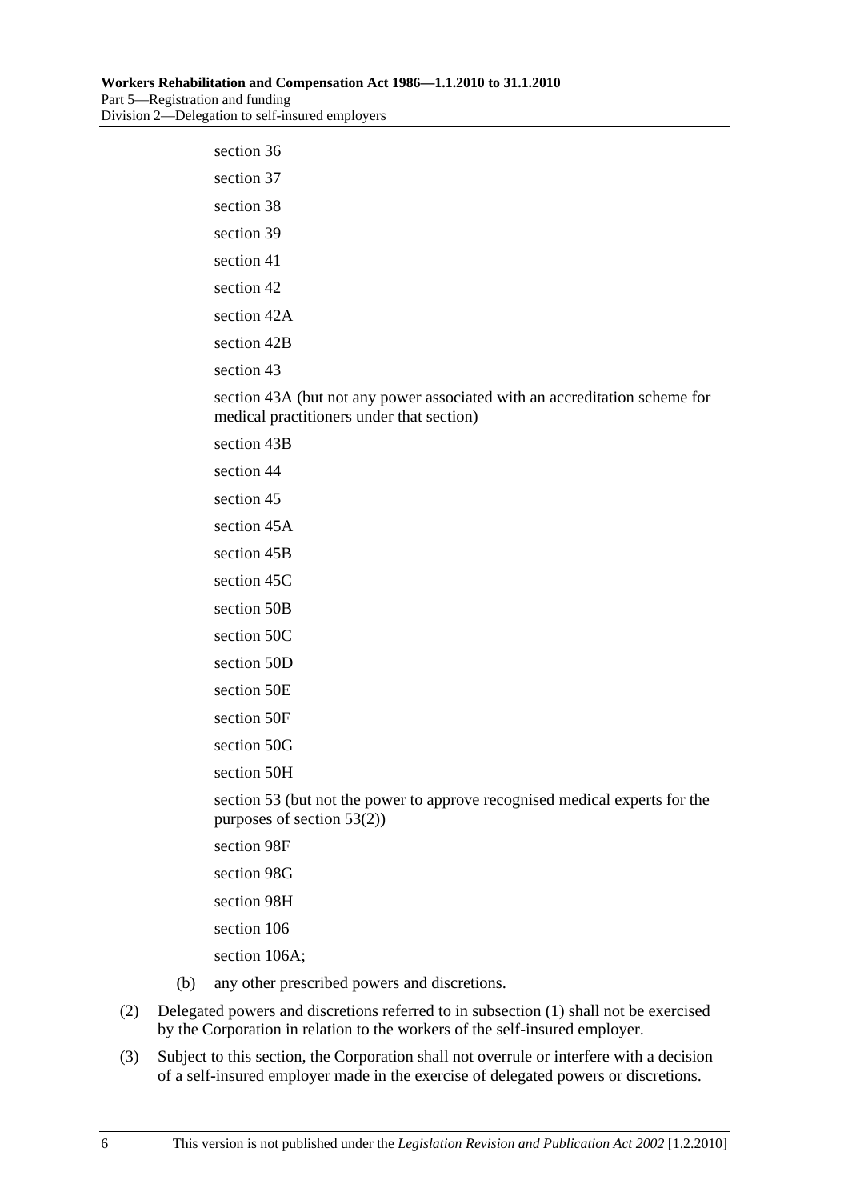section 36

section 37

section 38

section 39

section 41

section 42

section 42A

section 42B

section 43

section 43A (but not any power associated with an accreditation scheme for medical practitioners under that section)

section 43B

section 44

section 45

section 45A

section 45B

section 45C

section 50B

section 50C

section 50D

section 50E

section 50F

section 50G

section 50H

section 53 (but not the power to approve recognised medical experts for the purposes of section 53(2))

section 98F

section 98G

section 98H

section 106

section 106A;

(b) any other prescribed powers and discretions.

(2) Delegated powers and discretions referred to in subsection (1) shall not be exercised by the Corporation in relation to the workers of the self-insured employer.

(3) Subject to this section, the Corporation shall not overrule or interfere with a decision of a self-insured employer made in the exercise of delegated powers or discretions.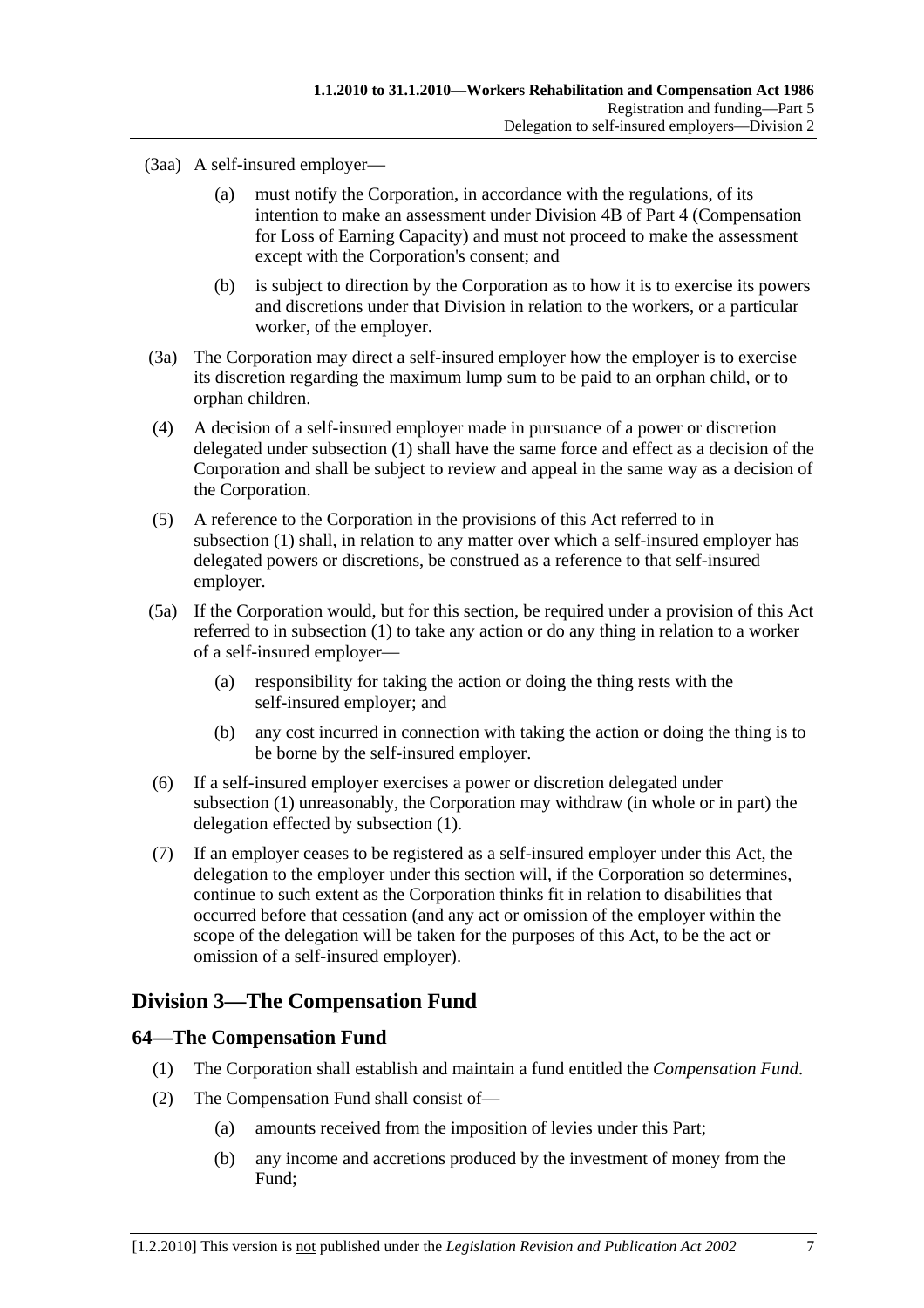(3aa) A self-insured employer—

(a) must notify the Corporation, in accordance with the regulations, of its intention to make an assessment under Division 4B of Part 4 (Compensation for Loss of Earning Capacity) and must not proceed to make the assessment except with the Corporation's consent; and

(b) is subject to direction by the Corporation as to how it is to exercise its powers and discretions under that Division in relation to the workers, or a particular worker, of the employer.

(3a) The Corporation may direct a self-insured employer how the employer is to exercise its discretion regarding the maximum lump sum to be paid to an orphan child, or to orphan children.

(4) A decision of a self-insured employer made in pursuance of a power or discretion delegated under subsection (1) shall have the same force and effect as a decision of the Corporation and shall be subject to review and appeal in the same way as a decision of the Corporation.

(5) A reference to the Corporation in the provisions of this Act referred to in subsection (1) shall, in relation to any matter over which a self-insured employer has delegated powers or discretions, be construed as a reference to that self-insured employer.

(5a) If the Corporation would, but for this section, be required under a provision of this Act referred to in subsection (1) to take any action or do any thing in relation to a worker of a self-insured employer—

(a) responsibility for taking the action or doing the thing rests with the self-insured employer; and

(b) any cost incurred in connection with taking the action or doing the thing is to be borne by the self-insured employer.

(6) If a self-insured employer exercises a power or discretion delegated under subsection (1) unreasonably, the Corporation may withdraw (in whole or in part) the delegation effected by subsection (1).

(7) If an employer ceases to be registered as a self-insured employer under this Act, the delegation to the employer under this section will, if the Corporation so determines, continue to such extent as the Corporation thinks fit in relation to disabilities that occurred before that cessation (and any act or omission of the employer within the scope of the delegation will be taken for the purposes of this Act, to be the act or omission of a self-insured employer).

## Division 3—The Compensation Fund

### 64—The Compensation Fund

(1) The Corporation shall establish and maintain a fund entitled the *Compensation Fund*.

(2) The Compensation Fund shall consist of—

(a) amounts received from the imposition of levies under this Part;

(b) any income and accretions produced by the investment of money from the Fund;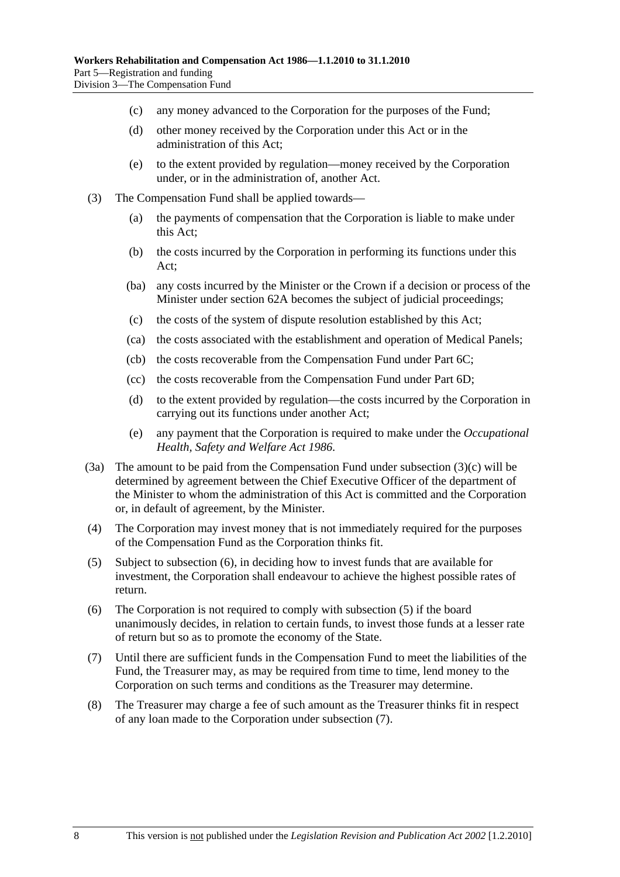(c) any money advanced to the Corporation for the purposes of the Fund;

(d) other money received by the Corporation under this Act or in the administration of this Act;

(e) to the extent provided by regulation—money received by the Corporation under, or in the administration of, another Act.

(3) The Compensation Fund shall be applied towards—

(a) the payments of compensation that the Corporation is liable to make under this Act;

(b) the costs incurred by the Corporation in performing its functions under this Act;

(ba) any costs incurred by the Minister or the Crown if a decision or process of the Minister under section 62A becomes the subject of judicial proceedings;

(c) the costs of the system of dispute resolution established by this Act;

(ca) the costs associated with the establishment and operation of Medical Panels;

(cb) the costs recoverable from the Compensation Fund under Part 6C;

(cc) the costs recoverable from the Compensation Fund under Part 6D;

(d) to the extent provided by regulation—the costs incurred by the Corporation in carrying out its functions under another Act;

(e) any payment that the Corporation is required to make under the *Occupational Health, Safety and Welfare Act 1986*.

(3a) The amount to be paid from the Compensation Fund under subsection (3)(c) will be determined by agreement between the Chief Executive Officer of the department of the Minister to whom the administration of this Act is committed and the Corporation or, in default of agreement, by the Minister.

(4) The Corporation may invest money that is not immediately required for the purposes of the Compensation Fund as the Corporation thinks fit.

(5) Subject to subsection (6), in deciding how to invest funds that are available for investment, the Corporation shall endeavour to achieve the highest possible rates of return.

(6) The Corporation is not required to comply with subsection (5) if the board unanimously decides, in relation to certain funds, to invest those funds at a lesser rate of return but so as to promote the economy of the State.

(7) Until there are sufficient funds in the Compensation Fund to meet the liabilities of the Fund, the Treasurer may, as may be required from time to time, lend money to the Corporation on such terms and conditions as the Treasurer may determine.

(8) The Treasurer may charge a fee of such amount as the Treasurer thinks fit in respect of any loan made to the Corporation under subsection (7).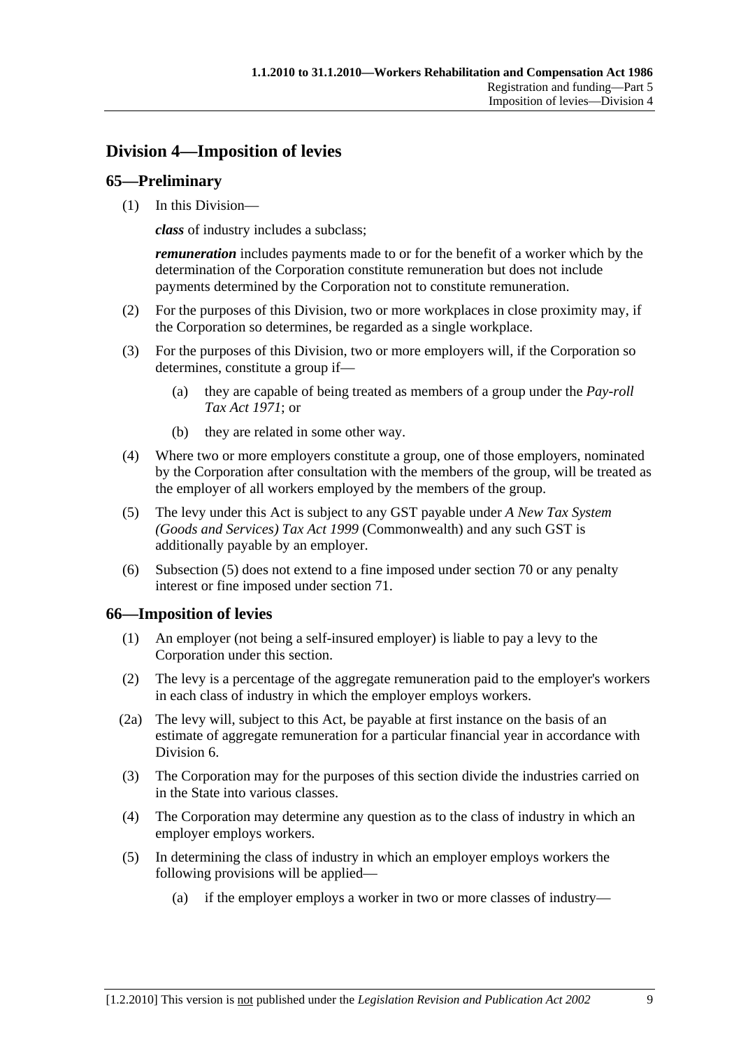## Division 4—Imposition of levies

### 65—Preliminary

(1) In this Division—

***class*** of industry includes a subclass;

***remuneration*** includes payments made to or for the benefit of a worker which by the determination of the Corporation constitute remuneration but does not include payments determined by the Corporation not to constitute remuneration.

(2) For the purposes of this Division, two or more workplaces in close proximity may, if the Corporation so determines, be regarded as a single workplace.

(3) For the purposes of this Division, two or more employers will, if the Corporation so determines, constitute a group if—

(a) they are capable of being treated as members of a group under the *Pay-roll Tax Act 1971*; or

(b) they are related in some other way.

(4) Where two or more employers constitute a group, one of those employers, nominated by the Corporation after consultation with the members of the group, will be treated as the employer of all workers employed by the members of the group.

(5) The levy under this Act is subject to any GST payable under *A New Tax System (Goods and Services) Tax Act 1999* (Commonwealth) and any such GST is additionally payable by an employer.

(6) Subsection (5) does not extend to a fine imposed under section 70 or any penalty interest or fine imposed under section 71.

### 66—Imposition of levies

(1) An employer (not being a self-insured employer) is liable to pay a levy to the Corporation under this section.

(2) The levy is a percentage of the aggregate remuneration paid to the employer's workers in each class of industry in which the employer employs workers.

(2a) The levy will, subject to this Act, be payable at first instance on the basis of an estimate of aggregate remuneration for a particular financial year in accordance with Division 6.

(3) The Corporation may for the purposes of this section divide the industries carried on in the State into various classes.

(4) The Corporation may determine any question as to the class of industry in which an employer employs workers.

(5) In determining the class of industry in which an employer employs workers the following provisions will be applied—

(a) if the employer employs a worker in two or more classes of industry—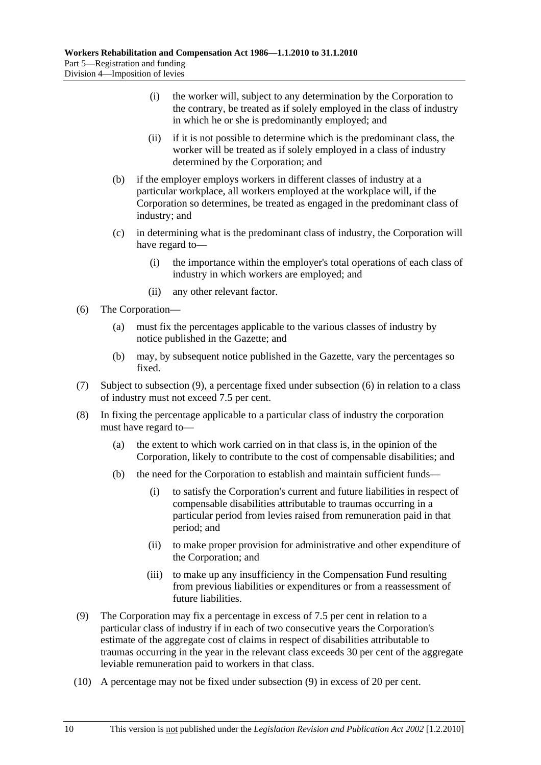(i) the worker will, subject to any determination by the Corporation to the contrary, be treated as if solely employed in the class of industry in which he or she is predominantly employed; and

(ii) if it is not possible to determine which is the predominant class, the worker will be treated as if solely employed in a class of industry determined by the Corporation; and

(b) if the employer employs workers in different classes of industry at a particular workplace, all workers employed at the workplace will, if the Corporation so determines, be treated as engaged in the predominant class of industry; and

(c) in determining what is the predominant class of industry, the Corporation will have regard to—

(i) the importance within the employer's total operations of each class of industry in which workers are employed; and

(ii) any other relevant factor.

(6) The Corporation—

(a) must fix the percentages applicable to the various classes of industry by notice published in the Gazette; and

(b) may, by subsequent notice published in the Gazette, vary the percentages so fixed.

(7) Subject to subsection (9), a percentage fixed under subsection (6) in relation to a class of industry must not exceed 7.5 per cent.

(8) In fixing the percentage applicable to a particular class of industry the corporation must have regard to—

(a) the extent to which work carried on in that class is, in the opinion of the Corporation, likely to contribute to the cost of compensable disabilities; and

(b) the need for the Corporation to establish and maintain sufficient funds—

(i) to satisfy the Corporation's current and future liabilities in respect of compensable disabilities attributable to traumas occurring in a particular period from levies raised from remuneration paid in that period; and

(ii) to make proper provision for administrative and other expenditure of the Corporation; and

(iii) to make up any insufficiency in the Compensation Fund resulting from previous liabilities or expenditures or from a reassessment of future liabilities.

(9) The Corporation may fix a percentage in excess of 7.5 per cent in relation to a particular class of industry if in each of two consecutive years the Corporation's estimate of the aggregate cost of claims in respect of disabilities attributable to traumas occurring in the year in the relevant class exceeds 30 per cent of the aggregate leviable remuneration paid to workers in that class.

(10) A percentage may not be fixed under subsection (9) in excess of 20 per cent.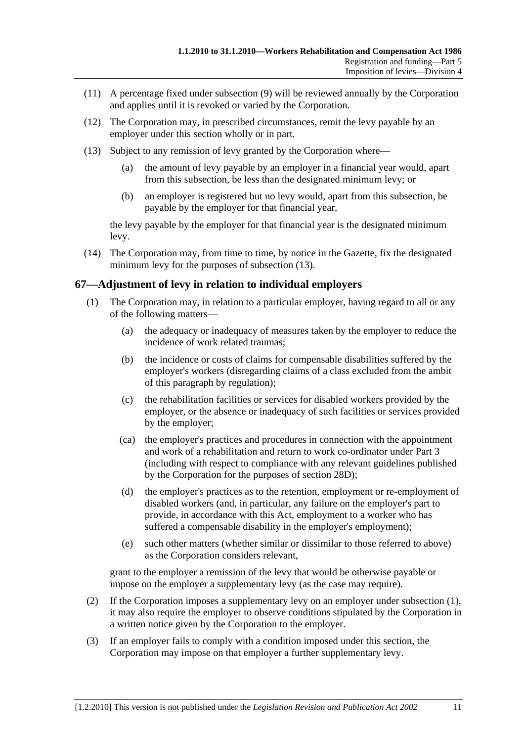(11) A percentage fixed under subsection (9) will be reviewed annually by the Corporation and applies until it is revoked or varied by the Corporation.

(12) The Corporation may, in prescribed circumstances, remit the levy payable by an employer under this section wholly or in part.

(13) Subject to any remission of levy granted by the Corporation where—

  (a) the amount of levy payable by an employer in a financial year would, apart from this subsection, be less than the designated minimum levy; or

  (b) an employer is registered but no levy would, apart from this subsection, be payable by the employer for that financial year,

the levy payable by the employer for that financial year is the designated minimum levy.

(14) The Corporation may, from time to time, by notice in the Gazette, fix the designated minimum levy for the purposes of subsection (13).

## 67—Adjustment of levy in relation to individual employers

(1) The Corporation may, in relation to a particular employer, having regard to all or any of the following matters—

  (a) the adequacy or inadequacy of measures taken by the employer to reduce the incidence of work related traumas;

  (b) the incidence or costs of claims for compensable disabilities suffered by the employer's workers (disregarding claims of a class excluded from the ambit of this paragraph by regulation);

  (c) the rehabilitation facilities or services for disabled workers provided by the employer, or the absence or inadequacy of such facilities or services provided by the employer;

  (ca) the employer's practices and procedures in connection with the appointment and work of a rehabilitation and return to work co-ordinator under Part 3 (including with respect to compliance with any relevant guidelines published by the Corporation for the purposes of section 28D);

  (d) the employer's practices as to the retention, employment or re-employment of disabled workers (and, in particular, any failure on the employer's part to provide, in accordance with this Act, employment to a worker who has suffered a compensable disability in the employer's employment);

  (e) such other matters (whether similar or dissimilar to those referred to above) as the Corporation considers relevant,

grant to the employer a remission of the levy that would be otherwise payable or impose on the employer a supplementary levy (as the case may require).

(2) If the Corporation imposes a supplementary levy on an employer under subsection (1), it may also require the employer to observe conditions stipulated by the Corporation in a written notice given by the Corporation to the employer.

(3) If an employer fails to comply with a condition imposed under this section, the Corporation may impose on that employer a further supplementary levy.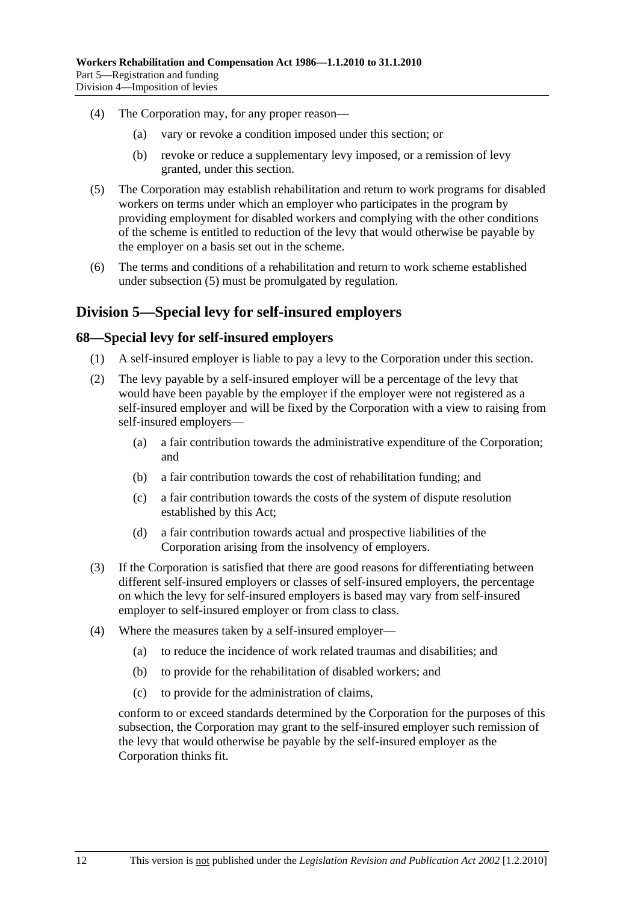(4) The Corporation may, for any proper reason—

(a) vary or revoke a condition imposed under this section; or

(b) revoke or reduce a supplementary levy imposed, or a remission of levy granted, under this section.

(5) The Corporation may establish rehabilitation and return to work programs for disabled workers on terms under which an employer who participates in the program by providing employment for disabled workers and complying with the other conditions of the scheme is entitled to reduction of the levy that would otherwise be payable by the employer on a basis set out in the scheme.

(6) The terms and conditions of a rehabilitation and return to work scheme established under subsection (5) must be promulgated by regulation.

## Division 5—Special levy for self-insured employers

### 68—Special levy for self-insured employers

(1) A self-insured employer is liable to pay a levy to the Corporation under this section.

(2) The levy payable by a self-insured employer will be a percentage of the levy that would have been payable by the employer if the employer were not registered as a self-insured employer and will be fixed by the Corporation with a view to raising from self-insured employers—

(a) a fair contribution towards the administrative expenditure of the Corporation; and

(b) a fair contribution towards the cost of rehabilitation funding; and

(c) a fair contribution towards the costs of the system of dispute resolution established by this Act;

(d) a fair contribution towards actual and prospective liabilities of the Corporation arising from the insolvency of employers.

(3) If the Corporation is satisfied that there are good reasons for differentiating between different self-insured employers or classes of self-insured employers, the percentage on which the levy for self-insured employers is based may vary from self-insured employer to self-insured employer or from class to class.

(4) Where the measures taken by a self-insured employer—

(a) to reduce the incidence of work related traumas and disabilities; and

(b) to provide for the rehabilitation of disabled workers; and

(c) to provide for the administration of claims,

conform to or exceed standards determined by the Corporation for the purposes of this subsection, the Corporation may grant to the self-insured employer such remission of the levy that would otherwise be payable by the self-insured employer as the Corporation thinks fit.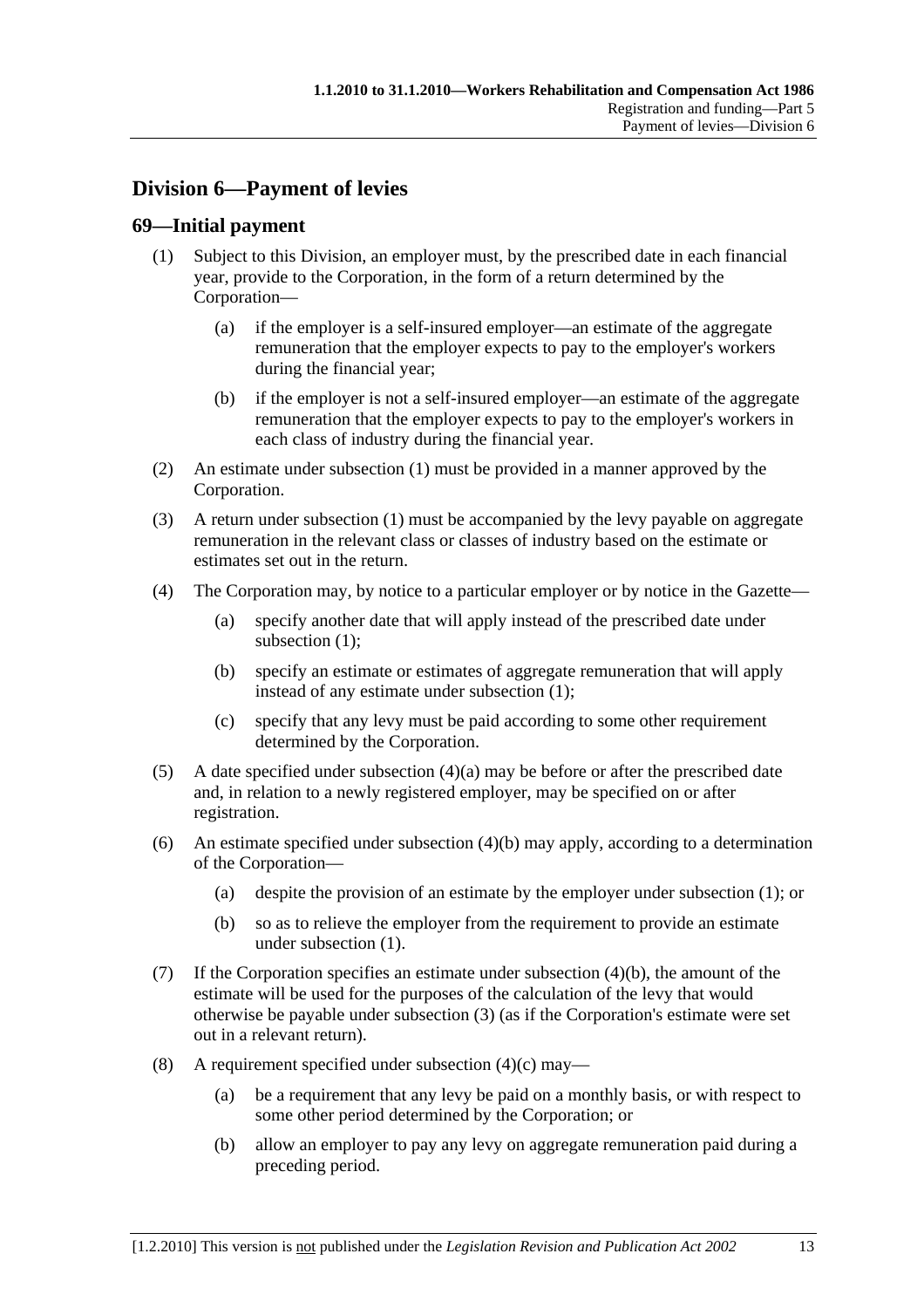## Division 6—Payment of levies

### 69—Initial payment

(1) Subject to this Division, an employer must, by the prescribed date in each financial year, provide to the Corporation, in the form of a return determined by the Corporation—

(a) if the employer is a self-insured employer—an estimate of the aggregate remuneration that the employer expects to pay to the employer's workers during the financial year;

(b) if the employer is not a self-insured employer—an estimate of the aggregate remuneration that the employer expects to pay to the employer's workers in each class of industry during the financial year.

(2) An estimate under subsection (1) must be provided in a manner approved by the Corporation.

(3) A return under subsection (1) must be accompanied by the levy payable on aggregate remuneration in the relevant class or classes of industry based on the estimate or estimates set out in the return.

(4) The Corporation may, by notice to a particular employer or by notice in the Gazette—

(a) specify another date that will apply instead of the prescribed date under subsection (1);

(b) specify an estimate or estimates of aggregate remuneration that will apply instead of any estimate under subsection (1);

(c) specify that any levy must be paid according to some other requirement determined by the Corporation.

(5) A date specified under subsection (4)(a) may be before or after the prescribed date and, in relation to a newly registered employer, may be specified on or after registration.

(6) An estimate specified under subsection (4)(b) may apply, according to a determination of the Corporation—

(a) despite the provision of an estimate by the employer under subsection (1); or

(b) so as to relieve the employer from the requirement to provide an estimate under subsection (1).

(7) If the Corporation specifies an estimate under subsection (4)(b), the amount of the estimate will be used for the purposes of the calculation of the levy that would otherwise be payable under subsection (3) (as if the Corporation's estimate were set out in a relevant return).

(8) A requirement specified under subsection (4)(c) may—

(a) be a requirement that any levy be paid on a monthly basis, or with respect to some other period determined by the Corporation; or

(b) allow an employer to pay any levy on aggregate remuneration paid during a preceding period.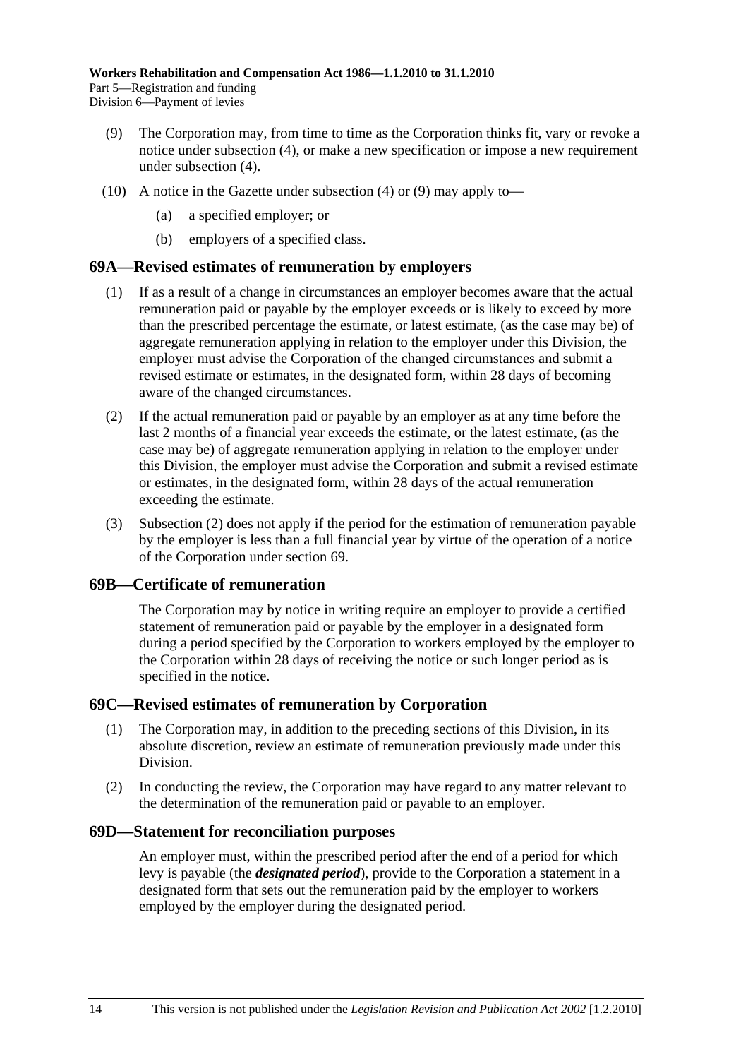(9) The Corporation may, from time to time as the Corporation thinks fit, vary or revoke a notice under subsection (4), or make a new specification or impose a new requirement under subsection (4).

(10) A notice in the Gazette under subsection (4) or (9) may apply to—

(a) a specified employer; or

(b) employers of a specified class.

## 69A—Revised estimates of remuneration by employers

(1) If as a result of a change in circumstances an employer becomes aware that the actual remuneration paid or payable by the employer exceeds or is likely to exceed by more than the prescribed percentage the estimate, or latest estimate, (as the case may be) of aggregate remuneration applying in relation to the employer under this Division, the employer must advise the Corporation of the changed circumstances and submit a revised estimate or estimates, in the designated form, within 28 days of becoming aware of the changed circumstances.

(2) If the actual remuneration paid or payable by an employer as at any time before the last 2 months of a financial year exceeds the estimate, or the latest estimate, (as the case may be) of aggregate remuneration applying in relation to the employer under this Division, the employer must advise the Corporation and submit a revised estimate or estimates, in the designated form, within 28 days of the actual remuneration exceeding the estimate.

(3) Subsection (2) does not apply if the period for the estimation of remuneration payable by the employer is less than a full financial year by virtue of the operation of a notice of the Corporation under section 69.

## 69B—Certificate of remuneration

The Corporation may by notice in writing require an employer to provide a certified statement of remuneration paid or payable by the employer in a designated form during a period specified by the Corporation to workers employed by the employer to the Corporation within 28 days of receiving the notice or such longer period as is specified in the notice.

## 69C—Revised estimates of remuneration by Corporation

(1) The Corporation may, in addition to the preceding sections of this Division, in its absolute discretion, review an estimate of remuneration previously made under this Division.

(2) In conducting the review, the Corporation may have regard to any matter relevant to the determination of the remuneration paid or payable to an employer.

## 69D—Statement for reconciliation purposes

An employer must, within the prescribed period after the end of a period for which levy is payable (the ***designated period***), provide to the Corporation a statement in a designated form that sets out the remuneration paid by the employer to workers employed by the employer during the designated period.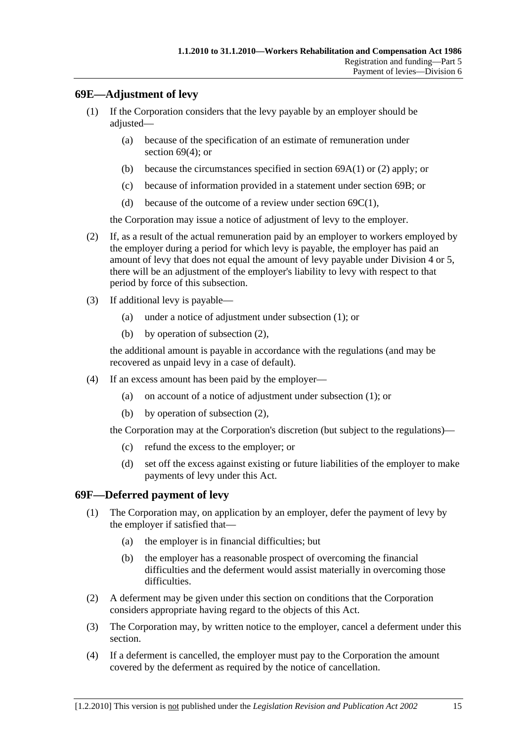## 69E—Adjustment of levy

(1) If the Corporation considers that the levy payable by an employer should be adjusted—

(a) because of the specification of an estimate of remuneration under section 69(4); or

(b) because the circumstances specified in section 69A(1) or (2) apply; or

(c) because of information provided in a statement under section 69B; or

(d) because of the outcome of a review under section 69C(1),

the Corporation may issue a notice of adjustment of levy to the employer.

(2) If, as a result of the actual remuneration paid by an employer to workers employed by the employer during a period for which levy is payable, the employer has paid an amount of levy that does not equal the amount of levy payable under Division 4 or 5, there will be an adjustment of the employer's liability to levy with respect to that period by force of this subsection.

(3) If additional levy is payable—

(a) under a notice of adjustment under subsection (1); or

(b) by operation of subsection (2),

the additional amount is payable in accordance with the regulations (and may be recovered as unpaid levy in a case of default).

(4) If an excess amount has been paid by the employer—

(a) on account of a notice of adjustment under subsection (1); or

(b) by operation of subsection (2),

the Corporation may at the Corporation's discretion (but subject to the regulations)—

(c) refund the excess to the employer; or

(d) set off the excess against existing or future liabilities of the employer to make payments of levy under this Act.

## 69F—Deferred payment of levy

(1) The Corporation may, on application by an employer, defer the payment of levy by the employer if satisfied that—

(a) the employer is in financial difficulties; but

(b) the employer has a reasonable prospect of overcoming the financial difficulties and the deferment would assist materially in overcoming those difficulties.

(2) A deferment may be given under this section on conditions that the Corporation considers appropriate having regard to the objects of this Act.

(3) The Corporation may, by written notice to the employer, cancel a deferment under this section.

(4) If a deferment is cancelled, the employer must pay to the Corporation the amount covered by the deferment as required by the notice of cancellation.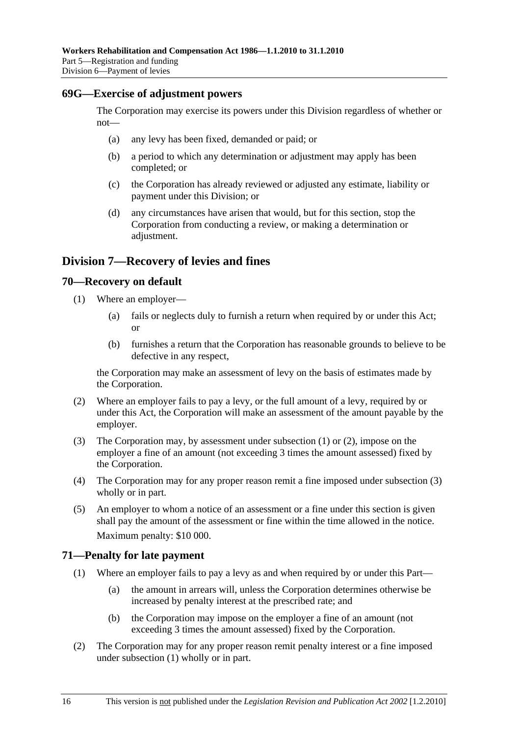## 69G—Exercise of adjustment powers

The Corporation may exercise its powers under this Division regardless of whether or not—

- (a) any levy has been fixed, demanded or paid; or
- (b) a period to which any determination or adjustment may apply has been completed; or
- (c) the Corporation has already reviewed or adjusted any estimate, liability or payment under this Division; or
- (d) any circumstances have arisen that would, but for this section, stop the Corporation from conducting a review, or making a determination or adjustment.

# Division 7—Recovery of levies and fines

## 70—Recovery on default

(1) Where an employer—

- (a) fails or neglects duly to furnish a return when required by or under this Act; or
- (b) furnishes a return that the Corporation has reasonable grounds to believe to be defective in any respect,

the Corporation may make an assessment of levy on the basis of estimates made by the Corporation.

(2) Where an employer fails to pay a levy, or the full amount of a levy, required by or under this Act, the Corporation will make an assessment of the amount payable by the employer.

(3) The Corporation may, by assessment under subsection (1) or (2), impose on the employer a fine of an amount (not exceeding 3 times the amount assessed) fixed by the Corporation.

(4) The Corporation may for any proper reason remit a fine imposed under subsection (3) wholly or in part.

(5) An employer to whom a notice of an assessment or a fine under this section is given shall pay the amount of the assessment or fine within the time allowed in the notice.

Maximum penalty: $10 000.

## 71—Penalty for late payment

(1) Where an employer fails to pay a levy as and when required by or under this Part—

- (a) the amount in arrears will, unless the Corporation determines otherwise be increased by penalty interest at the prescribed rate; and
- (b) the Corporation may impose on the employer a fine of an amount (not exceeding 3 times the amount assessed) fixed by the Corporation.

(2) The Corporation may for any proper reason remit penalty interest or a fine imposed under subsection (1) wholly or in part.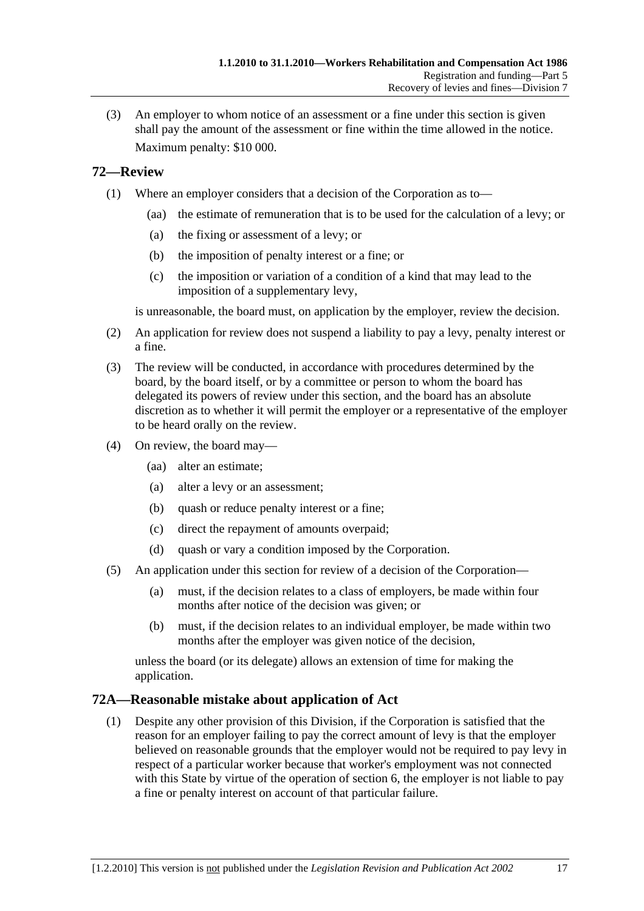(3) An employer to whom notice of an assessment or a fine under this section is given shall pay the amount of the assessment or fine within the time allowed in the notice.

Maximum penalty: $10 000.

## 72—Review

(1) Where an employer considers that a decision of the Corporation as to—

(aa) the estimate of remuneration that is to be used for the calculation of a levy; or

(a) the fixing or assessment of a levy; or

(b) the imposition of penalty interest or a fine; or

(c) the imposition or variation of a condition of a kind that may lead to the imposition of a supplementary levy,

is unreasonable, the board must, on application by the employer, review the decision.

(2) An application for review does not suspend a liability to pay a levy, penalty interest or a fine.

(3) The review will be conducted, in accordance with procedures determined by the board, by the board itself, or by a committee or person to whom the board has delegated its powers of review under this section, and the board has an absolute discretion as to whether it will permit the employer or a representative of the employer to be heard orally on the review.

(4) On review, the board may—

(aa) alter an estimate;

(a) alter a levy or an assessment;

(b) quash or reduce penalty interest or a fine;

(c) direct the repayment of amounts overpaid;

(d) quash or vary a condition imposed by the Corporation.

(5) An application under this section for review of a decision of the Corporation—

(a) must, if the decision relates to a class of employers, be made within four months after notice of the decision was given; or

(b) must, if the decision relates to an individual employer, be made within two months after the employer was given notice of the decision,

unless the board (or its delegate) allows an extension of time for making the application.

## 72A—Reasonable mistake about application of Act

(1) Despite any other provision of this Division, if the Corporation is satisfied that the reason for an employer failing to pay the correct amount of levy is that the employer believed on reasonable grounds that the employer would not be required to pay levy in respect of a particular worker because that worker's employment was not connected with this State by virtue of the operation of section 6, the employer is not liable to pay a fine or penalty interest on account of that particular failure.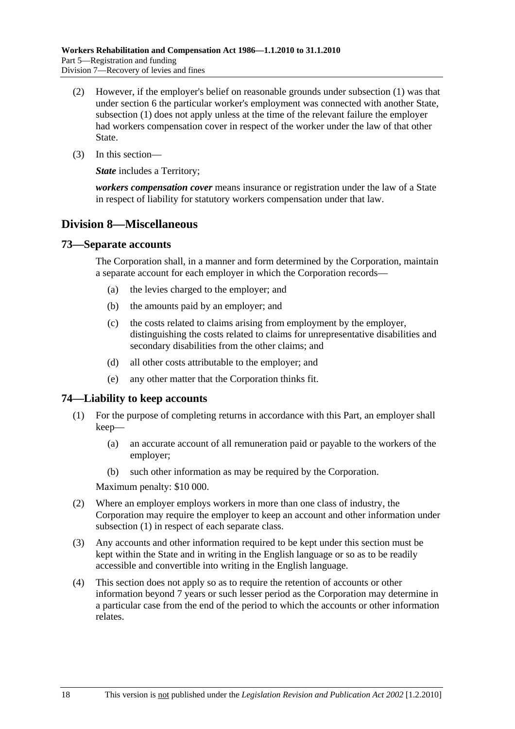(2) However, if the employer's belief on reasonable grounds under subsection (1) was that under section 6 the particular worker's employment was connected with another State, subsection (1) does not apply unless at the time of the relevant failure the employer had workers compensation cover in respect of the worker under the law of that other State.

(3) In this section—

***State*** includes a Territory;

***workers compensation cover*** means insurance or registration under the law of a State in respect of liability for statutory workers compensation under that law.

## Division 8—Miscellaneous

### 73—Separate accounts

The Corporation shall, in a manner and form determined by the Corporation, maintain a separate account for each employer in which the Corporation records—

(a) the levies charged to the employer; and

(b) the amounts paid by an employer; and

(c) the costs related to claims arising from employment by the employer, distinguishing the costs related to claims for unrepresentative disabilities and secondary disabilities from the other claims; and

(d) all other costs attributable to the employer; and

(e) any other matter that the Corporation thinks fit.

### 74—Liability to keep accounts

(1) For the purpose of completing returns in accordance with this Part, an employer shall keep—

(a) an accurate account of all remuneration paid or payable to the workers of the employer;

(b) such other information as may be required by the Corporation.

Maximum penalty: $10 000.

(2) Where an employer employs workers in more than one class of industry, the Corporation may require the employer to keep an account and other information under subsection (1) in respect of each separate class.

(3) Any accounts and other information required to be kept under this section must be kept within the State and in writing in the English language or so as to be readily accessible and convertible into writing in the English language.

(4) This section does not apply so as to require the retention of accounts or other information beyond 7 years or such lesser period as the Corporation may determine in a particular case from the end of the period to which the accounts or other information relates.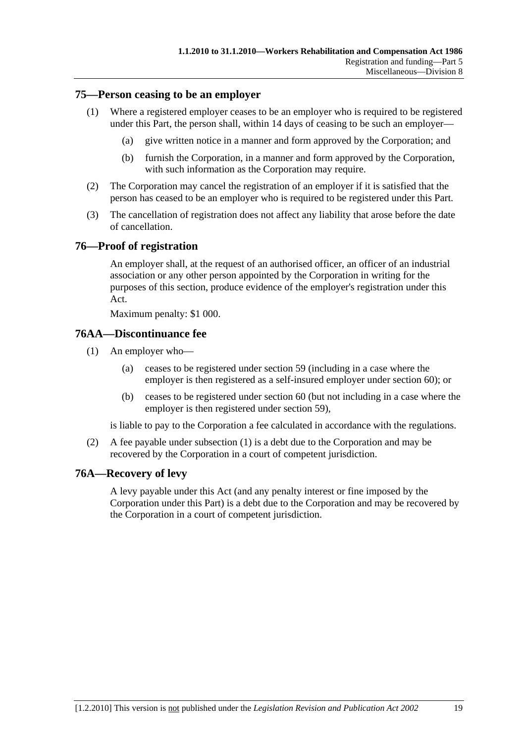## 75—Person ceasing to be an employer

(1) Where a registered employer ceases to be an employer who is required to be registered under this Part, the person shall, within 14 days of ceasing to be such an employer—

(a) give written notice in a manner and form approved by the Corporation; and

(b) furnish the Corporation, in a manner and form approved by the Corporation, with such information as the Corporation may require.

(2) The Corporation may cancel the registration of an employer if it is satisfied that the person has ceased to be an employer who is required to be registered under this Part.

(3) The cancellation of registration does not affect any liability that arose before the date of cancellation.

## 76—Proof of registration

An employer shall, at the request of an authorised officer, an officer of an industrial association or any other person appointed by the Corporation in writing for the purposes of this section, produce evidence of the employer's registration under this Act.

Maximum penalty: $1 000.

## 76AA—Discontinuance fee

(1) An employer who—

(a) ceases to be registered under section 59 (including in a case where the employer is then registered as a self-insured employer under section 60); or

(b) ceases to be registered under section 60 (but not including in a case where the employer is then registered under section 59),

is liable to pay to the Corporation a fee calculated in accordance with the regulations.

(2) A fee payable under subsection (1) is a debt due to the Corporation and may be recovered by the Corporation in a court of competent jurisdiction.

## 76A—Recovery of levy

A levy payable under this Act (and any penalty interest or fine imposed by the Corporation under this Part) is a debt due to the Corporation and may be recovered by the Corporation in a court of competent jurisdiction.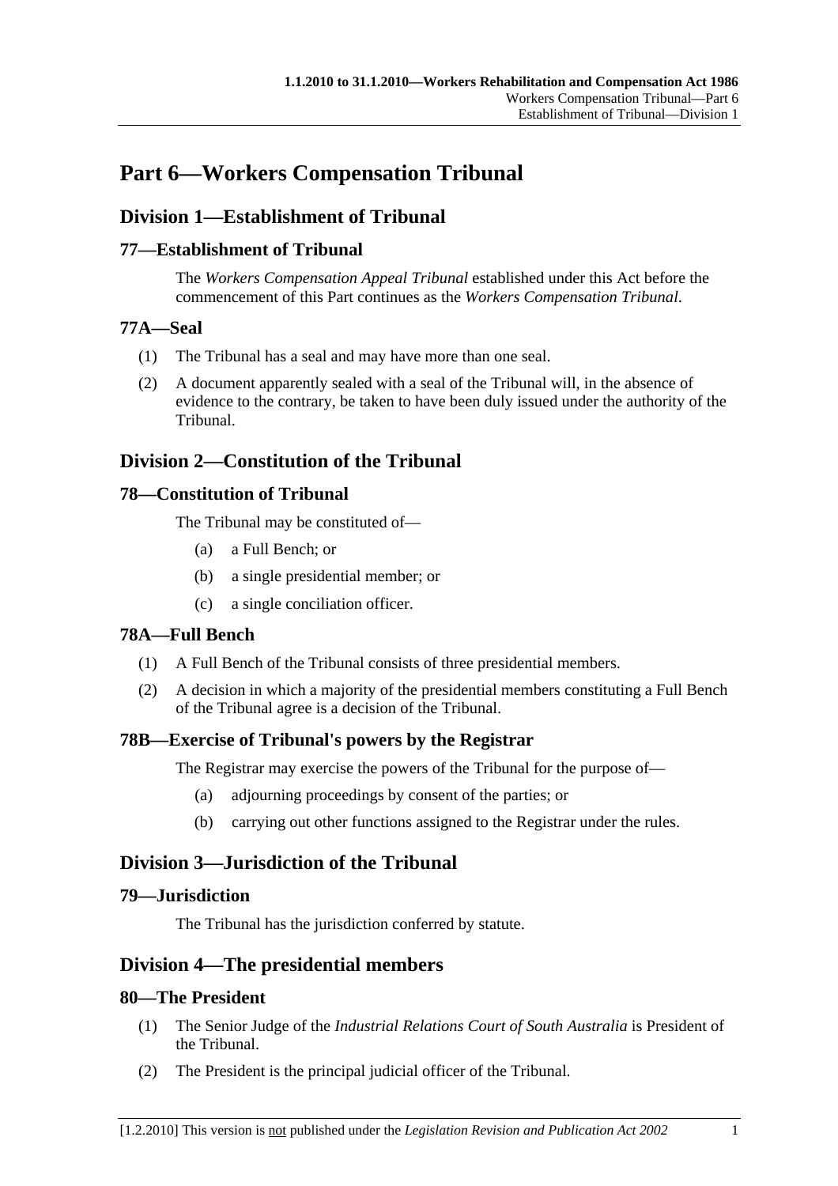# Part 6—Workers Compensation Tribunal

## Division 1—Establishment of Tribunal

### 77—Establishment of Tribunal

The *Workers Compensation Appeal Tribunal* established under this Act before the commencement of this Part continues as the *Workers Compensation Tribunal*.

### 77A—Seal

(1) The Tribunal has a seal and may have more than one seal.

(2) A document apparently sealed with a seal of the Tribunal will, in the absence of evidence to the contrary, be taken to have been duly issued under the authority of the Tribunal.

## Division 2—Constitution of the Tribunal

### 78—Constitution of Tribunal

The Tribunal may be constituted of—

(a) a Full Bench; or

(b) a single presidential member; or

(c) a single conciliation officer.

### 78A—Full Bench

(1) A Full Bench of the Tribunal consists of three presidential members.

(2) A decision in which a majority of the presidential members constituting a Full Bench of the Tribunal agree is a decision of the Tribunal.

### 78B—Exercise of Tribunal's powers by the Registrar

The Registrar may exercise the powers of the Tribunal for the purpose of—

(a) adjourning proceedings by consent of the parties; or

(b) carrying out other functions assigned to the Registrar under the rules.

## Division 3—Jurisdiction of the Tribunal

### 79—Jurisdiction

The Tribunal has the jurisdiction conferred by statute.

## Division 4—The presidential members

### 80—The President

(1) The Senior Judge of the *Industrial Relations Court of South Australia* is President of the Tribunal.

(2) The President is the principal judicial officer of the Tribunal.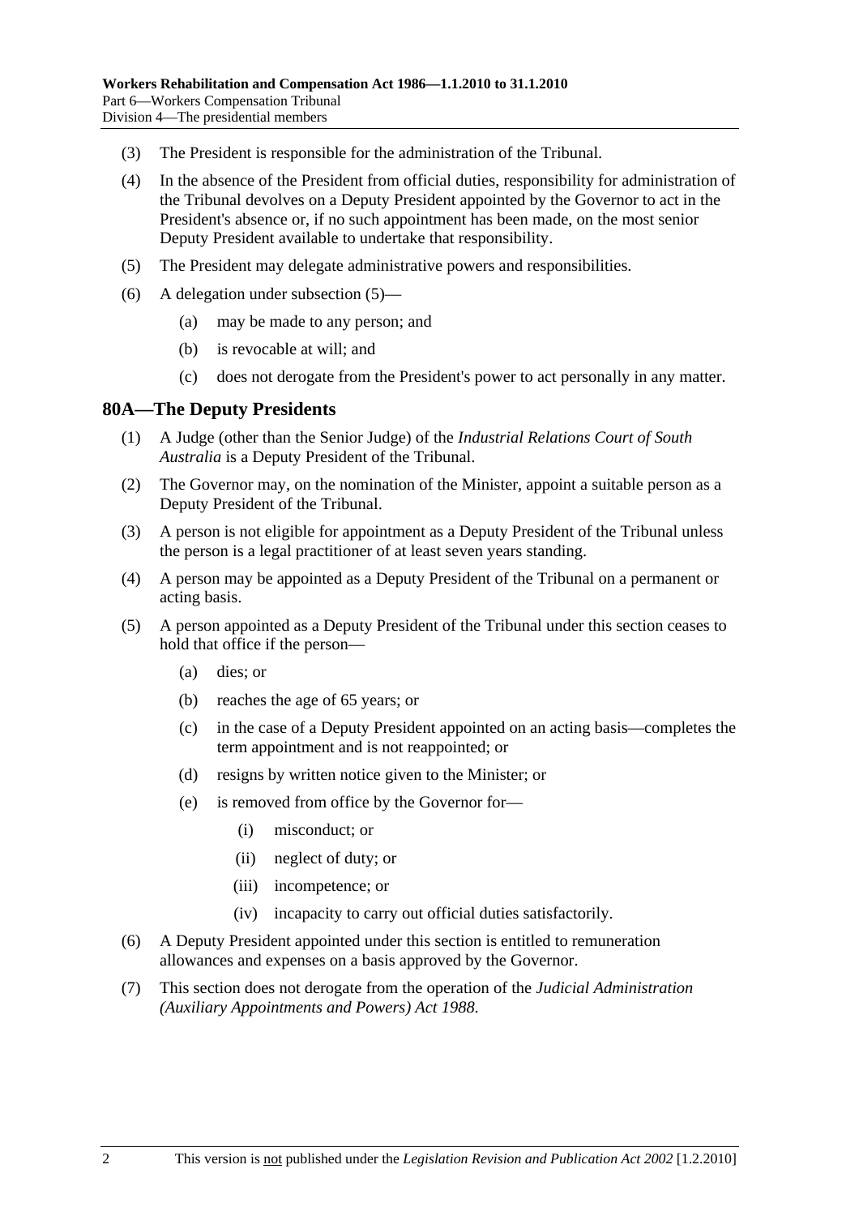(3) The President is responsible for the administration of the Tribunal.

(4) In the absence of the President from official duties, responsibility for administration of the Tribunal devolves on a Deputy President appointed by the Governor to act in the President's absence or, if no such appointment has been made, on the most senior Deputy President available to undertake that responsibility.

(5) The President may delegate administrative powers and responsibilities.

(6) A delegation under subsection (5)—

- (a) may be made to any person; and
- (b) is revocable at will; and
- (c) does not derogate from the President's power to act personally in any matter.

## 80A—The Deputy Presidents

(1) A Judge (other than the Senior Judge) of the *Industrial Relations Court of South Australia* is a Deputy President of the Tribunal.

(2) The Governor may, on the nomination of the Minister, appoint a suitable person as a Deputy President of the Tribunal.

(3) A person is not eligible for appointment as a Deputy President of the Tribunal unless the person is a legal practitioner of at least seven years standing.

(4) A person may be appointed as a Deputy President of the Tribunal on a permanent or acting basis.

(5) A person appointed as a Deputy President of the Tribunal under this section ceases to hold that office if the person—

- (a) dies; or
- (b) reaches the age of 65 years; or
- (c) in the case of a Deputy President appointed on an acting basis—completes the term appointment and is not reappointed; or
- (d) resigns by written notice given to the Minister; or
- (e) is removed from office by the Governor for—
  - (i) misconduct; or
  - (ii) neglect of duty; or
  - (iii) incompetence; or
  - (iv) incapacity to carry out official duties satisfactorily.

(6) A Deputy President appointed under this section is entitled to remuneration allowances and expenses on a basis approved by the Governor.

(7) This section does not derogate from the operation of the *Judicial Administration (Auxiliary Appointments and Powers) Act 1988*.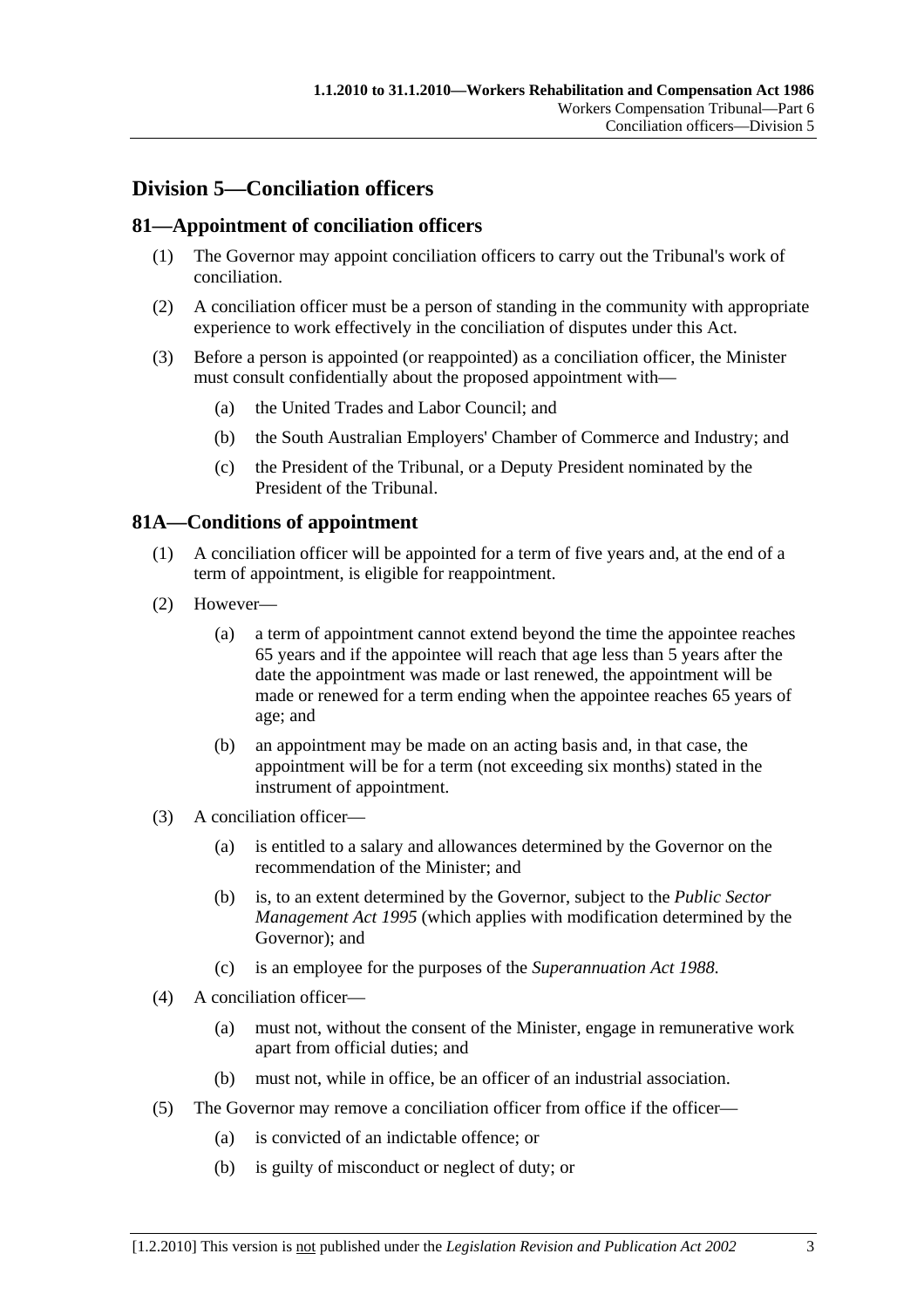## Division 5—Conciliation officers

### 81—Appointment of conciliation officers

(1) The Governor may appoint conciliation officers to carry out the Tribunal's work of conciliation.

(2) A conciliation officer must be a person of standing in the community with appropriate experience to work effectively in the conciliation of disputes under this Act.

(3) Before a person is appointed (or reappointed) as a conciliation officer, the Minister must consult confidentially about the proposed appointment with—

- (a) the United Trades and Labor Council; and
- (b) the South Australian Employers' Chamber of Commerce and Industry; and
- (c) the President of the Tribunal, or a Deputy President nominated by the President of the Tribunal.

### 81A—Conditions of appointment

(1) A conciliation officer will be appointed for a term of five years and, at the end of a term of appointment, is eligible for reappointment.

(2) However—

- (a) a term of appointment cannot extend beyond the time the appointee reaches 65 years and if the appointee will reach that age less than 5 years after the date the appointment was made or last renewed, the appointment will be made or renewed for a term ending when the appointee reaches 65 years of age; and
- (b) an appointment may be made on an acting basis and, in that case, the appointment will be for a term (not exceeding six months) stated in the instrument of appointment.

(3) A conciliation officer—

- (a) is entitled to a salary and allowances determined by the Governor on the recommendation of the Minister; and
- (b) is, to an extent determined by the Governor, subject to the *Public Sector Management Act 1995* (which applies with modification determined by the Governor); and
- (c) is an employee for the purposes of the *Superannuation Act 1988*.

(4) A conciliation officer—

- (a) must not, without the consent of the Minister, engage in remunerative work apart from official duties; and
- (b) must not, while in office, be an officer of an industrial association.

(5) The Governor may remove a conciliation officer from office if the officer—

- (a) is convicted of an indictable offence; or
- (b) is guilty of misconduct or neglect of duty; or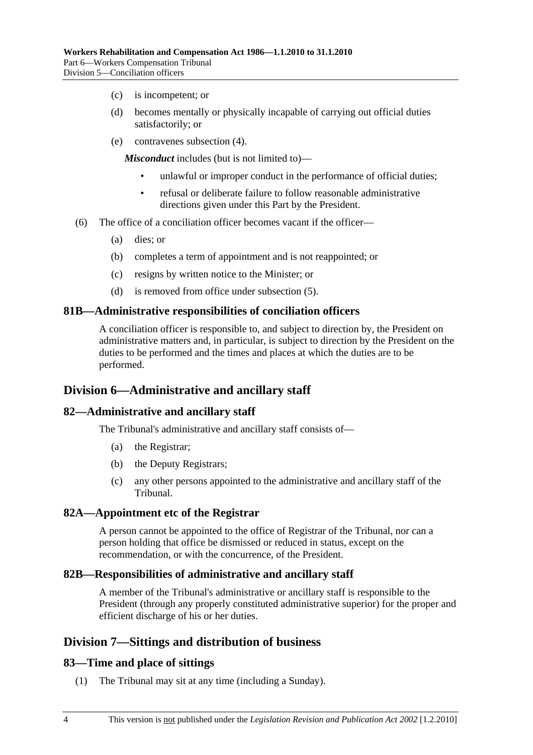(c) is incompetent; or

(d) becomes mentally or physically incapable of carrying out official duties satisfactorily; or

(e) contravenes subsection (4).

***Misconduct*** includes (but is not limited to)—

- unlawful or improper conduct in the performance of official duties;
- refusal or deliberate failure to follow reasonable administrative directions given under this Part by the President.

(6) The office of a conciliation officer becomes vacant if the officer—

(a) dies; or

(b) completes a term of appointment and is not reappointed; or

(c) resigns by written notice to the Minister; or

(d) is removed from office under subsection (5).

### 81B—Administrative responsibilities of conciliation officers

A conciliation officer is responsible to, and subject to direction by, the President on administrative matters and, in particular, is subject to direction by the President on the duties to be performed and the times and places at which the duties are to be performed.

## Division 6—Administrative and ancillary staff

### 82—Administrative and ancillary staff

The Tribunal's administrative and ancillary staff consists of—

(a) the Registrar;

(b) the Deputy Registrars;

(c) any other persons appointed to the administrative and ancillary staff of the Tribunal.

### 82A—Appointment etc of the Registrar

A person cannot be appointed to the office of Registrar of the Tribunal, nor can a person holding that office be dismissed or reduced in status, except on the recommendation, or with the concurrence, of the President.

### 82B—Responsibilities of administrative and ancillary staff

A member of the Tribunal's administrative or ancillary staff is responsible to the President (through any properly constituted administrative superior) for the proper and efficient discharge of his or her duties.

## Division 7—Sittings and distribution of business

### 83—Time and place of sittings

(1) The Tribunal may sit at any time (including a Sunday).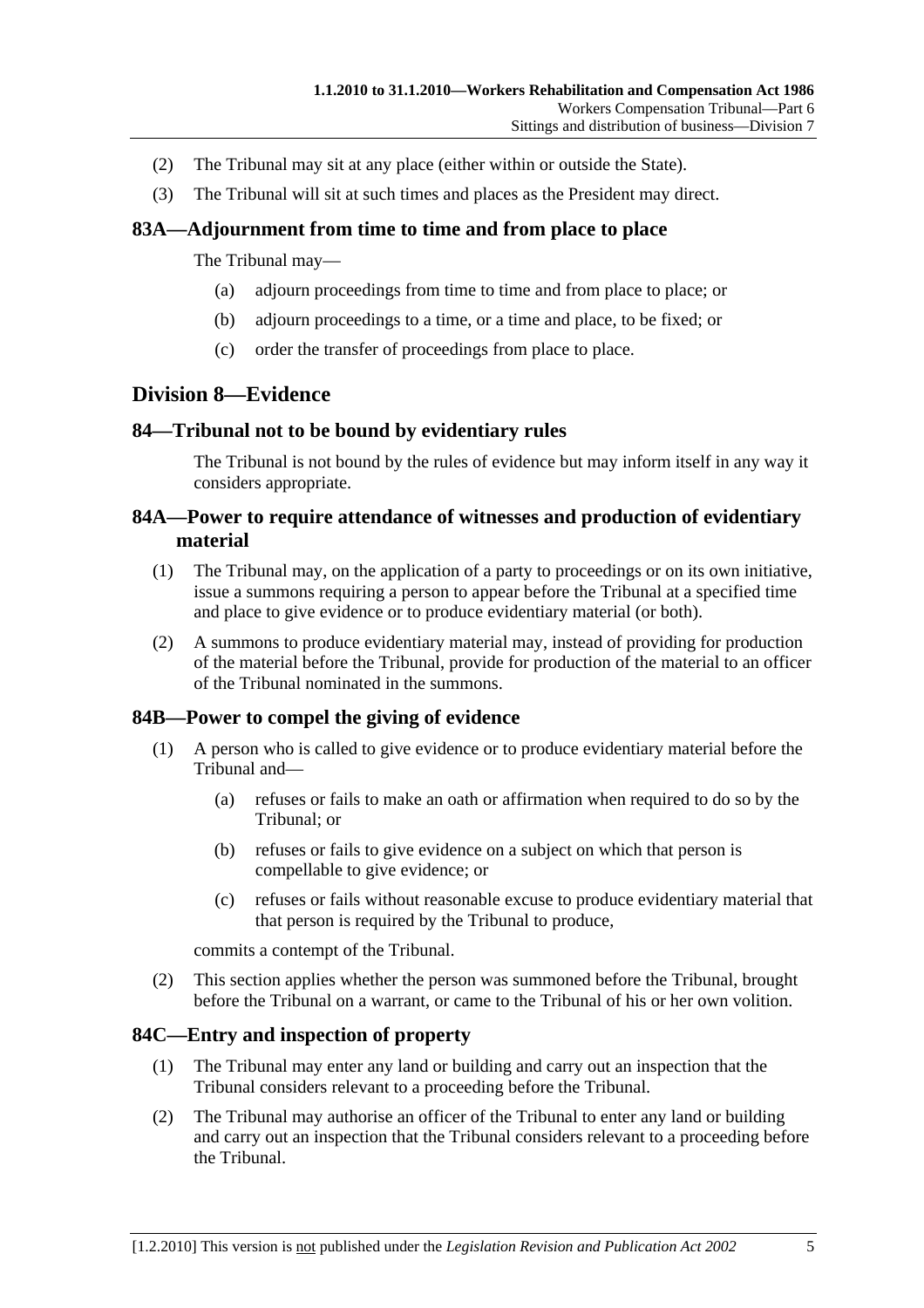(2) The Tribunal may sit at any place (either within or outside the State).

(3) The Tribunal will sit at such times and places as the President may direct.

### 83A—Adjournment from time to time and from place to place

The Tribunal may—

(a) adjourn proceedings from time to time and from place to place; or

(b) adjourn proceedings to a time, or a time and place, to be fixed; or

(c) order the transfer of proceedings from place to place.

## Division 8—Evidence

### 84—Tribunal not to be bound by evidentiary rules

The Tribunal is not bound by the rules of evidence but may inform itself in any way it considers appropriate.

### 84A—Power to require attendance of witnesses and production of evidentiary material

(1) The Tribunal may, on the application of a party to proceedings or on its own initiative, issue a summons requiring a person to appear before the Tribunal at a specified time and place to give evidence or to produce evidentiary material (or both).

(2) A summons to produce evidentiary material may, instead of providing for production of the material before the Tribunal, provide for production of the material to an officer of the Tribunal nominated in the summons.

### 84B—Power to compel the giving of evidence

(1) A person who is called to give evidence or to produce evidentiary material before the Tribunal and—

(a) refuses or fails to make an oath or affirmation when required to do so by the Tribunal; or

(b) refuses or fails to give evidence on a subject on which that person is compellable to give evidence; or

(c) refuses or fails without reasonable excuse to produce evidentiary material that that person is required by the Tribunal to produce,

commits a contempt of the Tribunal.

(2) This section applies whether the person was summoned before the Tribunal, brought before the Tribunal on a warrant, or came to the Tribunal of his or her own volition.

### 84C—Entry and inspection of property

(1) The Tribunal may enter any land or building and carry out an inspection that the Tribunal considers relevant to a proceeding before the Tribunal.

(2) The Tribunal may authorise an officer of the Tribunal to enter any land or building and carry out an inspection that the Tribunal considers relevant to a proceeding before the Tribunal.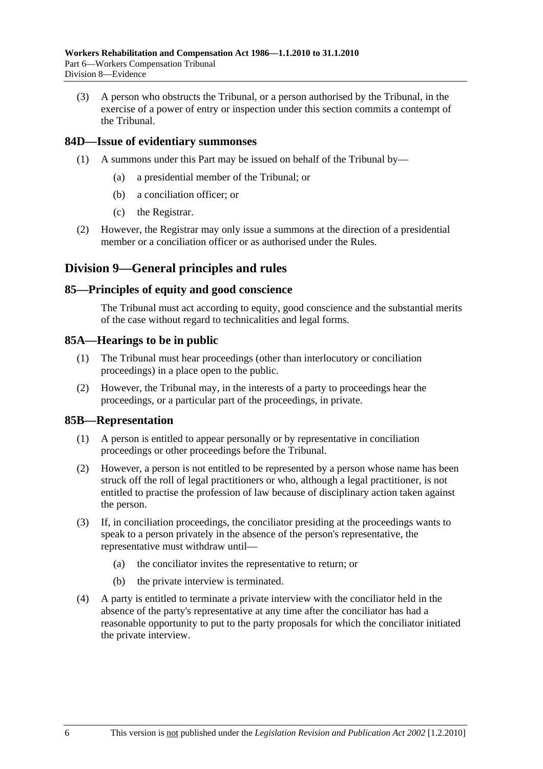(3) A person who obstructs the Tribunal, or a person authorised by the Tribunal, in the exercise of a power of entry or inspection under this section commits a contempt of the Tribunal.

### 84D—Issue of evidentiary summonses

(1) A summons under this Part may be issued on behalf of the Tribunal by—

(a) a presidential member of the Tribunal; or

(b) a conciliation officer; or

(c) the Registrar.

(2) However, the Registrar may only issue a summons at the direction of a presidential member or a conciliation officer or as authorised under the Rules.

## Division 9—General principles and rules

### 85—Principles of equity and good conscience

The Tribunal must act according to equity, good conscience and the substantial merits of the case without regard to technicalities and legal forms.

### 85A—Hearings to be in public

(1) The Tribunal must hear proceedings (other than interlocutory or conciliation proceedings) in a place open to the public.

(2) However, the Tribunal may, in the interests of a party to proceedings hear the proceedings, or a particular part of the proceedings, in private.

### 85B—Representation

(1) A person is entitled to appear personally or by representative in conciliation proceedings or other proceedings before the Tribunal.

(2) However, a person is not entitled to be represented by a person whose name has been struck off the roll of legal practitioners or who, although a legal practitioner, is not entitled to practise the profession of law because of disciplinary action taken against the person.

(3) If, in conciliation proceedings, the conciliator presiding at the proceedings wants to speak to a person privately in the absence of the person's representative, the representative must withdraw until—

(a) the conciliator invites the representative to return; or

(b) the private interview is terminated.

(4) A party is entitled to terminate a private interview with the conciliator held in the absence of the party's representative at any time after the conciliator has had a reasonable opportunity to put to the party proposals for which the conciliator initiated the private interview.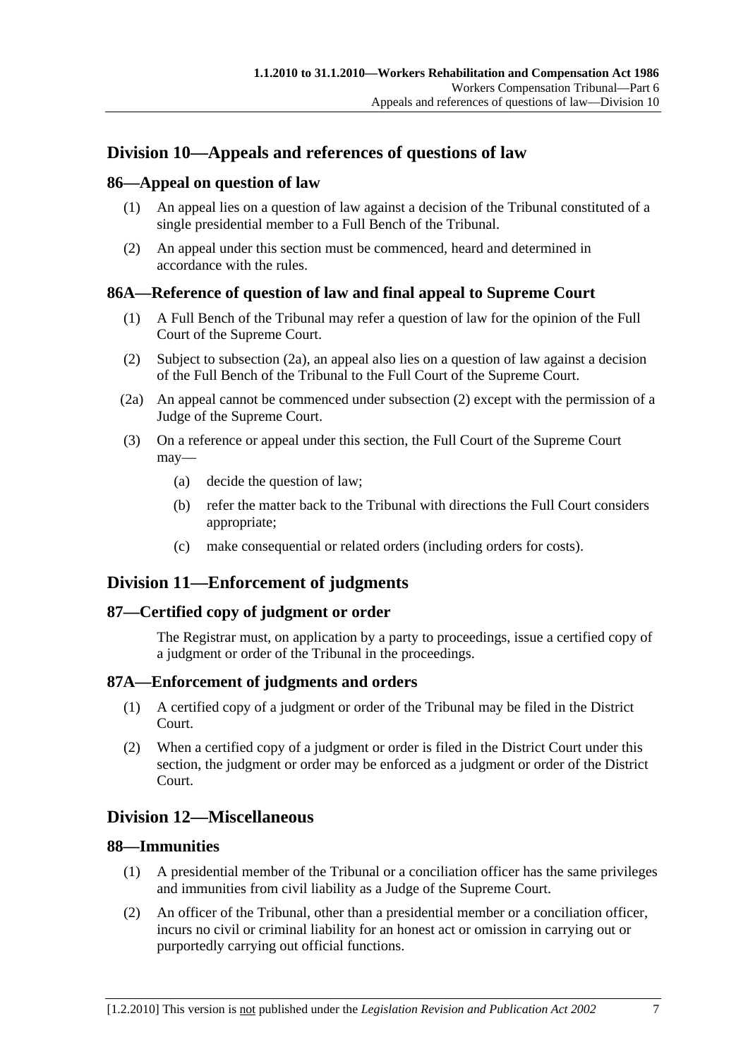## Division 10—Appeals and references of questions of law

### 86—Appeal on question of law

(1) An appeal lies on a question of law against a decision of the Tribunal constituted of a single presidential member to a Full Bench of the Tribunal.

(2) An appeal under this section must be commenced, heard and determined in accordance with the rules.

### 86A—Reference of question of law and final appeal to Supreme Court

(1) A Full Bench of the Tribunal may refer a question of law for the opinion of the Full Court of the Supreme Court.

(2) Subject to subsection (2a), an appeal also lies on a question of law against a decision of the Full Bench of the Tribunal to the Full Court of the Supreme Court.

(2a) An appeal cannot be commenced under subsection (2) except with the permission of a Judge of the Supreme Court.

(3) On a reference or appeal under this section, the Full Court of the Supreme Court may—

- (a) decide the question of law;
- (b) refer the matter back to the Tribunal with directions the Full Court considers appropriate;
- (c) make consequential or related orders (including orders for costs).

## Division 11—Enforcement of judgments

### 87—Certified copy of judgment or order

The Registrar must, on application by a party to proceedings, issue a certified copy of a judgment or order of the Tribunal in the proceedings.

### 87A—Enforcement of judgments and orders

(1) A certified copy of a judgment or order of the Tribunal may be filed in the District Court.

(2) When a certified copy of a judgment or order is filed in the District Court under this section, the judgment or order may be enforced as a judgment or order of the District Court.

## Division 12—Miscellaneous

### 88—Immunities

(1) A presidential member of the Tribunal or a conciliation officer has the same privileges and immunities from civil liability as a Judge of the Supreme Court.

(2) An officer of the Tribunal, other than a presidential member or a conciliation officer, incurs no civil or criminal liability for an honest act or omission in carrying out or purportedly carrying out official functions.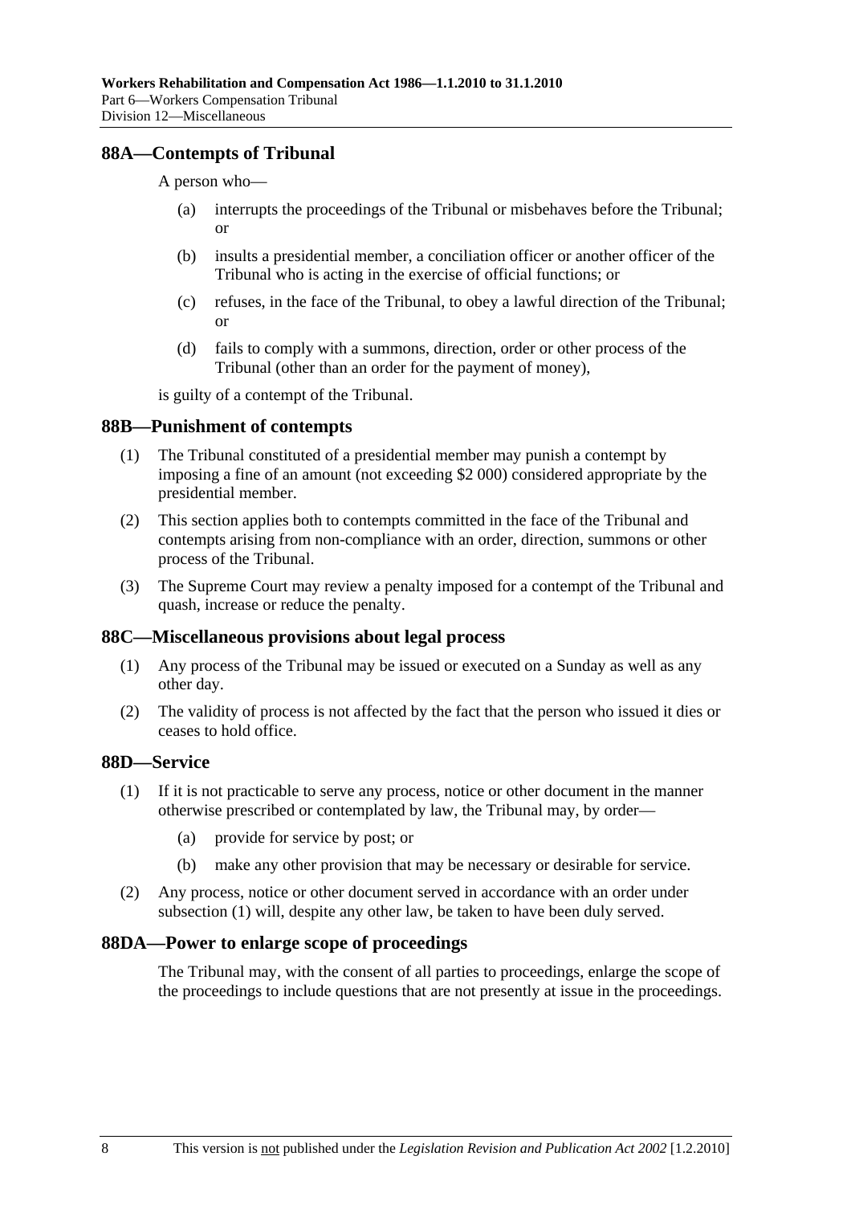## 88A—Contempts of Tribunal

A person who—

- (a) interrupts the proceedings of the Tribunal or misbehaves before the Tribunal; or
- (b) insults a presidential member, a conciliation officer or another officer of the Tribunal who is acting in the exercise of official functions; or
- (c) refuses, in the face of the Tribunal, to obey a lawful direction of the Tribunal; or
- (d) fails to comply with a summons, direction, order or other process of the Tribunal (other than an order for the payment of money),

is guilty of a contempt of the Tribunal.

## 88B—Punishment of contempts

(1) The Tribunal constituted of a presidential member may punish a contempt by imposing a fine of an amount (not exceeding $2 000) considered appropriate by the presidential member.

(2) This section applies both to contempts committed in the face of the Tribunal and contempts arising from non-compliance with an order, direction, summons or other process of the Tribunal.

(3) The Supreme Court may review a penalty imposed for a contempt of the Tribunal and quash, increase or reduce the penalty.

## 88C—Miscellaneous provisions about legal process

(1) Any process of the Tribunal may be issued or executed on a Sunday as well as any other day.

(2) The validity of process is not affected by the fact that the person who issued it dies or ceases to hold office.

## 88D—Service

(1) If it is not practicable to serve any process, notice or other document in the manner otherwise prescribed or contemplated by law, the Tribunal may, by order—

- (a) provide for service by post; or
- (b) make any other provision that may be necessary or desirable for service.

(2) Any process, notice or other document served in accordance with an order under subsection (1) will, despite any other law, be taken to have been duly served.

## 88DA—Power to enlarge scope of proceedings

The Tribunal may, with the consent of all parties to proceedings, enlarge the scope of the proceedings to include questions that are not presently at issue in the proceedings.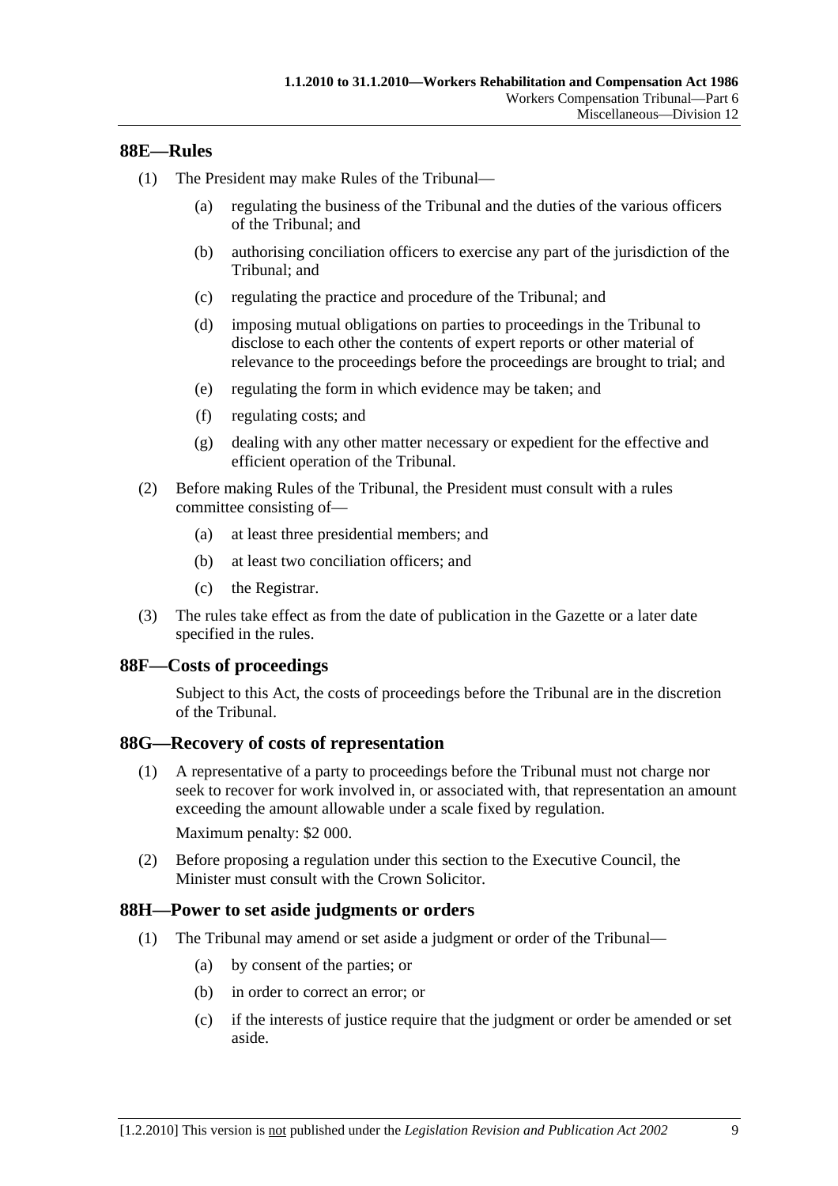## 88E—Rules

(1) The President may make Rules of the Tribunal—

(a) regulating the business of the Tribunal and the duties of the various officers of the Tribunal; and

(b) authorising conciliation officers to exercise any part of the jurisdiction of the Tribunal; and

(c) regulating the practice and procedure of the Tribunal; and

(d) imposing mutual obligations on parties to proceedings in the Tribunal to disclose to each other the contents of expert reports or other material of relevance to the proceedings before the proceedings are brought to trial; and

(e) regulating the form in which evidence may be taken; and

(f) regulating costs; and

(g) dealing with any other matter necessary or expedient for the effective and efficient operation of the Tribunal.

(2) Before making Rules of the Tribunal, the President must consult with a rules committee consisting of—

(a) at least three presidential members; and

(b) at least two conciliation officers; and

(c) the Registrar.

(3) The rules take effect as from the date of publication in the Gazette or a later date specified in the rules.

## 88F—Costs of proceedings

Subject to this Act, the costs of proceedings before the Tribunal are in the discretion of the Tribunal.

## 88G—Recovery of costs of representation

(1) A representative of a party to proceedings before the Tribunal must not charge nor seek to recover for work involved in, or associated with, that representation an amount exceeding the amount allowable under a scale fixed by regulation.

Maximum penalty: $2 000.

(2) Before proposing a regulation under this section to the Executive Council, the Minister must consult with the Crown Solicitor.

## 88H—Power to set aside judgments or orders

(1) The Tribunal may amend or set aside a judgment or order of the Tribunal—

(a) by consent of the parties; or

(b) in order to correct an error; or

(c) if the interests of justice require that the judgment or order be amended or set aside.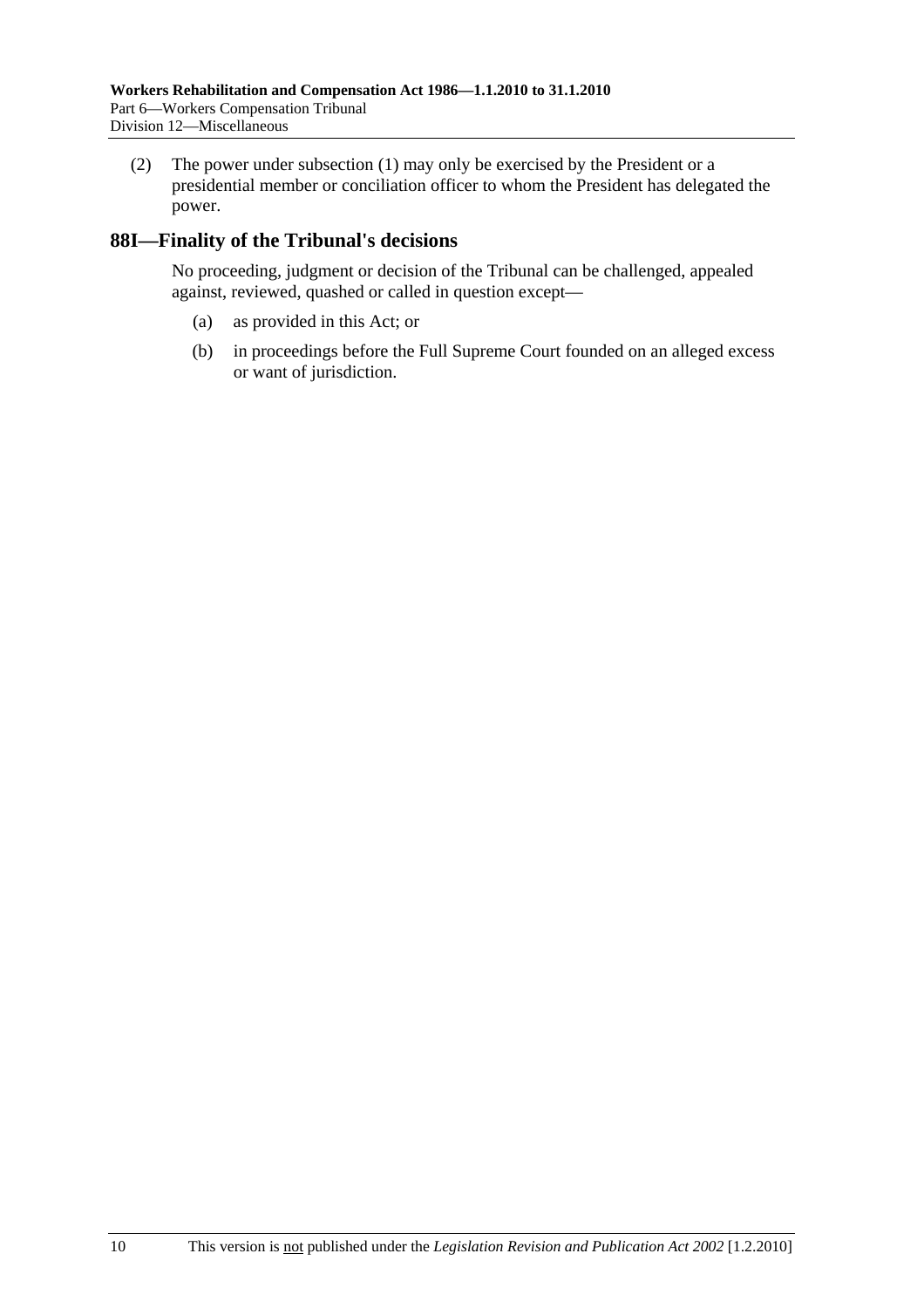(2) The power under subsection (1) may only be exercised by the President or a presidential member or conciliation officer to whom the President has delegated the power.

## 88I—Finality of the Tribunal's decisions

No proceeding, judgment or decision of the Tribunal can be challenged, appealed against, reviewed, quashed or called in question except—

(a) as provided in this Act; or

(b) in proceedings before the Full Supreme Court founded on an alleged excess or want of jurisdiction.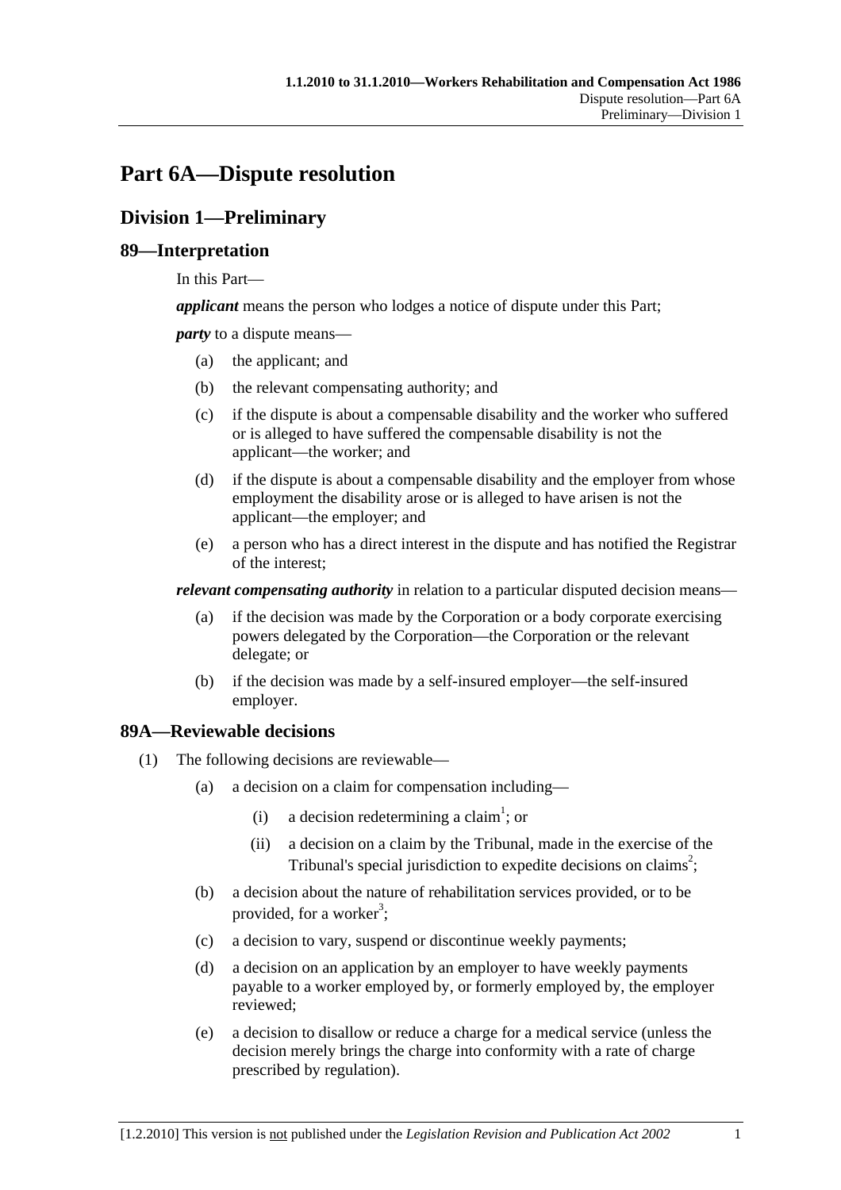# Part 6A—Dispute resolution

## Division 1—Preliminary

### 89—Interpretation

In this Part—

***applicant*** means the person who lodges a notice of dispute under this Part;

***party*** to a dispute means—

(a) the applicant; and

(b) the relevant compensating authority; and

(c) if the dispute is about a compensable disability and the worker who suffered or is alleged to have suffered the compensable disability is not the applicant—the worker; and

(d) if the dispute is about a compensable disability and the employer from whose employment the disability arose or is alleged to have arisen is not the applicant—the employer; and

(e) a person who has a direct interest in the dispute and has notified the Registrar of the interest;

***relevant compensating authority*** in relation to a particular disputed decision means—

(a) if the decision was made by the Corporation or a body corporate exercising powers delegated by the Corporation—the Corporation or the relevant delegate; or

(b) if the decision was made by a self-insured employer—the self-insured employer.

### 89A—Reviewable decisions

(1) The following decisions are reviewable—

(a) a decision on a claim for compensation including—

(i) a decision redetermining a claim[1]; or

(ii) a decision on a claim by the Tribunal, made in the exercise of the Tribunal's special jurisdiction to expedite decisions on claims[2];

(b) a decision about the nature of rehabilitation services provided, or to be provided, for a worker[3];

(c) a decision to vary, suspend or discontinue weekly payments;

(d) a decision on an application by an employer to have weekly payments payable to a worker employed by, or formerly employed by, the employer reviewed;

(e) a decision to disallow or reduce a charge for a medical service (unless the decision merely brings the charge into conformity with a rate of charge prescribed by regulation).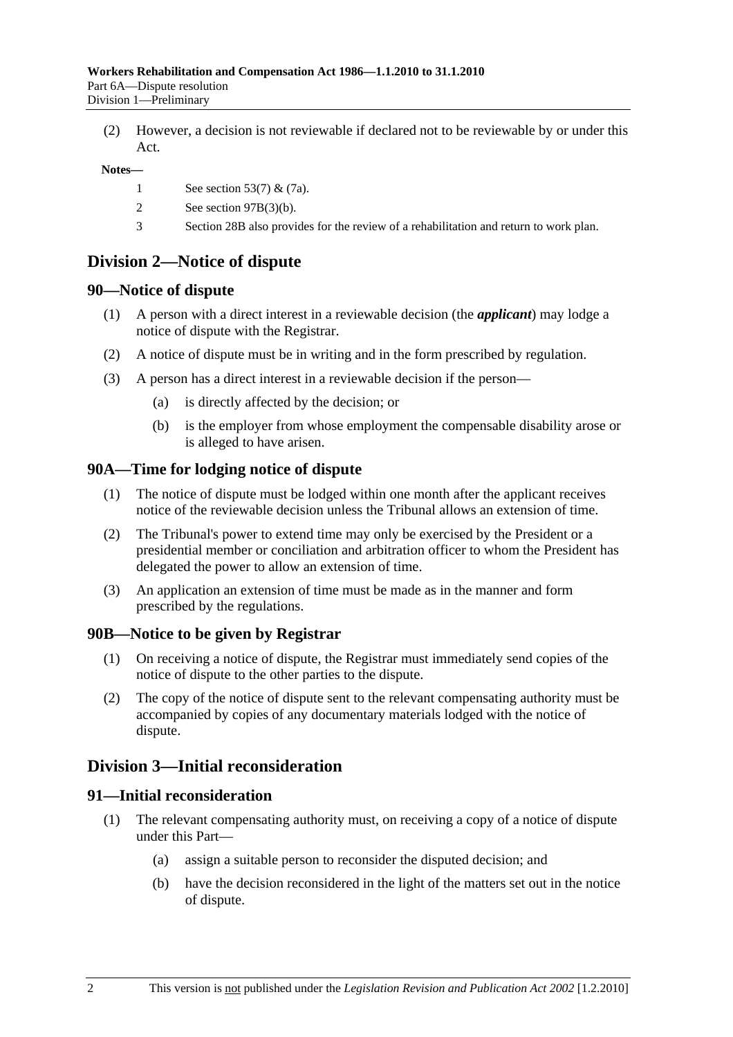(2) However, a decision is not reviewable if declared not to be reviewable by or under this Act.

**Notes—**

1 See section 53(7) & (7a).

2 See section 97B(3)(b).

3 Section 28B also provides for the review of a rehabilitation and return to work plan.

## Division 2—Notice of dispute

### 90—Notice of dispute

(1) A person with a direct interest in a reviewable decision (the ***applicant***) may lodge a notice of dispute with the Registrar.

(2) A notice of dispute must be in writing and in the form prescribed by regulation.

(3) A person has a direct interest in a reviewable decision if the person—

(a) is directly affected by the decision; or

(b) is the employer from whose employment the compensable disability arose or is alleged to have arisen.

### 90A—Time for lodging notice of dispute

(1) The notice of dispute must be lodged within one month after the applicant receives notice of the reviewable decision unless the Tribunal allows an extension of time.

(2) The Tribunal's power to extend time may only be exercised by the President or a presidential member or conciliation and arbitration officer to whom the President has delegated the power to allow an extension of time.

(3) An application an extension of time must be made as in the manner and form prescribed by the regulations.

### 90B—Notice to be given by Registrar

(1) On receiving a notice of dispute, the Registrar must immediately send copies of the notice of dispute to the other parties to the dispute.

(2) The copy of the notice of dispute sent to the relevant compensating authority must be accompanied by copies of any documentary materials lodged with the notice of dispute.

## Division 3—Initial reconsideration

### 91—Initial reconsideration

(1) The relevant compensating authority must, on receiving a copy of a notice of dispute under this Part—

(a) assign a suitable person to reconsider the disputed decision; and

(b) have the decision reconsidered in the light of the matters set out in the notice of dispute.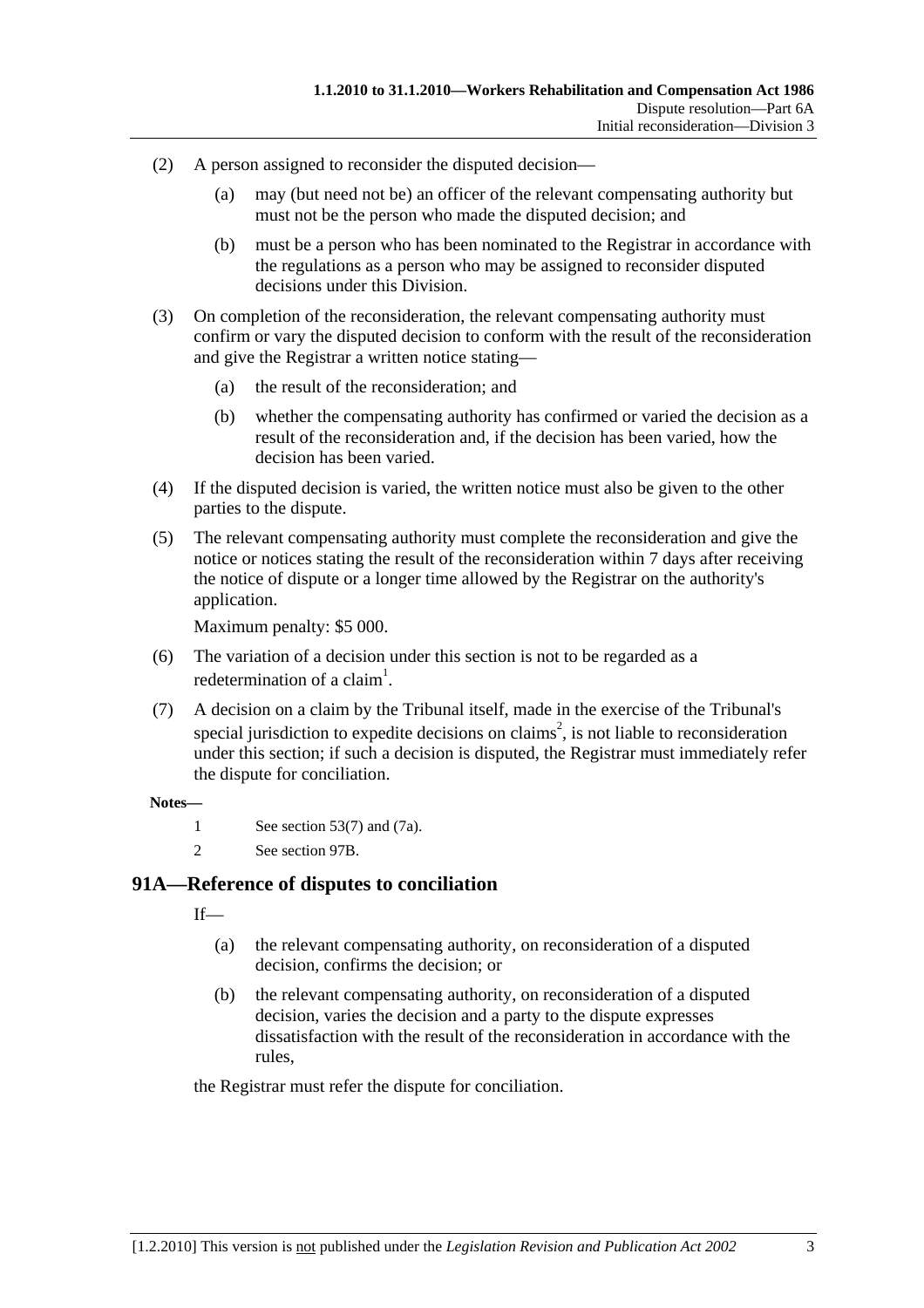(2) A person assigned to reconsider the disputed decision—

(a) may (but need not be) an officer of the relevant compensating authority but must not be the person who made the disputed decision; and

(b) must be a person who has been nominated to the Registrar in accordance with the regulations as a person who may be assigned to reconsider disputed decisions under this Division.

(3) On completion of the reconsideration, the relevant compensating authority must confirm or vary the disputed decision to conform with the result of the reconsideration and give the Registrar a written notice stating—

(a) the result of the reconsideration; and

(b) whether the compensating authority has confirmed or varied the decision as a result of the reconsideration and, if the decision has been varied, how the decision has been varied.

(4) If the disputed decision is varied, the written notice must also be given to the other parties to the dispute.

(5) The relevant compensating authority must complete the reconsideration and give the notice or notices stating the result of the reconsideration within 7 days after receiving the notice of dispute or a longer time allowed by the Registrar on the authority's application.

Maximum penalty: $5 000.

(6) The variation of a decision under this section is not to be regarded as a redetermination of a claim[1].

(7) A decision on a claim by the Tribunal itself, made in the exercise of the Tribunal's special jurisdiction to expedite decisions on claims[2], is not liable to reconsideration under this section; if such a decision is disputed, the Registrar must immediately refer the dispute for conciliation.

**Notes—**

1 See section 53(7) and (7a).

2 See section 97B.

## 91A—Reference of disputes to conciliation

If—

(a) the relevant compensating authority, on reconsideration of a disputed decision, confirms the decision; or

(b) the relevant compensating authority, on reconsideration of a disputed decision, varies the decision and a party to the dispute expresses dissatisfaction with the result of the reconsideration in accordance with the rules,

the Registrar must refer the dispute for conciliation.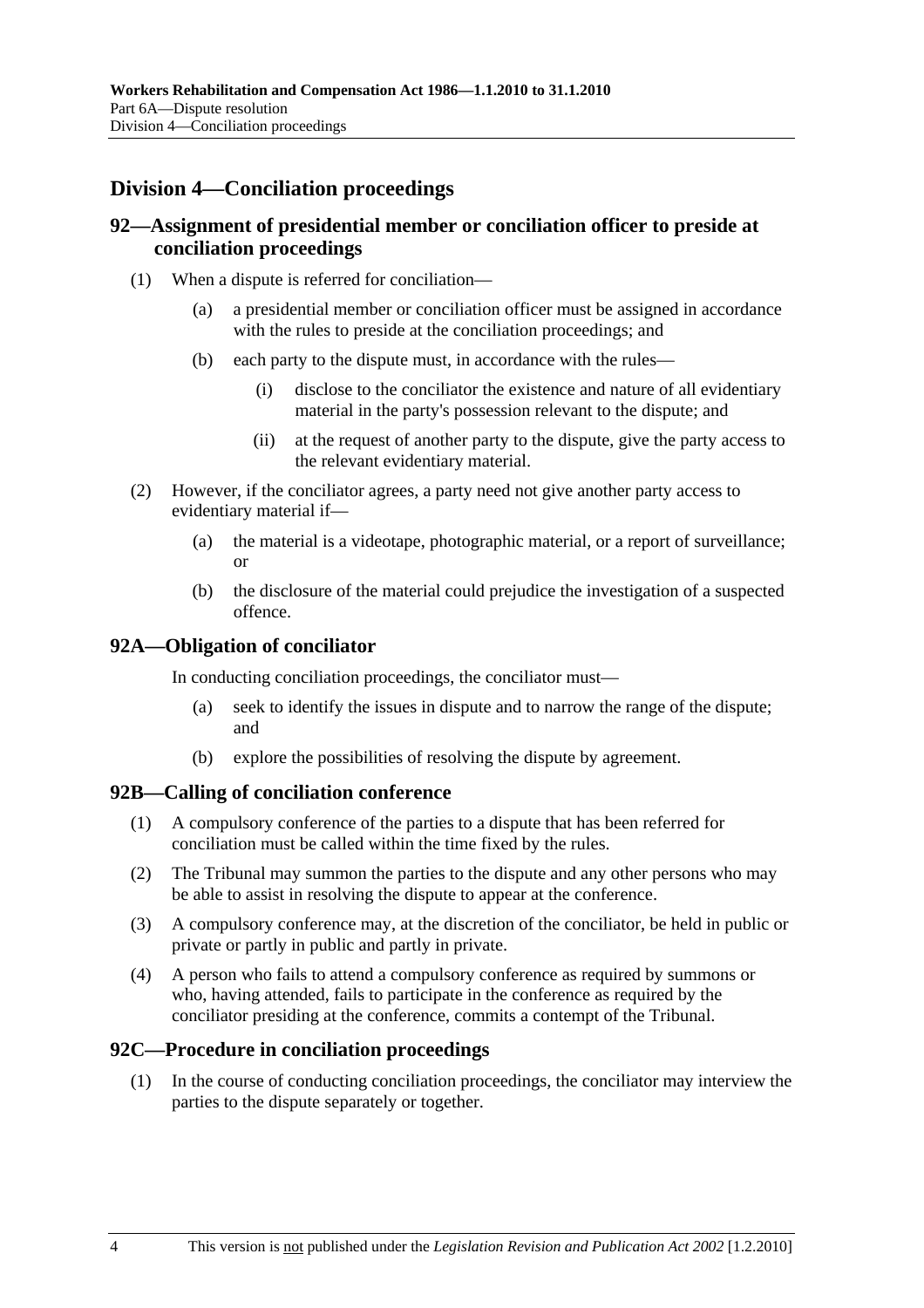## Division 4—Conciliation proceedings

### 92—Assignment of presidential member or conciliation officer to preside at conciliation proceedings

(1) When a dispute is referred for conciliation—

(a) a presidential member or conciliation officer must be assigned in accordance with the rules to preside at the conciliation proceedings; and

(b) each party to the dispute must, in accordance with the rules—

(i) disclose to the conciliator the existence and nature of all evidentiary material in the party's possession relevant to the dispute; and

(ii) at the request of another party to the dispute, give the party access to the relevant evidentiary material.

(2) However, if the conciliator agrees, a party need not give another party access to evidentiary material if—

(a) the material is a videotape, photographic material, or a report of surveillance; or

(b) the disclosure of the material could prejudice the investigation of a suspected offence.

### 92A—Obligation of conciliator

In conducting conciliation proceedings, the conciliator must—

(a) seek to identify the issues in dispute and to narrow the range of the dispute; and

(b) explore the possibilities of resolving the dispute by agreement.

### 92B—Calling of conciliation conference

(1) A compulsory conference of the parties to a dispute that has been referred for conciliation must be called within the time fixed by the rules.

(2) The Tribunal may summon the parties to the dispute and any other persons who may be able to assist in resolving the dispute to appear at the conference.

(3) A compulsory conference may, at the discretion of the conciliator, be held in public or private or partly in public and partly in private.

(4) A person who fails to attend a compulsory conference as required by summons or who, having attended, fails to participate in the conference as required by the conciliator presiding at the conference, commits a contempt of the Tribunal.

### 92C—Procedure in conciliation proceedings

(1) In the course of conducting conciliation proceedings, the conciliator may interview the parties to the dispute separately or together.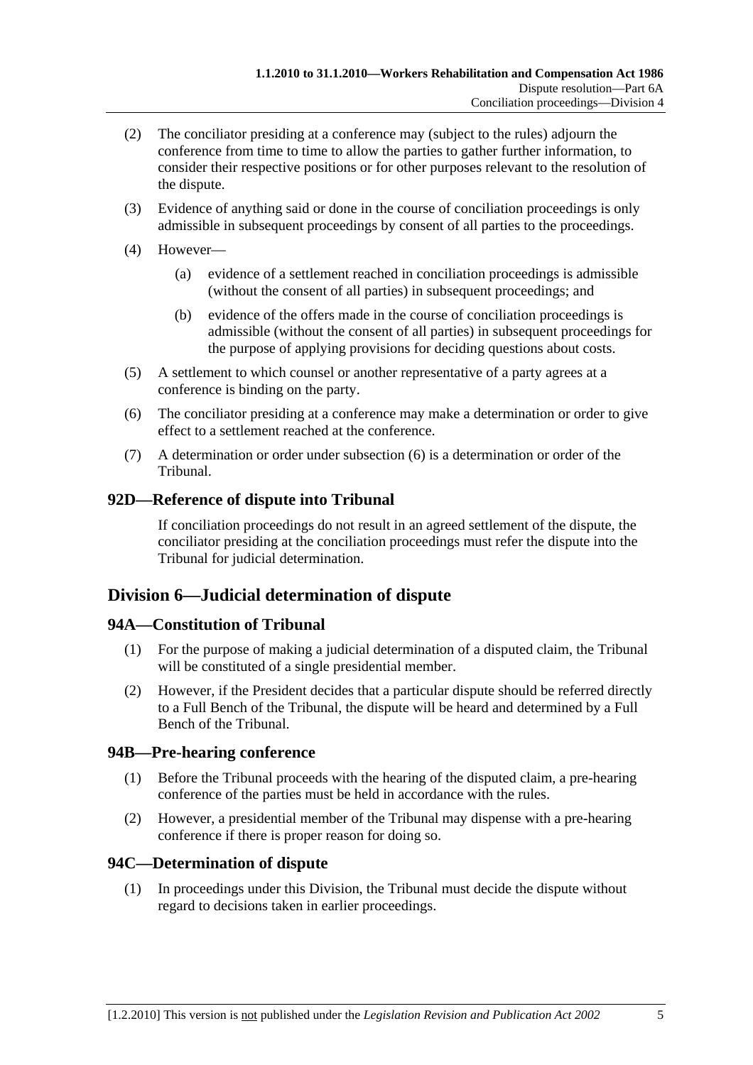(2) The conciliator presiding at a conference may (subject to the rules) adjourn the conference from time to time to allow the parties to gather further information, to consider their respective positions or for other purposes relevant to the resolution of the dispute.

(3) Evidence of anything said or done in the course of conciliation proceedings is only admissible in subsequent proceedings by consent of all parties to the proceedings.

(4) However—

(a) evidence of a settlement reached in conciliation proceedings is admissible (without the consent of all parties) in subsequent proceedings; and

(b) evidence of the offers made in the course of conciliation proceedings is admissible (without the consent of all parties) in subsequent proceedings for the purpose of applying provisions for deciding questions about costs.

(5) A settlement to which counsel or another representative of a party agrees at a conference is binding on the party.

(6) The conciliator presiding at a conference may make a determination or order to give effect to a settlement reached at the conference.

(7) A determination or order under subsection (6) is a determination or order of the Tribunal.

### 92D—Reference of dispute into Tribunal

If conciliation proceedings do not result in an agreed settlement of the dispute, the conciliator presiding at the conciliation proceedings must refer the dispute into the Tribunal for judicial determination.

## Division 6—Judicial determination of dispute

### 94A—Constitution of Tribunal

(1) For the purpose of making a judicial determination of a disputed claim, the Tribunal will be constituted of a single presidential member.

(2) However, if the President decides that a particular dispute should be referred directly to a Full Bench of the Tribunal, the dispute will be heard and determined by a Full Bench of the Tribunal.

### 94B—Pre-hearing conference

(1) Before the Tribunal proceeds with the hearing of the disputed claim, a pre-hearing conference of the parties must be held in accordance with the rules.

(2) However, a presidential member of the Tribunal may dispense with a pre-hearing conference if there is proper reason for doing so.

### 94C—Determination of dispute

(1) In proceedings under this Division, the Tribunal must decide the dispute without regard to decisions taken in earlier proceedings.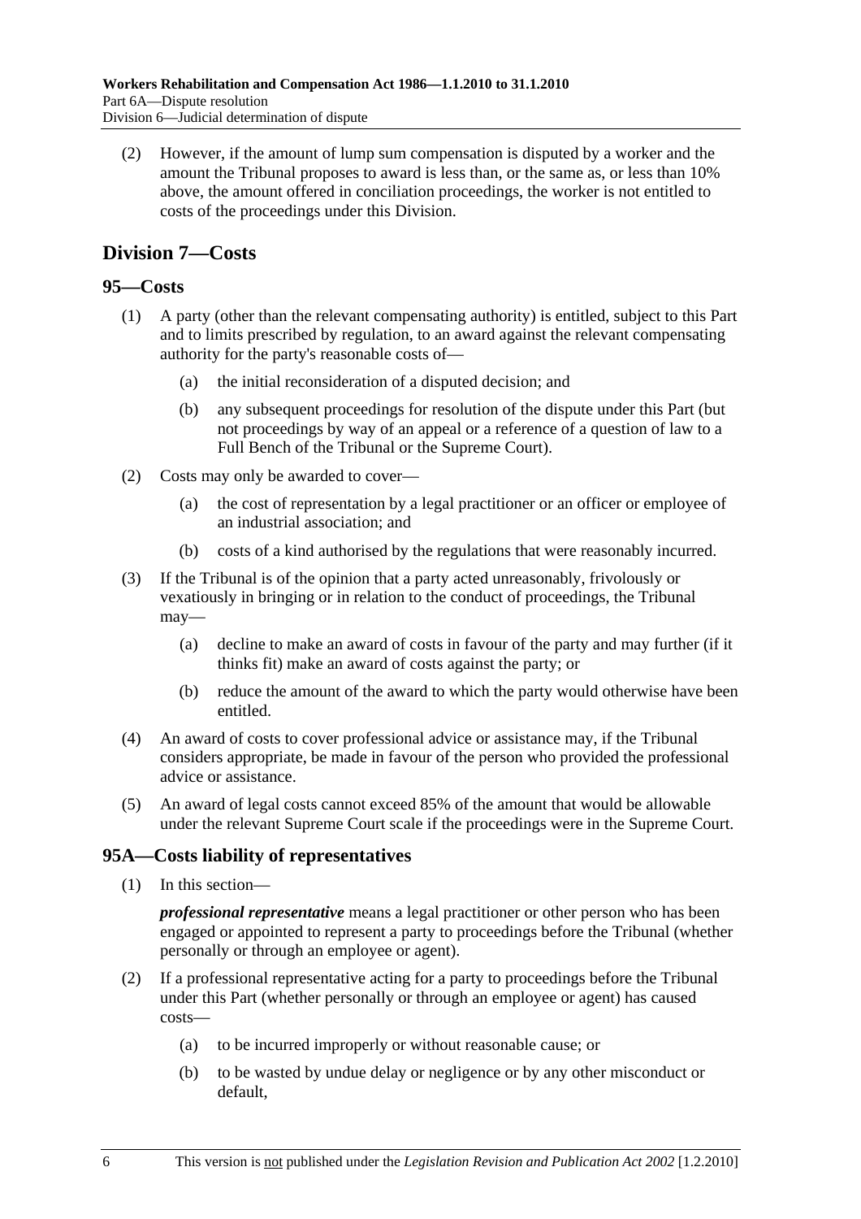(2) However, if the amount of lump sum compensation is disputed by a worker and the amount the Tribunal proposes to award is less than, or the same as, or less than 10% above, the amount offered in conciliation proceedings, the worker is not entitled to costs of the proceedings under this Division.

## Division 7—Costs

### 95—Costs

(1) A party (other than the relevant compensating authority) is entitled, subject to this Part and to limits prescribed by regulation, to an award against the relevant compensating authority for the party's reasonable costs of—

(a) the initial reconsideration of a disputed decision; and

(b) any subsequent proceedings for resolution of the dispute under this Part (but not proceedings by way of an appeal or a reference of a question of law to a Full Bench of the Tribunal or the Supreme Court).

(2) Costs may only be awarded to cover—

(a) the cost of representation by a legal practitioner or an officer or employee of an industrial association; and

(b) costs of a kind authorised by the regulations that were reasonably incurred.

(3) If the Tribunal is of the opinion that a party acted unreasonably, frivolously or vexatiously in bringing or in relation to the conduct of proceedings, the Tribunal may—

(a) decline to make an award of costs in favour of the party and may further (if it thinks fit) make an award of costs against the party; or

(b) reduce the amount of the award to which the party would otherwise have been entitled.

(4) An award of costs to cover professional advice or assistance may, if the Tribunal considers appropriate, be made in favour of the person who provided the professional advice or assistance.

(5) An award of legal costs cannot exceed 85% of the amount that would be allowable under the relevant Supreme Court scale if the proceedings were in the Supreme Court.

### 95A—Costs liability of representatives

(1) In this section—

***professional representative*** means a legal practitioner or other person who has been engaged or appointed to represent a party to proceedings before the Tribunal (whether personally or through an employee or agent).

(2) If a professional representative acting for a party to proceedings before the Tribunal under this Part (whether personally or through an employee or agent) has caused costs—

(a) to be incurred improperly or without reasonable cause; or

(b) to be wasted by undue delay or negligence or by any other misconduct or default,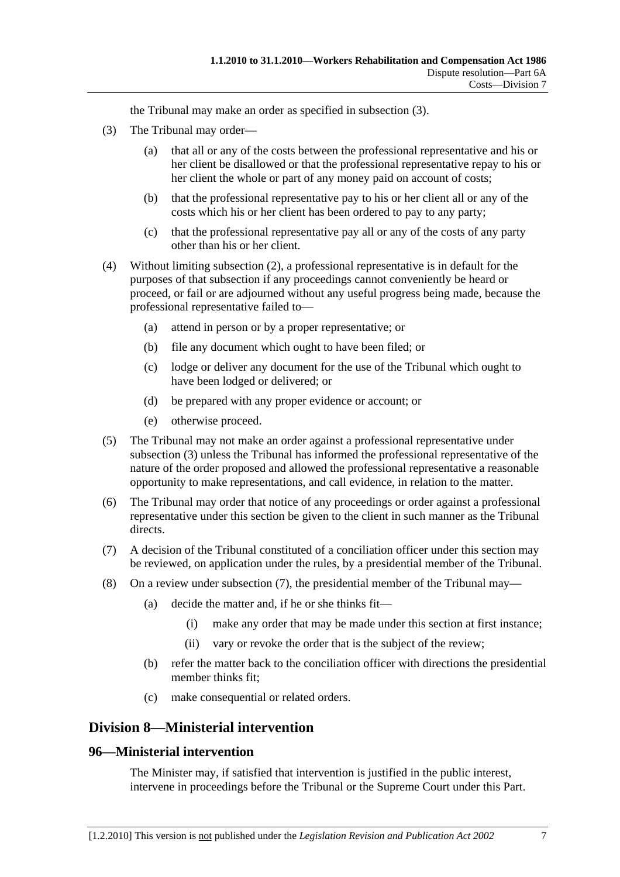the Tribunal may make an order as specified in subsection (3).

(3) The Tribunal may order—

(a) that all or any of the costs between the professional representative and his or her client be disallowed or that the professional representative repay to his or her client the whole or part of any money paid on account of costs;

(b) that the professional representative pay to his or her client all or any of the costs which his or her client has been ordered to pay to any party;

(c) that the professional representative pay all or any of the costs of any party other than his or her client.

(4) Without limiting subsection (2), a professional representative is in default for the purposes of that subsection if any proceedings cannot conveniently be heard or proceed, or fail or are adjourned without any useful progress being made, because the professional representative failed to—

(a) attend in person or by a proper representative; or

(b) file any document which ought to have been filed; or

(c) lodge or deliver any document for the use of the Tribunal which ought to have been lodged or delivered; or

(d) be prepared with any proper evidence or account; or

(e) otherwise proceed.

(5) The Tribunal may not make an order against a professional representative under subsection (3) unless the Tribunal has informed the professional representative of the nature of the order proposed and allowed the professional representative a reasonable opportunity to make representations, and call evidence, in relation to the matter.

(6) The Tribunal may order that notice of any proceedings or order against a professional representative under this section be given to the client in such manner as the Tribunal directs.

(7) A decision of the Tribunal constituted of a conciliation officer under this section may be reviewed, on application under the rules, by a presidential member of the Tribunal.

(8) On a review under subsection (7), the presidential member of the Tribunal may—

(a) decide the matter and, if he or she thinks fit—

(i) make any order that may be made under this section at first instance;

(ii) vary or revoke the order that is the subject of the review;

(b) refer the matter back to the conciliation officer with directions the presidential member thinks fit;

(c) make consequential or related orders.

## Division 8—Ministerial intervention

### 96—Ministerial intervention

The Minister may, if satisfied that intervention is justified in the public interest, intervene in proceedings before the Tribunal or the Supreme Court under this Part.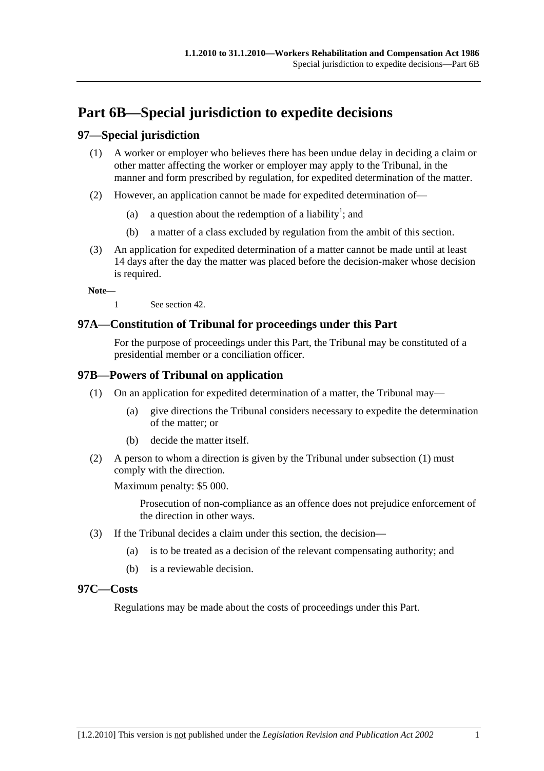# Part 6B—Special jurisdiction to expedite decisions

## 97—Special jurisdiction

(1) A worker or employer who believes there has been undue delay in deciding a claim or other matter affecting the worker or employer may apply to the Tribunal, in the manner and form prescribed by regulation, for expedited determination of the matter.

(2) However, an application cannot be made for expedited determination of—

- (a) a question about the redemption of a liability[1]; and
- (b) a matter of a class excluded by regulation from the ambit of this section.

(3) An application for expedited determination of a matter cannot be made until at least 14 days after the day the matter was placed before the decision-maker whose decision is required.

**Note—**

1 See section 42.

## 97A—Constitution of Tribunal for proceedings under this Part

For the purpose of proceedings under this Part, the Tribunal may be constituted of a presidential member or a conciliation officer.

## 97B—Powers of Tribunal on application

(1) On an application for expedited determination of a matter, the Tribunal may—

- (a) give directions the Tribunal considers necessary to expedite the determination of the matter; or
- (b) decide the matter itself.

(2) A person to whom a direction is given by the Tribunal under subsection (1) must comply with the direction.

Maximum penalty: $5 000.

Prosecution of non-compliance as an offence does not prejudice enforcement of the direction in other ways.

(3) If the Tribunal decides a claim under this section, the decision—

- (a) is to be treated as a decision of the relevant compensating authority; and
- (b) is a reviewable decision.

## 97C—Costs

Regulations may be made about the costs of proceedings under this Part.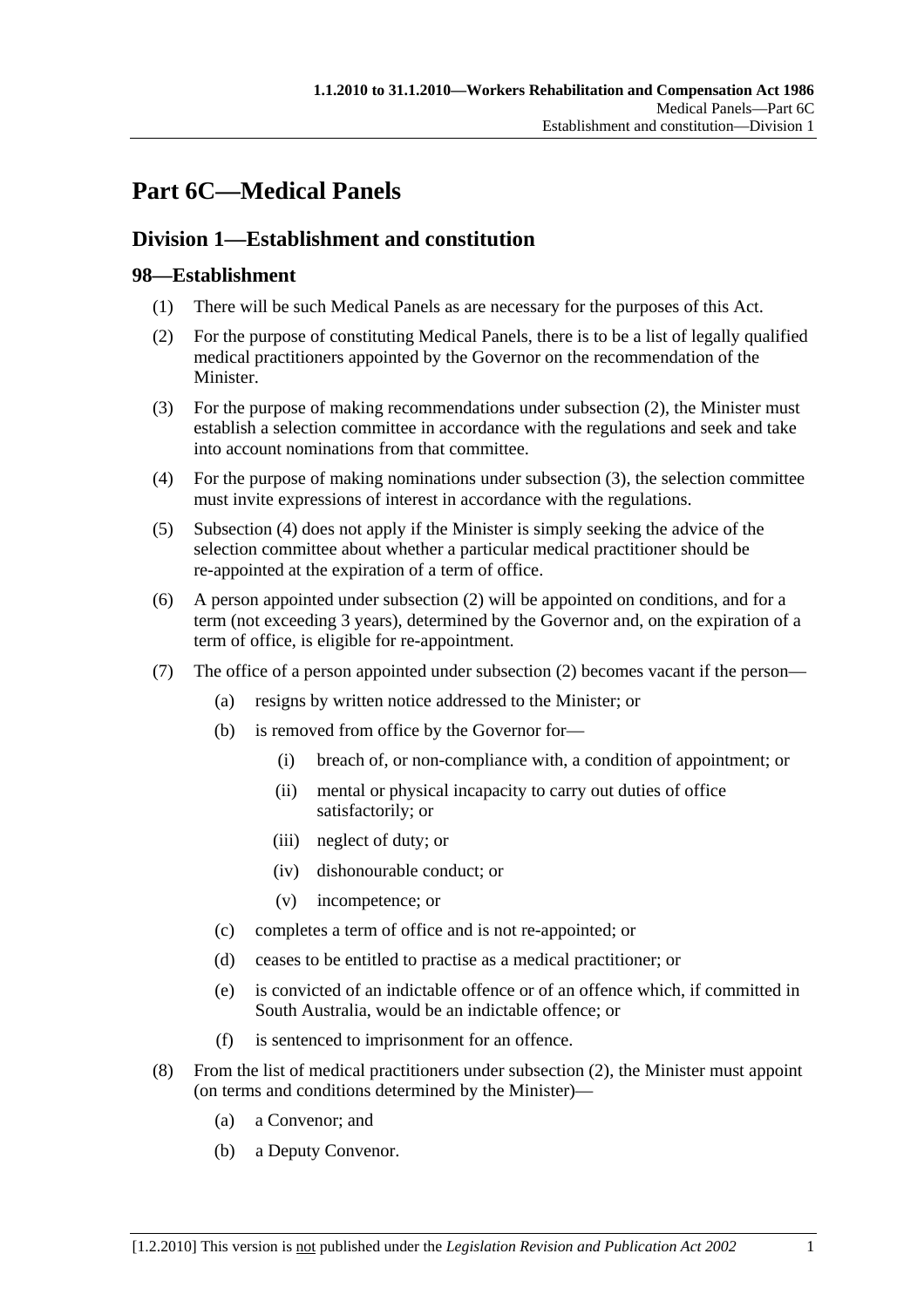# Part 6C—Medical Panels

## Division 1—Establishment and constitution

### 98—Establishment

(1) There will be such Medical Panels as are necessary for the purposes of this Act.

(2) For the purpose of constituting Medical Panels, there is to be a list of legally qualified medical practitioners appointed by the Governor on the recommendation of the Minister.

(3) For the purpose of making recommendations under subsection (2), the Minister must establish a selection committee in accordance with the regulations and seek and take into account nominations from that committee.

(4) For the purpose of making nominations under subsection (3), the selection committee must invite expressions of interest in accordance with the regulations.

(5) Subsection (4) does not apply if the Minister is simply seeking the advice of the selection committee about whether a particular medical practitioner should be re-appointed at the expiration of a term of office.

(6) A person appointed under subsection (2) will be appointed on conditions, and for a term (not exceeding 3 years), determined by the Governor and, on the expiration of a term of office, is eligible for re-appointment.

(7) The office of a person appointed under subsection (2) becomes vacant if the person—

- (a) resigns by written notice addressed to the Minister; or
- (b) is removed from office by the Governor for—
  - (i) breach of, or non-compliance with, a condition of appointment; or
  - (ii) mental or physical incapacity to carry out duties of office satisfactorily; or
  - (iii) neglect of duty; or
  - (iv) dishonourable conduct; or
  - (v) incompetence; or
- (c) completes a term of office and is not re-appointed; or
- (d) ceases to be entitled to practise as a medical practitioner; or
- (e) is convicted of an indictable offence or of an offence which, if committed in South Australia, would be an indictable offence; or
- (f) is sentenced to imprisonment for an offence.

(8) From the list of medical practitioners under subsection (2), the Minister must appoint (on terms and conditions determined by the Minister)—

- (a) a Convenor; and
- (b) a Deputy Convenor.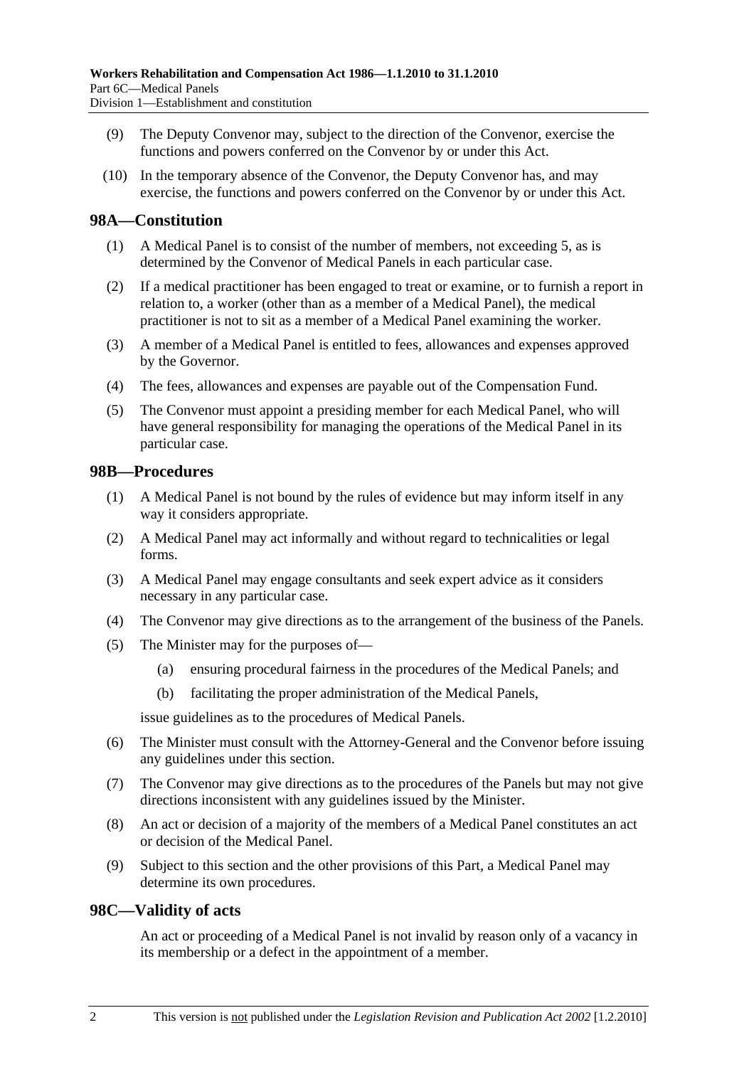(9) The Deputy Convenor may, subject to the direction of the Convenor, exercise the functions and powers conferred on the Convenor by or under this Act.

(10) In the temporary absence of the Convenor, the Deputy Convenor has, and may exercise, the functions and powers conferred on the Convenor by or under this Act.

## 98A—Constitution

(1) A Medical Panel is to consist of the number of members, not exceeding 5, as is determined by the Convenor of Medical Panels in each particular case.

(2) If a medical practitioner has been engaged to treat or examine, or to furnish a report in relation to, a worker (other than as a member of a Medical Panel), the medical practitioner is not to sit as a member of a Medical Panel examining the worker.

(3) A member of a Medical Panel is entitled to fees, allowances and expenses approved by the Governor.

(4) The fees, allowances and expenses are payable out of the Compensation Fund.

(5) The Convenor must appoint a presiding member for each Medical Panel, who will have general responsibility for managing the operations of the Medical Panel in its particular case.

## 98B—Procedures

(1) A Medical Panel is not bound by the rules of evidence but may inform itself in any way it considers appropriate.

(2) A Medical Panel may act informally and without regard to technicalities or legal forms.

(3) A Medical Panel may engage consultants and seek expert advice as it considers necessary in any particular case.

(4) The Convenor may give directions as to the arrangement of the business of the Panels.

(5) The Minister may for the purposes of—

(a) ensuring procedural fairness in the procedures of the Medical Panels; and

(b) facilitating the proper administration of the Medical Panels,

issue guidelines as to the procedures of Medical Panels.

(6) The Minister must consult with the Attorney-General and the Convenor before issuing any guidelines under this section.

(7) The Convenor may give directions as to the procedures of the Panels but may not give directions inconsistent with any guidelines issued by the Minister.

(8) An act or decision of a majority of the members of a Medical Panel constitutes an act or decision of the Medical Panel.

(9) Subject to this section and the other provisions of this Part, a Medical Panel may determine its own procedures.

## 98C—Validity of acts

An act or proceeding of a Medical Panel is not invalid by reason only of a vacancy in its membership or a defect in the appointment of a member.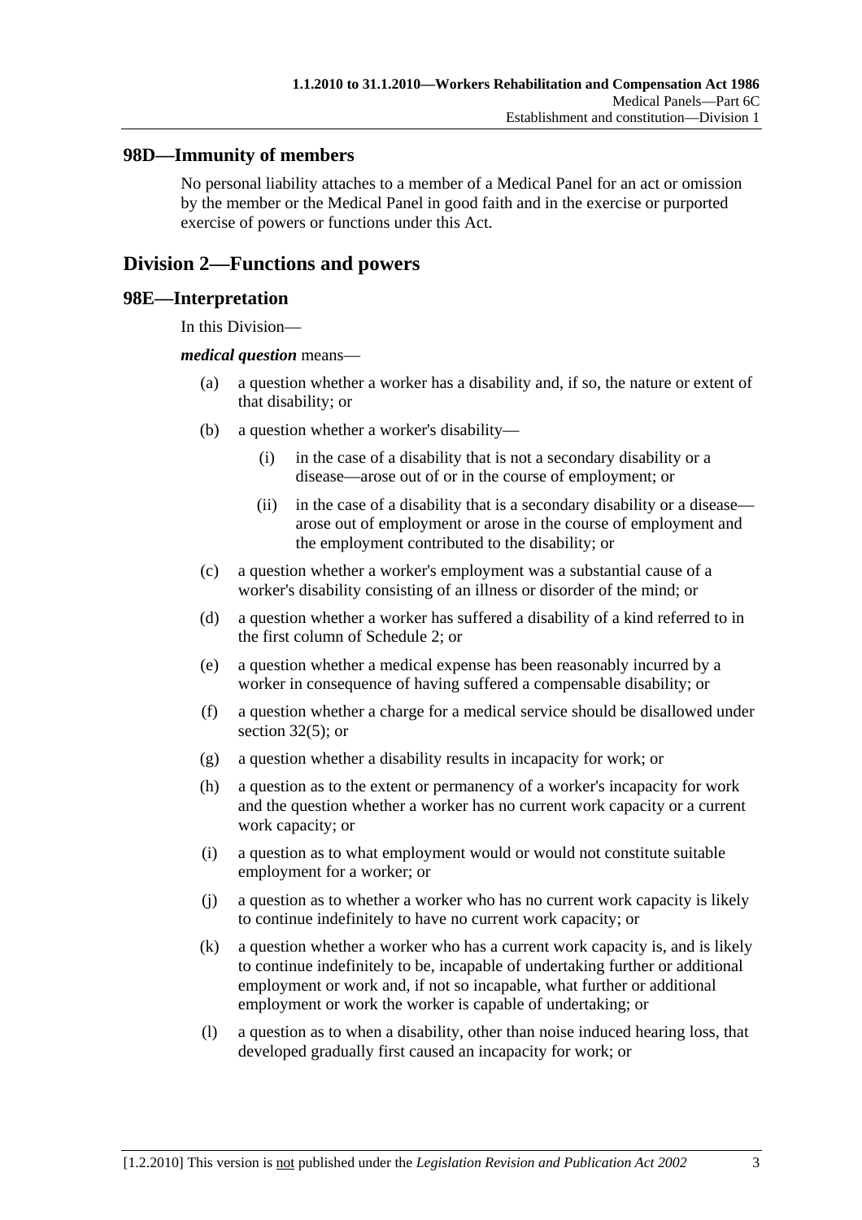## 98D—Immunity of members

No personal liability attaches to a member of a Medical Panel for an act or omission by the member or the Medical Panel in good faith and in the exercise or purported exercise of powers or functions under this Act.

# Division 2—Functions and powers

## 98E—Interpretation

In this Division—

***medical question*** means—

(a) a question whether a worker has a disability and, if so, the nature or extent of that disability; or

(b) a question whether a worker's disability—

  (i) in the case of a disability that is not a secondary disability or a disease—arose out of or in the course of employment; or

  (ii) in the case of a disability that is a secondary disability or a disease—arose out of employment or arose in the course of employment and the employment contributed to the disability; or

(c) a question whether a worker's employment was a substantial cause of a worker's disability consisting of an illness or disorder of the mind; or

(d) a question whether a worker has suffered a disability of a kind referred to in the first column of Schedule 2; or

(e) a question whether a medical expense has been reasonably incurred by a worker in consequence of having suffered a compensable disability; or

(f) a question whether a charge for a medical service should be disallowed under section 32(5); or

(g) a question whether a disability results in incapacity for work; or

(h) a question as to the extent or permanency of a worker's incapacity for work and the question whether a worker has no current work capacity or a current work capacity; or

(i) a question as to what employment would or would not constitute suitable employment for a worker; or

(j) a question as to whether a worker who has no current work capacity is likely to continue indefinitely to have no current work capacity; or

(k) a question whether a worker who has a current work capacity is, and is likely to continue indefinitely to be, incapable of undertaking further or additional employment or work and, if not so incapable, what further or additional employment or work the worker is capable of undertaking; or

(l) a question as to when a disability, other than noise induced hearing loss, that developed gradually first caused an incapacity for work; or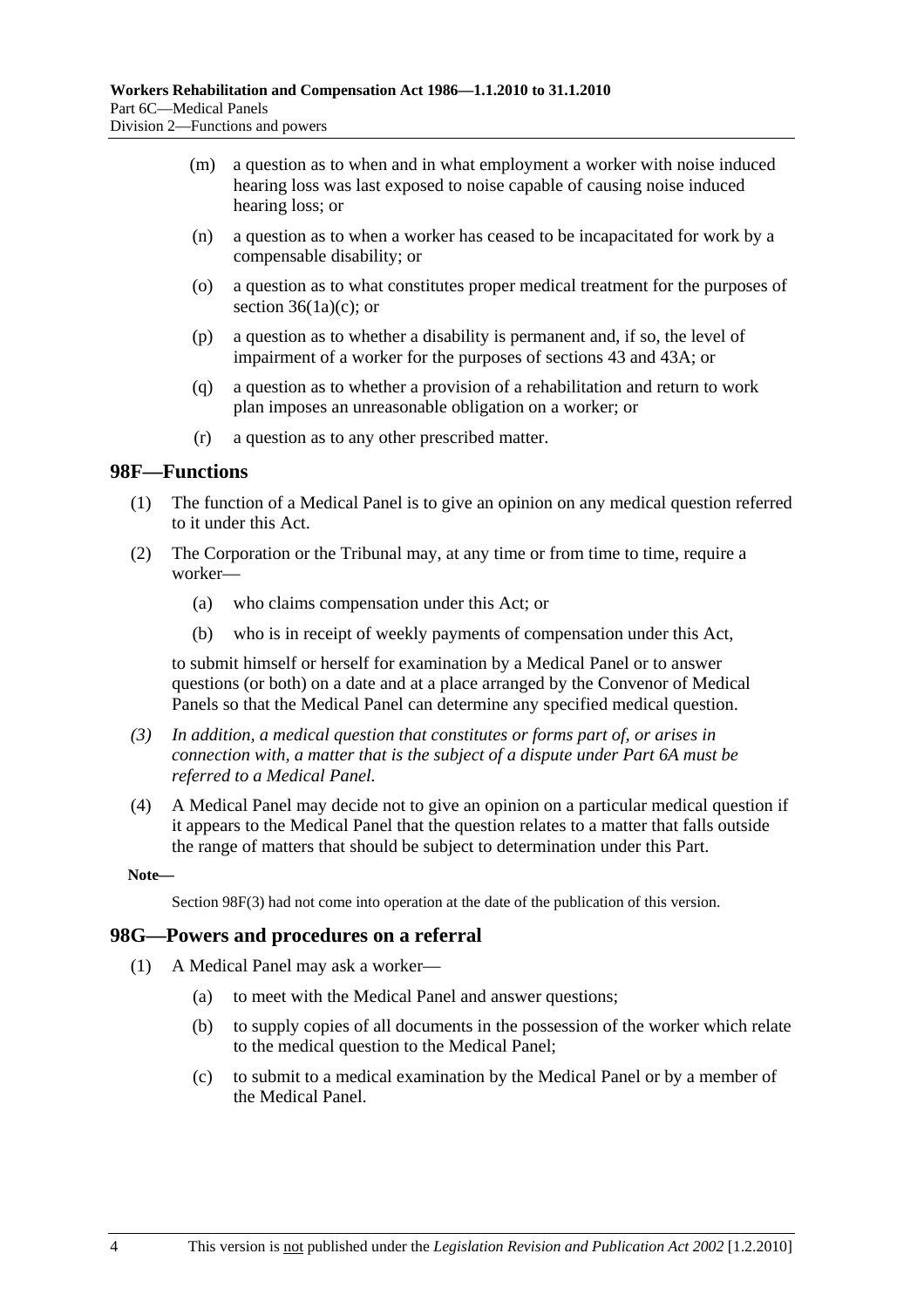(m) a question as to when and in what employment a worker with noise induced hearing loss was last exposed to noise capable of causing noise induced hearing loss; or

(n) a question as to when a worker has ceased to be incapacitated for work by a compensable disability; or

(o) a question as to what constitutes proper medical treatment for the purposes of section 36(1a)(c); or

(p) a question as to whether a disability is permanent and, if so, the level of impairment of a worker for the purposes of sections 43 and 43A; or

(q) a question as to whether a provision of a rehabilitation and return to work plan imposes an unreasonable obligation on a worker; or

(r) a question as to any other prescribed matter.

## 98F—Functions

(1) The function of a Medical Panel is to give an opinion on any medical question referred to it under this Act.

(2) The Corporation or the Tribunal may, at any time or from time to time, require a worker—

(a) who claims compensation under this Act; or

(b) who is in receipt of weekly payments of compensation under this Act,

to submit himself or herself for examination by a Medical Panel or to answer questions (or both) on a date and at a place arranged by the Convenor of Medical Panels so that the Medical Panel can determine any specified medical question.

*(3) In addition, a medical question that constitutes or forms part of, or arises in connection with, a matter that is the subject of a dispute under Part 6A must be referred to a Medical Panel.*

(4) A Medical Panel may decide not to give an opinion on a particular medical question if it appears to the Medical Panel that the question relates to a matter that falls outside the range of matters that should be subject to determination under this Part.

**Note—**

Section 98F(3) had not come into operation at the date of the publication of this version.

## 98G—Powers and procedures on a referral

(1) A Medical Panel may ask a worker—

(a) to meet with the Medical Panel and answer questions;

(b) to supply copies of all documents in the possession of the worker which relate to the medical question to the Medical Panel;

(c) to submit to a medical examination by the Medical Panel or by a member of the Medical Panel.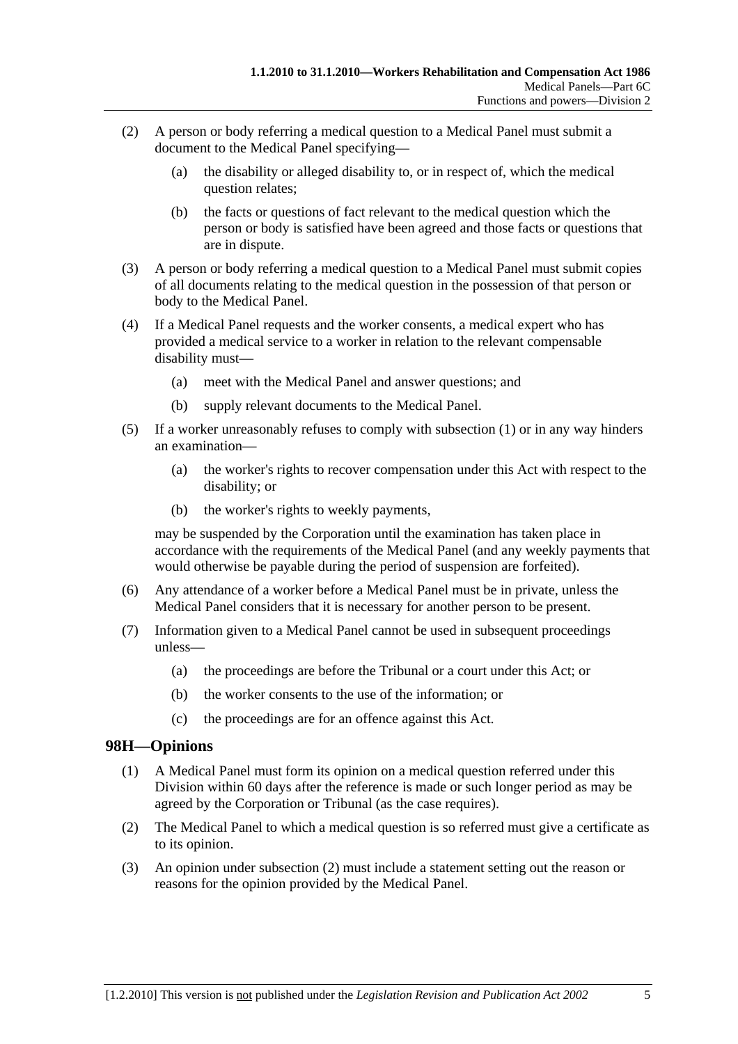(2) A person or body referring a medical question to a Medical Panel must submit a document to the Medical Panel specifying—

  (a) the disability or alleged disability to, or in respect of, which the medical question relates;

  (b) the facts or questions of fact relevant to the medical question which the person or body is satisfied have been agreed and those facts or questions that are in dispute.

(3) A person or body referring a medical question to a Medical Panel must submit copies of all documents relating to the medical question in the possession of that person or body to the Medical Panel.

(4) If a Medical Panel requests and the worker consents, a medical expert who has provided a medical service to a worker in relation to the relevant compensable disability must—

  (a) meet with the Medical Panel and answer questions; and

  (b) supply relevant documents to the Medical Panel.

(5) If a worker unreasonably refuses to comply with subsection (1) or in any way hinders an examination—

  (a) the worker's rights to recover compensation under this Act with respect to the disability; or

  (b) the worker's rights to weekly payments,

may be suspended by the Corporation until the examination has taken place in accordance with the requirements of the Medical Panel (and any weekly payments that would otherwise be payable during the period of suspension are forfeited).

(6) Any attendance of a worker before a Medical Panel must be in private, unless the Medical Panel considers that it is necessary for another person to be present.

(7) Information given to a Medical Panel cannot be used in subsequent proceedings unless—

  (a) the proceedings are before the Tribunal or a court under this Act; or

  (b) the worker consents to the use of the information; or

  (c) the proceedings are for an offence against this Act.

## 98H—Opinions

(1) A Medical Panel must form its opinion on a medical question referred under this Division within 60 days after the reference is made or such longer period as may be agreed by the Corporation or Tribunal (as the case requires).

(2) The Medical Panel to which a medical question is so referred must give a certificate as to its opinion.

(3) An opinion under subsection (2) must include a statement setting out the reason or reasons for the opinion provided by the Medical Panel.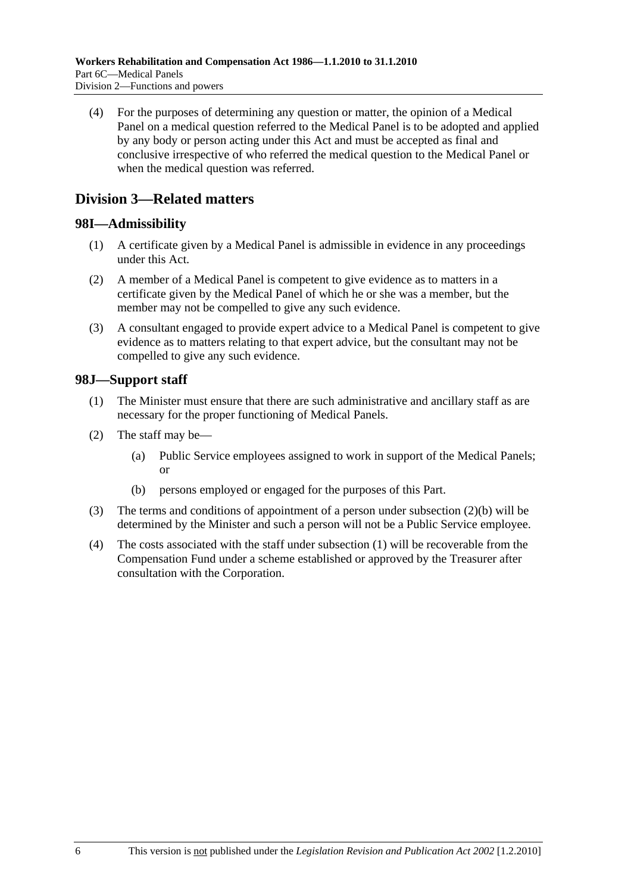(4) For the purposes of determining any question or matter, the opinion of a Medical Panel on a medical question referred to the Medical Panel is to be adopted and applied by any body or person acting under this Act and must be accepted as final and conclusive irrespective of who referred the medical question to the Medical Panel or when the medical question was referred.

## Division 3—Related matters

### 98I—Admissibility

(1) A certificate given by a Medical Panel is admissible in evidence in any proceedings under this Act.

(2) A member of a Medical Panel is competent to give evidence as to matters in a certificate given by the Medical Panel of which he or she was a member, but the member may not be compelled to give any such evidence.

(3) A consultant engaged to provide expert advice to a Medical Panel is competent to give evidence as to matters relating to that expert advice, but the consultant may not be compelled to give any such evidence.

### 98J—Support staff

(1) The Minister must ensure that there are such administrative and ancillary staff as are necessary for the proper functioning of Medical Panels.

(2) The staff may be—

- (a) Public Service employees assigned to work in support of the Medical Panels; or
- (b) persons employed or engaged for the purposes of this Part.

(3) The terms and conditions of appointment of a person under subsection (2)(b) will be determined by the Minister and such a person will not be a Public Service employee.

(4) The costs associated with the staff under subsection (1) will be recoverable from the Compensation Fund under a scheme established or approved by the Treasurer after consultation with the Corporation.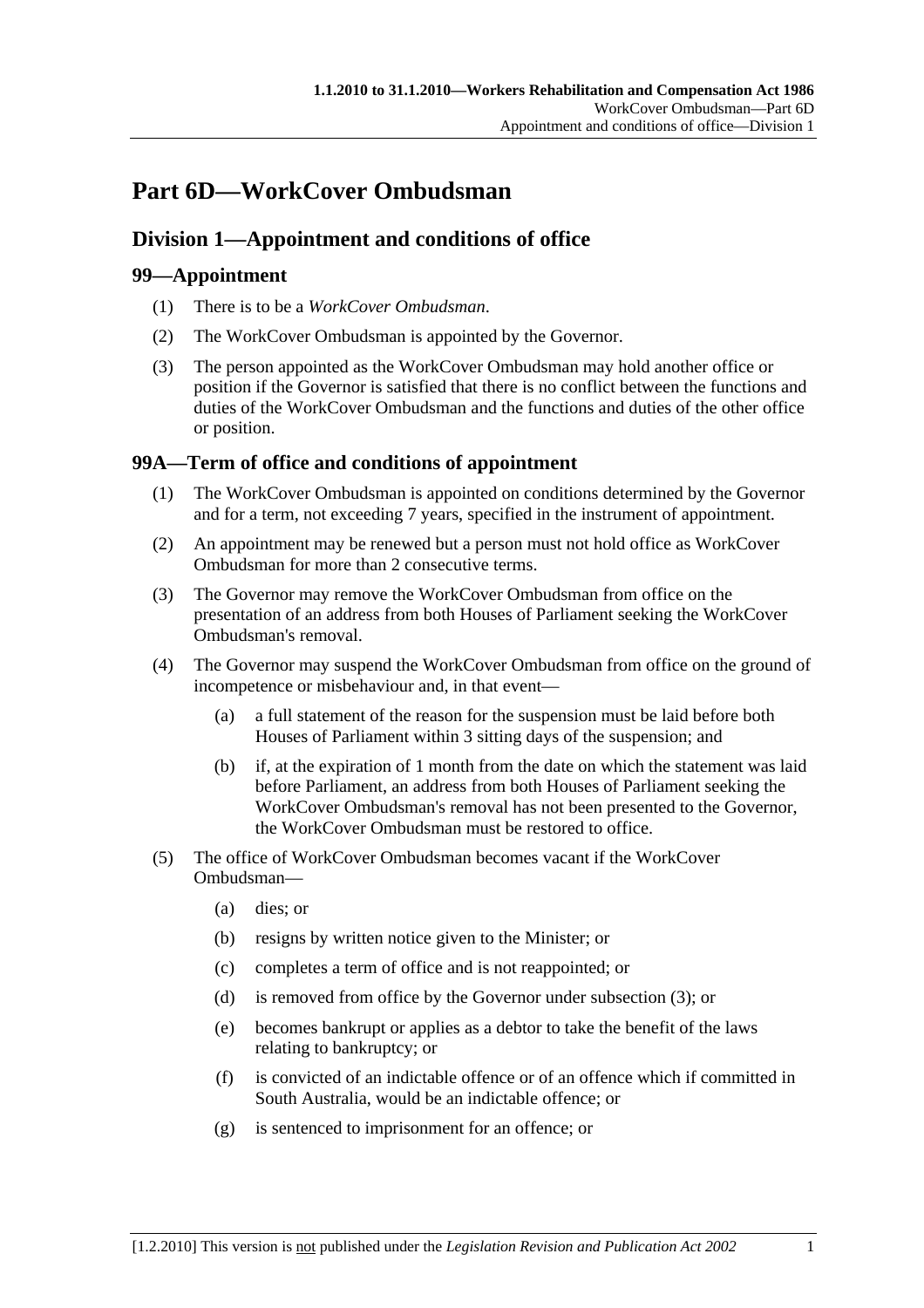# Part 6D—WorkCover Ombudsman

## Division 1—Appointment and conditions of office

### 99—Appointment

(1) There is to be a *WorkCover Ombudsman*.

(2) The WorkCover Ombudsman is appointed by the Governor.

(3) The person appointed as the WorkCover Ombudsman may hold another office or position if the Governor is satisfied that there is no conflict between the functions and duties of the WorkCover Ombudsman and the functions and duties of the other office or position.

### 99A—Term of office and conditions of appointment

(1) The WorkCover Ombudsman is appointed on conditions determined by the Governor and for a term, not exceeding 7 years, specified in the instrument of appointment.

(2) An appointment may be renewed but a person must not hold office as WorkCover Ombudsman for more than 2 consecutive terms.

(3) The Governor may remove the WorkCover Ombudsman from office on the presentation of an address from both Houses of Parliament seeking the WorkCover Ombudsman's removal.

(4) The Governor may suspend the WorkCover Ombudsman from office on the ground of incompetence or misbehaviour and, in that event—

- (a) a full statement of the reason for the suspension must be laid before both Houses of Parliament within 3 sitting days of the suspension; and
- (b) if, at the expiration of 1 month from the date on which the statement was laid before Parliament, an address from both Houses of Parliament seeking the WorkCover Ombudsman's removal has not been presented to the Governor, the WorkCover Ombudsman must be restored to office.

(5) The office of WorkCover Ombudsman becomes vacant if the WorkCover Ombudsman—

- (a) dies; or
- (b) resigns by written notice given to the Minister; or
- (c) completes a term of office and is not reappointed; or
- (d) is removed from office by the Governor under subsection (3); or
- (e) becomes bankrupt or applies as a debtor to take the benefit of the laws relating to bankruptcy; or
- (f) is convicted of an indictable offence or of an offence which if committed in South Australia, would be an indictable offence; or
- (g) is sentenced to imprisonment for an offence; or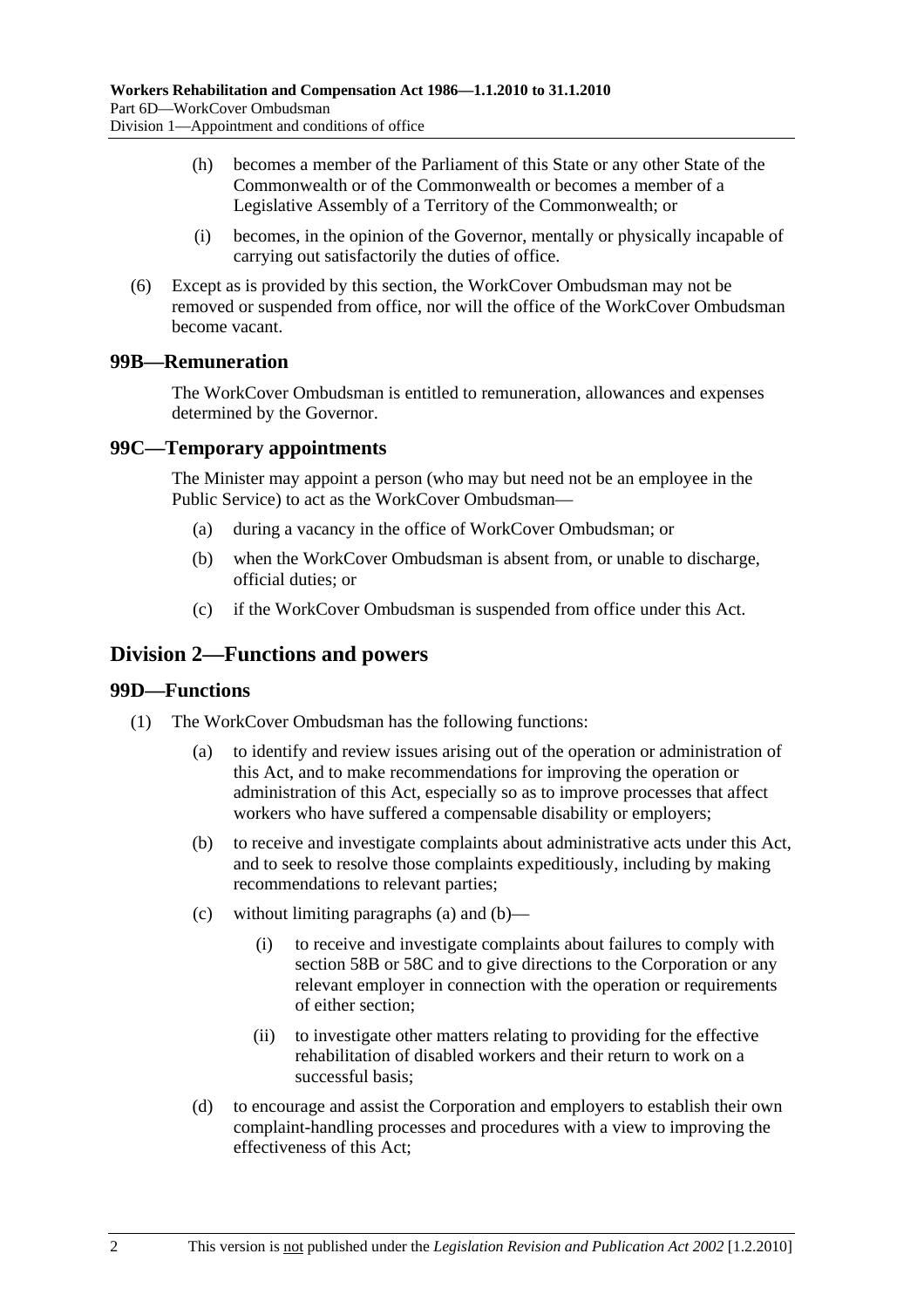(h) becomes a member of the Parliament of this State or any other State of the Commonwealth or of the Commonwealth or becomes a member of a Legislative Assembly of a Territory of the Commonwealth; or

(i) becomes, in the opinion of the Governor, mentally or physically incapable of carrying out satisfactorily the duties of office.

(6) Except as is provided by this section, the WorkCover Ombudsman may not be removed or suspended from office, nor will the office of the WorkCover Ombudsman become vacant.

### 99B—Remuneration

The WorkCover Ombudsman is entitled to remuneration, allowances and expenses determined by the Governor.

### 99C—Temporary appointments

The Minister may appoint a person (who may but need not be an employee in the Public Service) to act as the WorkCover Ombudsman—

(a) during a vacancy in the office of WorkCover Ombudsman; or

(b) when the WorkCover Ombudsman is absent from, or unable to discharge, official duties; or

(c) if the WorkCover Ombudsman is suspended from office under this Act.

## Division 2—Functions and powers

### 99D—Functions

(1) The WorkCover Ombudsman has the following functions:

(a) to identify and review issues arising out of the operation or administration of this Act, and to make recommendations for improving the operation or administration of this Act, especially so as to improve processes that affect workers who have suffered a compensable disability or employers;

(b) to receive and investigate complaints about administrative acts under this Act, and to seek to resolve those complaints expeditiously, including by making recommendations to relevant parties;

(c) without limiting paragraphs (a) and (b)—

(i) to receive and investigate complaints about failures to comply with section 58B or 58C and to give directions to the Corporation or any relevant employer in connection with the operation or requirements of either section;

(ii) to investigate other matters relating to providing for the effective rehabilitation of disabled workers and their return to work on a successful basis;

(d) to encourage and assist the Corporation and employers to establish their own complaint-handling processes and procedures with a view to improving the effectiveness of this Act;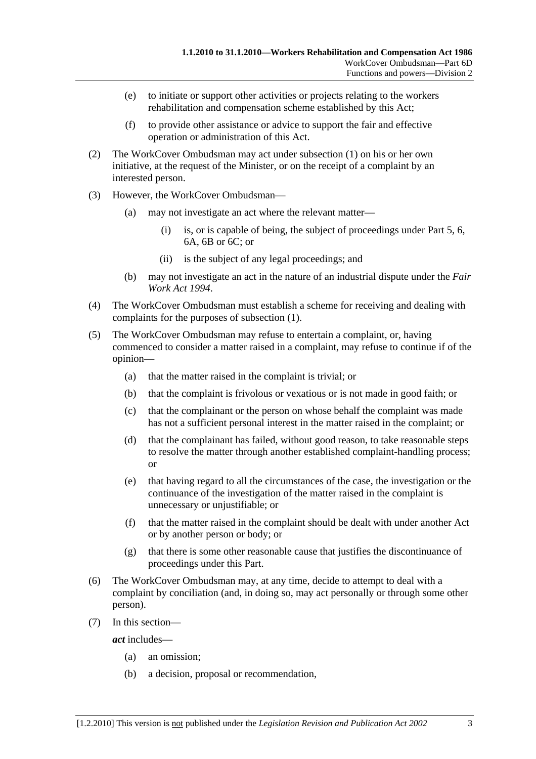(e) to initiate or support other activities or projects relating to the workers rehabilitation and compensation scheme established by this Act;

(f) to provide other assistance or advice to support the fair and effective operation or administration of this Act.

(2) The WorkCover Ombudsman may act under subsection (1) on his or her own initiative, at the request of the Minister, or on the receipt of a complaint by an interested person.

(3) However, the WorkCover Ombudsman—

(a) may not investigate an act where the relevant matter—

(i) is, or is capable of being, the subject of proceedings under Part 5, 6, 6A, 6B or 6C; or

(ii) is the subject of any legal proceedings; and

(b) may not investigate an act in the nature of an industrial dispute under the *Fair Work Act 1994*.

(4) The WorkCover Ombudsman must establish a scheme for receiving and dealing with complaints for the purposes of subsection (1).

(5) The WorkCover Ombudsman may refuse to entertain a complaint, or, having commenced to consider a matter raised in a complaint, may refuse to continue if of the opinion—

(a) that the matter raised in the complaint is trivial; or

(b) that the complaint is frivolous or vexatious or is not made in good faith; or

(c) that the complainant or the person on whose behalf the complaint was made has not a sufficient personal interest in the matter raised in the complaint; or

(d) that the complainant has failed, without good reason, to take reasonable steps to resolve the matter through another established complaint-handling process; or

(e) that having regard to all the circumstances of the case, the investigation or the continuance of the investigation of the matter raised in the complaint is unnecessary or unjustifiable; or

(f) that the matter raised in the complaint should be dealt with under another Act or by another person or body; or

(g) that there is some other reasonable cause that justifies the discontinuance of proceedings under this Part.

(6) The WorkCover Ombudsman may, at any time, decide to attempt to deal with a complaint by conciliation (and, in doing so, may act personally or through some other person).

(7) In this section—

***act*** includes—

(a) an omission;

(b) a decision, proposal or recommendation,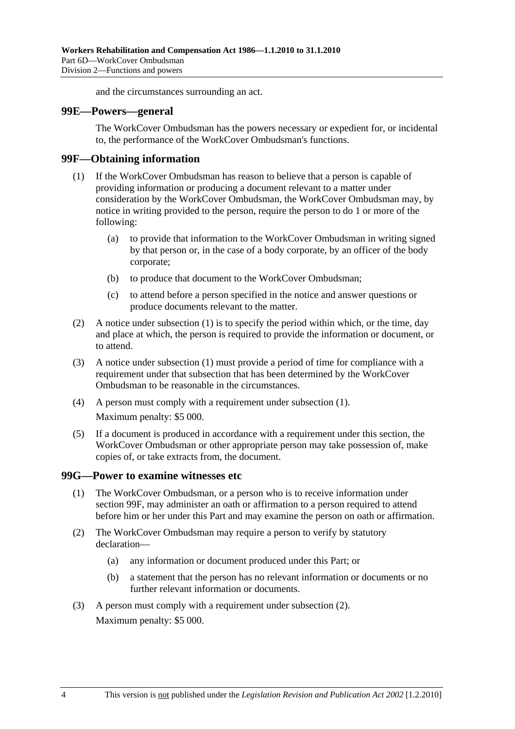and the circumstances surrounding an act.

## 99E—Powers—general

The WorkCover Ombudsman has the powers necessary or expedient for, or incidental to, the performance of the WorkCover Ombudsman's functions.

## 99F—Obtaining information

(1) If the WorkCover Ombudsman has reason to believe that a person is capable of providing information or producing a document relevant to a matter under consideration by the WorkCover Ombudsman, the WorkCover Ombudsman may, by notice in writing provided to the person, require the person to do 1 or more of the following:

  (a) to provide that information to the WorkCover Ombudsman in writing signed by that person or, in the case of a body corporate, by an officer of the body corporate;

  (b) to produce that document to the WorkCover Ombudsman;

  (c) to attend before a person specified in the notice and answer questions or produce documents relevant to the matter.

(2) A notice under subsection (1) is to specify the period within which, or the time, day and place at which, the person is required to provide the information or document, or to attend.

(3) A notice under subsection (1) must provide a period of time for compliance with a requirement under that subsection that has been determined by the WorkCover Ombudsman to be reasonable in the circumstances.

(4) A person must comply with a requirement under subsection (1).

Maximum penalty: $5 000.

(5) If a document is produced in accordance with a requirement under this section, the WorkCover Ombudsman or other appropriate person may take possession of, make copies of, or take extracts from, the document.

## 99G—Power to examine witnesses etc

(1) The WorkCover Ombudsman, or a person who is to receive information under section 99F, may administer an oath or affirmation to a person required to attend before him or her under this Part and may examine the person on oath or affirmation.

(2) The WorkCover Ombudsman may require a person to verify by statutory declaration—

  (a) any information or document produced under this Part; or

  (b) a statement that the person has no relevant information or documents or no further relevant information or documents.

(3) A person must comply with a requirement under subsection (2).

Maximum penalty: $5 000.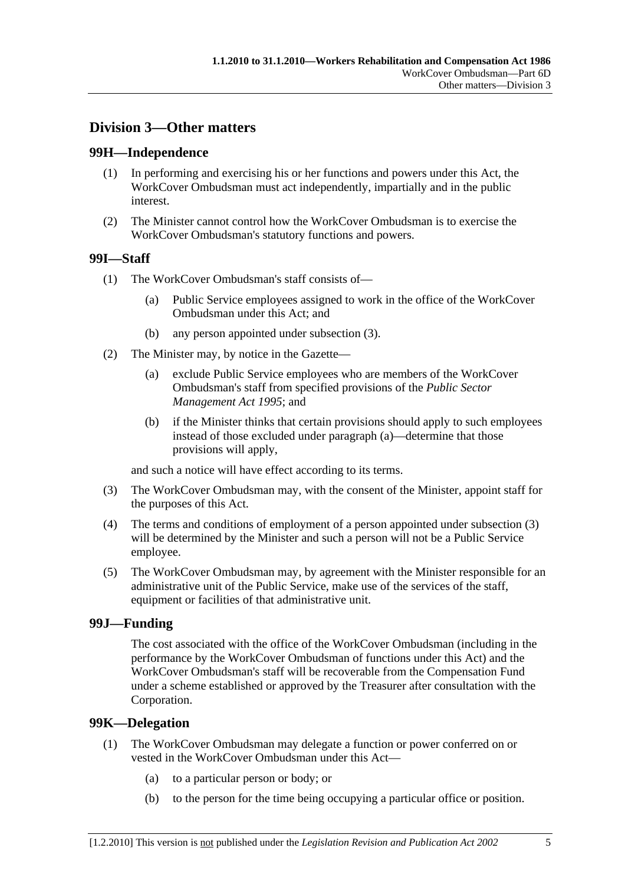## Division 3—Other matters

### 99H—Independence

(1) In performing and exercising his or her functions and powers under this Act, the WorkCover Ombudsman must act independently, impartially and in the public interest.

(2) The Minister cannot control how the WorkCover Ombudsman is to exercise the WorkCover Ombudsman's statutory functions and powers.

### 99I—Staff

(1) The WorkCover Ombudsman's staff consists of—

- (a) Public Service employees assigned to work in the office of the WorkCover Ombudsman under this Act; and
- (b) any person appointed under subsection (3).

(2) The Minister may, by notice in the Gazette—

- (a) exclude Public Service employees who are members of the WorkCover Ombudsman's staff from specified provisions of the *Public Sector Management Act 1995*; and
- (b) if the Minister thinks that certain provisions should apply to such employees instead of those excluded under paragraph (a)—determine that those provisions will apply,

and such a notice will have effect according to its terms.

(3) The WorkCover Ombudsman may, with the consent of the Minister, appoint staff for the purposes of this Act.

(4) The terms and conditions of employment of a person appointed under subsection (3) will be determined by the Minister and such a person will not be a Public Service employee.

(5) The WorkCover Ombudsman may, by agreement with the Minister responsible for an administrative unit of the Public Service, make use of the services of the staff, equipment or facilities of that administrative unit.

### 99J—Funding

The cost associated with the office of the WorkCover Ombudsman (including in the performance by the WorkCover Ombudsman of functions under this Act) and the WorkCover Ombudsman's staff will be recoverable from the Compensation Fund under a scheme established or approved by the Treasurer after consultation with the Corporation.

### 99K—Delegation

(1) The WorkCover Ombudsman may delegate a function or power conferred on or vested in the WorkCover Ombudsman under this Act—

- (a) to a particular person or body; or
- (b) to the person for the time being occupying a particular office or position.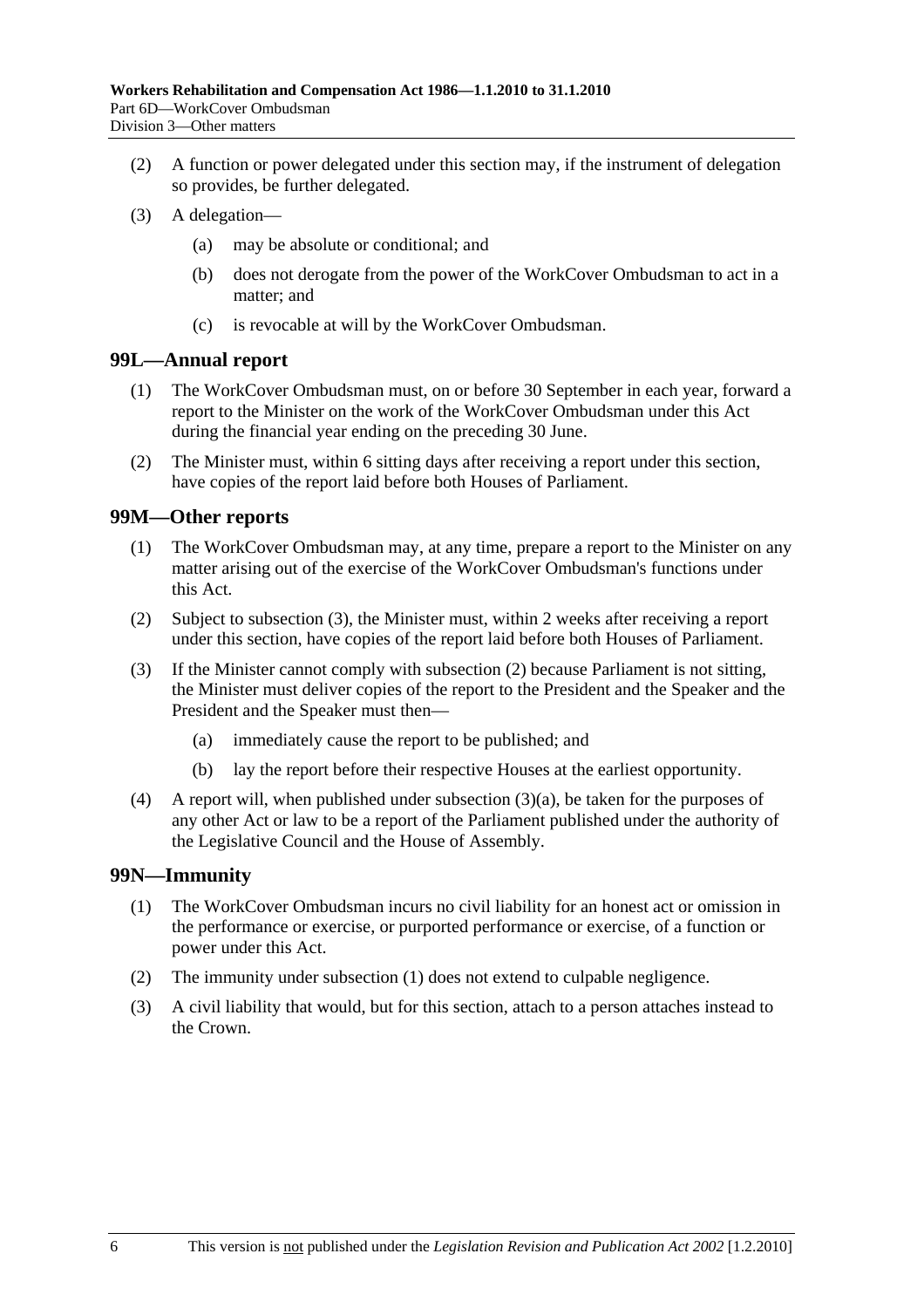(2) A function or power delegated under this section may, if the instrument of delegation so provides, be further delegated.

(3) A delegation—

(a) may be absolute or conditional; and

(b) does not derogate from the power of the WorkCover Ombudsman to act in a matter; and

(c) is revocable at will by the WorkCover Ombudsman.

## 99L—Annual report

(1) The WorkCover Ombudsman must, on or before 30 September in each year, forward a report to the Minister on the work of the WorkCover Ombudsman under this Act during the financial year ending on the preceding 30 June.

(2) The Minister must, within 6 sitting days after receiving a report under this section, have copies of the report laid before both Houses of Parliament.

## 99M—Other reports

(1) The WorkCover Ombudsman may, at any time, prepare a report to the Minister on any matter arising out of the exercise of the WorkCover Ombudsman's functions under this Act.

(2) Subject to subsection (3), the Minister must, within 2 weeks after receiving a report under this section, have copies of the report laid before both Houses of Parliament.

(3) If the Minister cannot comply with subsection (2) because Parliament is not sitting, the Minister must deliver copies of the report to the President and the Speaker and the President and the Speaker must then—

(a) immediately cause the report to be published; and

(b) lay the report before their respective Houses at the earliest opportunity.

(4) A report will, when published under subsection (3)(a), be taken for the purposes of any other Act or law to be a report of the Parliament published under the authority of the Legislative Council and the House of Assembly.

## 99N—Immunity

(1) The WorkCover Ombudsman incurs no civil liability for an honest act or omission in the performance or exercise, or purported performance or exercise, of a function or power under this Act.

(2) The immunity under subsection (1) does not extend to culpable negligence.

(3) A civil liability that would, but for this section, attach to a person attaches instead to the Crown.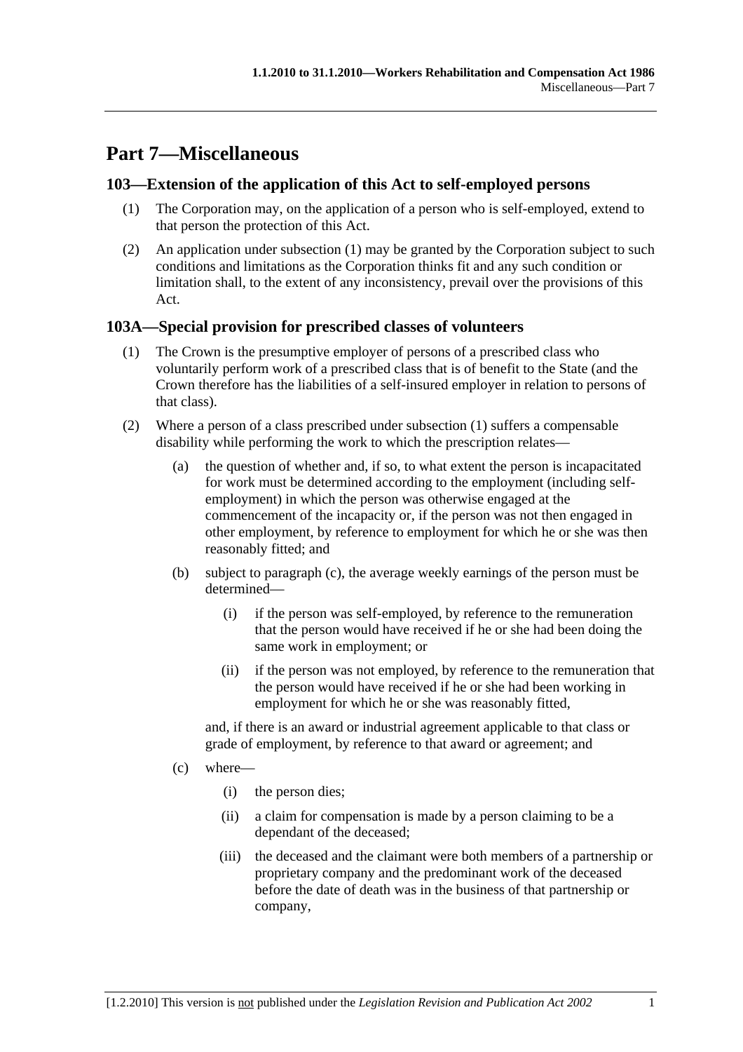# Part 7—Miscellaneous

## 103—Extension of the application of this Act to self-employed persons

(1) The Corporation may, on the application of a person who is self-employed, extend to that person the protection of this Act.

(2) An application under subsection (1) may be granted by the Corporation subject to such conditions and limitations as the Corporation thinks fit and any such condition or limitation shall, to the extent of any inconsistency, prevail over the provisions of this Act.

## 103A—Special provision for prescribed classes of volunteers

(1) The Crown is the presumptive employer of persons of a prescribed class who voluntarily perform work of a prescribed class that is of benefit to the State (and the Crown therefore has the liabilities of a self-insured employer in relation to persons of that class).

(2) Where a person of a class prescribed under subsection (1) suffers a compensable disability while performing the work to which the prescription relates—

- (a) the question of whether and, if so, to what extent the person is incapacitated for work must be determined according to the employment (including self-employment) in which the person was otherwise engaged at the commencement of the incapacity or, if the person was not then engaged in other employment, by reference to employment for which he or she was then reasonably fitted; and

- (b) subject to paragraph (c), the average weekly earnings of the person must be determined—

  - (i) if the person was self-employed, by reference to the remuneration that the person would have received if he or she had been doing the same work in employment; or

  - (ii) if the person was not employed, by reference to the remuneration that the person would have received if he or she had been working in employment for which he or she was reasonably fitted,

  and, if there is an award or industrial agreement applicable to that class or grade of employment, by reference to that award or agreement; and

- (c) where—

  - (i) the person dies;

  - (ii) a claim for compensation is made by a person claiming to be a dependant of the deceased;

  - (iii) the deceased and the claimant were both members of a partnership or proprietary company and the predominant work of the deceased before the date of death was in the business of that partnership or company,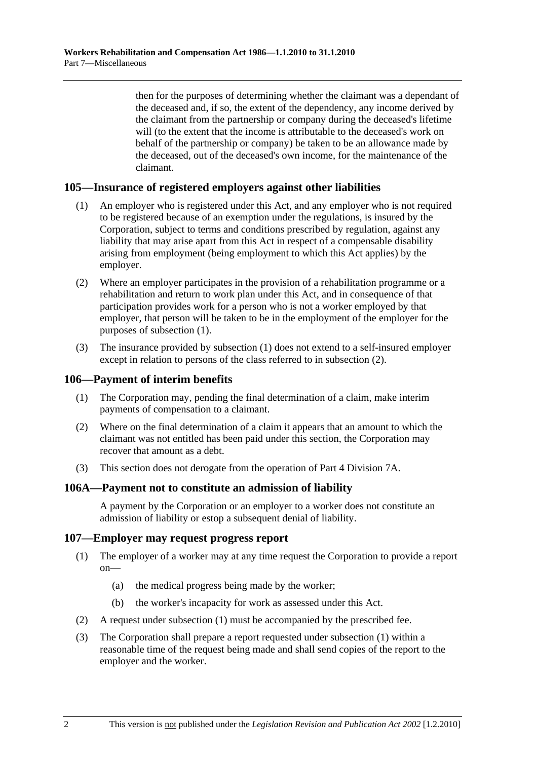then for the purposes of determining whether the claimant was a dependant of the deceased and, if so, the extent of the dependency, any income derived by the claimant from the partnership or company during the deceased's lifetime will (to the extent that the income is attributable to the deceased's work on behalf of the partnership or company) be taken to be an allowance made by the deceased, out of the deceased's own income, for the maintenance of the claimant.

## 105—Insurance of registered employers against other liabilities

(1) An employer who is registered under this Act, and any employer who is not required to be registered because of an exemption under the regulations, is insured by the Corporation, subject to terms and conditions prescribed by regulation, against any liability that may arise apart from this Act in respect of a compensable disability arising from employment (being employment to which this Act applies) by the employer.

(2) Where an employer participates in the provision of a rehabilitation programme or a rehabilitation and return to work plan under this Act, and in consequence of that participation provides work for a person who is not a worker employed by that employer, that person will be taken to be in the employment of the employer for the purposes of subsection (1).

(3) The insurance provided by subsection (1) does not extend to a self-insured employer except in relation to persons of the class referred to in subsection (2).

## 106—Payment of interim benefits

(1) The Corporation may, pending the final determination of a claim, make interim payments of compensation to a claimant.

(2) Where on the final determination of a claim it appears that an amount to which the claimant was not entitled has been paid under this section, the Corporation may recover that amount as a debt.

(3) This section does not derogate from the operation of Part 4 Division 7A.

## 106A—Payment not to constitute an admission of liability

A payment by the Corporation or an employer to a worker does not constitute an admission of liability or estop a subsequent denial of liability.

## 107—Employer may request progress report

(1) The employer of a worker may at any time request the Corporation to provide a report on—

(a) the medical progress being made by the worker;

(b) the worker's incapacity for work as assessed under this Act.

(2) A request under subsection (1) must be accompanied by the prescribed fee.

(3) The Corporation shall prepare a report requested under subsection (1) within a reasonable time of the request being made and shall send copies of the report to the employer and the worker.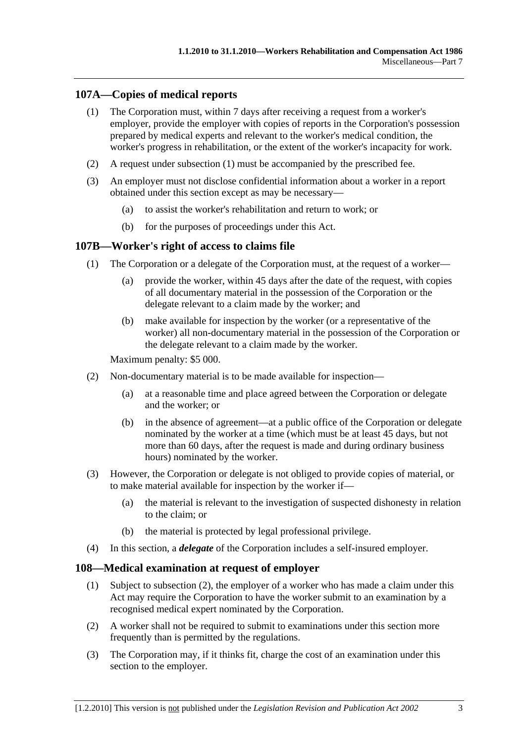## 107A—Copies of medical reports

(1) The Corporation must, within 7 days after receiving a request from a worker's employer, provide the employer with copies of reports in the Corporation's possession prepared by medical experts and relevant to the worker's medical condition, the worker's progress in rehabilitation, or the extent of the worker's incapacity for work.

(2) A request under subsection (1) must be accompanied by the prescribed fee.

(3) An employer must not disclose confidential information about a worker in a report obtained under this section except as may be necessary—

- (a) to assist the worker's rehabilitation and return to work; or
- (b) for the purposes of proceedings under this Act.

## 107B—Worker's right of access to claims file

(1) The Corporation or a delegate of the Corporation must, at the request of a worker—

- (a) provide the worker, within 45 days after the date of the request, with copies of all documentary material in the possession of the Corporation or the delegate relevant to a claim made by the worker; and
- (b) make available for inspection by the worker (or a representative of the worker) all non-documentary material in the possession of the Corporation or the delegate relevant to a claim made by the worker.

Maximum penalty: $5 000.

(2) Non-documentary material is to be made available for inspection—

- (a) at a reasonable time and place agreed between the Corporation or delegate and the worker; or
- (b) in the absence of agreement—at a public office of the Corporation or delegate nominated by the worker at a time (which must be at least 45 days, but not more than 60 days, after the request is made and during ordinary business hours) nominated by the worker.

(3) However, the Corporation or delegate is not obliged to provide copies of material, or to make material available for inspection by the worker if—

- (a) the material is relevant to the investigation of suspected dishonesty in relation to the claim; or
- (b) the material is protected by legal professional privilege.

(4) In this section, a ***delegate*** of the Corporation includes a self-insured employer.

## 108—Medical examination at request of employer

(1) Subject to subsection (2), the employer of a worker who has made a claim under this Act may require the Corporation to have the worker submit to an examination by a recognised medical expert nominated by the Corporation.

(2) A worker shall not be required to submit to examinations under this section more frequently than is permitted by the regulations.

(3) The Corporation may, if it thinks fit, charge the cost of an examination under this section to the employer.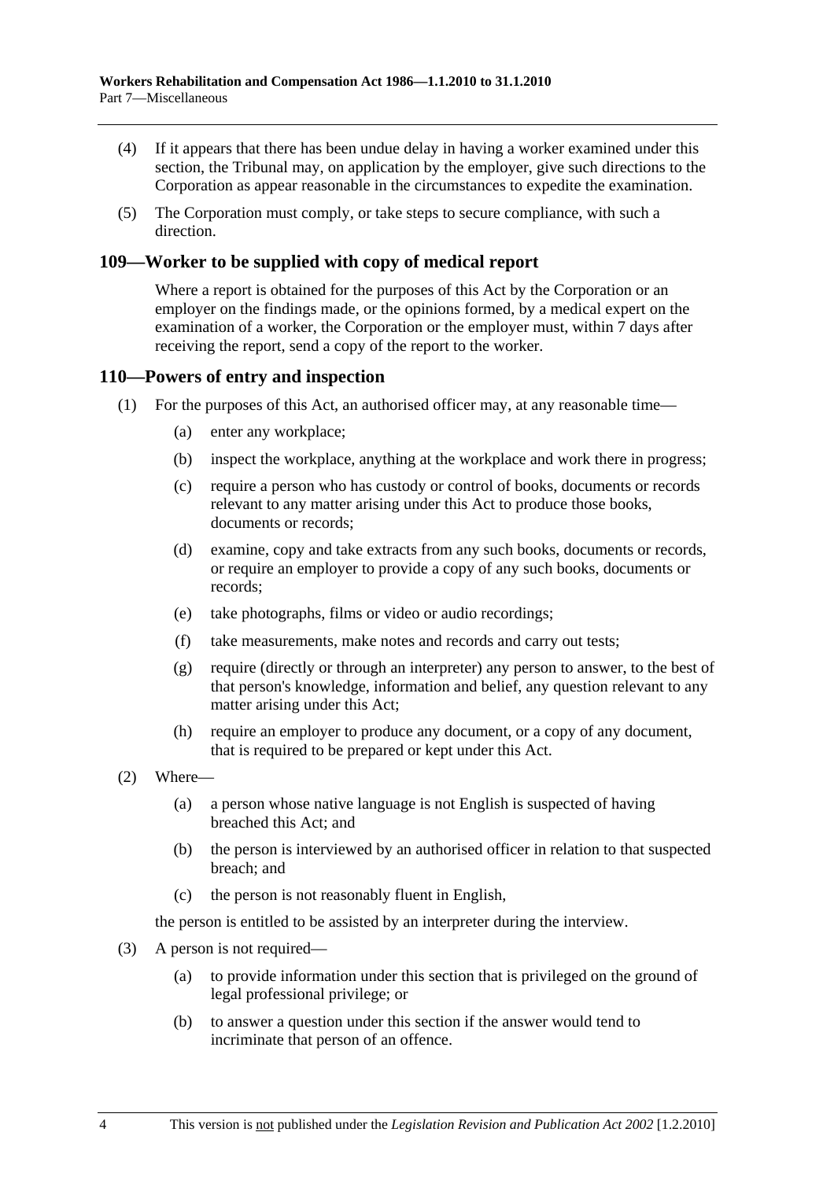(4) If it appears that there has been undue delay in having a worker examined under this section, the Tribunal may, on application by the employer, give such directions to the Corporation as appear reasonable in the circumstances to expedite the examination.

(5) The Corporation must comply, or take steps to secure compliance, with such a direction.

## 109—Worker to be supplied with copy of medical report

Where a report is obtained for the purposes of this Act by the Corporation or an employer on the findings made, or the opinions formed, by a medical expert on the examination of a worker, the Corporation or the employer must, within 7 days after receiving the report, send a copy of the report to the worker.

## 110—Powers of entry and inspection

(1) For the purposes of this Act, an authorised officer may, at any reasonable time—

(a) enter any workplace;

(b) inspect the workplace, anything at the workplace and work there in progress;

(c) require a person who has custody or control of books, documents or records relevant to any matter arising under this Act to produce those books, documents or records;

(d) examine, copy and take extracts from any such books, documents or records, or require an employer to provide a copy of any such books, documents or records;

(e) take photographs, films or video or audio recordings;

(f) take measurements, make notes and records and carry out tests;

(g) require (directly or through an interpreter) any person to answer, to the best of that person's knowledge, information and belief, any question relevant to any matter arising under this Act;

(h) require an employer to produce any document, or a copy of any document, that is required to be prepared or kept under this Act.

(2) Where—

(a) a person whose native language is not English is suspected of having breached this Act; and

(b) the person is interviewed by an authorised officer in relation to that suspected breach; and

(c) the person is not reasonably fluent in English,

the person is entitled to be assisted by an interpreter during the interview.

(3) A person is not required—

(a) to provide information under this section that is privileged on the ground of legal professional privilege; or

(b) to answer a question under this section if the answer would tend to incriminate that person of an offence.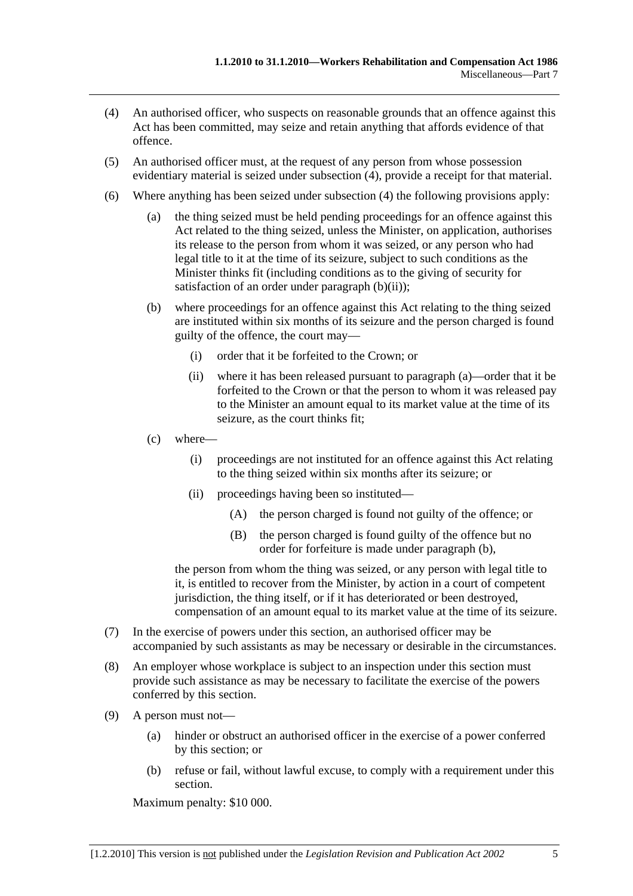(4) An authorised officer, who suspects on reasonable grounds that an offence against this Act has been committed, may seize and retain anything that affords evidence of that offence.

(5) An authorised officer must, at the request of any person from whose possession evidentiary material is seized under subsection (4), provide a receipt for that material.

(6) Where anything has been seized under subsection (4) the following provisions apply:

- (a) the thing seized must be held pending proceedings for an offence against this Act related to the thing seized, unless the Minister, on application, authorises its release to the person from whom it was seized, or any person who had legal title to it at the time of its seizure, subject to such conditions as the Minister thinks fit (including conditions as to the giving of security for satisfaction of an order under paragraph (b)(ii));

- (b) where proceedings for an offence against this Act relating to the thing seized are instituted within six months of its seizure and the person charged is found guilty of the offence, the court may—

  - (i) order that it be forfeited to the Crown; or

  - (ii) where it has been released pursuant to paragraph (a)—order that it be forfeited to the Crown or that the person to whom it was released pay to the Minister an amount equal to its market value at the time of its seizure, as the court thinks fit;

- (c) where—

  - (i) proceedings are not instituted for an offence against this Act relating to the thing seized within six months after its seizure; or

  - (ii) proceedings having been so instituted—

    - (A) the person charged is found not guilty of the offence; or

    - (B) the person charged is found guilty of the offence but no order for forfeiture is made under paragraph (b),

  the person from whom the thing was seized, or any person with legal title to it, is entitled to recover from the Minister, by action in a court of competent jurisdiction, the thing itself, or if it has deteriorated or been destroyed, compensation of an amount equal to its market value at the time of its seizure.

(7) In the exercise of powers under this section, an authorised officer may be accompanied by such assistants as may be necessary or desirable in the circumstances.

(8) An employer whose workplace is subject to an inspection under this section must provide such assistance as may be necessary to facilitate the exercise of the powers conferred by this section.

(9) A person must not—

- (a) hinder or obstruct an authorised officer in the exercise of a power conferred by this section; or

- (b) refuse or fail, without lawful excuse, to comply with a requirement under this section.

Maximum penalty: $10 000.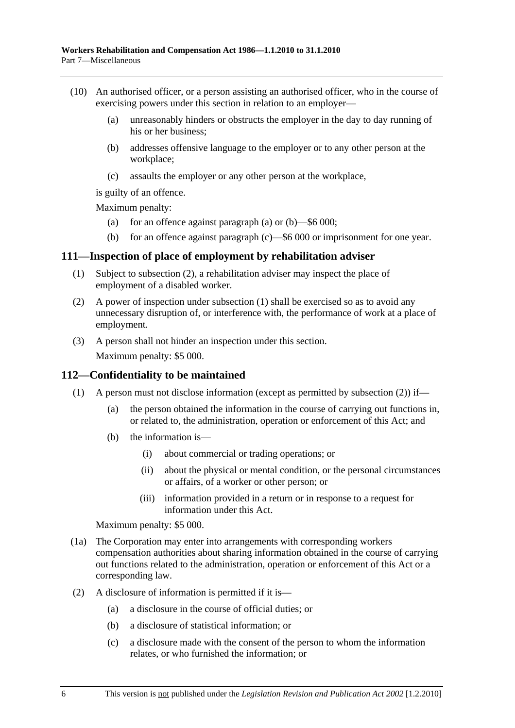(10) An authorised officer, or a person assisting an authorised officer, who in the course of exercising powers under this section in relation to an employer—

(a) unreasonably hinders or obstructs the employer in the day to day running of his or her business;

(b) addresses offensive language to the employer or to any other person at the workplace;

(c) assaults the employer or any other person at the workplace,

is guilty of an offence.

Maximum penalty:

(a) for an offence against paragraph (a) or (b)—$6 000;

(b) for an offence against paragraph (c)—$6 000 or imprisonment for one year.

## 111—Inspection of place of employment by rehabilitation adviser

(1) Subject to subsection (2), a rehabilitation adviser may inspect the place of employment of a disabled worker.

(2) A power of inspection under subsection (1) shall be exercised so as to avoid any unnecessary disruption of, or interference with, the performance of work at a place of employment.

(3) A person shall not hinder an inspection under this section.

Maximum penalty: $5 000.

## 112—Confidentiality to be maintained

(1) A person must not disclose information (except as permitted by subsection (2)) if—

(a) the person obtained the information in the course of carrying out functions in, or related to, the administration, operation or enforcement of this Act; and

(b) the information is—

(i) about commercial or trading operations; or

(ii) about the physical or mental condition, or the personal circumstances or affairs, of a worker or other person; or

(iii) information provided in a return or in response to a request for information under this Act.

Maximum penalty: $5 000.

(1a) The Corporation may enter into arrangements with corresponding workers compensation authorities about sharing information obtained in the course of carrying out functions related to the administration, operation or enforcement of this Act or a corresponding law.

(2) A disclosure of information is permitted if it is—

(a) a disclosure in the course of official duties; or

(b) a disclosure of statistical information; or

(c) a disclosure made with the consent of the person to whom the information relates, or who furnished the information; or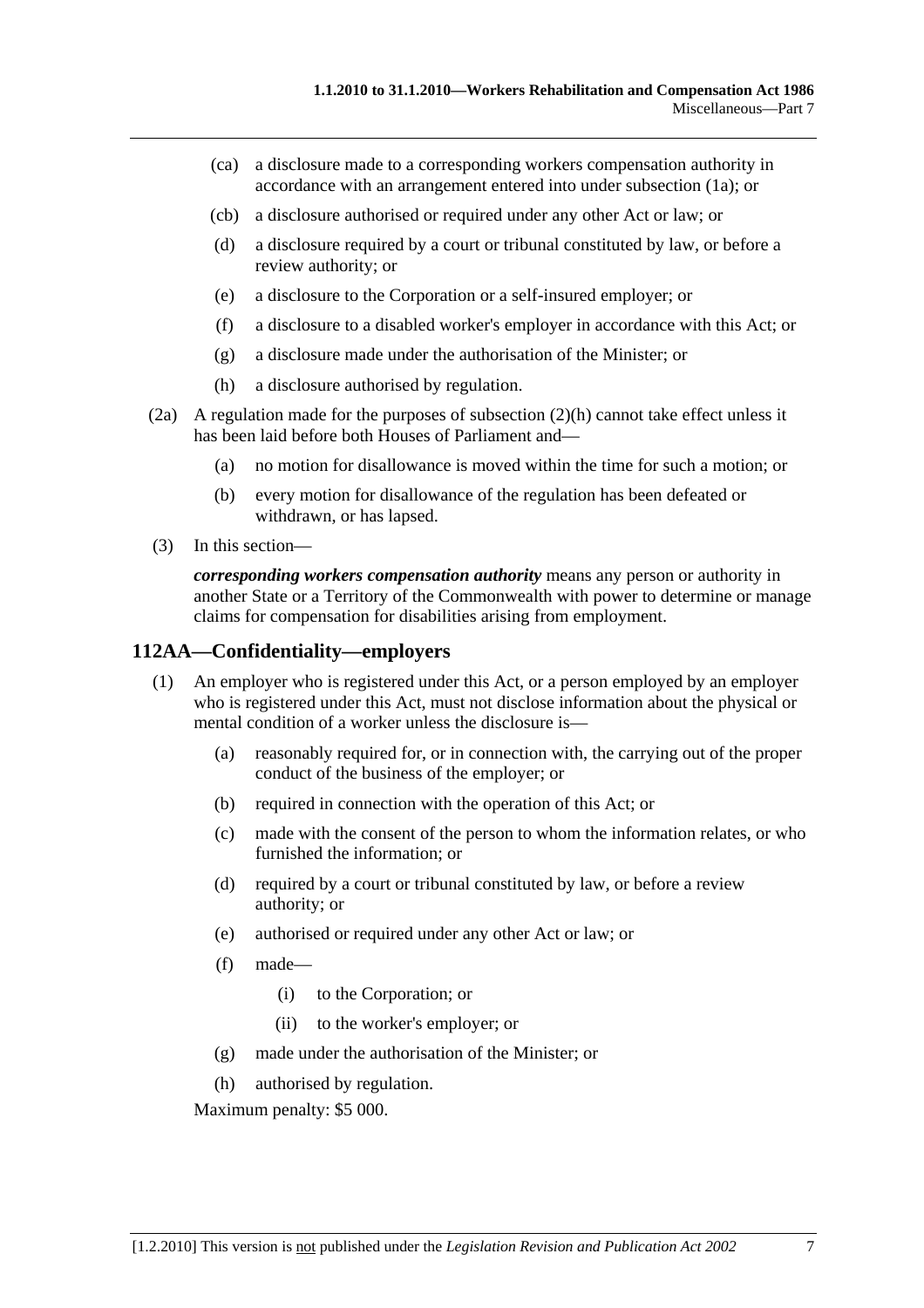(ca) a disclosure made to a corresponding workers compensation authority in accordance with an arrangement entered into under subsection (1a); or

(cb) a disclosure authorised or required under any other Act or law; or

(d) a disclosure required by a court or tribunal constituted by law, or before a review authority; or

(e) a disclosure to the Corporation or a self-insured employer; or

(f) a disclosure to a disabled worker's employer in accordance with this Act; or

(g) a disclosure made under the authorisation of the Minister; or

(h) a disclosure authorised by regulation.

(2a) A regulation made for the purposes of subsection (2)(h) cannot take effect unless it has been laid before both Houses of Parliament and—

(a) no motion for disallowance is moved within the time for such a motion; or

(b) every motion for disallowance of the regulation has been defeated or withdrawn, or has lapsed.

(3) In this section—

***corresponding workers compensation authority*** means any person or authority in another State or a Territory of the Commonwealth with power to determine or manage claims for compensation for disabilities arising from employment.

## 112AA—Confidentiality—employers

(1) An employer who is registered under this Act, or a person employed by an employer who is registered under this Act, must not disclose information about the physical or mental condition of a worker unless the disclosure is—

(a) reasonably required for, or in connection with, the carrying out of the proper conduct of the business of the employer; or

(b) required in connection with the operation of this Act; or

(c) made with the consent of the person to whom the information relates, or who furnished the information; or

(d) required by a court or tribunal constituted by law, or before a review authority; or

(e) authorised or required under any other Act or law; or

(f) made—

(i) to the Corporation; or

(ii) to the worker's employer; or

(g) made under the authorisation of the Minister; or

(h) authorised by regulation.

Maximum penalty: $5 000.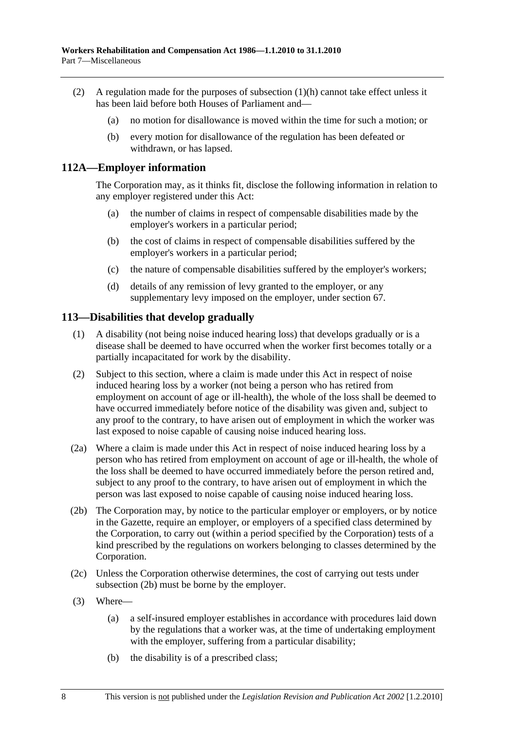(2) A regulation made for the purposes of subsection (1)(h) cannot take effect unless it has been laid before both Houses of Parliament and—

(a) no motion for disallowance is moved within the time for such a motion; or

(b) every motion for disallowance of the regulation has been defeated or withdrawn, or has lapsed.

## 112A—Employer information

The Corporation may, as it thinks fit, disclose the following information in relation to any employer registered under this Act:

(a) the number of claims in respect of compensable disabilities made by the employer's workers in a particular period;

(b) the cost of claims in respect of compensable disabilities suffered by the employer's workers in a particular period;

(c) the nature of compensable disabilities suffered by the employer's workers;

(d) details of any remission of levy granted to the employer, or any supplementary levy imposed on the employer, under section 67.

## 113—Disabilities that develop gradually

(1) A disability (not being noise induced hearing loss) that develops gradually or is a disease shall be deemed to have occurred when the worker first becomes totally or a partially incapacitated for work by the disability.

(2) Subject to this section, where a claim is made under this Act in respect of noise induced hearing loss by a worker (not being a person who has retired from employment on account of age or ill-health), the whole of the loss shall be deemed to have occurred immediately before notice of the disability was given and, subject to any proof to the contrary, to have arisen out of employment in which the worker was last exposed to noise capable of causing noise induced hearing loss.

(2a) Where a claim is made under this Act in respect of noise induced hearing loss by a person who has retired from employment on account of age or ill-health, the whole of the loss shall be deemed to have occurred immediately before the person retired and, subject to any proof to the contrary, to have arisen out of employment in which the person was last exposed to noise capable of causing noise induced hearing loss.

(2b) The Corporation may, by notice to the particular employer or employers, or by notice in the Gazette, require an employer, or employers of a specified class determined by the Corporation, to carry out (within a period specified by the Corporation) tests of a kind prescribed by the regulations on workers belonging to classes determined by the Corporation.

(2c) Unless the Corporation otherwise determines, the cost of carrying out tests under subsection (2b) must be borne by the employer.

(3) Where—

(a) a self-insured employer establishes in accordance with procedures laid down by the regulations that a worker was, at the time of undertaking employment with the employer, suffering from a particular disability;

(b) the disability is of a prescribed class;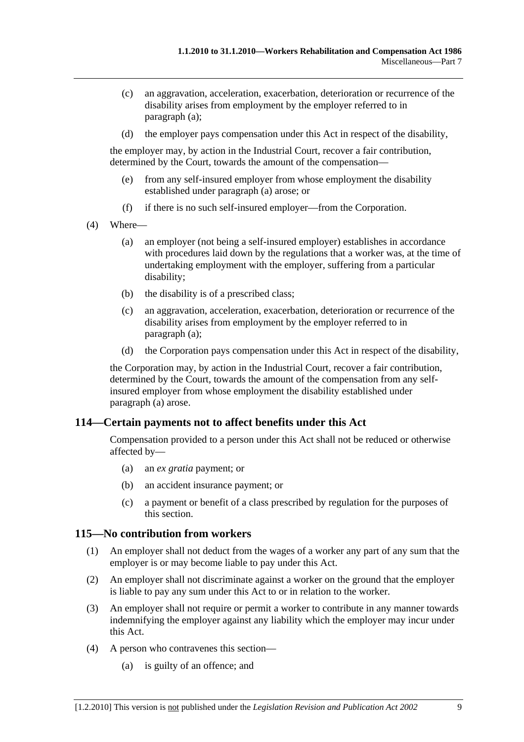(c) an aggravation, acceleration, exacerbation, deterioration or recurrence of the disability arises from employment by the employer referred to in paragraph (a);

(d) the employer pays compensation under this Act in respect of the disability,

the employer may, by action in the Industrial Court, recover a fair contribution, determined by the Court, towards the amount of the compensation—

(e) from any self-insured employer from whose employment the disability established under paragraph (a) arose; or

(f) if there is no such self-insured employer—from the Corporation.

(4) Where—

(a) an employer (not being a self-insured employer) establishes in accordance with procedures laid down by the regulations that a worker was, at the time of undertaking employment with the employer, suffering from a particular disability;

(b) the disability is of a prescribed class;

(c) an aggravation, acceleration, exacerbation, deterioration or recurrence of the disability arises from employment by the employer referred to in paragraph (a);

(d) the Corporation pays compensation under this Act in respect of the disability,

the Corporation may, by action in the Industrial Court, recover a fair contribution, determined by the Court, towards the amount of the compensation from any self-insured employer from whose employment the disability established under paragraph (a) arose.

## 114—Certain payments not to affect benefits under this Act

Compensation provided to a person under this Act shall not be reduced or otherwise affected by—

(a) an *ex gratia* payment; or

(b) an accident insurance payment; or

(c) a payment or benefit of a class prescribed by regulation for the purposes of this section.

## 115—No contribution from workers

(1) An employer shall not deduct from the wages of a worker any part of any sum that the employer is or may become liable to pay under this Act.

(2) An employer shall not discriminate against a worker on the ground that the employer is liable to pay any sum under this Act to or in relation to the worker.

(3) An employer shall not require or permit a worker to contribute in any manner towards indemnifying the employer against any liability which the employer may incur under this Act.

(4) A person who contravenes this section—

(a) is guilty of an offence; and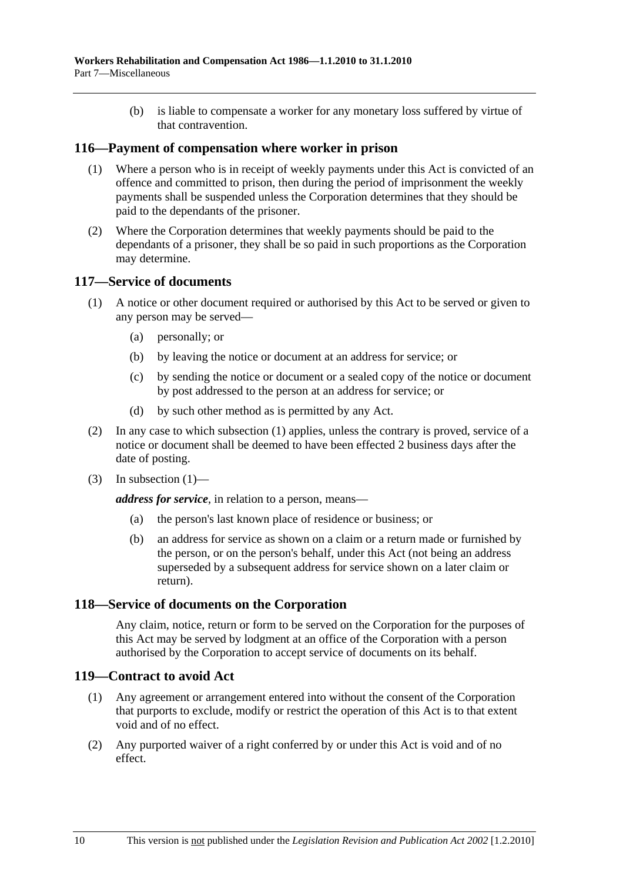(b) is liable to compensate a worker for any monetary loss suffered by virtue of that contravention.

## 116—Payment of compensation where worker in prison

(1) Where a person who is in receipt of weekly payments under this Act is convicted of an offence and committed to prison, then during the period of imprisonment the weekly payments shall be suspended unless the Corporation determines that they should be paid to the dependants of the prisoner.

(2) Where the Corporation determines that weekly payments should be paid to the dependants of a prisoner, they shall be so paid in such proportions as the Corporation may determine.

## 117—Service of documents

(1) A notice or other document required or authorised by this Act to be served or given to any person may be served—

- (a) personally; or
- (b) by leaving the notice or document at an address for service; or
- (c) by sending the notice or document or a sealed copy of the notice or document by post addressed to the person at an address for service; or
- (d) by such other method as is permitted by any Act.

(2) In any case to which subsection (1) applies, unless the contrary is proved, service of a notice or document shall be deemed to have been effected 2 business days after the date of posting.

(3) In subsection (1)—

***address for service***, in relation to a person, means—

- (a) the person's last known place of residence or business; or
- (b) an address for service as shown on a claim or a return made or furnished by the person, or on the person's behalf, under this Act (not being an address superseded by a subsequent address for service shown on a later claim or return).

## 118—Service of documents on the Corporation

Any claim, notice, return or form to be served on the Corporation for the purposes of this Act may be served by lodgment at an office of the Corporation with a person authorised by the Corporation to accept service of documents on its behalf.

## 119—Contract to avoid Act

(1) Any agreement or arrangement entered into without the consent of the Corporation that purports to exclude, modify or restrict the operation of this Act is to that extent void and of no effect.

(2) Any purported waiver of a right conferred by or under this Act is void and of no effect.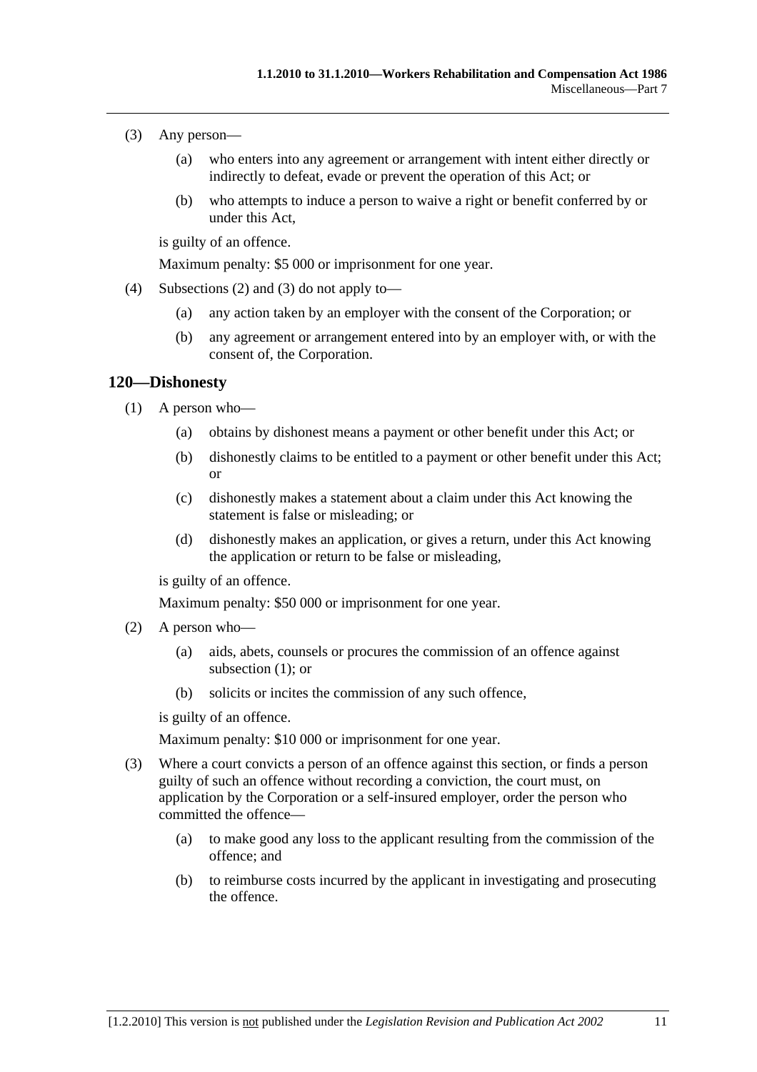(3) Any person—

(a) who enters into any agreement or arrangement with intent either directly or indirectly to defeat, evade or prevent the operation of this Act; or

(b) who attempts to induce a person to waive a right or benefit conferred by or under this Act,

is guilty of an offence.

Maximum penalty: $5 000 or imprisonment for one year.

(4) Subsections (2) and (3) do not apply to—

(a) any action taken by an employer with the consent of the Corporation; or

(b) any agreement or arrangement entered into by an employer with, or with the consent of, the Corporation.

## 120—Dishonesty

(1) A person who—

(a) obtains by dishonest means a payment or other benefit under this Act; or

(b) dishonestly claims to be entitled to a payment or other benefit under this Act; or

(c) dishonestly makes a statement about a claim under this Act knowing the statement is false or misleading; or

(d) dishonestly makes an application, or gives a return, under this Act knowing the application or return to be false or misleading,

is guilty of an offence.

Maximum penalty: $50 000 or imprisonment for one year.

(2) A person who—

(a) aids, abets, counsels or procures the commission of an offence against subsection (1); or

(b) solicits or incites the commission of any such offence,

is guilty of an offence.

Maximum penalty: $10 000 or imprisonment for one year.

(3) Where a court convicts a person of an offence against this section, or finds a person guilty of such an offence without recording a conviction, the court must, on application by the Corporation or a self-insured employer, order the person who committed the offence—

(a) to make good any loss to the applicant resulting from the commission of the offence; and

(b) to reimburse costs incurred by the applicant in investigating and prosecuting the offence.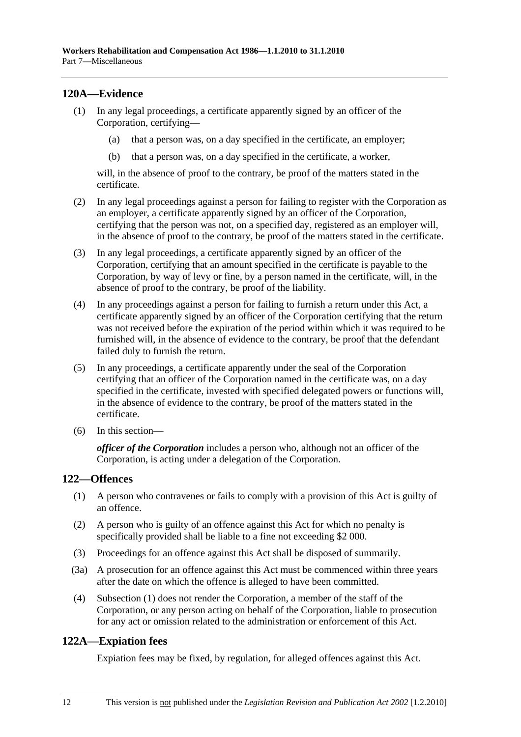## 120A—Evidence

(1) In any legal proceedings, a certificate apparently signed by an officer of the Corporation, certifying—

(a) that a person was, on a day specified in the certificate, an employer;

(b) that a person was, on a day specified in the certificate, a worker,

will, in the absence of proof to the contrary, be proof of the matters stated in the certificate.

(2) In any legal proceedings against a person for failing to register with the Corporation as an employer, a certificate apparently signed by an officer of the Corporation, certifying that the person was not, on a specified day, registered as an employer will, in the absence of proof to the contrary, be proof of the matters stated in the certificate.

(3) In any legal proceedings, a certificate apparently signed by an officer of the Corporation, certifying that an amount specified in the certificate is payable to the Corporation, by way of levy or fine, by a person named in the certificate, will, in the absence of proof to the contrary, be proof of the liability.

(4) In any proceedings against a person for failing to furnish a return under this Act, a certificate apparently signed by an officer of the Corporation certifying that the return was not received before the expiration of the period within which it was required to be furnished will, in the absence of evidence to the contrary, be proof that the defendant failed duly to furnish the return.

(5) In any proceedings, a certificate apparently under the seal of the Corporation certifying that an officer of the Corporation named in the certificate was, on a day specified in the certificate, invested with specified delegated powers or functions will, in the absence of evidence to the contrary, be proof of the matters stated in the certificate.

(6) In this section—

***officer of the Corporation*** includes a person who, although not an officer of the Corporation, is acting under a delegation of the Corporation.

## 122—Offences

(1) A person who contravenes or fails to comply with a provision of this Act is guilty of an offence.

(2) A person who is guilty of an offence against this Act for which no penalty is specifically provided shall be liable to a fine not exceeding $2 000.

(3) Proceedings for an offence against this Act shall be disposed of summarily.

(3a) A prosecution for an offence against this Act must be commenced within three years after the date on which the offence is alleged to have been committed.

(4) Subsection (1) does not render the Corporation, a member of the staff of the Corporation, or any person acting on behalf of the Corporation, liable to prosecution for any act or omission related to the administration or enforcement of this Act.

## 122A—Expiation fees

Expiation fees may be fixed, by regulation, for alleged offences against this Act.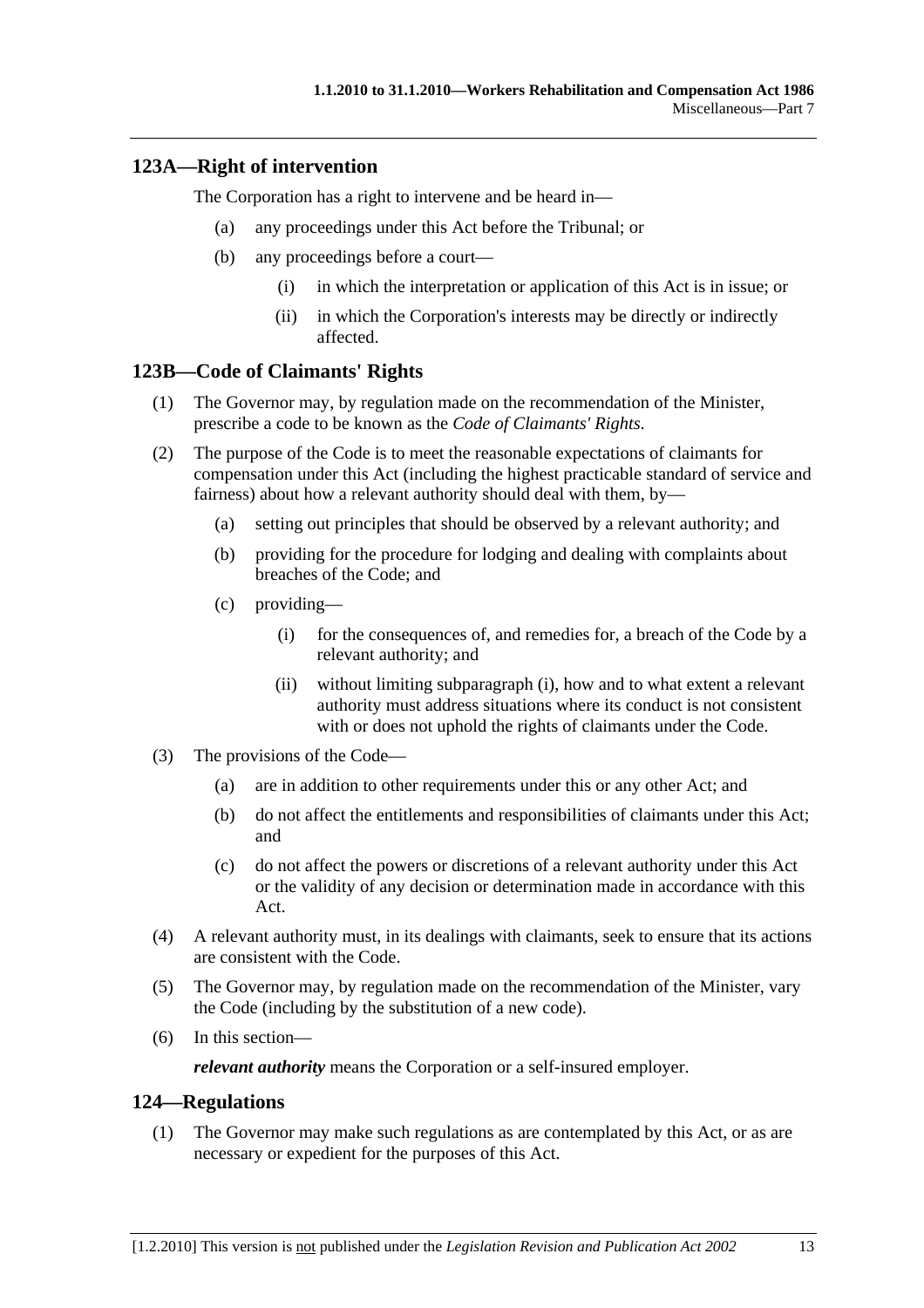## 123A—Right of intervention

The Corporation has a right to intervene and be heard in—

(a) any proceedings under this Act before the Tribunal; or

(b) any proceedings before a court—

 (i) in which the interpretation or application of this Act is in issue; or

 (ii) in which the Corporation's interests may be directly or indirectly affected.

## 123B—Code of Claimants' Rights

(1) The Governor may, by regulation made on the recommendation of the Minister, prescribe a code to be known as the *Code of Claimants' Rights*.

(2) The purpose of the Code is to meet the reasonable expectations of claimants for compensation under this Act (including the highest practicable standard of service and fairness) about how a relevant authority should deal with them, by—

 (a) setting out principles that should be observed by a relevant authority; and

 (b) providing for the procedure for lodging and dealing with complaints about breaches of the Code; and

 (c) providing—

  (i) for the consequences of, and remedies for, a breach of the Code by a relevant authority; and

  (ii) without limiting subparagraph (i), how and to what extent a relevant authority must address situations where its conduct is not consistent with or does not uphold the rights of claimants under the Code.

(3) The provisions of the Code—

 (a) are in addition to other requirements under this or any other Act; and

 (b) do not affect the entitlements and responsibilities of claimants under this Act; and

 (c) do not affect the powers or discretions of a relevant authority under this Act or the validity of any decision or determination made in accordance with this Act.

(4) A relevant authority must, in its dealings with claimants, seek to ensure that its actions are consistent with the Code.

(5) The Governor may, by regulation made on the recommendation of the Minister, vary the Code (including by the substitution of a new code).

(6) In this section—

***relevant authority*** means the Corporation or a self-insured employer.

## 124—Regulations

(1) The Governor may make such regulations as are contemplated by this Act, or as are necessary or expedient for the purposes of this Act.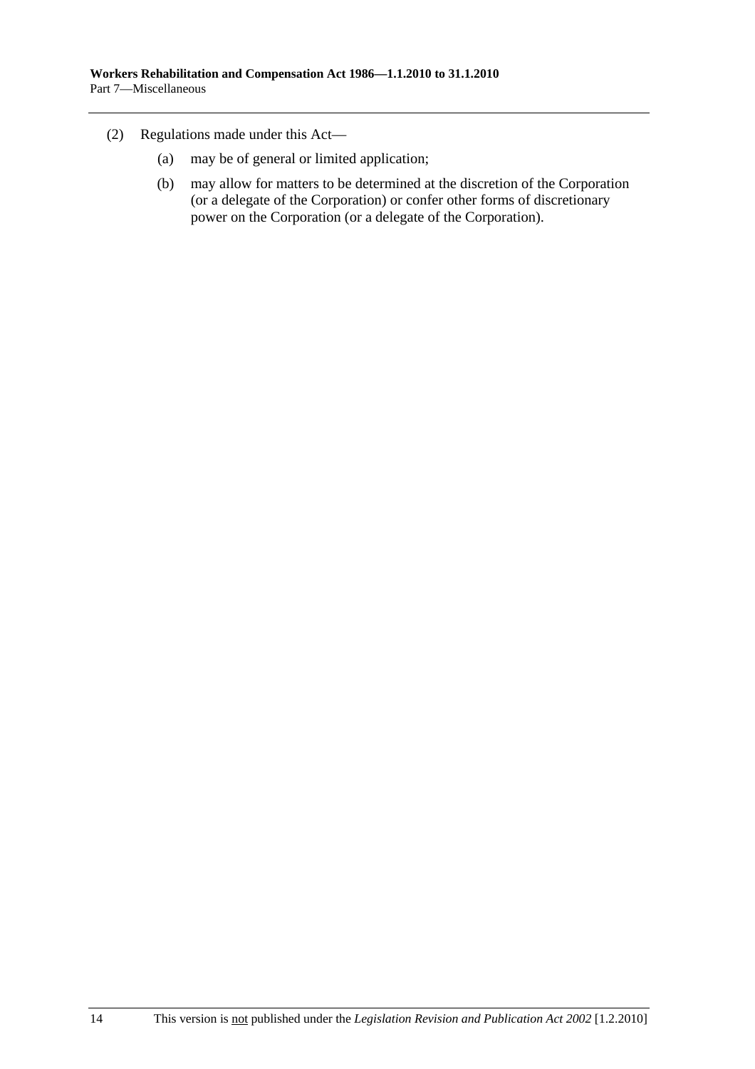(2) Regulations made under this Act—

(a) may be of general or limited application;

(b) may allow for matters to be determined at the discretion of the Corporation (or a delegate of the Corporation) or confer other forms of discretionary power on the Corporation (or a delegate of the Corporation).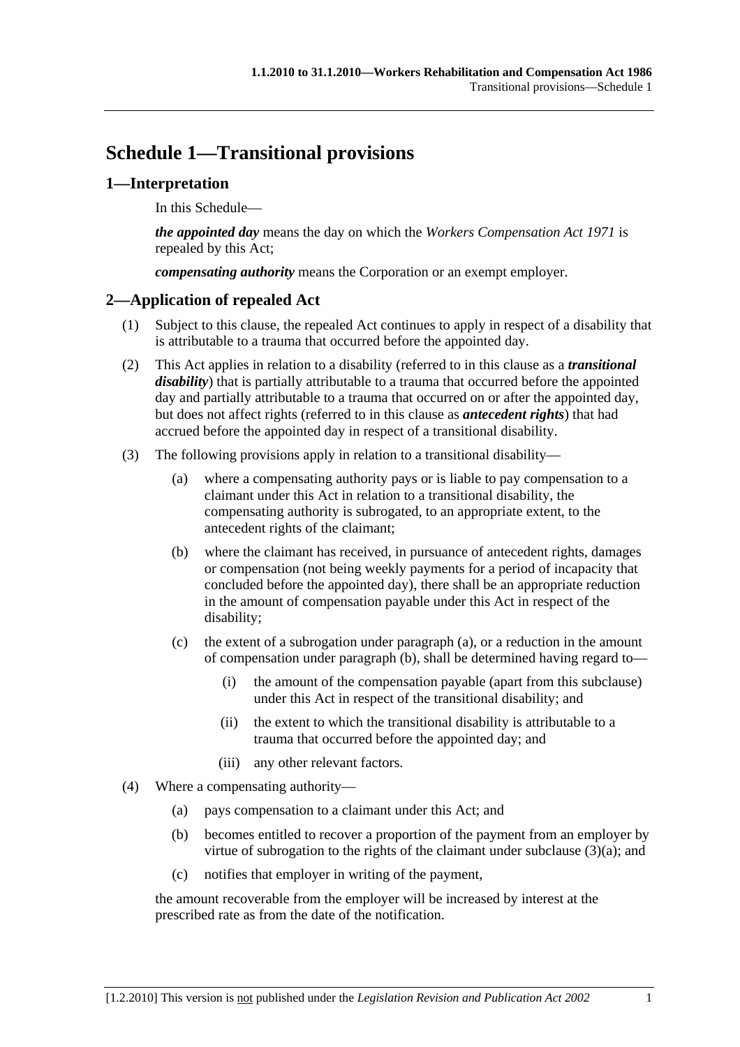# Schedule 1—Transitional provisions

## 1—Interpretation

In this Schedule—

***the appointed day*** means the day on which the *Workers Compensation Act 1971* is repealed by this Act;

***compensating authority*** means the Corporation or an exempt employer.

## 2—Application of repealed Act

(1) Subject to this clause, the repealed Act continues to apply in respect of a disability that is attributable to a trauma that occurred before the appointed day.

(2) This Act applies in relation to a disability (referred to in this clause as a ***transitional disability***) that is partially attributable to a trauma that occurred before the appointed day and partially attributable to a trauma that occurred on or after the appointed day, but does not affect rights (referred to in this clause as ***antecedent rights***) that had accrued before the appointed day in respect of a transitional disability.

(3) The following provisions apply in relation to a transitional disability—

- (a) where a compensating authority pays or is liable to pay compensation to a claimant under this Act in relation to a transitional disability, the compensating authority is subrogated, to an appropriate extent, to the antecedent rights of the claimant;
- (b) where the claimant has received, in pursuance of antecedent rights, damages or compensation (not being weekly payments for a period of incapacity that concluded before the appointed day), there shall be an appropriate reduction in the amount of compensation payable under this Act in respect of the disability;
- (c) the extent of a subrogation under paragraph (a), or a reduction in the amount of compensation under paragraph (b), shall be determined having regard to—
  - (i) the amount of the compensation payable (apart from this subclause) under this Act in respect of the transitional disability; and
  - (ii) the extent to which the transitional disability is attributable to a trauma that occurred before the appointed day; and
  - (iii) any other relevant factors.

(4) Where a compensating authority—

- (a) pays compensation to a claimant under this Act; and
- (b) becomes entitled to recover a proportion of the payment from an employer by virtue of subrogation to the rights of the claimant under subclause (3)(a); and
- (c) notifies that employer in writing of the payment,

the amount recoverable from the employer will be increased by interest at the prescribed rate as from the date of the notification.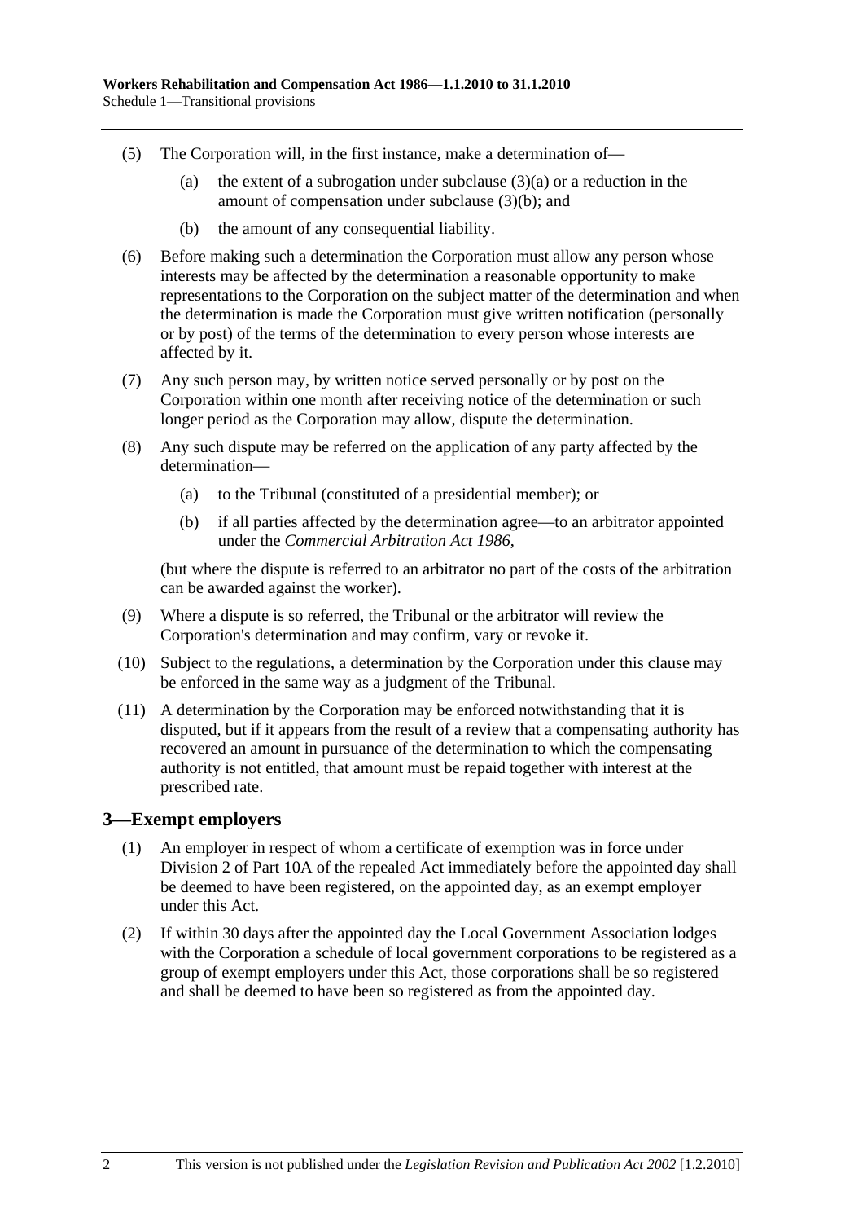(5) The Corporation will, in the first instance, make a determination of—

(a) the extent of a subrogation under subclause (3)(a) or a reduction in the amount of compensation under subclause (3)(b); and

(b) the amount of any consequential liability.

(6) Before making such a determination the Corporation must allow any person whose interests may be affected by the determination a reasonable opportunity to make representations to the Corporation on the subject matter of the determination and when the determination is made the Corporation must give written notification (personally or by post) of the terms of the determination to every person whose interests are affected by it.

(7) Any such person may, by written notice served personally or by post on the Corporation within one month after receiving notice of the determination or such longer period as the Corporation may allow, dispute the determination.

(8) Any such dispute may be referred on the application of any party affected by the determination—

(a) to the Tribunal (constituted of a presidential member); or

(b) if all parties affected by the determination agree—to an arbitrator appointed under the *Commercial Arbitration Act 1986*,

(but where the dispute is referred to an arbitrator no part of the costs of the arbitration can be awarded against the worker).

(9) Where a dispute is so referred, the Tribunal or the arbitrator will review the Corporation's determination and may confirm, vary or revoke it.

(10) Subject to the regulations, a determination by the Corporation under this clause may be enforced in the same way as a judgment of the Tribunal.

(11) A determination by the Corporation may be enforced notwithstanding that it is disputed, but if it appears from the result of a review that a compensating authority has recovered an amount in pursuance of the determination to which the compensating authority is not entitled, that amount must be repaid together with interest at the prescribed rate.

## 3—Exempt employers

(1) An employer in respect of whom a certificate of exemption was in force under Division 2 of Part 10A of the repealed Act immediately before the appointed day shall be deemed to have been registered, on the appointed day, as an exempt employer under this Act.

(2) If within 30 days after the appointed day the Local Government Association lodges with the Corporation a schedule of local government corporations to be registered as a group of exempt employers under this Act, those corporations shall be so registered and shall be deemed to have been so registered as from the appointed day.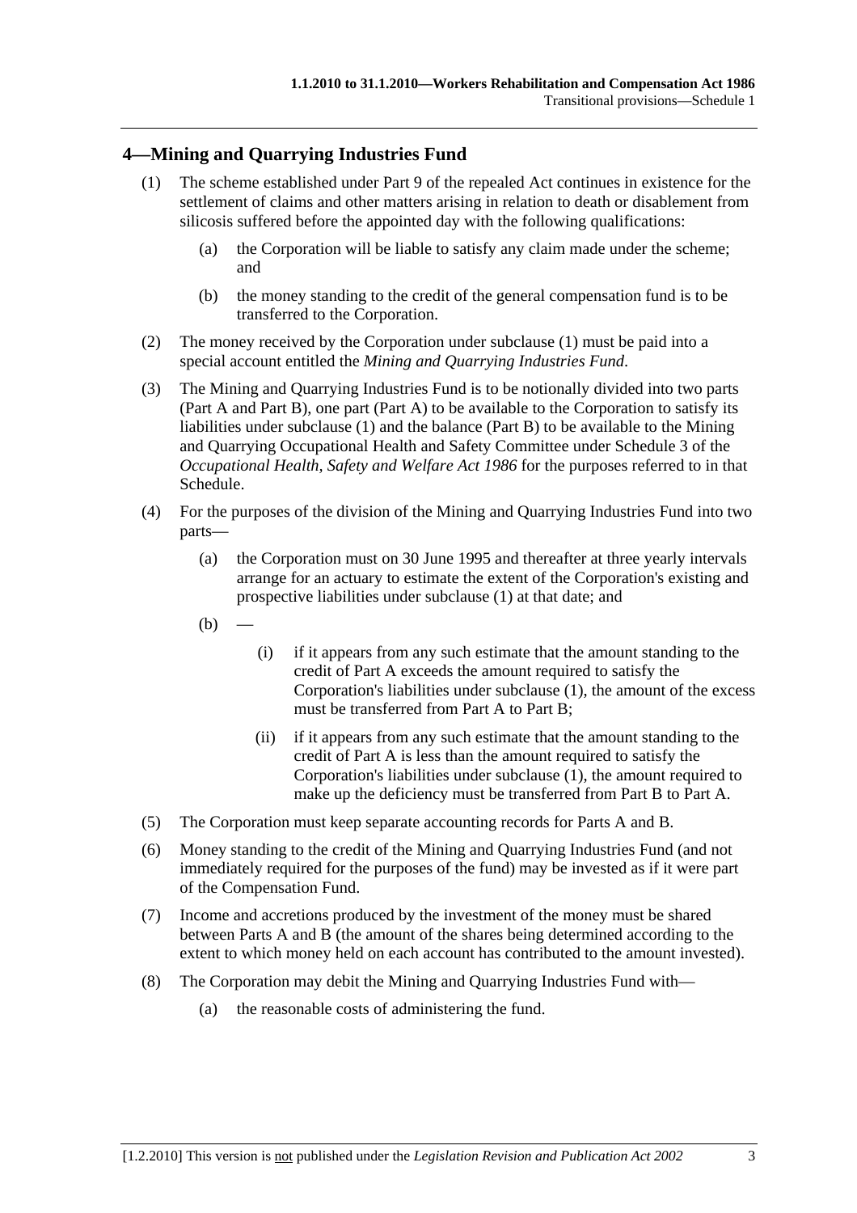## 4—Mining and Quarrying Industries Fund

(1) The scheme established under Part 9 of the repealed Act continues in existence for the settlement of claims and other matters arising in relation to death or disablement from silicosis suffered before the appointed day with the following qualifications:

(a) the Corporation will be liable to satisfy any claim made under the scheme; and

(b) the money standing to the credit of the general compensation fund is to be transferred to the Corporation.

(2) The money received by the Corporation under subclause (1) must be paid into a special account entitled the *Mining and Quarrying Industries Fund*.

(3) The Mining and Quarrying Industries Fund is to be notionally divided into two parts (Part A and Part B), one part (Part A) to be available to the Corporation to satisfy its liabilities under subclause (1) and the balance (Part B) to be available to the Mining and Quarrying Occupational Health and Safety Committee under Schedule 3 of the *Occupational Health, Safety and Welfare Act 1986* for the purposes referred to in that Schedule.

(4) For the purposes of the division of the Mining and Quarrying Industries Fund into two parts—

(a) the Corporation must on 30 June 1995 and thereafter at three yearly intervals arrange for an actuary to estimate the extent of the Corporation's existing and prospective liabilities under subclause (1) at that date; and

(b) —

(i) if it appears from any such estimate that the amount standing to the credit of Part A exceeds the amount required to satisfy the Corporation's liabilities under subclause (1), the amount of the excess must be transferred from Part A to Part B;

(ii) if it appears from any such estimate that the amount standing to the credit of Part A is less than the amount required to satisfy the Corporation's liabilities under subclause (1), the amount required to make up the deficiency must be transferred from Part B to Part A.

(5) The Corporation must keep separate accounting records for Parts A and B.

(6) Money standing to the credit of the Mining and Quarrying Industries Fund (and not immediately required for the purposes of the fund) may be invested as if it were part of the Compensation Fund.

(7) Income and accretions produced by the investment of the money must be shared between Parts A and B (the amount of the shares being determined according to the extent to which money held on each account has contributed to the amount invested).

(8) The Corporation may debit the Mining and Quarrying Industries Fund with—

(a) the reasonable costs of administering the fund.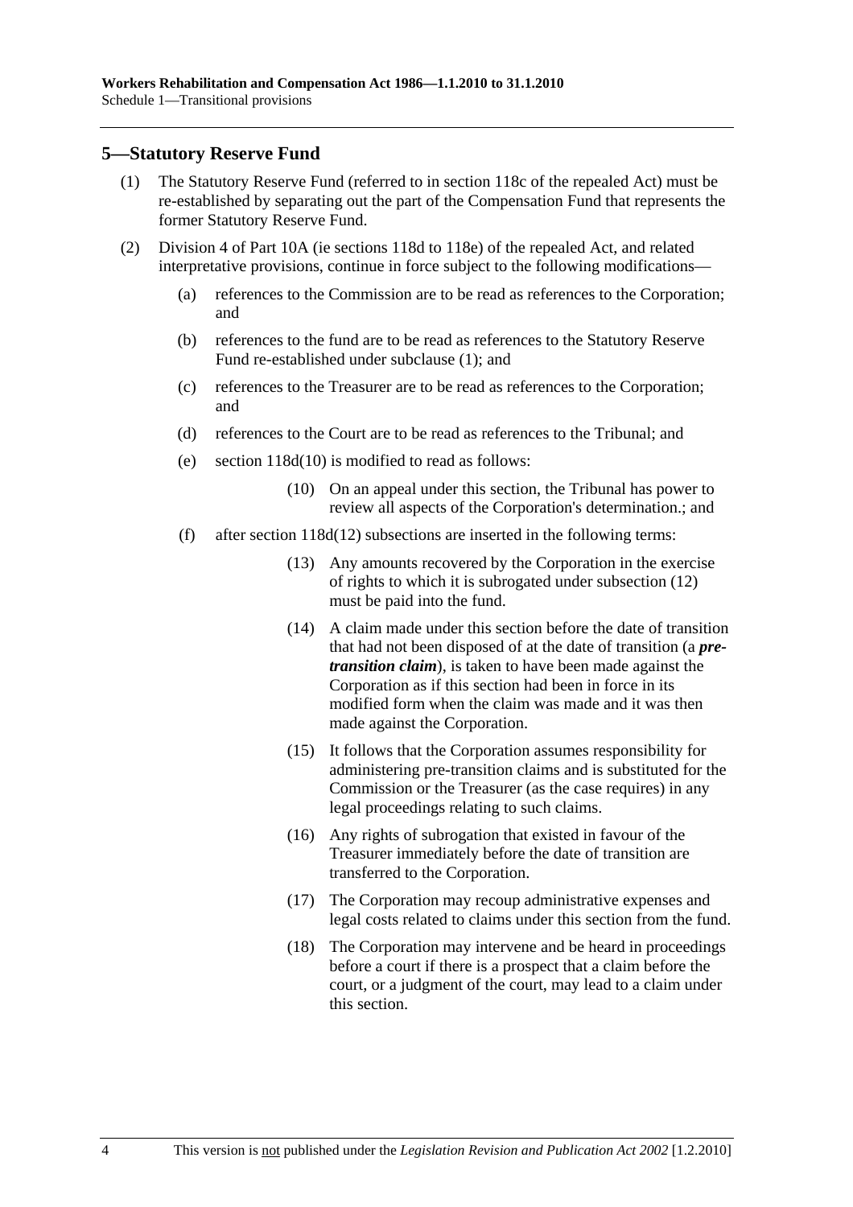## 5—Statutory Reserve Fund

(1) The Statutory Reserve Fund (referred to in section 118c of the repealed Act) must be re-established by separating out the part of the Compensation Fund that represents the former Statutory Reserve Fund.

(2) Division 4 of Part 10A (ie sections 118d to 118e) of the repealed Act, and related interpretative provisions, continue in force subject to the following modifications—

(a) references to the Commission are to be read as references to the Corporation; and

(b) references to the fund are to be read as references to the Statutory Reserve Fund re-established under subclause (1); and

(c) references to the Treasurer are to be read as references to the Corporation; and

(d) references to the Court are to be read as references to the Tribunal; and

(e) section 118d(10) is modified to read as follows:

> (10) On an appeal under this section, the Tribunal has power to review all aspects of the Corporation's determination.; and

(f) after section 118d(12) subsections are inserted in the following terms:

> (13) Any amounts recovered by the Corporation in the exercise of rights to which it is subrogated under subsection (12) must be paid into the fund.
>
> (14) A claim made under this section before the date of transition that had not been disposed of at the date of transition (a ***pre-transition claim***), is taken to have been made against the Corporation as if this section had been in force in its modified form when the claim was made and it was then made against the Corporation.
>
> (15) It follows that the Corporation assumes responsibility for administering pre-transition claims and is substituted for the Commission or the Treasurer (as the case requires) in any legal proceedings relating to such claims.
>
> (16) Any rights of subrogation that existed in favour of the Treasurer immediately before the date of transition are transferred to the Corporation.
>
> (17) The Corporation may recoup administrative expenses and legal costs related to claims under this section from the fund.
>
> (18) The Corporation may intervene and be heard in proceedings before a court if there is a prospect that a claim before the court, or a judgment of the court, may lead to a claim under this section.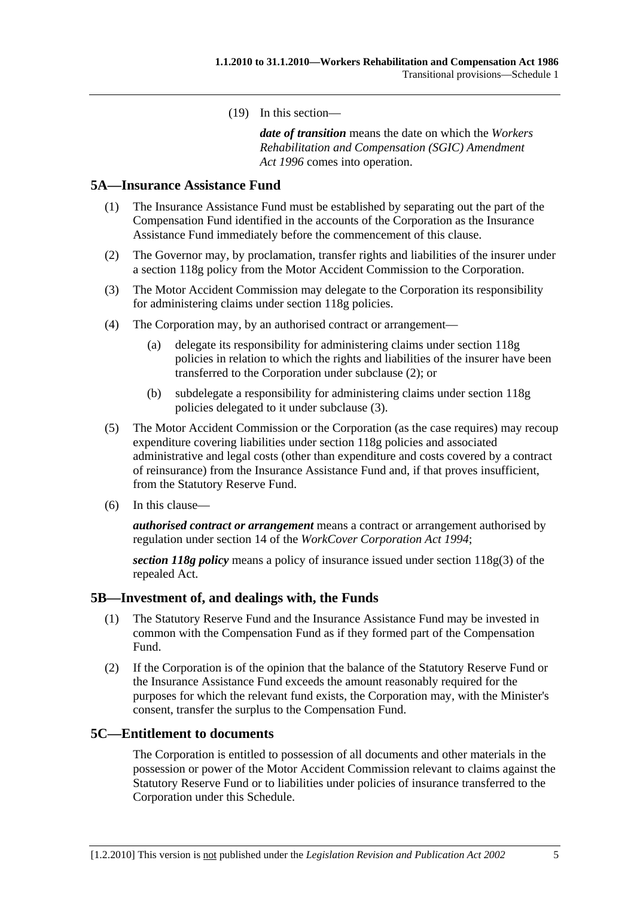(19) In this section—

***date of transition*** means the date on which the *Workers Rehabilitation and Compensation (SGIC) Amendment Act 1996* comes into operation.

## 5A—Insurance Assistance Fund

(1) The Insurance Assistance Fund must be established by separating out the part of the Compensation Fund identified in the accounts of the Corporation as the Insurance Assistance Fund immediately before the commencement of this clause.

(2) The Governor may, by proclamation, transfer rights and liabilities of the insurer under a section 118g policy from the Motor Accident Commission to the Corporation.

(3) The Motor Accident Commission may delegate to the Corporation its responsibility for administering claims under section 118g policies.

(4) The Corporation may, by an authorised contract or arrangement—

(a) delegate its responsibility for administering claims under section 118g policies in relation to which the rights and liabilities of the insurer have been transferred to the Corporation under subclause (2); or

(b) subdelegate a responsibility for administering claims under section 118g policies delegated to it under subclause (3).

(5) The Motor Accident Commission or the Corporation (as the case requires) may recoup expenditure covering liabilities under section 118g policies and associated administrative and legal costs (other than expenditure and costs covered by a contract of reinsurance) from the Insurance Assistance Fund and, if that proves insufficient, from the Statutory Reserve Fund.

(6) In this clause—

***authorised contract or arrangement*** means a contract or arrangement authorised by regulation under section 14 of the *WorkCover Corporation Act 1994*;

***section 118g policy*** means a policy of insurance issued under section 118g(3) of the repealed Act.

## 5B—Investment of, and dealings with, the Funds

(1) The Statutory Reserve Fund and the Insurance Assistance Fund may be invested in common with the Compensation Fund as if they formed part of the Compensation Fund.

(2) If the Corporation is of the opinion that the balance of the Statutory Reserve Fund or the Insurance Assistance Fund exceeds the amount reasonably required for the purposes for which the relevant fund exists, the Corporation may, with the Minister's consent, transfer the surplus to the Compensation Fund.

## 5C—Entitlement to documents

The Corporation is entitled to possession of all documents and other materials in the possession or power of the Motor Accident Commission relevant to claims against the Statutory Reserve Fund or to liabilities under policies of insurance transferred to the Corporation under this Schedule.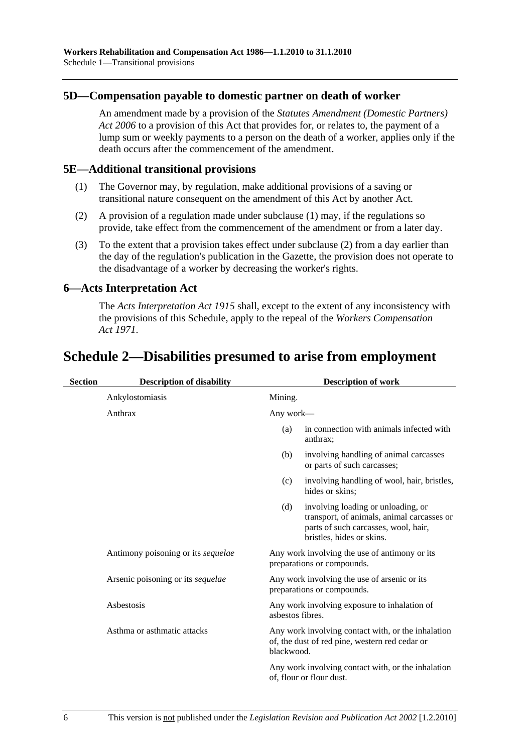### 5D—Compensation payable to domestic partner on death of worker

An amendment made by a provision of the *Statutes Amendment (Domestic Partners) Act 2006* to a provision of this Act that provides for, or relates to, the payment of a lump sum or weekly payments to a person on the death of a worker, applies only if the death occurs after the commencement of the amendment.

### 5E—Additional transitional provisions

(1) The Governor may, by regulation, make additional provisions of a saving or transitional nature consequent on the amendment of this Act by another Act.

(2) A provision of a regulation made under subclause (1) may, if the regulations so provide, take effect from the commencement of the amendment or from a later day.

(3) To the extent that a provision takes effect under subclause (2) from a day earlier than the day of the regulation's publication in the Gazette, the provision does not operate to the disadvantage of a worker by decreasing the worker's rights.

### 6—Acts Interpretation Act

The *Acts Interpretation Act 1915* shall, except to the extent of any inconsistency with the provisions of this Schedule, apply to the repeal of the *Workers Compensation Act 1971*.

## Schedule 2—Disabilities presumed to arise from employment

| Section | Description of disability | Description of work |
|---|---|---|
| | Ankylostomiasis | Mining. |
| | Anthrax | Any work— (a) in connection with animals infected with anthrax; (b) involving handling of animal carcasses or parts of such carcasses; (c) involving handling of wool, hair, bristles, hides or skins; (d) involving loading or unloading, or transport, of animals, animal carcasses or parts of such carcasses, wool, hair, bristles, hides or skins. |
| | Antimony poisoning or its *sequelae* | Any work involving the use of antimony or its preparations or compounds. |
| | Arsenic poisoning or its *sequelae* | Any work involving the use of arsenic or its preparations or compounds. |
| | Asbestosis | Any work involving exposure to inhalation of asbestos fibres. |
| | Asthma or asthmatic attacks | Any work involving contact with, or the inhalation of, the dust of red pine, western red cedar or blackwood. |
| | | Any work involving contact with, or the inhalation of, flour or flour dust. |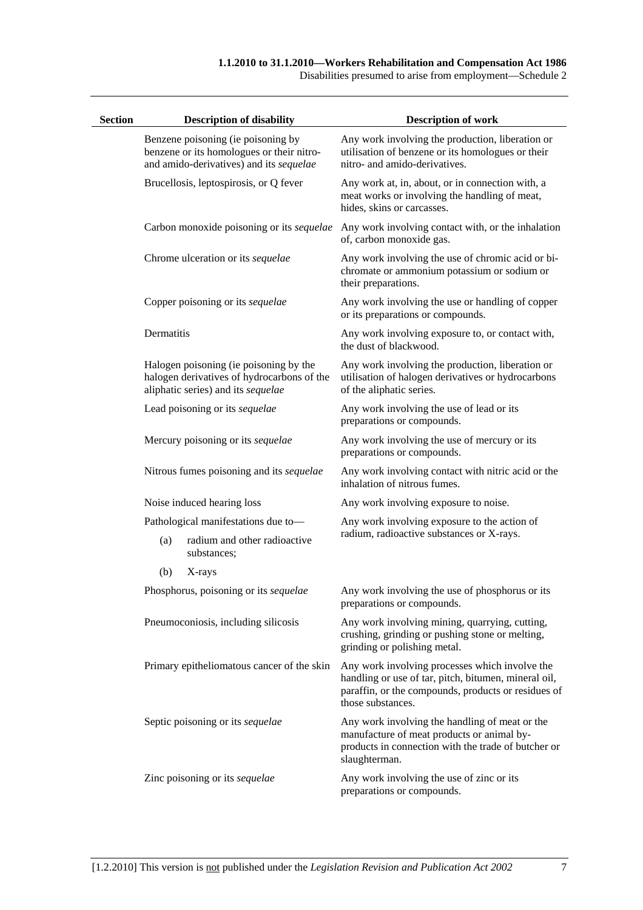| Section | Description of disability | Description of work |
| --- | --- | --- |
| | Benzene poisoning (ie poisoning by benzene or its homologues or their nitro- and amido-derivatives) and its *sequelae* | Any work involving the production, liberation or utilisation of benzene or its homologues or their nitro- and amido-derivatives. |
| | Brucellosis, leptospirosis, or Q fever | Any work at, in, about, or in connection with, a meat works or involving the handling of meat, hides, skins or carcasses. |
| | Carbon monoxide poisoning or its *sequelae* | Any work involving contact with, or the inhalation of, carbon monoxide gas. |
| | Chrome ulceration or its *sequelae* | Any work involving the use of chromic acid or bi-chromate or ammonium potassium or sodium or their preparations. |
| | Copper poisoning or its *sequelae* | Any work involving the use or handling of copper or its preparations or compounds. |
| | Dermatitis | Any work involving exposure to, or contact with, the dust of blackwood. |
| | Halogen poisoning (ie poisoning by the halogen derivatives of hydrocarbons of the aliphatic series) and its *sequelae* | Any work involving the production, liberation or utilisation of halogen derivatives or hydrocarbons of the aliphatic series. |
| | Lead poisoning or its *sequelae* | Any work involving the use of lead or its preparations or compounds. |
| | Mercury poisoning or its *sequelae* | Any work involving the use of mercury or its preparations or compounds. |
| | Nitrous fumes poisoning and its *sequelae* | Any work involving contact with nitric acid or the inhalation of nitrous fumes. |
| | Noise induced hearing loss | Any work involving exposure to noise. |
| | Pathological manifestations due to—<br>(a) radium and other radioactive substances;<br>(b) X-rays | Any work involving exposure to the action of radium, radioactive substances or X-rays. |
| | Phosphorus, poisoning or its *sequelae* | Any work involving the use of phosphorus or its preparations or compounds. |
| | Pneumoconiosis, including silicosis | Any work involving mining, quarrying, cutting, crushing, grinding or pushing stone or melting, grinding or polishing metal. |
| | Primary epitheliomatous cancer of the skin | Any work involving processes which involve the handling or use of tar, pitch, bitumen, mineral oil, paraffin, or the compounds, products or residues of those substances. |
| | Septic poisoning or its *sequelae* | Any work involving the handling of meat or the manufacture of meat products or animal by-products in connection with the trade of butcher or slaughterman. |
| | Zinc poisoning or its *sequelae* | Any work involving the use of zinc or its preparations or compounds. |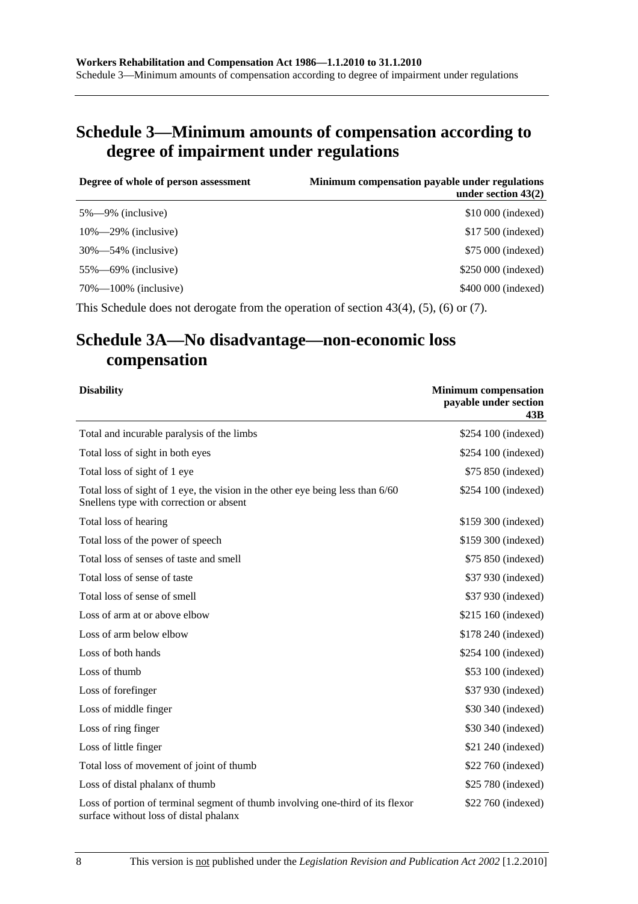# Schedule 3—Minimum amounts of compensation according to degree of impairment under regulations

| Degree of whole of person assessment | Minimum compensation payable under regulations under section 43(2) |
|---|---|
| 5%—9% (inclusive) | $10 000 (indexed) |
| 10%—29% (inclusive) | $17 500 (indexed) |
| 30%—54% (inclusive) | $75 000 (indexed) |
| 55%—69% (inclusive) | $250 000 (indexed) |
| 70%—100% (inclusive) | $400 000 (indexed) |

This Schedule does not derogate from the operation of section 43(4), (5), (6) or (7).

# Schedule 3A—No disadvantage—non-economic loss compensation

| Disability | Minimum compensation payable under section 43B |
|---|---|
| Total and incurable paralysis of the limbs | $254 100 (indexed) |
| Total loss of sight in both eyes | $254 100 (indexed) |
| Total loss of sight of 1 eye | $75 850 (indexed) |
| Total loss of sight of 1 eye, the vision in the other eye being less than 6/60 Snellens type with correction or absent | $254 100 (indexed) |
| Total loss of hearing | $159 300 (indexed) |
| Total loss of the power of speech | $159 300 (indexed) |
| Total loss of senses of taste and smell | $75 850 (indexed) |
| Total loss of sense of taste | $37 930 (indexed) |
| Total loss of sense of smell | $37 930 (indexed) |
| Loss of arm at or above elbow | $215 160 (indexed) |
| Loss of arm below elbow | $178 240 (indexed) |
| Loss of both hands | $254 100 (indexed) |
| Loss of thumb | $53 100 (indexed) |
| Loss of forefinger | $37 930 (indexed) |
| Loss of middle finger | $30 340 (indexed) |
| Loss of ring finger | $30 340 (indexed) |
| Loss of little finger | $21 240 (indexed) |
| Total loss of movement of joint of thumb | $22 760 (indexed) |
| Loss of distal phalanx of thumb | $25 780 (indexed) |
| Loss of portion of terminal segment of thumb involving one-third of its flexor surface without loss of distal phalanx | $22 760 (indexed) |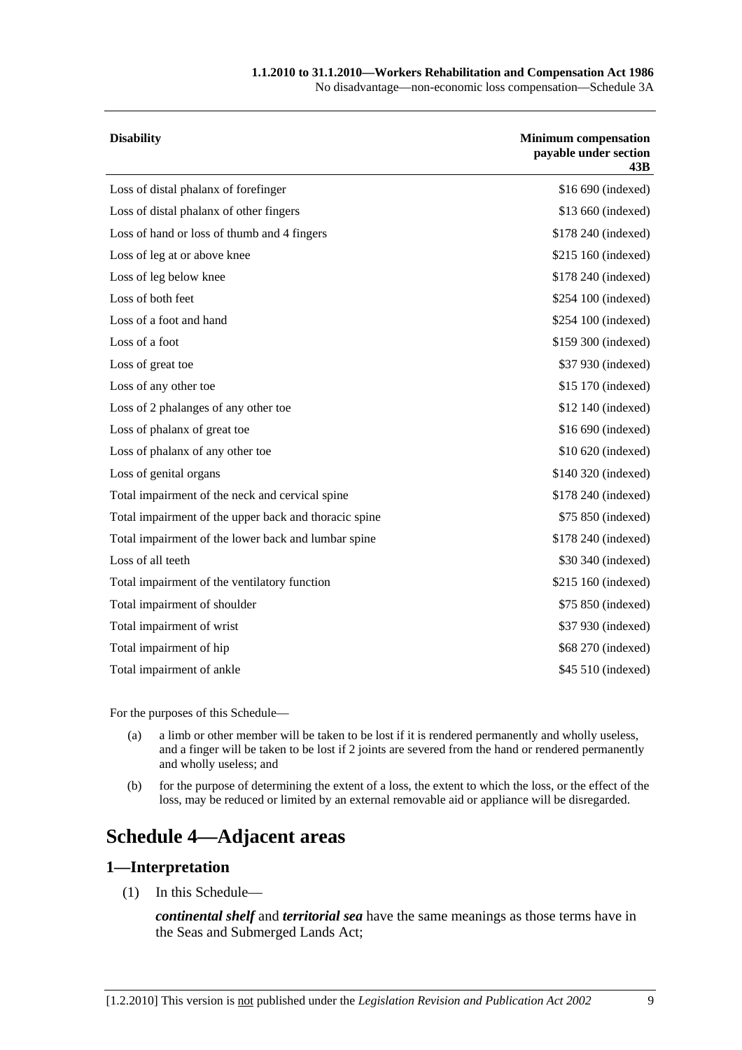| Disability | Minimum compensation payable under section 43B |
|---|---|
| Loss of distal phalanx of forefinger | $16 690 (indexed) |
| Loss of distal phalanx of other fingers | $13 660 (indexed) |
| Loss of hand or loss of thumb and 4 fingers | $178 240 (indexed) |
| Loss of leg at or above knee | $215 160 (indexed) |
| Loss of leg below knee | $178 240 (indexed) |
| Loss of both feet | $254 100 (indexed) |
| Loss of a foot and hand | $254 100 (indexed) |
| Loss of a foot | $159 300 (indexed) |
| Loss of great toe | $37 930 (indexed) |
| Loss of any other toe | $15 170 (indexed) |
| Loss of 2 phalanges of any other toe | $12 140 (indexed) |
| Loss of phalanx of great toe | $16 690 (indexed) |
| Loss of phalanx of any other toe | $10 620 (indexed) |
| Loss of genital organs | $140 320 (indexed) |
| Total impairment of the neck and cervical spine | $178 240 (indexed) |
| Total impairment of the upper back and thoracic spine | $75 850 (indexed) |
| Total impairment of the lower back and lumbar spine | $178 240 (indexed) |
| Loss of all teeth | $30 340 (indexed) |
| Total impairment of the ventilatory function | $215 160 (indexed) |
| Total impairment of shoulder | $75 850 (indexed) |
| Total impairment of wrist | $37 930 (indexed) |
| Total impairment of hip | $68 270 (indexed) |
| Total impairment of ankle | $45 510 (indexed) |

For the purposes of this Schedule—

(a) a limb or other member will be taken to be lost if it is rendered permanently and wholly useless, and a finger will be taken to be lost if 2 joints are severed from the hand or rendered permanently and wholly useless; and

(b) for the purpose of determining the extent of a loss, the extent to which the loss, or the effect of the loss, may be reduced or limited by an external removable aid or appliance will be disregarded.

# Schedule 4—Adjacent areas

## 1—Interpretation

(1) In this Schedule—

***continental shelf*** and ***territorial sea*** have the same meanings as those terms have in the Seas and Submerged Lands Act;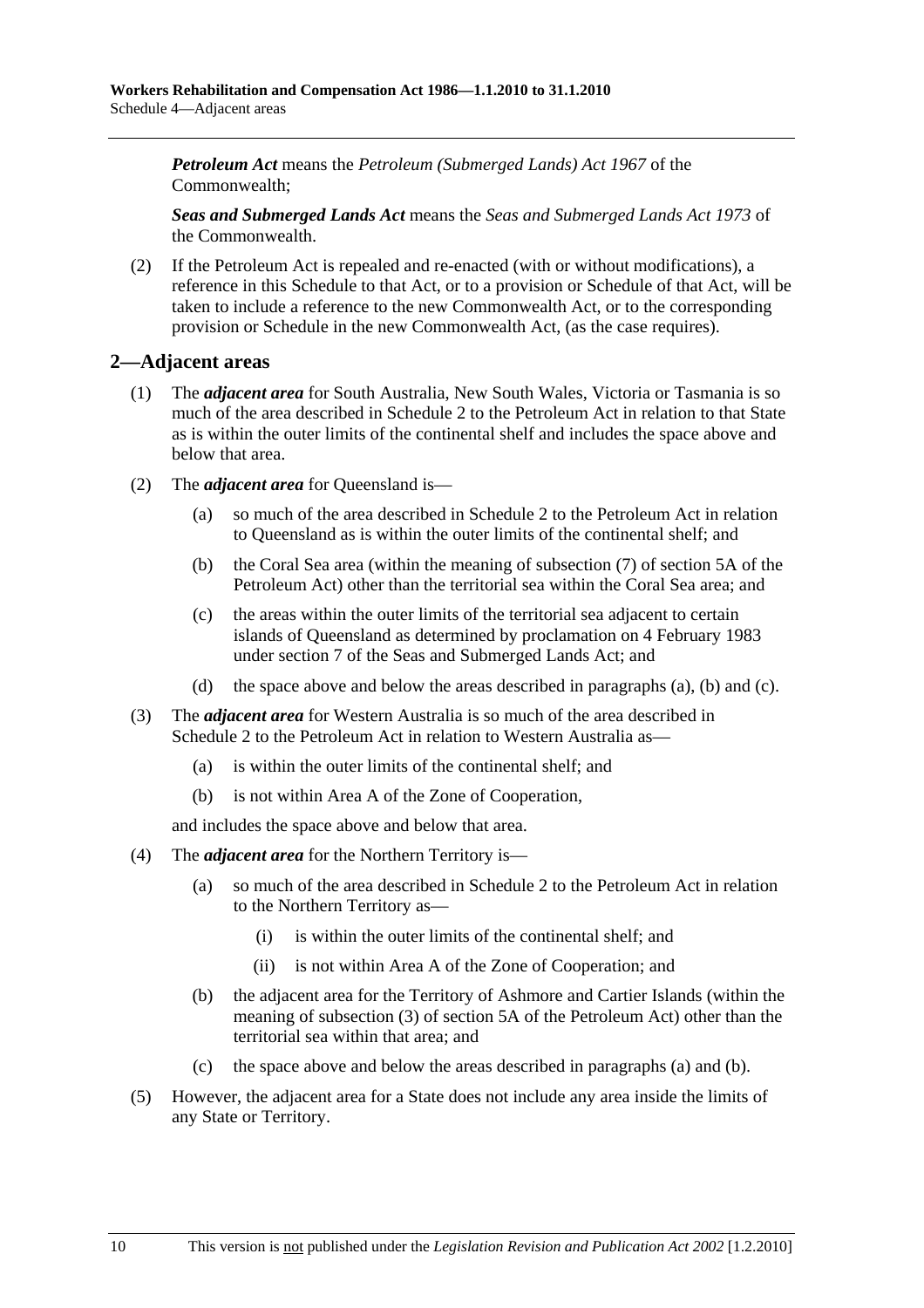***Petroleum Act*** means the *Petroleum (Submerged Lands) Act 1967* of the Commonwealth;

***Seas and Submerged Lands Act*** means the *Seas and Submerged Lands Act 1973* of the Commonwealth.

(2) If the Petroleum Act is repealed and re-enacted (with or without modifications), a reference in this Schedule to that Act, or to a provision or Schedule of that Act, will be taken to include a reference to the new Commonwealth Act, or to the corresponding provision or Schedule in the new Commonwealth Act, (as the case requires).

## 2—Adjacent areas

(1) The ***adjacent area*** for South Australia, New South Wales, Victoria or Tasmania is so much of the area described in Schedule 2 to the Petroleum Act in relation to that State as is within the outer limits of the continental shelf and includes the space above and below that area.

(2) The ***adjacent area*** for Queensland is—

- (a) so much of the area described in Schedule 2 to the Petroleum Act in relation to Queensland as is within the outer limits of the continental shelf; and
- (b) the Coral Sea area (within the meaning of subsection (7) of section 5A of the Petroleum Act) other than the territorial sea within the Coral Sea area; and
- (c) the areas within the outer limits of the territorial sea adjacent to certain islands of Queensland as determined by proclamation on 4 February 1983 under section 7 of the Seas and Submerged Lands Act; and
- (d) the space above and below the areas described in paragraphs (a), (b) and (c).

(3) The ***adjacent area*** for Western Australia is so much of the area described in Schedule 2 to the Petroleum Act in relation to Western Australia as—

- (a) is within the outer limits of the continental shelf; and
- (b) is not within Area A of the Zone of Cooperation,

and includes the space above and below that area.

(4) The ***adjacent area*** for the Northern Territory is—

- (a) so much of the area described in Schedule 2 to the Petroleum Act in relation to the Northern Territory as—
  - (i) is within the outer limits of the continental shelf; and
  - (ii) is not within Area A of the Zone of Cooperation; and
- (b) the adjacent area for the Territory of Ashmore and Cartier Islands (within the meaning of subsection (3) of section 5A of the Petroleum Act) other than the territorial sea within that area; and
- (c) the space above and below the areas described in paragraphs (a) and (b).

(5) However, the adjacent area for a State does not include any area inside the limits of any State or Territory.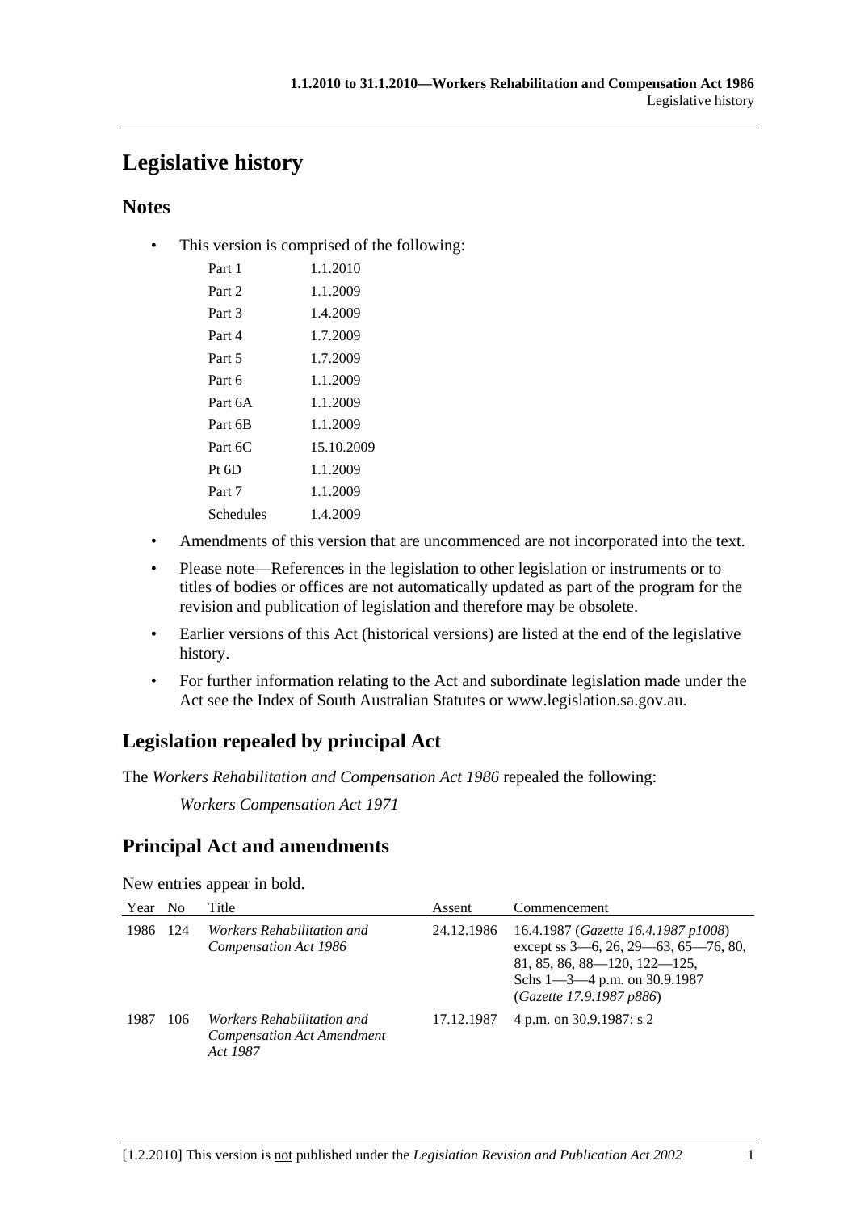# Legislative history

## Notes

- This version is comprised of the following:

| | |
|---|---|
| Part 1 | 1.1.2010 |
| Part 2 | 1.1.2009 |
| Part 3 | 1.4.2009 |
| Part 4 | 1.7.2009 |
| Part 5 | 1.7.2009 |
| Part 6 | 1.1.2009 |
| Part 6A | 1.1.2009 |
| Part 6B | 1.1.2009 |
| Part 6C | 15.10.2009 |
| Pt 6D | 1.1.2009 |
| Part 7 | 1.1.2009 |
| Schedules | 1.4.2009 |

- Amendments of this version that are uncommenced are not incorporated into the text.
- Please note—References in the legislation to other legislation or instruments or to titles of bodies or offices are not automatically updated as part of the program for the revision and publication of legislation and therefore may be obsolete.
- Earlier versions of this Act (historical versions) are listed at the end of the legislative history.
- For further information relating to the Act and subordinate legislation made under the Act see the Index of South Australian Statutes or www.legislation.sa.gov.au.

## Legislation repealed by principal Act

The *Workers Rehabilitation and Compensation Act 1986* repealed the following:

*Workers Compensation Act 1971*

## Principal Act and amendments

New entries appear in bold.

| Year | No | Title | Assent | Commencement |
|---|---|---|---|---|
| 1986 | 124 | *Workers Rehabilitation and Compensation Act 1986* | 24.12.1986 | 16.4.1987 (*Gazette 16.4.1987 p1008*) except ss 3—6, 26, 29—63, 65—76, 80, 81, 85, 86, 88—120, 122—125, Schs 1—3—4 p.m. on 30.9.1987 (*Gazette 17.9.1987 p886*) |
| 1987 | 106 | *Workers Rehabilitation and Compensation Act Amendment Act 1987* | 17.12.1987 | 4 p.m. on 30.9.1987: s 2 |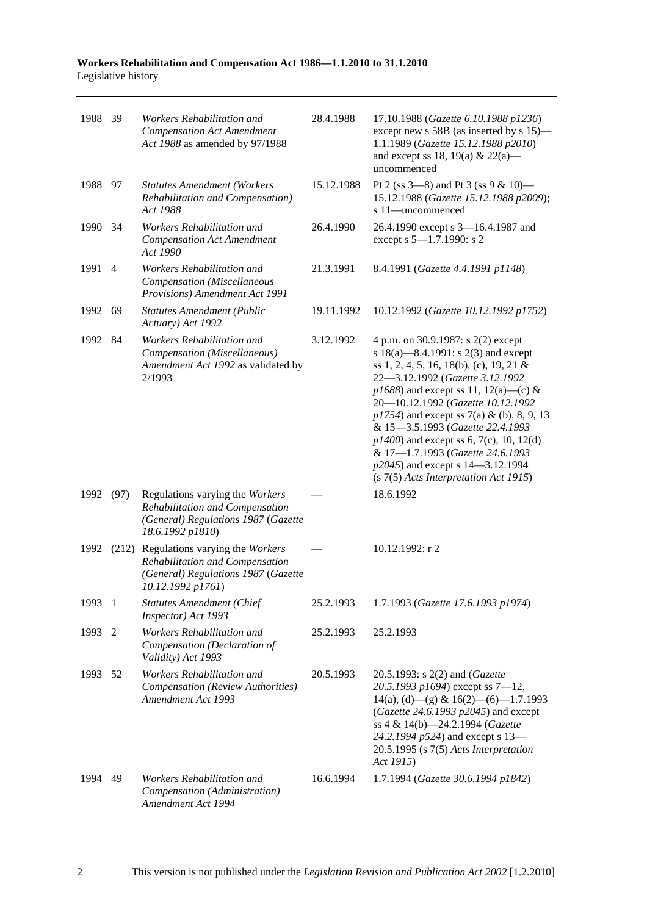| | | | | |
|---|---|---|---|---|
| 1988 | 39 | *Workers Rehabilitation and Compensation Act Amendment Act 1988* as amended by 97/1988 | 28.4.1988 | 17.10.1988 (*Gazette 6.10.1988 p1236*) except new s 58B (as inserted by s 15)—1.1.1989 (*Gazette 15.12.1988 p2010*) and except ss 18, 19(a) & 22(a)—uncommenced |
| 1988 | 97 | *Statutes Amendment (Workers Rehabilitation and Compensation) Act 1988* | 15.12.1988 | Pt 2 (ss 3—8) and Pt 3 (ss 9 & 10)—15.12.1988 (*Gazette 15.12.1988 p2009*); s 11—uncommenced |
| 1990 | 34 | *Workers Rehabilitation and Compensation Act Amendment Act 1990* | 26.4.1990 | 26.4.1990 except s 3—16.4.1987 and except s 5—1.7.1990: s 2 |
| 1991 | 4 | *Workers Rehabilitation and Compensation (Miscellaneous Provisions) Amendment Act 1991* | 21.3.1991 | 8.4.1991 (*Gazette 4.4.1991 p1148*) |
| 1992 | 69 | *Statutes Amendment (Public Actuary) Act 1992* | 19.11.1992 | 10.12.1992 (*Gazette 10.12.1992 p1752*) |
| 1992 | 84 | *Workers Rehabilitation and Compensation (Miscellaneous) Amendment Act 1992* as validated by 2/1993 | 3.12.1992 | 4 p.m. on 30.9.1987: s 2(2) except s 18(a)—8.4.1991: s 2(3) and except ss 1, 2, 4, 5, 16, 18(b), (c), 19, 21 & 22—3.12.1992 (*Gazette 3.12.1992 p1688*) and except ss 11, 12(a)—(c) & 20—10.12.1992 (*Gazette 10.12.1992 p1754*) and except ss 7(a) & (b), 8, 9, 13 & 15—3.5.1993 (*Gazette 22.4.1993 p1400*) and except ss 6, 7(c), 10, 12(d) & 17—1.7.1993 (*Gazette 24.6.1993 p2045*) and except s 14—3.12.1994 (s 7(5) *Acts Interpretation Act 1915*) |
| 1992 | (97) | Regulations varying the *Workers Rehabilitation and Compensation (General) Regulations 1987* (*Gazette 18.6.1992 p1810*) | — | 18.6.1992 |
| 1992 | (212) | Regulations varying the *Workers Rehabilitation and Compensation (General) Regulations 1987* (*Gazette 10.12.1992 p1761*) | — | 10.12.1992: r 2 |
| 1993 | 1 | *Statutes Amendment (Chief Inspector) Act 1993* | 25.2.1993 | 1.7.1993 (*Gazette 17.6.1993 p1974*) |
| 1993 | 2 | *Workers Rehabilitation and Compensation (Declaration of Validity) Act 1993* | 25.2.1993 | 25.2.1993 |
| 1993 | 52 | *Workers Rehabilitation and Compensation (Review Authorities) Amendment Act 1993* | 20.5.1993 | 20.5.1993: s 2(2) and (*Gazette 20.5.1993 p1694*) except ss 7—12, 14(a), (d)—(g) & 16(2)—(6)—1.7.1993 (*Gazette 24.6.1993 p2045*) and except ss 4 & 14(b)—24.2.1994 (*Gazette 24.2.1994 p524*) and except s 13—20.5.1995 (s 7(5) *Acts Interpretation Act 1915*) |
| 1994 | 49 | *Workers Rehabilitation and Compensation (Administration) Amendment Act 1994* | 16.6.1994 | 1.7.1994 (*Gazette 30.6.1994 p1842*) |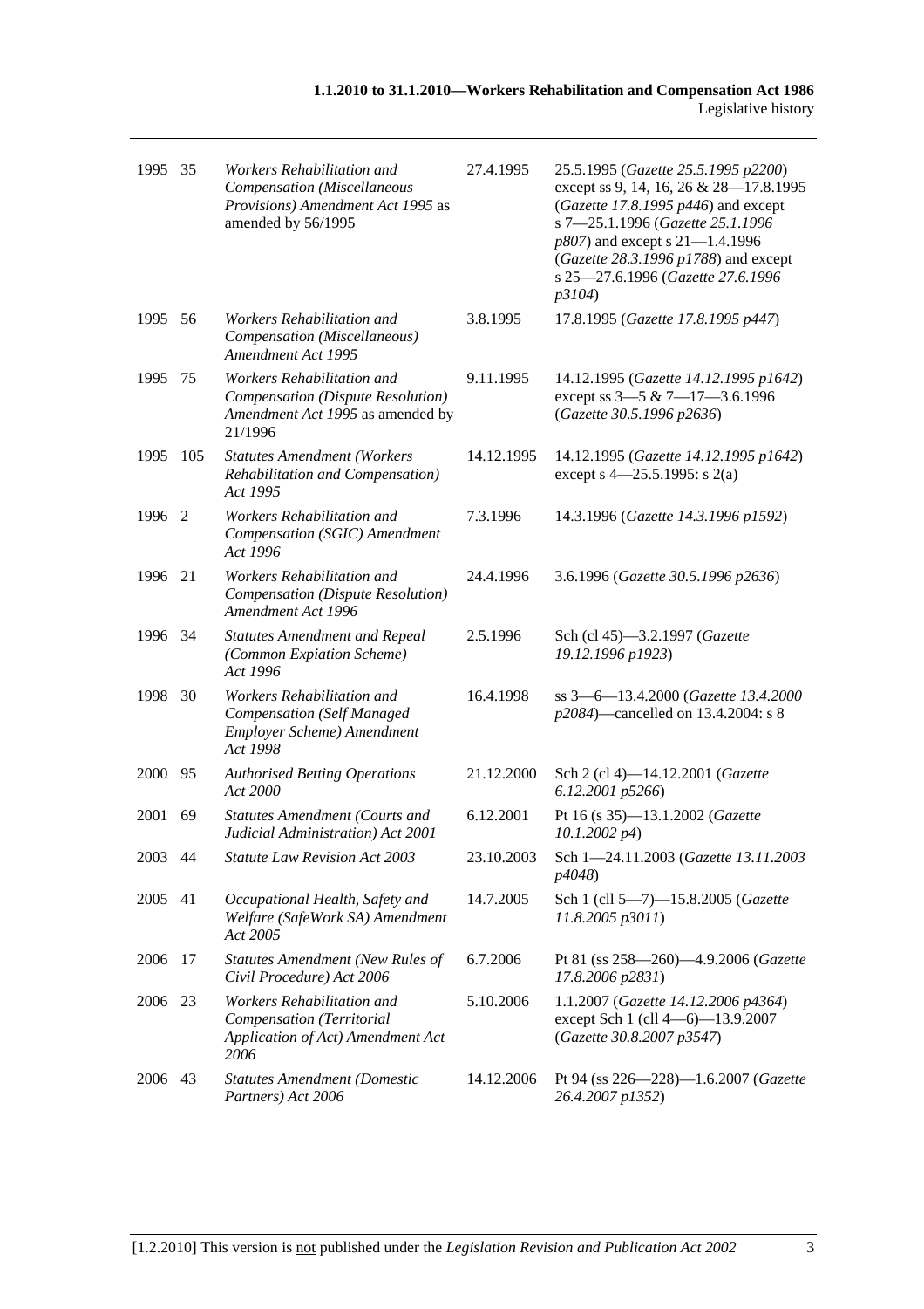| | | | | |
|---|---|---|---|---|
| 1995 | 35 | *Workers Rehabilitation and Compensation (Miscellaneous Provisions) Amendment Act 1995* as amended by 56/1995 | 27.4.1995 | 25.5.1995 (*Gazette 25.5.1995 p2200*) except ss 9, 14, 16, 26 & 28—17.8.1995 (*Gazette 17.8.1995 p446*) and except s 7—25.1.1996 (*Gazette 25.1.1996 p807*) and except s 21—1.4.1996 (*Gazette 28.3.1996 p1788*) and except s 25—27.6.1996 (*Gazette 27.6.1996 p3104*) |
| 1995 | 56 | *Workers Rehabilitation and Compensation (Miscellaneous) Amendment Act 1995* | 3.8.1995 | 17.8.1995 (*Gazette 17.8.1995 p447*) |
| 1995 | 75 | *Workers Rehabilitation and Compensation (Dispute Resolution) Amendment Act 1995* as amended by 21/1996 | 9.11.1995 | 14.12.1995 (*Gazette 14.12.1995 p1642*) except ss 3—5 & 7—17—3.6.1996 (*Gazette 30.5.1996 p2636*) |
| 1995 | 105 | *Statutes Amendment (Workers Rehabilitation and Compensation) Act 1995* | 14.12.1995 | 14.12.1995 (*Gazette 14.12.1995 p1642*) except s 4—25.5.1995: s 2(a) |
| 1996 | 2 | *Workers Rehabilitation and Compensation (SGIC) Amendment Act 1996* | 7.3.1996 | 14.3.1996 (*Gazette 14.3.1996 p1592*) |
| 1996 | 21 | *Workers Rehabilitation and Compensation (Dispute Resolution) Amendment Act 1996* | 24.4.1996 | 3.6.1996 (*Gazette 30.5.1996 p2636*) |
| 1996 | 34 | *Statutes Amendment and Repeal (Common Expiation Scheme) Act 1996* | 2.5.1996 | Sch (cl 45)—3.2.1997 (*Gazette 19.12.1996 p1923*) |
| 1998 | 30 | *Workers Rehabilitation and Compensation (Self Managed Employer Scheme) Amendment Act 1998* | 16.4.1998 | ss 3—6—13.4.2000 (*Gazette 13.4.2000 p2084*)—cancelled on 13.4.2004: s 8 |
| 2000 | 95 | *Authorised Betting Operations Act 2000* | 21.12.2000 | Sch 2 (cl 4)—14.12.2001 (*Gazette 6.12.2001 p5266*) |
| 2001 | 69 | *Statutes Amendment (Courts and Judicial Administration) Act 2001* | 6.12.2001 | Pt 16 (s 35)—13.1.2002 (*Gazette 10.1.2002 p4*) |
| 2003 | 44 | *Statute Law Revision Act 2003* | 23.10.2003 | Sch 1—24.11.2003 (*Gazette 13.11.2003 p4048*) |
| 2005 | 41 | *Occupational Health, Safety and Welfare (SafeWork SA) Amendment Act 2005* | 14.7.2005 | Sch 1 (cll 5—7)—15.8.2005 (*Gazette 11.8.2005 p3011*) |
| 2006 | 17 | *Statutes Amendment (New Rules of Civil Procedure) Act 2006* | 6.7.2006 | Pt 81 (ss 258—260)—4.9.2006 (*Gazette 17.8.2006 p2831*) |
| 2006 | 23 | *Workers Rehabilitation and Compensation (Territorial Application of Act) Amendment Act 2006* | 5.10.2006 | 1.1.2007 (*Gazette 14.12.2006 p4364*) except Sch 1 (cll 4—6)—13.9.2007 (*Gazette 30.8.2007 p3547*) |
| 2006 | 43 | *Statutes Amendment (Domestic Partners) Act 2006* | 14.12.2006 | Pt 94 (ss 226—228)—1.6.2007 (*Gazette 26.4.2007 p1352*) |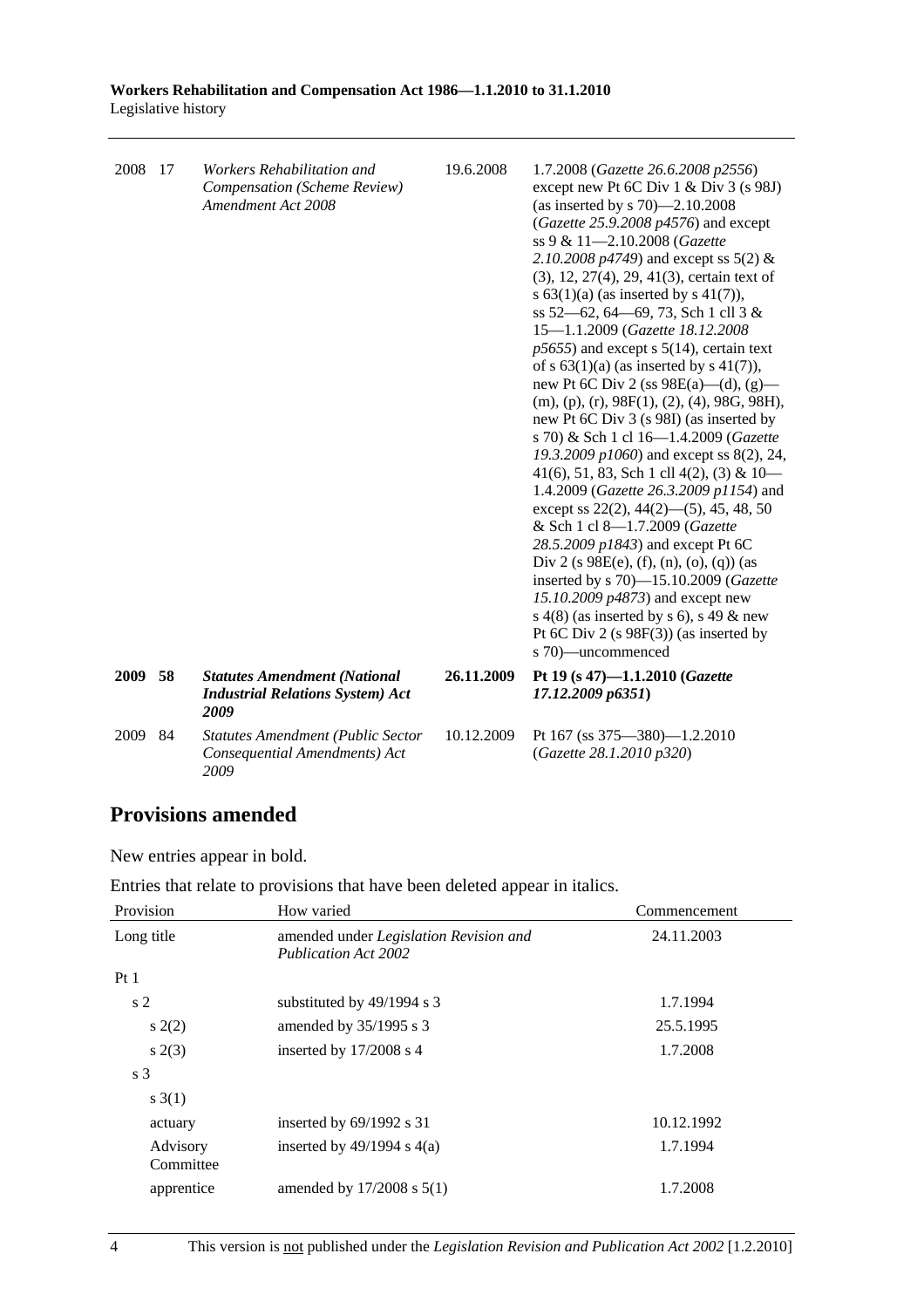| | | | | |
|---|---|---|---|---|
| 2008 | 17 | *Workers Rehabilitation and Compensation (Scheme Review) Amendment Act 2008* | 19.6.2008 | 1.7.2008 (*Gazette 26.6.2008 p2556*) except new Pt 6C Div 1 & Div 3 (s 98J) (as inserted by s 70)—2.10.2008 (*Gazette 25.9.2008 p4576*) and except ss 9 & 11—2.10.2008 (*Gazette 2.10.2008 p4749*) and except ss 5(2) & (3), 12, 27(4), 29, 41(3), certain text of s 63(1)(a) (as inserted by s 41(7)), ss 52—62, 64—69, 73, Sch 1 cll 3 & 15—1.1.2009 (*Gazette 18.12.2008 p5655*) and except s 5(14), certain text of s 63(1)(a) (as inserted by s 41(7)), new Pt 6C Div 2 (ss 98E(a)—(d), (g)—(m), (p), (r), 98F(1), (2), (4), 98G, 98H), new Pt 6C Div 3 (s 98I) (as inserted by s 70) & Sch 1 cl 16—1.4.2009 (*Gazette 19.3.2009 p1060*) and except ss 8(2), 24, 41(6), 51, 83, Sch 1 cll 4(2), (3) & 10—1.4.2009 (*Gazette 26.3.2009 p1154*) and except ss 22(2), 44(2)—(5), 45, 48, 50 & Sch 1 cl 8—1.7.2009 (*Gazette 28.5.2009 p1843*) and except Pt 6C Div 2 (s 98E(e), (f), (n), (o), (q)) (as inserted by s 70)—15.10.2009 (*Gazette 15.10.2009 p4873*) and except new s 4(8) (as inserted by s 6), s 49 & new Pt 6C Div 2 (s 98F(3)) (as inserted by s 70)—uncommenced |
| **2009** | **58** | ***Statutes Amendment (National Industrial Relations System) Act 2009*** | **26.11.2009** | **Pt 19 (s 47)—1.1.2010 (*Gazette 17.12.2009 p6351*)** |
| 2009 | 84 | *Statutes Amendment (Public Sector Consequential Amendments) Act 2009* | 10.12.2009 | Pt 167 (ss 375—380)—1.2.2010 (*Gazette 28.1.2010 p320*) |

## Provisions amended

New entries appear in bold.

Entries that relate to provisions that have been deleted appear in italics.

| Provision | How varied | Commencement |
|---|---|---|
| Long title | amended under *Legislation Revision and Publication Act 2002* | 24.11.2003 |
| Pt 1 | | |
| s 2 | substituted by 49/1994 s 3 | 1.7.1994 |
| s 2(2) | amended by 35/1995 s 3 | 25.5.1995 |
| s 2(3) | inserted by 17/2008 s 4 | 1.7.2008 |
| s 3 | | |
| s 3(1) | | |
| actuary | inserted by 69/1992 s 31 | 10.12.1992 |
| Advisory Committee | inserted by 49/1994 s 4(a) | 1.7.1994 |
| apprentice | amended by 17/2008 s 5(1) | 1.7.2008 |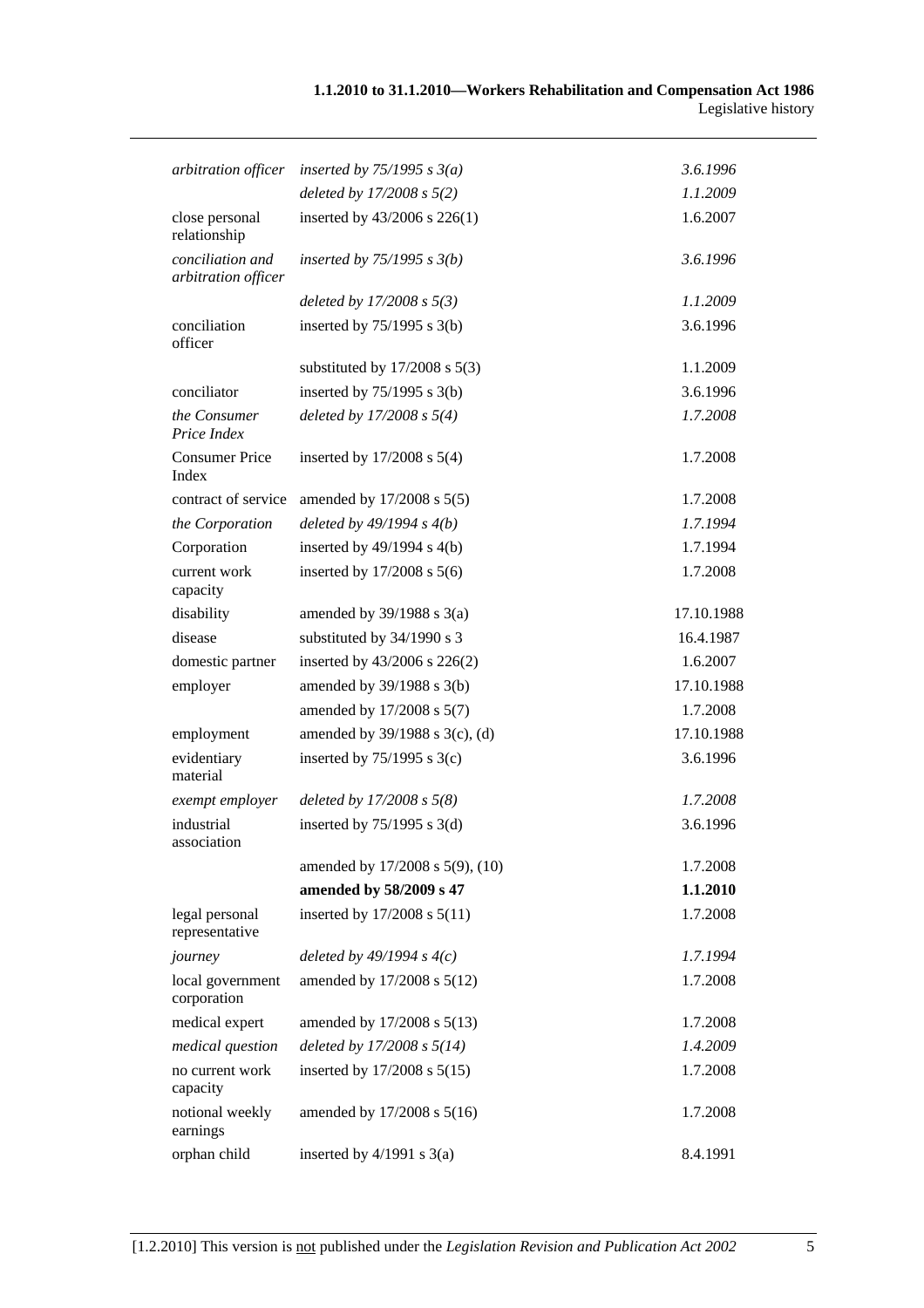| | | |
|---|---|---|
| *arbitration officer* | *inserted by 75/1995 s 3(a)* | *3.6.1996* |
| | *deleted by 17/2008 s 5(2)* | *1.1.2009* |
| close personal relationship | inserted by 43/2006 s 226(1) | 1.6.2007 |
| *conciliation and arbitration officer* | *inserted by 75/1995 s 3(b)* | *3.6.1996* |
| | *deleted by 17/2008 s 5(3)* | *1.1.2009* |
| conciliation officer | inserted by 75/1995 s 3(b) | 3.6.1996 |
| | substituted by 17/2008 s 5(3) | 1.1.2009 |
| conciliator | inserted by 75/1995 s 3(b) | 3.6.1996 |
| *the Consumer Price Index* | *deleted by 17/2008 s 5(4)* | *1.7.2008* |
| Consumer Price Index | inserted by 17/2008 s 5(4) | 1.7.2008 |
| contract of service | amended by 17/2008 s 5(5) | 1.7.2008 |
| *the Corporation* | *deleted by 49/1994 s 4(b)* | *1.7.1994* |
| Corporation | inserted by 49/1994 s 4(b) | 1.7.1994 |
| current work capacity | inserted by 17/2008 s 5(6) | 1.7.2008 |
| disability | amended by 39/1988 s 3(a) | 17.10.1988 |
| disease | substituted by 34/1990 s 3 | 16.4.1987 |
| domestic partner | inserted by 43/2006 s 226(2) | 1.6.2007 |
| employer | amended by 39/1988 s 3(b) | 17.10.1988 |
| | amended by 17/2008 s 5(7) | 1.7.2008 |
| employment | amended by 39/1988 s 3(c), (d) | 17.10.1988 |
| evidentiary material | inserted by 75/1995 s 3(c) | 3.6.1996 |
| *exempt employer* | *deleted by 17/2008 s 5(8)* | *1.7.2008* |
| industrial association | inserted by 75/1995 s 3(d) | 3.6.1996 |
| | amended by 17/2008 s 5(9), (10) | 1.7.2008 |
| | **amended by 58/2009 s 47** | **1.1.2010** |
| legal personal representative | inserted by 17/2008 s 5(11) | 1.7.2008 |
| *journey* | *deleted by 49/1994 s 4(c)* | *1.7.1994* |
| local government corporation | amended by 17/2008 s 5(12) | 1.7.2008 |
| medical expert | amended by 17/2008 s 5(13) | 1.7.2008 |
| *medical question* | *deleted by 17/2008 s 5(14)* | *1.4.2009* |
| no current work capacity | inserted by 17/2008 s 5(15) | 1.7.2008 |
| notional weekly earnings | amended by 17/2008 s 5(16) | 1.7.2008 |
| orphan child | inserted by 4/1991 s 3(a) | 8.4.1991 |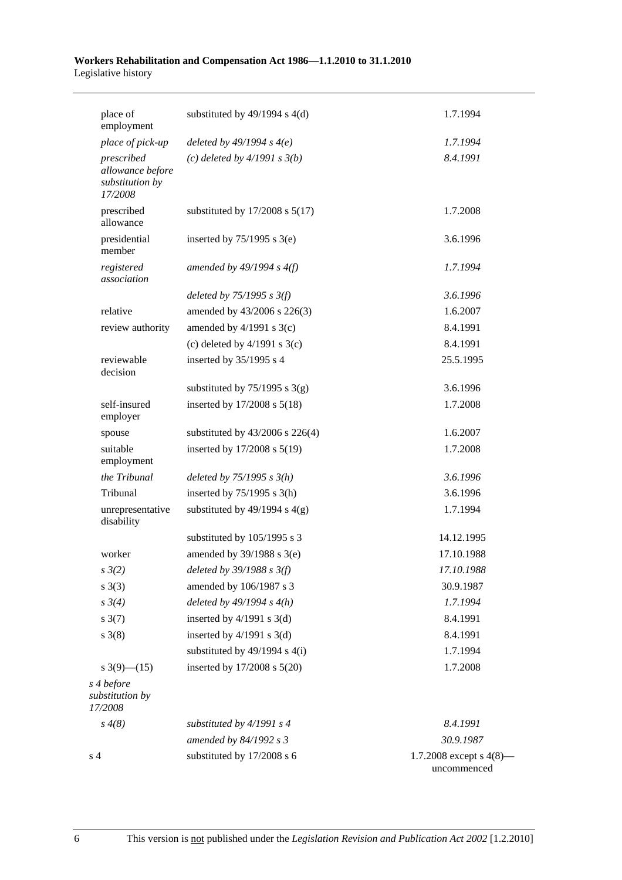| | | |
|---|---|---|
| place of employment | substituted by 49/1994 s 4(d) | 1.7.1994 |
| *place of pick-up* | *deleted by 49/1994 s 4(e)* | *1.7.1994* |
| *prescribed allowance before substitution by 17/2008* | *(c) deleted by 4/1991 s 3(b)* | *8.4.1991* |
| prescribed allowance | substituted by 17/2008 s 5(17) | 1.7.2008 |
| presidential member | inserted by 75/1995 s 3(e) | 3.6.1996 |
| *registered association* | *amended by 49/1994 s 4(f)* | *1.7.1994* |
| | *deleted by 75/1995 s 3(f)* | *3.6.1996* |
| relative | amended by 43/2006 s 226(3) | 1.6.2007 |
| review authority | amended by 4/1991 s 3(c) | 8.4.1991 |
| | (c) deleted by 4/1991 s 3(c) | 8.4.1991 |
| reviewable decision | inserted by 35/1995 s 4 | 25.5.1995 |
| | substituted by 75/1995 s 3(g) | 3.6.1996 |
| self-insured employer | inserted by 17/2008 s 5(18) | 1.7.2008 |
| spouse | substituted by 43/2006 s 226(4) | 1.6.2007 |
| suitable employment | inserted by 17/2008 s 5(19) | 1.7.2008 |
| *the Tribunal* | *deleted by 75/1995 s 3(h)* | *3.6.1996* |
| Tribunal | inserted by 75/1995 s 3(h) | 3.6.1996 |
| unrepresentative disability | substituted by 49/1994 s 4(g) | 1.7.1994 |
| | substituted by 105/1995 s 3 | 14.12.1995 |
| worker | amended by 39/1988 s 3(e) | 17.10.1988 |
| *s 3(2)* | *deleted by 39/1988 s 3(f)* | *17.10.1988* |
| s 3(3) | amended by 106/1987 s 3 | 30.9.1987 |
| *s 3(4)* | *deleted by 49/1994 s 4(h)* | *1.7.1994* |
| s 3(7) | inserted by 4/1991 s 3(d) | 8.4.1991 |
| s 3(8) | inserted by 4/1991 s 3(d) | 8.4.1991 |
| | substituted by 49/1994 s 4(i) | 1.7.1994 |
| s 3(9)—(15) | inserted by 17/2008 s 5(20) | 1.7.2008 |
| *s 4 before substitution by 17/2008* | | |
| *s 4(8)* | *substituted by 4/1991 s 4* | *8.4.1991* |
| | *amended by 84/1992 s 3* | *30.9.1987* |
| s 4 | substituted by 17/2008 s 6 | 1.7.2008 except s 4(8)—uncommenced |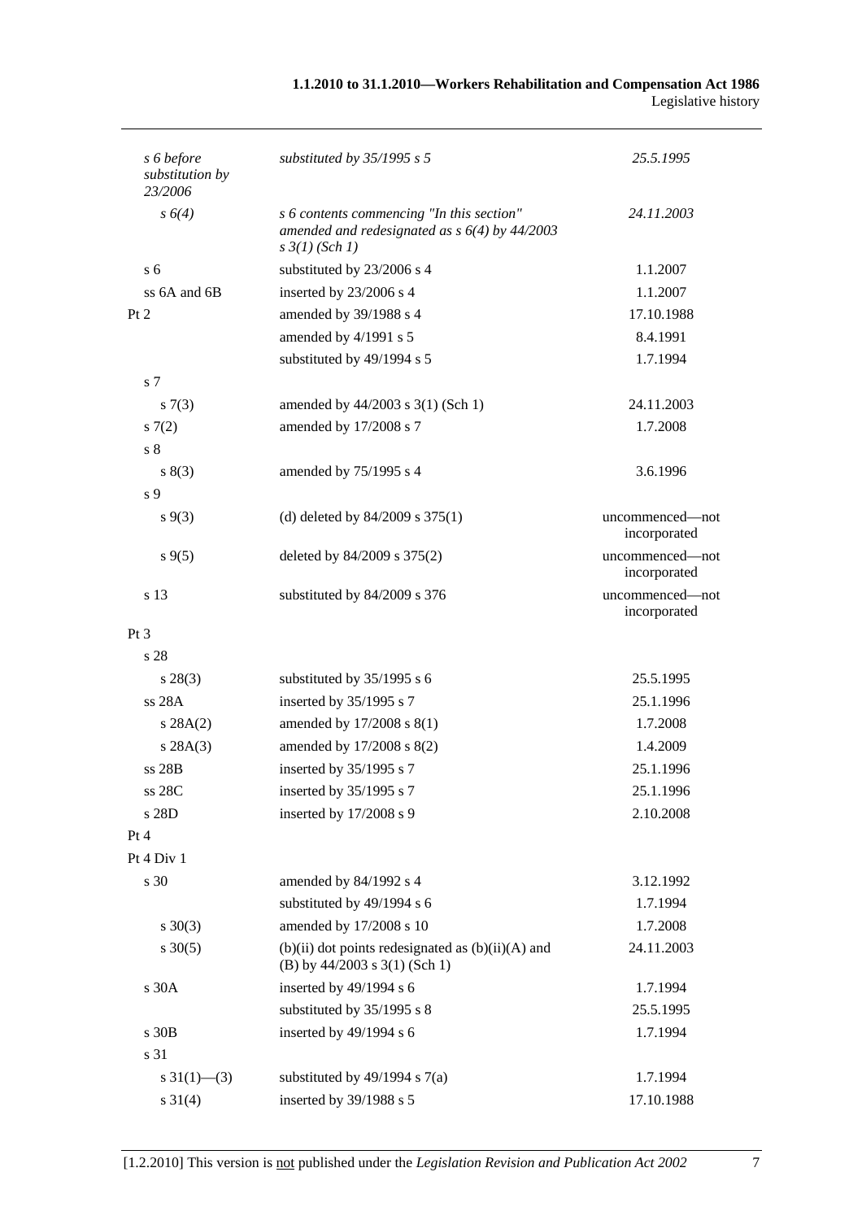| | | |
|---|---|---|
| *s 6 before substitution by 23/2006* | *substituted by 35/1995 s 5* | *25.5.1995* |
| *s 6(4)* | *s 6 contents commencing "In this section" amended and redesignated as s 6(4) by 44/2003 s 3(1) (Sch 1)* | *24.11.2003* |
| s 6 | substituted by 23/2006 s 4 | 1.1.2007 |
| ss 6A and 6B | inserted by 23/2006 s 4 | 1.1.2007 |
| Pt 2 | amended by 39/1988 s 4 | 17.10.1988 |
| | amended by 4/1991 s 5 | 8.4.1991 |
| | substituted by 49/1994 s 5 | 1.7.1994 |
| s 7 | | |
| s 7(3) | amended by 44/2003 s 3(1) (Sch 1) | 24.11.2003 |
| s 7(2) | amended by 17/2008 s 7 | 1.7.2008 |
| s 8 | | |
| s 8(3) | amended by 75/1995 s 4 | 3.6.1996 |
| s 9 | | |
| s 9(3) | (d) deleted by 84/2009 s 375(1) | uncommenced—not incorporated |
| s 9(5) | deleted by 84/2009 s 375(2) | uncommenced—not incorporated |
| s 13 | substituted by 84/2009 s 376 | uncommenced—not incorporated |
| Pt 3 | | |
| s 28 | | |
| s 28(3) | substituted by 35/1995 s 6 | 25.5.1995 |
| ss 28A | inserted by 35/1995 s 7 | 25.1.1996 |
| s 28A(2) | amended by 17/2008 s 8(1) | 1.7.2008 |
| s 28A(3) | amended by 17/2008 s 8(2) | 1.4.2009 |
| ss 28B | inserted by 35/1995 s 7 | 25.1.1996 |
| ss 28C | inserted by 35/1995 s 7 | 25.1.1996 |
| s 28D | inserted by 17/2008 s 9 | 2.10.2008 |
| Pt 4 | | |
| Pt 4 Div 1 | | |
| s 30 | amended by 84/1992 s 4 | 3.12.1992 |
| | substituted by 49/1994 s 6 | 1.7.1994 |
| s 30(3) | amended by 17/2008 s 10 | 1.7.2008 |
| s 30(5) | (b)(ii) dot points redesignated as (b)(ii)(A) and (B) by 44/2003 s 3(1) (Sch 1) | 24.11.2003 |
| s 30A | inserted by 49/1994 s 6 | 1.7.1994 |
| | substituted by 35/1995 s 8 | 25.5.1995 |
| s 30B | inserted by 49/1994 s 6 | 1.7.1994 |
| s 31 | | |
| s 31(1)—(3) | substituted by 49/1994 s 7(a) | 1.7.1994 |
| s 31(4) | inserted by 39/1988 s 5 | 17.10.1988 |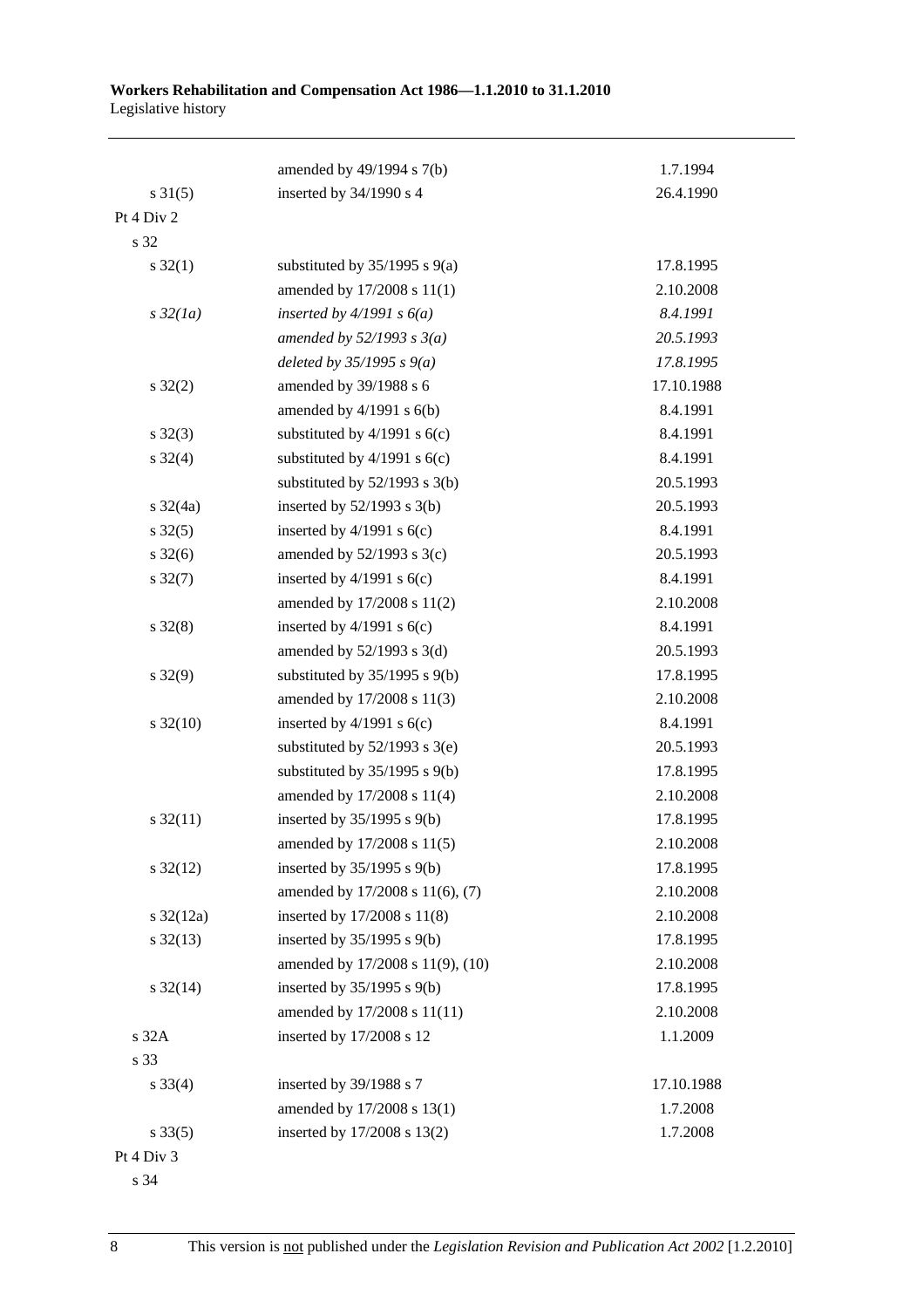| | | |
|---|---|---|
| | amended by 49/1994 s 7(b) | 1.7.1994 |
| s 31(5) | inserted by 34/1990 s 4 | 26.4.1990 |
| Pt 4 Div 2 | | |
| s 32 | | |
| s 32(1) | substituted by 35/1995 s 9(a) | 17.8.1995 |
| | amended by 17/2008 s 11(1) | 2.10.2008 |
| *s 32(1a)* | *inserted by 4/1991 s 6(a)* | *8.4.1991* |
| | *amended by 52/1993 s 3(a)* | *20.5.1993* |
| | *deleted by 35/1995 s 9(a)* | *17.8.1995* |
| s 32(2) | amended by 39/1988 s 6 | 17.10.1988 |
| | amended by 4/1991 s 6(b) | 8.4.1991 |
| s 32(3) | substituted by 4/1991 s 6(c) | 8.4.1991 |
| s 32(4) | substituted by 4/1991 s 6(c) | 8.4.1991 |
| | substituted by 52/1993 s 3(b) | 20.5.1993 |
| s 32(4a) | inserted by 52/1993 s 3(b) | 20.5.1993 |
| s 32(5) | inserted by 4/1991 s 6(c) | 8.4.1991 |
| s 32(6) | amended by 52/1993 s 3(c) | 20.5.1993 |
| s 32(7) | inserted by 4/1991 s 6(c) | 8.4.1991 |
| | amended by 17/2008 s 11(2) | 2.10.2008 |
| s 32(8) | inserted by 4/1991 s 6(c) | 8.4.1991 |
| | amended by 52/1993 s 3(d) | 20.5.1993 |
| s 32(9) | substituted by 35/1995 s 9(b) | 17.8.1995 |
| | amended by 17/2008 s 11(3) | 2.10.2008 |
| s 32(10) | inserted by 4/1991 s 6(c) | 8.4.1991 |
| | substituted by 52/1993 s 3(e) | 20.5.1993 |
| | substituted by 35/1995 s 9(b) | 17.8.1995 |
| | amended by 17/2008 s 11(4) | 2.10.2008 |
| s 32(11) | inserted by 35/1995 s 9(b) | 17.8.1995 |
| | amended by 17/2008 s 11(5) | 2.10.2008 |
| s 32(12) | inserted by 35/1995 s 9(b) | 17.8.1995 |
| | amended by 17/2008 s 11(6), (7) | 2.10.2008 |
| s 32(12a) | inserted by 17/2008 s 11(8) | 2.10.2008 |
| s 32(13) | inserted by 35/1995 s 9(b) | 17.8.1995 |
| | amended by 17/2008 s 11(9), (10) | 2.10.2008 |
| s 32(14) | inserted by 35/1995 s 9(b) | 17.8.1995 |
| | amended by 17/2008 s 11(11) | 2.10.2008 |
| s 32A | inserted by 17/2008 s 12 | 1.1.2009 |
| s 33 | | |
| s 33(4) | inserted by 39/1988 s 7 | 17.10.1988 |
| | amended by 17/2008 s 13(1) | 1.7.2008 |
| s 33(5) | inserted by 17/2008 s 13(2) | 1.7.2008 |
| Pt 4 Div 3 | | |
| s 34 | | |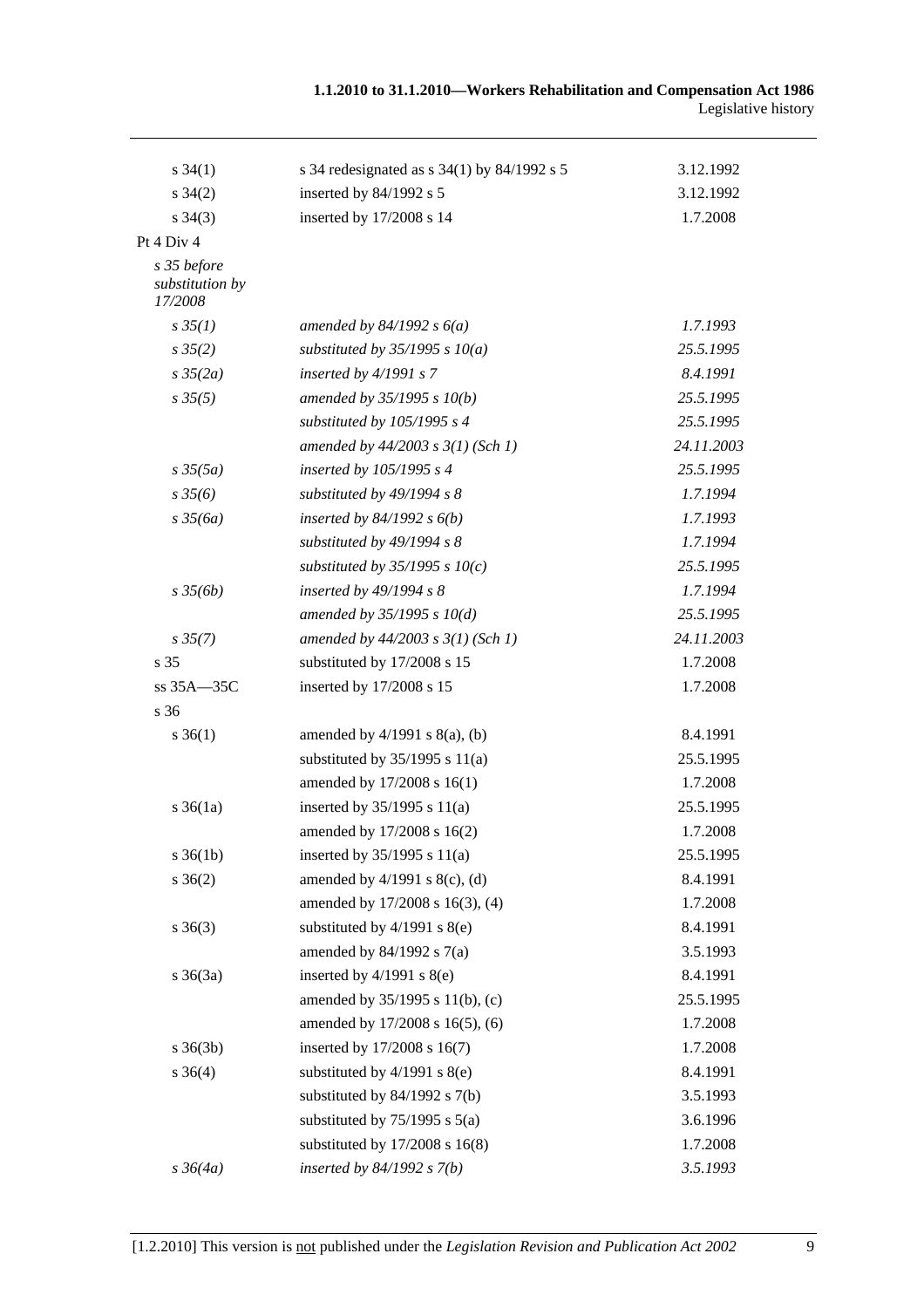| | | |
|---|---|---|
| s 34(1) | s 34 redesignated as s 34(1) by 84/1992 s 5 | 3.12.1992 |
| s 34(2) | inserted by 84/1992 s 5 | 3.12.1992 |
| s 34(3) | inserted by 17/2008 s 14 | 1.7.2008 |
| Pt 4 Div 4 | | |
| *s 35 before substitution by 17/2008* | | |
| *s 35(1)* | *amended by 84/1992 s 6(a)* | *1.7.1993* |
| *s 35(2)* | *substituted by 35/1995 s 10(a)* | *25.5.1995* |
| *s 35(2a)* | *inserted by 4/1991 s 7* | *8.4.1991* |
| *s 35(5)* | *amended by 35/1995 s 10(b)* | *25.5.1995* |
| | *substituted by 105/1995 s 4* | *25.5.1995* |
| | *amended by 44/2003 s 3(1) (Sch 1)* | *24.11.2003* |
| *s 35(5a)* | *inserted by 105/1995 s 4* | *25.5.1995* |
| *s 35(6)* | *substituted by 49/1994 s 8* | *1.7.1994* |
| *s 35(6a)* | *inserted by 84/1992 s 6(b)* | *1.7.1993* |
| | *substituted by 49/1994 s 8* | *1.7.1994* |
| | *substituted by 35/1995 s 10(c)* | *25.5.1995* |
| *s 35(6b)* | *inserted by 49/1994 s 8* | *1.7.1994* |
| | *amended by 35/1995 s 10(d)* | *25.5.1995* |
| *s 35(7)* | *amended by 44/2003 s 3(1) (Sch 1)* | *24.11.2003* |
| s 35 | substituted by 17/2008 s 15 | 1.7.2008 |
| ss 35A—35C | inserted by 17/2008 s 15 | 1.7.2008 |
| s 36 | | |
| s 36(1) | amended by 4/1991 s 8(a), (b) | 8.4.1991 |
| | substituted by 35/1995 s 11(a) | 25.5.1995 |
| | amended by 17/2008 s 16(1) | 1.7.2008 |
| s 36(1a) | inserted by 35/1995 s 11(a) | 25.5.1995 |
| | amended by 17/2008 s 16(2) | 1.7.2008 |
| s 36(1b) | inserted by 35/1995 s 11(a) | 25.5.1995 |
| s 36(2) | amended by 4/1991 s 8(c), (d) | 8.4.1991 |
| | amended by 17/2008 s 16(3), (4) | 1.7.2008 |
| s 36(3) | substituted by 4/1991 s 8(e) | 8.4.1991 |
| | amended by 84/1992 s 7(a) | 3.5.1993 |
| s 36(3a) | inserted by 4/1991 s 8(e) | 8.4.1991 |
| | amended by 35/1995 s 11(b), (c) | 25.5.1995 |
| | amended by 17/2008 s 16(5), (6) | 1.7.2008 |
| s 36(3b) | inserted by 17/2008 s 16(7) | 1.7.2008 |
| s 36(4) | substituted by 4/1991 s 8(e) | 8.4.1991 |
| | substituted by 84/1992 s 7(b) | 3.5.1993 |
| | substituted by 75/1995 s 5(a) | 3.6.1996 |
| | substituted by 17/2008 s 16(8) | 1.7.2008 |
| *s 36(4a)* | *inserted by 84/1992 s 7(b)* | *3.5.1993* |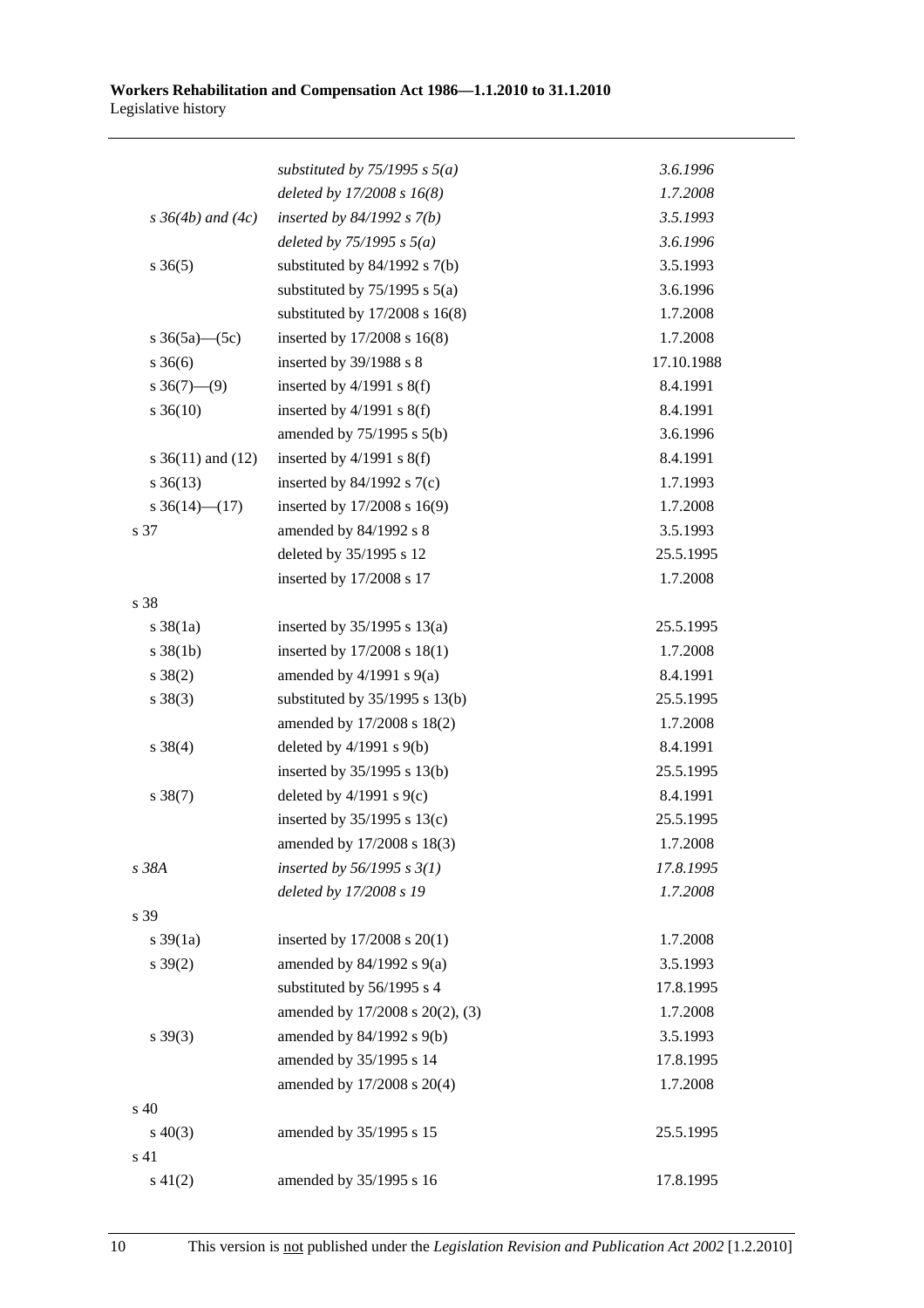| | | |
|---|---|---|
| | *substituted by 75/1995 s 5(a)* | *3.6.1996* |
| | *deleted by 17/2008 s 16(8)* | *1.7.2008* |
| *s 36(4b) and (4c)* | *inserted by 84/1992 s 7(b)* | *3.5.1993* |
| | *deleted by 75/1995 s 5(a)* | *3.6.1996* |
| s 36(5) | substituted by 84/1992 s 7(b) | 3.5.1993 |
| | substituted by 75/1995 s 5(a) | 3.6.1996 |
| | substituted by 17/2008 s 16(8) | 1.7.2008 |
| s 36(5a)—(5c) | inserted by 17/2008 s 16(8) | 1.7.2008 |
| s 36(6) | inserted by 39/1988 s 8 | 17.10.1988 |
| s 36(7)—(9) | inserted by 4/1991 s 8(f) | 8.4.1991 |
| s 36(10) | inserted by 4/1991 s 8(f) | 8.4.1991 |
| | amended by 75/1995 s 5(b) | 3.6.1996 |
| s 36(11) and (12) | inserted by 4/1991 s 8(f) | 8.4.1991 |
| s 36(13) | inserted by 84/1992 s 7(c) | 1.7.1993 |
| s 36(14)—(17) | inserted by 17/2008 s 16(9) | 1.7.2008 |
| s 37 | amended by 84/1992 s 8 | 3.5.1993 |
| | deleted by 35/1995 s 12 | 25.5.1995 |
| | inserted by 17/2008 s 17 | 1.7.2008 |
| s 38 | | |
| s 38(1a) | inserted by 35/1995 s 13(a) | 25.5.1995 |
| s 38(1b) | inserted by 17/2008 s 18(1) | 1.7.2008 |
| s 38(2) | amended by 4/1991 s 9(a) | 8.4.1991 |
| s 38(3) | substituted by 35/1995 s 13(b) | 25.5.1995 |
| | amended by 17/2008 s 18(2) | 1.7.2008 |
| s 38(4) | deleted by 4/1991 s 9(b) | 8.4.1991 |
| | inserted by 35/1995 s 13(b) | 25.5.1995 |
| s 38(7) | deleted by 4/1991 s 9(c) | 8.4.1991 |
| | inserted by 35/1995 s 13(c) | 25.5.1995 |
| | amended by 17/2008 s 18(3) | 1.7.2008 |
| *s 38A* | *inserted by 56/1995 s 3(1)* | *17.8.1995* |
| | *deleted by 17/2008 s 19* | *1.7.2008* |
| s 39 | | |
| s 39(1a) | inserted by 17/2008 s 20(1) | 1.7.2008 |
| s 39(2) | amended by 84/1992 s 9(a) | 3.5.1993 |
| | substituted by 56/1995 s 4 | 17.8.1995 |
| | amended by 17/2008 s 20(2), (3) | 1.7.2008 |
| s 39(3) | amended by 84/1992 s 9(b) | 3.5.1993 |
| | amended by 35/1995 s 14 | 17.8.1995 |
| | amended by 17/2008 s 20(4) | 1.7.2008 |
| s 40 | | |
| s 40(3) | amended by 35/1995 s 15 | 25.5.1995 |
| s 41 | | |
| s 41(2) | amended by 35/1995 s 16 | 17.8.1995 |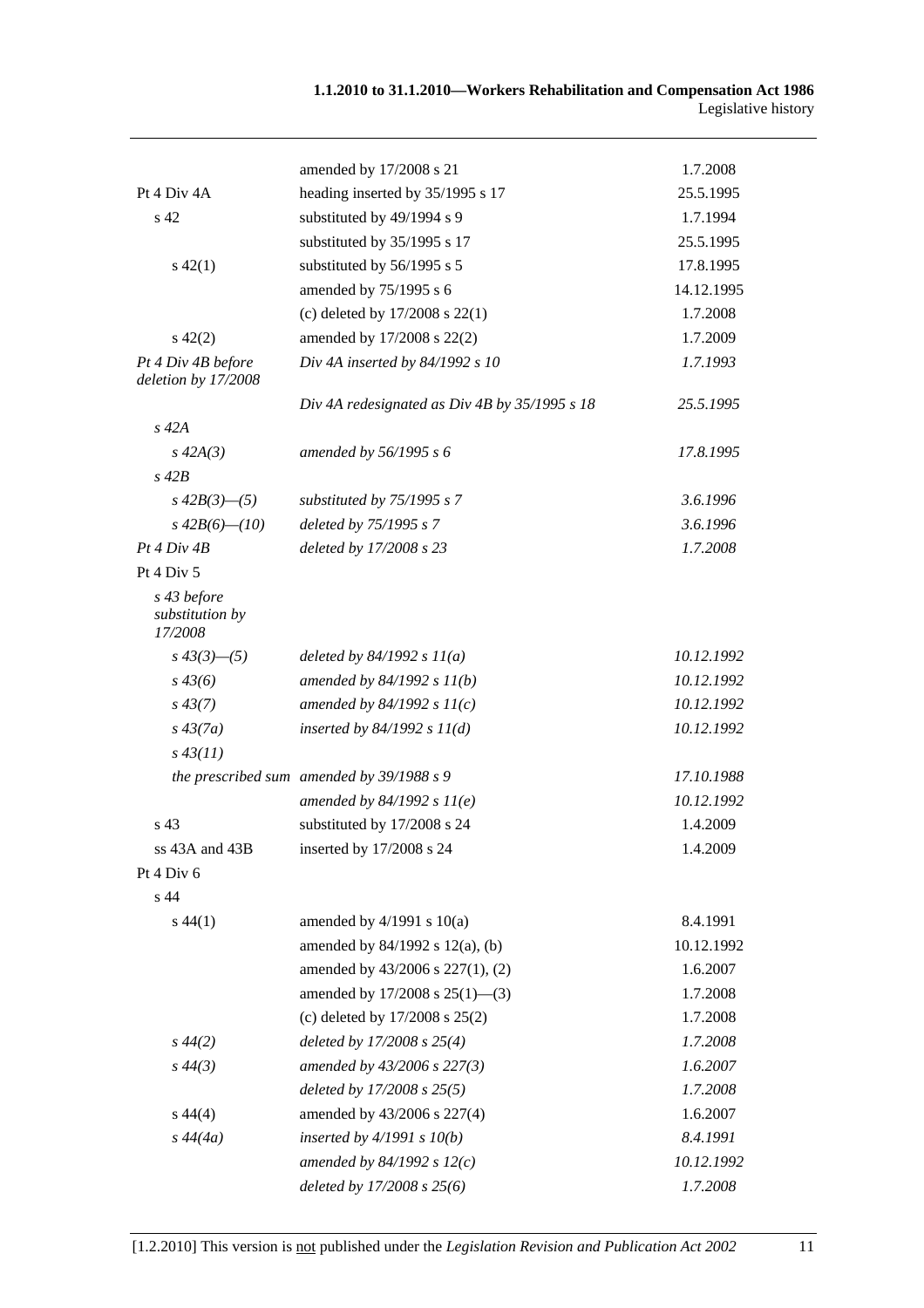| | | |
|---|---|---|
| | amended by 17/2008 s 21 | 1.7.2008 |
| Pt 4 Div 4A | heading inserted by 35/1995 s 17 | 25.5.1995 |
| s 42 | substituted by 49/1994 s 9 | 1.7.1994 |
| | substituted by 35/1995 s 17 | 25.5.1995 |
| s 42(1) | substituted by 56/1995 s 5 | 17.8.1995 |
| | amended by 75/1995 s 6 | 14.12.1995 |
| | (c) deleted by 17/2008 s 22(1) | 1.7.2008 |
| s 42(2) | amended by 17/2008 s 22(2) | 1.7.2009 |
| *Pt 4 Div 4B before deletion by 17/2008* | *Div 4A inserted by 84/1992 s 10* | *1.7.1993* |
| | *Div 4A redesignated as Div 4B by 35/1995 s 18* | *25.5.1995* |
| *s 42A* | | |
| *s 42A(3)* | *amended by 56/1995 s 6* | *17.8.1995* |
| *s 42B* | | |
| *s 42B(3)—(5)* | *substituted by 75/1995 s 7* | *3.6.1996* |
| *s 42B(6)—(10)* | *deleted by 75/1995 s 7* | *3.6.1996* |
| *Pt 4 Div 4B* | *deleted by 17/2008 s 23* | *1.7.2008* |
| Pt 4 Div 5 | | |
| *s 43 before substitution by 17/2008* | | |
| *s 43(3)—(5)* | *deleted by 84/1992 s 11(a)* | *10.12.1992* |
| *s 43(6)* | *amended by 84/1992 s 11(b)* | *10.12.1992* |
| *s 43(7)* | *amended by 84/1992 s 11(c)* | *10.12.1992* |
| *s 43(7a)* | *inserted by 84/1992 s 11(d)* | *10.12.1992* |
| *s 43(11)* | | |
| *the prescribed sum* | *amended by 39/1988 s 9* | *17.10.1988* |
| | *amended by 84/1992 s 11(e)* | *10.12.1992* |
| s 43 | substituted by 17/2008 s 24 | 1.4.2009 |
| ss 43A and 43B | inserted by 17/2008 s 24 | 1.4.2009 |
| Pt 4 Div 6 | | |
| s 44 | | |
| s 44(1) | amended by 4/1991 s 10(a) | 8.4.1991 |
| | amended by 84/1992 s 12(a), (b) | 10.12.1992 |
| | amended by 43/2006 s 227(1), (2) | 1.6.2007 |
| | amended by 17/2008 s 25(1)—(3) | 1.7.2008 |
| | (c) deleted by 17/2008 s 25(2) | 1.7.2008 |
| *s 44(2)* | *deleted by 17/2008 s 25(4)* | *1.7.2008* |
| *s 44(3)* | *amended by 43/2006 s 227(3)* | *1.6.2007* |
| | *deleted by 17/2008 s 25(5)* | *1.7.2008* |
| s 44(4) | amended by 43/2006 s 227(4) | 1.6.2007 |
| *s 44(4a)* | *inserted by 4/1991 s 10(b)* | *8.4.1991* |
| | *amended by 84/1992 s 12(c)* | *10.12.1992* |
| | *deleted by 17/2008 s 25(6)* | *1.7.2008* |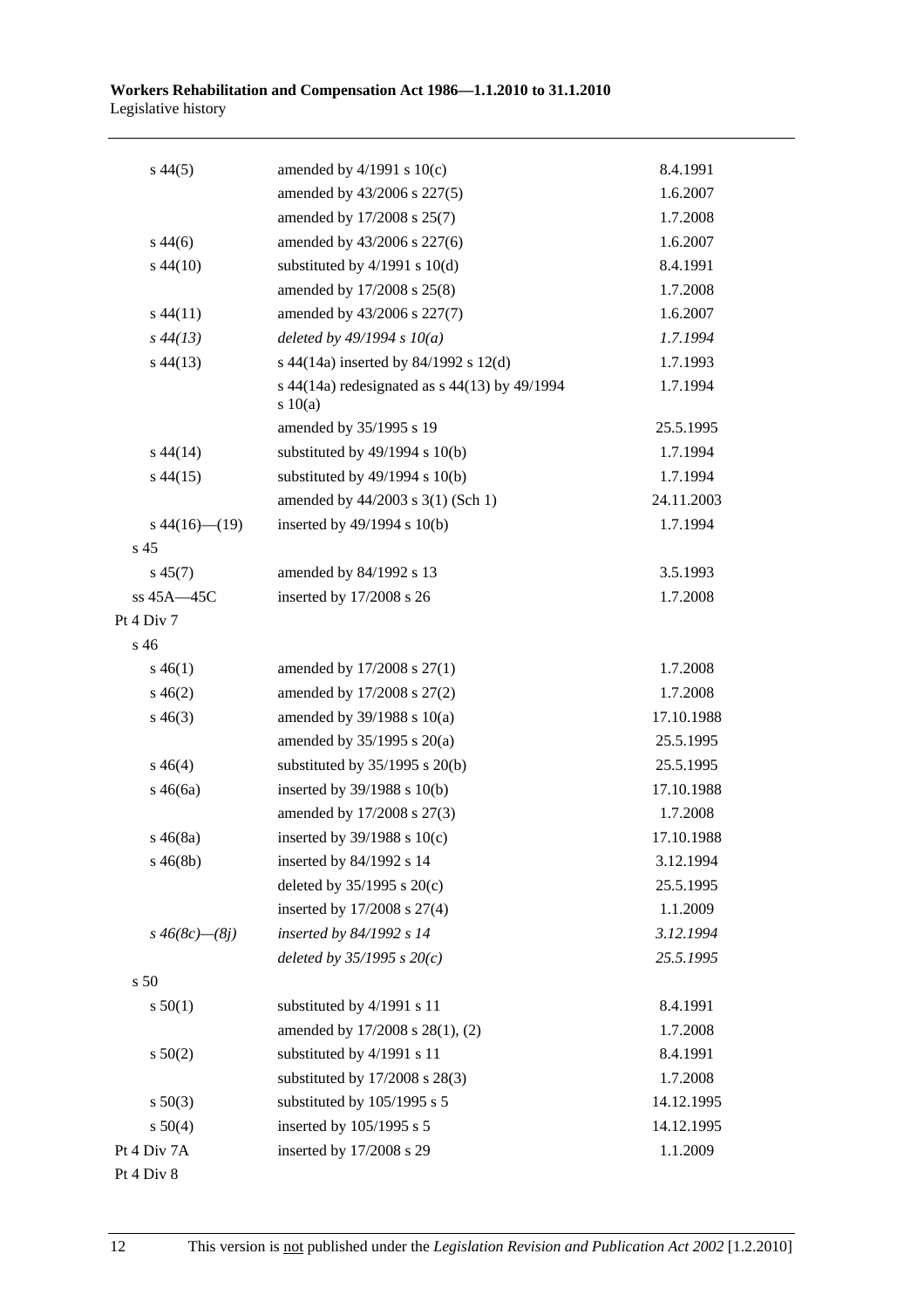| | | |
|---|---|---|
| s 44(5) | amended by 4/1991 s 10(c) | 8.4.1991 |
| | amended by 43/2006 s 227(5) | 1.6.2007 |
| | amended by 17/2008 s 25(7) | 1.7.2008 |
| s 44(6) | amended by 43/2006 s 227(6) | 1.6.2007 |
| s 44(10) | substituted by 4/1991 s 10(d) | 8.4.1991 |
| | amended by 17/2008 s 25(8) | 1.7.2008 |
| s 44(11) | amended by 43/2006 s 227(7) | 1.6.2007 |
| *s 44(13)* | *deleted by 49/1994 s 10(a)* | *1.7.1994* |
| s 44(13) | s 44(14a) inserted by 84/1992 s 12(d) | 1.7.1993 |
| | s 44(14a) redesignated as s 44(13) by 49/1994 s 10(a) | 1.7.1994 |
| | amended by 35/1995 s 19 | 25.5.1995 |
| s 44(14) | substituted by 49/1994 s 10(b) | 1.7.1994 |
| s 44(15) | substituted by 49/1994 s 10(b) | 1.7.1994 |
| | amended by 44/2003 s 3(1) (Sch 1) | 24.11.2003 |
| s 44(16)—(19) | inserted by 49/1994 s 10(b) | 1.7.1994 |
| s 45 | | |
| s 45(7) | amended by 84/1992 s 13 | 3.5.1993 |
| ss 45A—45C | inserted by 17/2008 s 26 | 1.7.2008 |
| Pt 4 Div 7 | | |
| s 46 | | |
| s 46(1) | amended by 17/2008 s 27(1) | 1.7.2008 |
| s 46(2) | amended by 17/2008 s 27(2) | 1.7.2008 |
| s 46(3) | amended by 39/1988 s 10(a) | 17.10.1988 |
| | amended by 35/1995 s 20(a) | 25.5.1995 |
| s 46(4) | substituted by 35/1995 s 20(b) | 25.5.1995 |
| s 46(6a) | inserted by 39/1988 s 10(b) | 17.10.1988 |
| | amended by 17/2008 s 27(3) | 1.7.2008 |
| s 46(8a) | inserted by 39/1988 s 10(c) | 17.10.1988 |
| s 46(8b) | inserted by 84/1992 s 14 | 3.12.1994 |
| | deleted by 35/1995 s 20(c) | 25.5.1995 |
| | inserted by 17/2008 s 27(4) | 1.1.2009 |
| *s 46(8c)—(8j)* | *inserted by 84/1992 s 14* | *3.12.1994* |
| | *deleted by 35/1995 s 20(c)* | *25.5.1995* |
| s 50 | | |
| s 50(1) | substituted by 4/1991 s 11 | 8.4.1991 |
| | amended by 17/2008 s 28(1), (2) | 1.7.2008 |
| s 50(2) | substituted by 4/1991 s 11 | 8.4.1991 |
| | substituted by 17/2008 s 28(3) | 1.7.2008 |
| s 50(3) | substituted by 105/1995 s 5 | 14.12.1995 |
| s 50(4) | inserted by 105/1995 s 5 | 14.12.1995 |
| Pt 4 Div 7A | inserted by 17/2008 s 29 | 1.1.2009 |
| Pt 4 Div 8 | | |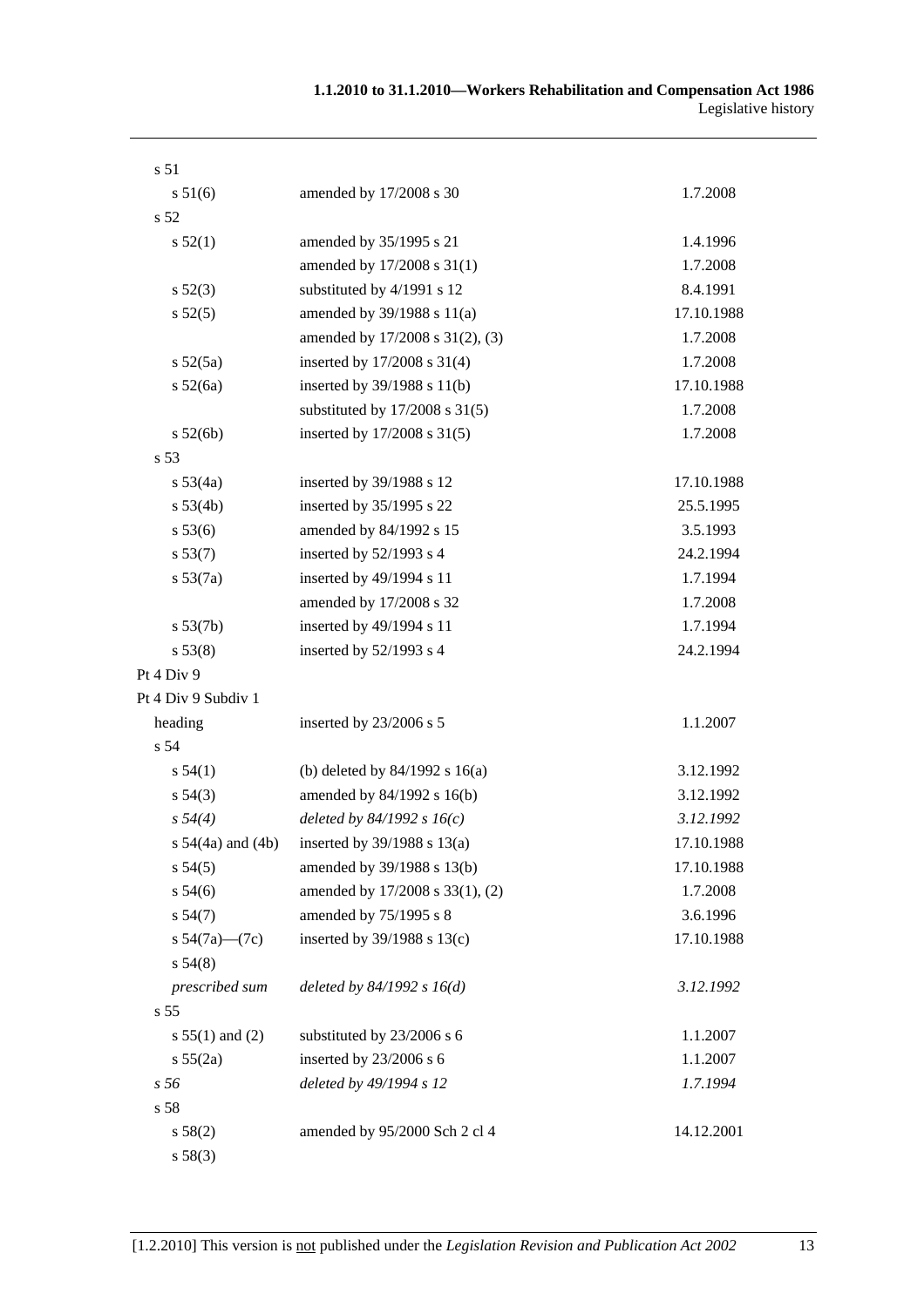| | | |
|---|---|---|
| s 51 | | |
| s 51(6) | amended by 17/2008 s 30 | 1.7.2008 |
| s 52 | | |
| s 52(1) | amended by 35/1995 s 21 | 1.4.1996 |
| | amended by 17/2008 s 31(1) | 1.7.2008 |
| s 52(3) | substituted by 4/1991 s 12 | 8.4.1991 |
| s 52(5) | amended by 39/1988 s 11(a) | 17.10.1988 |
| | amended by 17/2008 s 31(2), (3) | 1.7.2008 |
| s 52(5a) | inserted by 17/2008 s 31(4) | 1.7.2008 |
| s 52(6a) | inserted by 39/1988 s 11(b) | 17.10.1988 |
| | substituted by 17/2008 s 31(5) | 1.7.2008 |
| s 52(6b) | inserted by 17/2008 s 31(5) | 1.7.2008 |
| s 53 | | |
| s 53(4a) | inserted by 39/1988 s 12 | 17.10.1988 |
| s 53(4b) | inserted by 35/1995 s 22 | 25.5.1995 |
| s 53(6) | amended by 84/1992 s 15 | 3.5.1993 |
| s 53(7) | inserted by 52/1993 s 4 | 24.2.1994 |
| s 53(7a) | inserted by 49/1994 s 11 | 1.7.1994 |
| | amended by 17/2008 s 32 | 1.7.2008 |
| s 53(7b) | inserted by 49/1994 s 11 | 1.7.1994 |
| s 53(8) | inserted by 52/1993 s 4 | 24.2.1994 |
| Pt 4 Div 9 | | |
| Pt 4 Div 9 Subdiv 1 | | |
| heading | inserted by 23/2006 s 5 | 1.1.2007 |
| s 54 | | |
| s 54(1) | (b) deleted by 84/1992 s 16(a) | 3.12.1992 |
| s 54(3) | amended by 84/1992 s 16(b) | 3.12.1992 |
| *s 54(4)* | *deleted by 84/1992 s 16(c)* | *3.12.1992* |
| s 54(4a) and (4b) | inserted by 39/1988 s 13(a) | 17.10.1988 |
| s 54(5) | amended by 39/1988 s 13(b) | 17.10.1988 |
| s 54(6) | amended by 17/2008 s 33(1), (2) | 1.7.2008 |
| s 54(7) | amended by 75/1995 s 8 | 3.6.1996 |
| s 54(7a)—(7c) | inserted by 39/1988 s 13(c) | 17.10.1988 |
| s 54(8) | | |
| *prescribed sum* | *deleted by 84/1992 s 16(d)* | *3.12.1992* |
| s 55 | | |
| s 55(1) and (2) | substituted by 23/2006 s 6 | 1.1.2007 |
| s 55(2a) | inserted by 23/2006 s 6 | 1.1.2007 |
| *s 56* | *deleted by 49/1994 s 12* | *1.7.1994* |
| s 58 | | |
| s 58(2) | amended by 95/2000 Sch 2 cl 4 | 14.12.2001 |
| s 58(3) | | |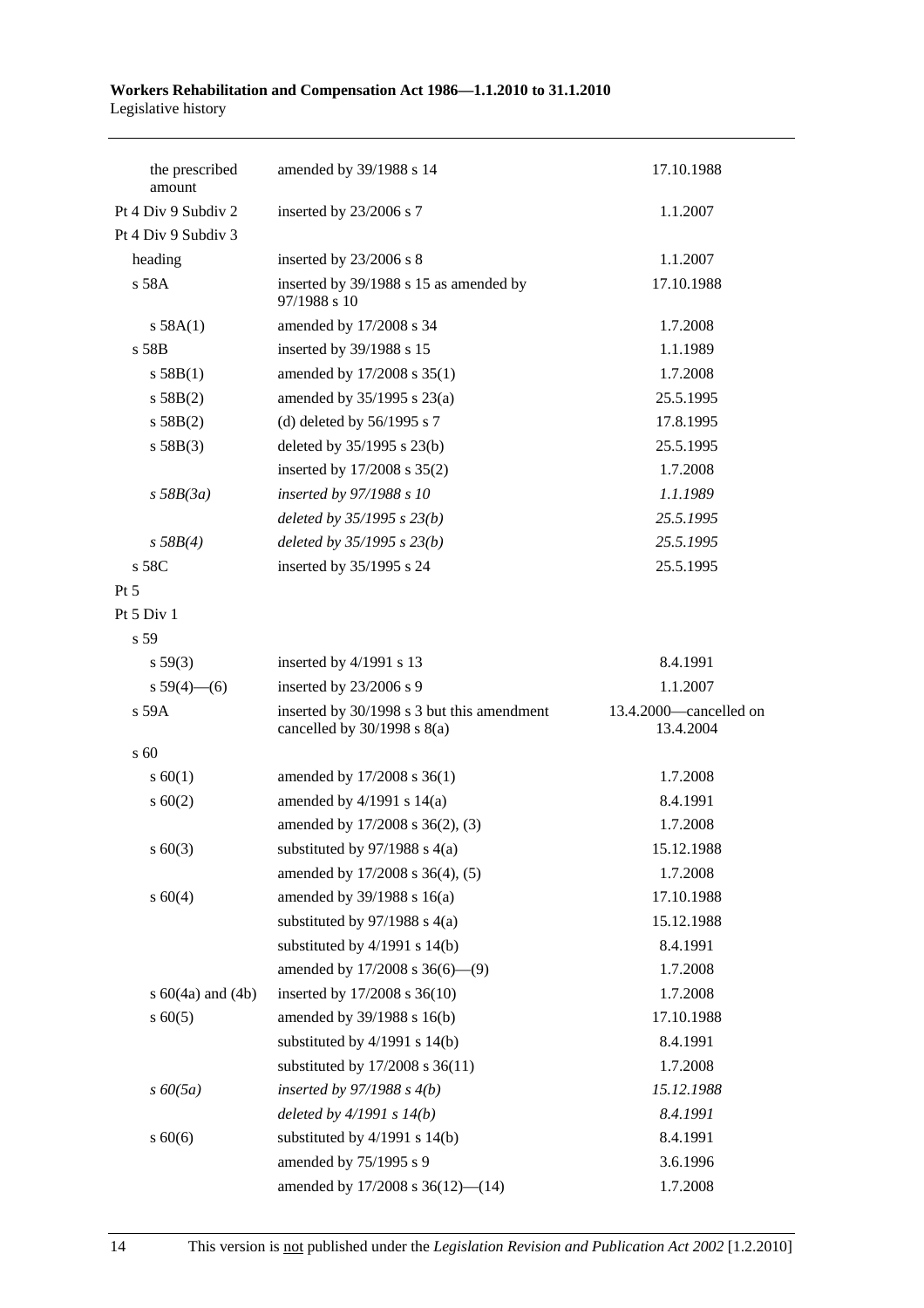| | | |
|---|---|---|
| the prescribed amount | amended by 39/1988 s 14 | 17.10.1988 |
| Pt 4 Div 9 Subdiv 2 | inserted by 23/2006 s 7 | 1.1.2007 |
| Pt 4 Div 9 Subdiv 3 | | |
| heading | inserted by 23/2006 s 8 | 1.1.2007 |
| s 58A | inserted by 39/1988 s 15 as amended by 97/1988 s 10 | 17.10.1988 |
| s 58A(1) | amended by 17/2008 s 34 | 1.7.2008 |
| s 58B | inserted by 39/1988 s 15 | 1.1.1989 |
| s 58B(1) | amended by 17/2008 s 35(1) | 1.7.2008 |
| s 58B(2) | amended by 35/1995 s 23(a) | 25.5.1995 |
| s 58B(2) | (d) deleted by 56/1995 s 7 | 17.8.1995 |
| s 58B(3) | deleted by 35/1995 s 23(b) | 25.5.1995 |
| | inserted by 17/2008 s 35(2) | 1.7.2008 |
| *s 58B(3a)* | *inserted by 97/1988 s 10* | *1.1.1989* |
| | *deleted by 35/1995 s 23(b)* | *25.5.1995* |
| *s 58B(4)* | *deleted by 35/1995 s 23(b)* | *25.5.1995* |
| s 58C | inserted by 35/1995 s 24 | 25.5.1995 |
| Pt 5 | | |
| Pt 5 Div 1 | | |
| s 59 | | |
| s 59(3) | inserted by 4/1991 s 13 | 8.4.1991 |
| s 59(4)—(6) | inserted by 23/2006 s 9 | 1.1.2007 |
| s 59A | inserted by 30/1998 s 3 but this amendment cancelled by 30/1998 s 8(a) | 13.4.2000—cancelled on 13.4.2004 |
| s 60 | | |
| s 60(1) | amended by 17/2008 s 36(1) | 1.7.2008 |
| s 60(2) | amended by 4/1991 s 14(a) | 8.4.1991 |
| | amended by 17/2008 s 36(2), (3) | 1.7.2008 |
| s 60(3) | substituted by 97/1988 s 4(a) | 15.12.1988 |
| | amended by 17/2008 s 36(4), (5) | 1.7.2008 |
| s 60(4) | amended by 39/1988 s 16(a) | 17.10.1988 |
| | substituted by 97/1988 s 4(a) | 15.12.1988 |
| | substituted by 4/1991 s 14(b) | 8.4.1991 |
| | amended by 17/2008 s 36(6)—(9) | 1.7.2008 |
| s 60(4a) and (4b) | inserted by 17/2008 s 36(10) | 1.7.2008 |
| s 60(5) | amended by 39/1988 s 16(b) | 17.10.1988 |
| | substituted by 4/1991 s 14(b) | 8.4.1991 |
| | substituted by 17/2008 s 36(11) | 1.7.2008 |
| *s 60(5a)* | *inserted by 97/1988 s 4(b)* | *15.12.1988* |
| | *deleted by 4/1991 s 14(b)* | *8.4.1991* |
| s 60(6) | substituted by 4/1991 s 14(b) | 8.4.1991 |
| | amended by 75/1995 s 9 | 3.6.1996 |
| | amended by 17/2008 s 36(12)—(14) | 1.7.2008 |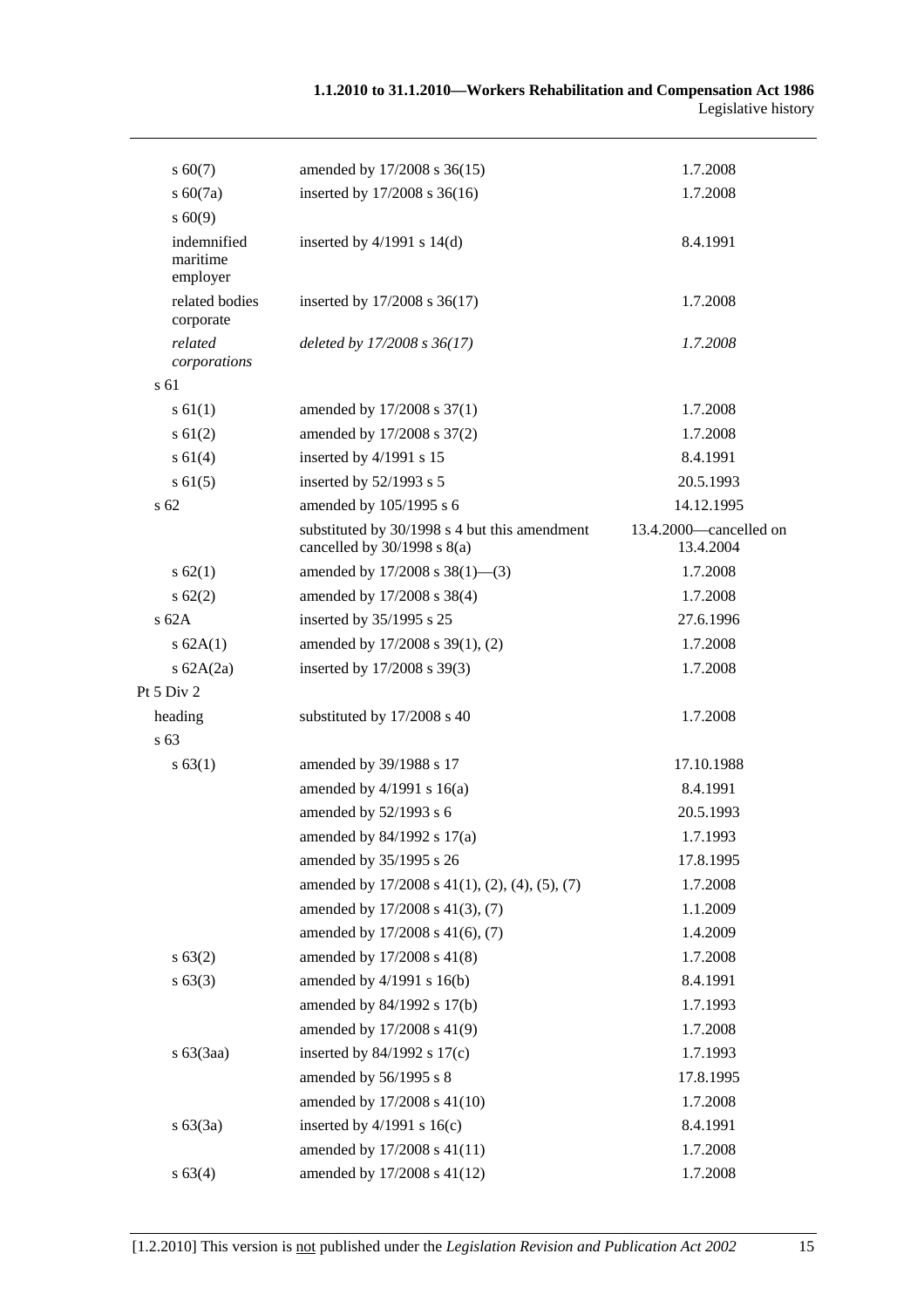| | | |
|---|---|---|
| s 60(7) | amended by 17/2008 s 36(15) | 1.7.2008 |
| s 60(7a) | inserted by 17/2008 s 36(16) | 1.7.2008 |
| s 60(9) | | |
| indemnified maritime employer | inserted by 4/1991 s 14(d) | 8.4.1991 |
| related bodies corporate | inserted by 17/2008 s 36(17) | 1.7.2008 |
| *related corporations* | *deleted by 17/2008 s 36(17)* | *1.7.2008* |
| s 61 | | |
| s 61(1) | amended by 17/2008 s 37(1) | 1.7.2008 |
| s 61(2) | amended by 17/2008 s 37(2) | 1.7.2008 |
| s 61(4) | inserted by 4/1991 s 15 | 8.4.1991 |
| s 61(5) | inserted by 52/1993 s 5 | 20.5.1993 |
| s 62 | amended by 105/1995 s 6 | 14.12.1995 |
| | substituted by 30/1998 s 4 but this amendment cancelled by 30/1998 s 8(a) | 13.4.2000—cancelled on 13.4.2004 |
| s 62(1) | amended by 17/2008 s 38(1)—(3) | 1.7.2008 |
| s 62(2) | amended by 17/2008 s 38(4) | 1.7.2008 |
| s 62A | inserted by 35/1995 s 25 | 27.6.1996 |
| s 62A(1) | amended by 17/2008 s 39(1), (2) | 1.7.2008 |
| s 62A(2a) | inserted by 17/2008 s 39(3) | 1.7.2008 |
| Pt 5 Div 2 | | |
| heading | substituted by 17/2008 s 40 | 1.7.2008 |
| s 63 | | |
| s 63(1) | amended by 39/1988 s 17 | 17.10.1988 |
| | amended by 4/1991 s 16(a) | 8.4.1991 |
| | amended by 52/1993 s 6 | 20.5.1993 |
| | amended by 84/1992 s 17(a) | 1.7.1993 |
| | amended by 35/1995 s 26 | 17.8.1995 |
| | amended by 17/2008 s 41(1), (2), (4), (5), (7) | 1.7.2008 |
| | amended by 17/2008 s 41(3), (7) | 1.1.2009 |
| | amended by 17/2008 s 41(6), (7) | 1.4.2009 |
| s 63(2) | amended by 17/2008 s 41(8) | 1.7.2008 |
| s 63(3) | amended by 4/1991 s 16(b) | 8.4.1991 |
| | amended by 84/1992 s 17(b) | 1.7.1993 |
| | amended by 17/2008 s 41(9) | 1.7.2008 |
| s 63(3aa) | inserted by 84/1992 s 17(c) | 1.7.1993 |
| | amended by 56/1995 s 8 | 17.8.1995 |
| | amended by 17/2008 s 41(10) | 1.7.2008 |
| s 63(3a) | inserted by 4/1991 s 16(c) | 8.4.1991 |
| | amended by 17/2008 s 41(11) | 1.7.2008 |
| s 63(4) | amended by 17/2008 s 41(12) | 1.7.2008 |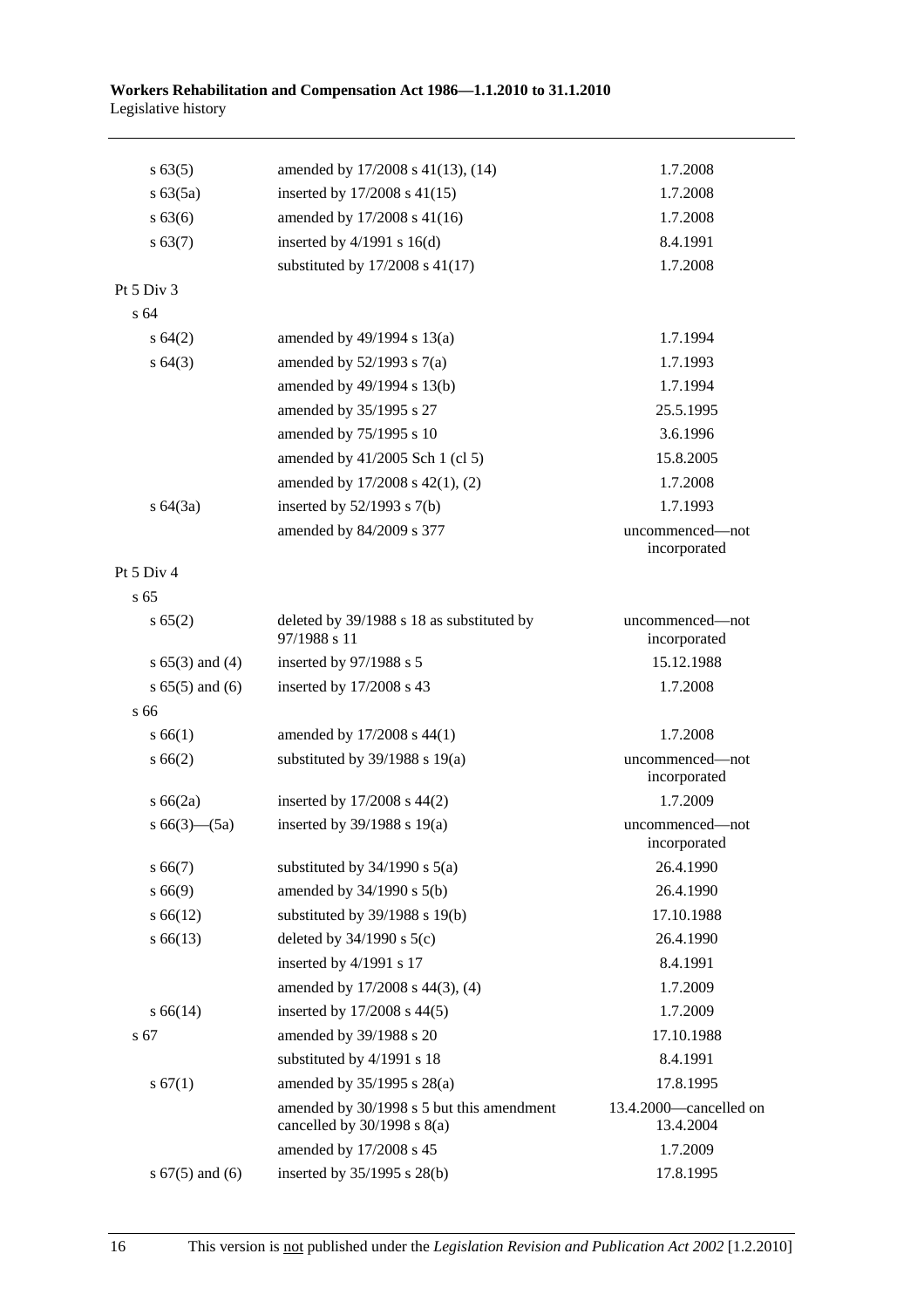| | | |
|---|---|---|
| s 63(5) | amended by 17/2008 s 41(13), (14) | 1.7.2008 |
| s 63(5a) | inserted by 17/2008 s 41(15) | 1.7.2008 |
| s 63(6) | amended by 17/2008 s 41(16) | 1.7.2008 |
| s 63(7) | inserted by 4/1991 s 16(d) | 8.4.1991 |
| | substituted by 17/2008 s 41(17) | 1.7.2008 |
| Pt 5 Div 3 | | |
| s 64 | | |
| s 64(2) | amended by 49/1994 s 13(a) | 1.7.1994 |
| s 64(3) | amended by 52/1993 s 7(a) | 1.7.1993 |
| | amended by 49/1994 s 13(b) | 1.7.1994 |
| | amended by 35/1995 s 27 | 25.5.1995 |
| | amended by 75/1995 s 10 | 3.6.1996 |
| | amended by 41/2005 Sch 1 (cl 5) | 15.8.2005 |
| | amended by 17/2008 s 42(1), (2) | 1.7.2008 |
| s 64(3a) | inserted by 52/1993 s 7(b) | 1.7.1993 |
| | amended by 84/2009 s 377 | uncommenced—not incorporated |
| Pt 5 Div 4 | | |
| s 65 | | |
| s 65(2) | deleted by 39/1988 s 18 as substituted by 97/1988 s 11 | uncommenced—not incorporated |
| s 65(3) and (4) | inserted by 97/1988 s 5 | 15.12.1988 |
| s 65(5) and (6) | inserted by 17/2008 s 43 | 1.7.2008 |
| s 66 | | |
| s 66(1) | amended by 17/2008 s 44(1) | 1.7.2008 |
| s 66(2) | substituted by 39/1988 s 19(a) | uncommenced—not incorporated |
| s 66(2a) | inserted by 17/2008 s 44(2) | 1.7.2009 |
| s 66(3)—(5a) | inserted by 39/1988 s 19(a) | uncommenced—not incorporated |
| s 66(7) | substituted by 34/1990 s 5(a) | 26.4.1990 |
| s 66(9) | amended by 34/1990 s 5(b) | 26.4.1990 |
| s 66(12) | substituted by 39/1988 s 19(b) | 17.10.1988 |
| s 66(13) | deleted by 34/1990 s 5(c) | 26.4.1990 |
| | inserted by 4/1991 s 17 | 8.4.1991 |
| | amended by 17/2008 s 44(3), (4) | 1.7.2009 |
| s 66(14) | inserted by 17/2008 s 44(5) | 1.7.2009 |
| s 67 | amended by 39/1988 s 20 | 17.10.1988 |
| | substituted by 4/1991 s 18 | 8.4.1991 |
| s 67(1) | amended by 35/1995 s 28(a) | 17.8.1995 |
| | amended by 30/1998 s 5 but this amendment cancelled by 30/1998 s 8(a) | 13.4.2000—cancelled on 13.4.2004 |
| | amended by 17/2008 s 45 | 1.7.2009 |
| s 67(5) and (6) | inserted by 35/1995 s 28(b) | 17.8.1995 |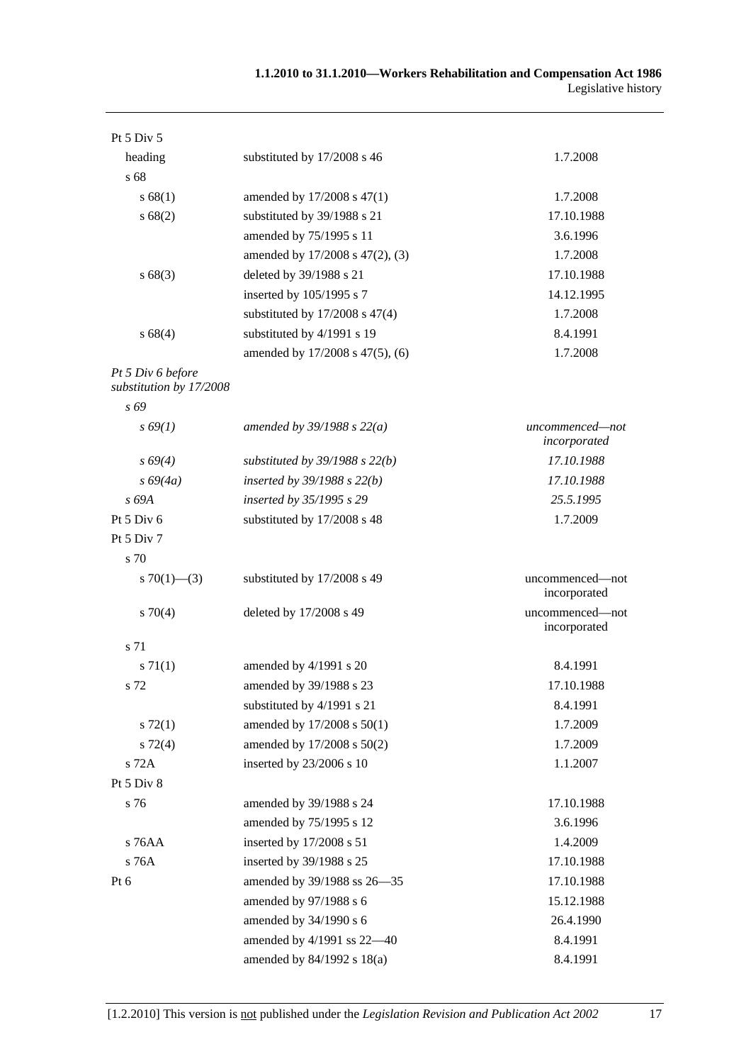| | | |
|---|---|---|
| Pt 5 Div 5 | | |
| heading | substituted by 17/2008 s 46 | 1.7.2008 |
| s 68 | | |
| s 68(1) | amended by 17/2008 s 47(1) | 1.7.2008 |
| s 68(2) | substituted by 39/1988 s 21 | 17.10.1988 |
| | amended by 75/1995 s 11 | 3.6.1996 |
| | amended by 17/2008 s 47(2), (3) | 1.7.2008 |
| s 68(3) | deleted by 39/1988 s 21 | 17.10.1988 |
| | inserted by 105/1995 s 7 | 14.12.1995 |
| | substituted by 17/2008 s 47(4) | 1.7.2008 |
| s 68(4) | substituted by 4/1991 s 19 | 8.4.1991 |
| | amended by 17/2008 s 47(5), (6) | 1.7.2008 |
| *Pt 5 Div 6 before substitution by 17/2008* | | |
| *s 69* | | |
| *s 69(1)* | *amended by 39/1988 s 22(a)* | *uncommenced—not incorporated* |
| *s 69(4)* | *substituted by 39/1988 s 22(b)* | *17.10.1988* |
| *s 69(4a)* | *inserted by 39/1988 s 22(b)* | *17.10.1988* |
| *s 69A* | *inserted by 35/1995 s 29* | *25.5.1995* |
| Pt 5 Div 6 | substituted by 17/2008 s 48 | 1.7.2009 |
| Pt 5 Div 7 | | |
| s 70 | | |
| s 70(1)—(3) | substituted by 17/2008 s 49 | uncommenced—not incorporated |
| s 70(4) | deleted by 17/2008 s 49 | uncommenced—not incorporated |
| s 71 | | |
| s 71(1) | amended by 4/1991 s 20 | 8.4.1991 |
| s 72 | amended by 39/1988 s 23 | 17.10.1988 |
| | substituted by 4/1991 s 21 | 8.4.1991 |
| s 72(1) | amended by 17/2008 s 50(1) | 1.7.2009 |
| s 72(4) | amended by 17/2008 s 50(2) | 1.7.2009 |
| s 72A | inserted by 23/2006 s 10 | 1.1.2007 |
| Pt 5 Div 8 | | |
| s 76 | amended by 39/1988 s 24 | 17.10.1988 |
| | amended by 75/1995 s 12 | 3.6.1996 |
| s 76AA | inserted by 17/2008 s 51 | 1.4.2009 |
| s 76A | inserted by 39/1988 s 25 | 17.10.1988 |
| Pt 6 | amended by 39/1988 ss 26—35 | 17.10.1988 |
| | amended by 97/1988 s 6 | 15.12.1988 |
| | amended by 34/1990 s 6 | 26.4.1990 |
| | amended by 4/1991 ss 22—40 | 8.4.1991 |
| | amended by 84/1992 s 18(a) | 8.4.1991 |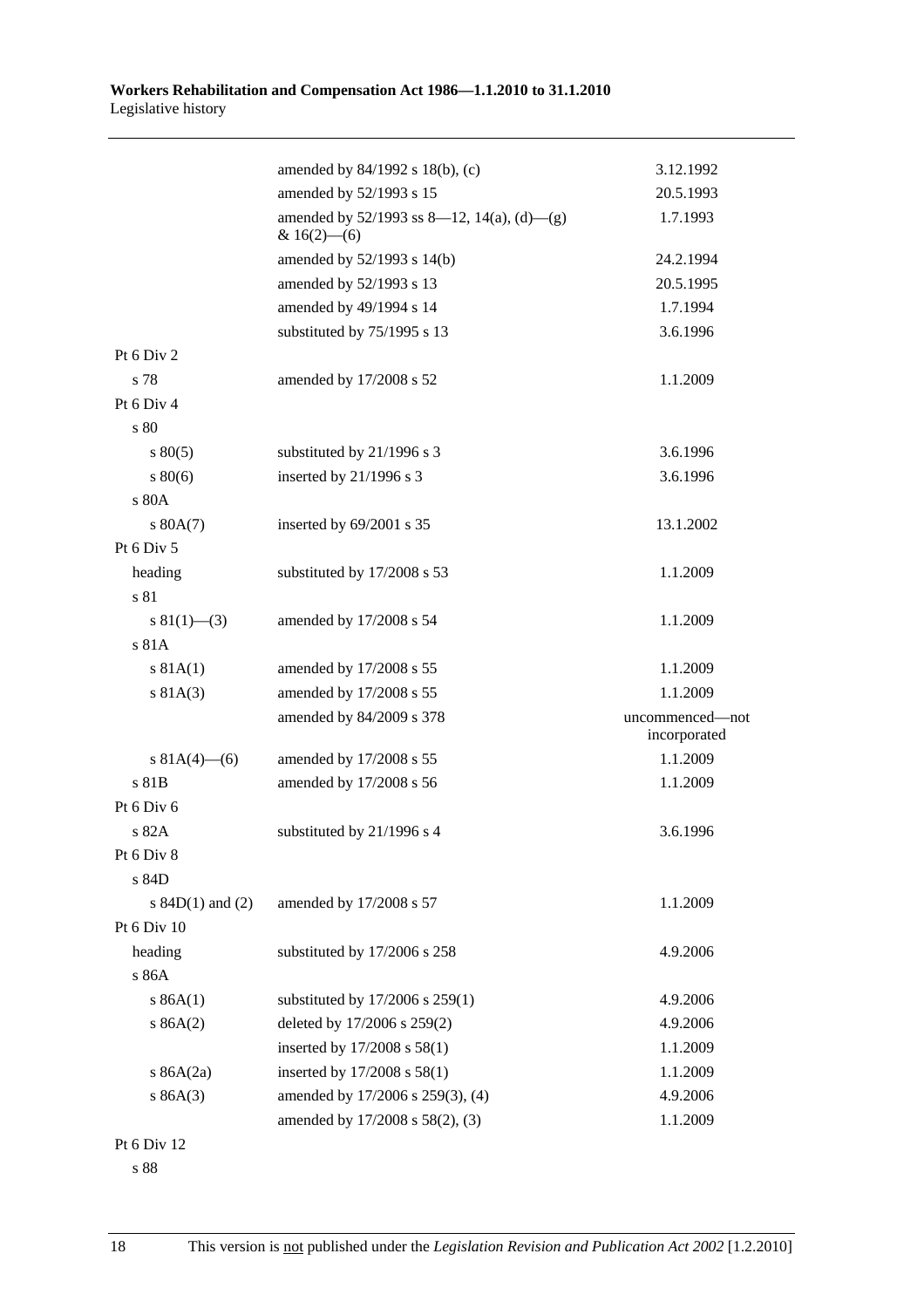| | | |
|---|---|---|
| | amended by 84/1992 s 18(b), (c) | 3.12.1992 |
| | amended by 52/1993 s 15 | 20.5.1993 |
| | amended by 52/1993 ss 8—12, 14(a), (d)—(g) & 16(2)—(6) | 1.7.1993 |
| | amended by 52/1993 s 14(b) | 24.2.1994 |
| | amended by 52/1993 s 13 | 20.5.1995 |
| | amended by 49/1994 s 14 | 1.7.1994 |
| | substituted by 75/1995 s 13 | 3.6.1996 |
| Pt 6 Div 2 | | |
| s 78 | amended by 17/2008 s 52 | 1.1.2009 |
| Pt 6 Div 4 | | |
| s 80 | | |
| s 80(5) | substituted by 21/1996 s 3 | 3.6.1996 |
| s 80(6) | inserted by 21/1996 s 3 | 3.6.1996 |
| s 80A | | |
| s 80A(7) | inserted by 69/2001 s 35 | 13.1.2002 |
| Pt 6 Div 5 | | |
| heading | substituted by 17/2008 s 53 | 1.1.2009 |
| s 81 | | |
| s 81(1)—(3) | amended by 17/2008 s 54 | 1.1.2009 |
| s 81A | | |
| s 81A(1) | amended by 17/2008 s 55 | 1.1.2009 |
| s 81A(3) | amended by 17/2008 s 55 | 1.1.2009 |
| | amended by 84/2009 s 378 | uncommenced—not incorporated |
| s 81A(4)—(6) | amended by 17/2008 s 55 | 1.1.2009 |
| s 81B | amended by 17/2008 s 56 | 1.1.2009 |
| Pt 6 Div 6 | | |
| s 82A | substituted by 21/1996 s 4 | 3.6.1996 |
| Pt 6 Div 8 | | |
| s 84D | | |
| s 84D(1) and (2) | amended by 17/2008 s 57 | 1.1.2009 |
| Pt 6 Div 10 | | |
| heading | substituted by 17/2006 s 258 | 4.9.2006 |
| s 86A | | |
| s 86A(1) | substituted by 17/2006 s 259(1) | 4.9.2006 |
| s 86A(2) | deleted by 17/2006 s 259(2) | 4.9.2006 |
| | inserted by 17/2008 s 58(1) | 1.1.2009 |
| s 86A(2a) | inserted by 17/2008 s 58(1) | 1.1.2009 |
| s 86A(3) | amended by 17/2006 s 259(3), (4) | 4.9.2006 |
| | amended by 17/2008 s 58(2), (3) | 1.1.2009 |
| Pt 6 Div 12 | | |
| s 88 | | |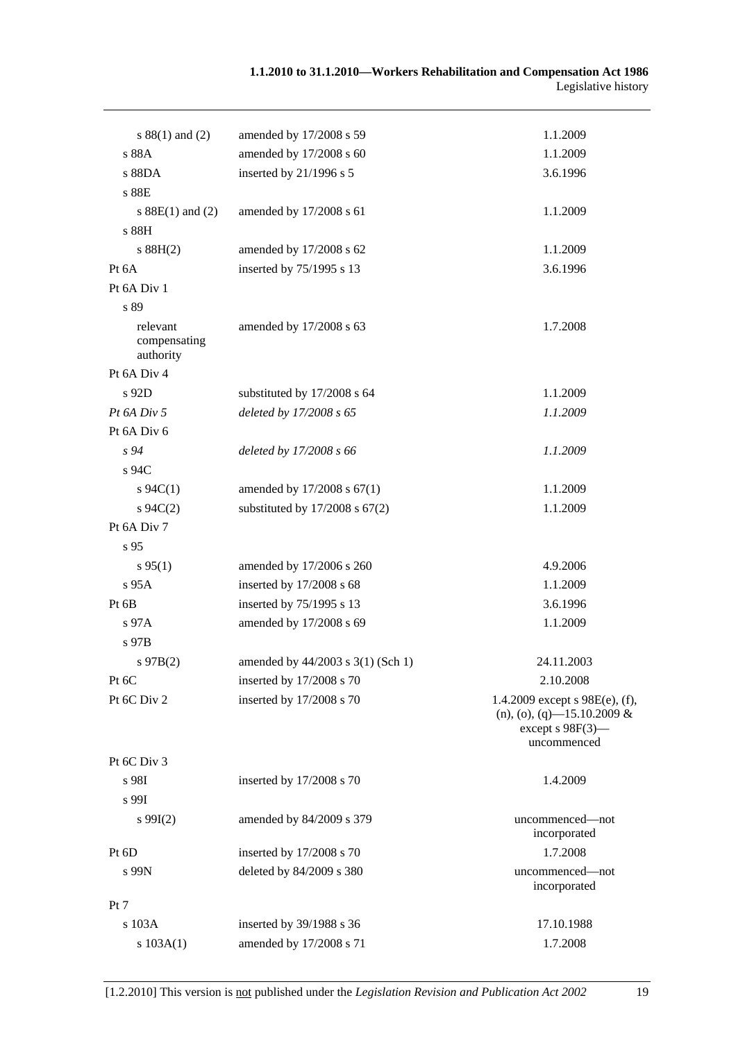| | | |
|---|---|---|
| s 88(1) and (2) | amended by 17/2008 s 59 | 1.1.2009 |
| s 88A | amended by 17/2008 s 60 | 1.1.2009 |
| s 88DA | inserted by 21/1996 s 5 | 3.6.1996 |
| s 88E | | |
| s 88E(1) and (2) | amended by 17/2008 s 61 | 1.1.2009 |
| s 88H | | |
| s 88H(2) | amended by 17/2008 s 62 | 1.1.2009 |
| Pt 6A | inserted by 75/1995 s 13 | 3.6.1996 |
| Pt 6A Div 1 | | |
| s 89 | | |
| relevant compensating authority | amended by 17/2008 s 63 | 1.7.2008 |
| Pt 6A Div 4 | | |
| s 92D | substituted by 17/2008 s 64 | 1.1.2009 |
| *Pt 6A Div 5* | *deleted by 17/2008 s 65* | *1.1.2009* |
| Pt 6A Div 6 | | |
| *s 94* | *deleted by 17/2008 s 66* | *1.1.2009* |
| s 94C | | |
| s 94C(1) | amended by 17/2008 s 67(1) | 1.1.2009 |
| s 94C(2) | substituted by 17/2008 s 67(2) | 1.1.2009 |
| Pt 6A Div 7 | | |
| s 95 | | |
| s 95(1) | amended by 17/2006 s 260 | 4.9.2006 |
| s 95A | inserted by 17/2008 s 68 | 1.1.2009 |
| Pt 6B | inserted by 75/1995 s 13 | 3.6.1996 |
| s 97A | amended by 17/2008 s 69 | 1.1.2009 |
| s 97B | | |
| s 97B(2) | amended by 44/2003 s 3(1) (Sch 1) | 24.11.2003 |
| Pt 6C | inserted by 17/2008 s 70 | 2.10.2008 |
| Pt 6C Div 2 | inserted by 17/2008 s 70 | 1.4.2009 except s 98E(e), (f), (n), (o), (q)—15.10.2009 & except s 98F(3)—uncommenced |
| Pt 6C Div 3 | | |
| s 98I | inserted by 17/2008 s 70 | 1.4.2009 |
| s 99I | | |
| s 99I(2) | amended by 84/2009 s 379 | uncommenced—not incorporated |
| Pt 6D | inserted by 17/2008 s 70 | 1.7.2008 |
| s 99N | deleted by 84/2009 s 380 | uncommenced—not incorporated |
| Pt 7 | | |
| s 103A | inserted by 39/1988 s 36 | 17.10.1988 |
| s 103A(1) | amended by 17/2008 s 71 | 1.7.2008 |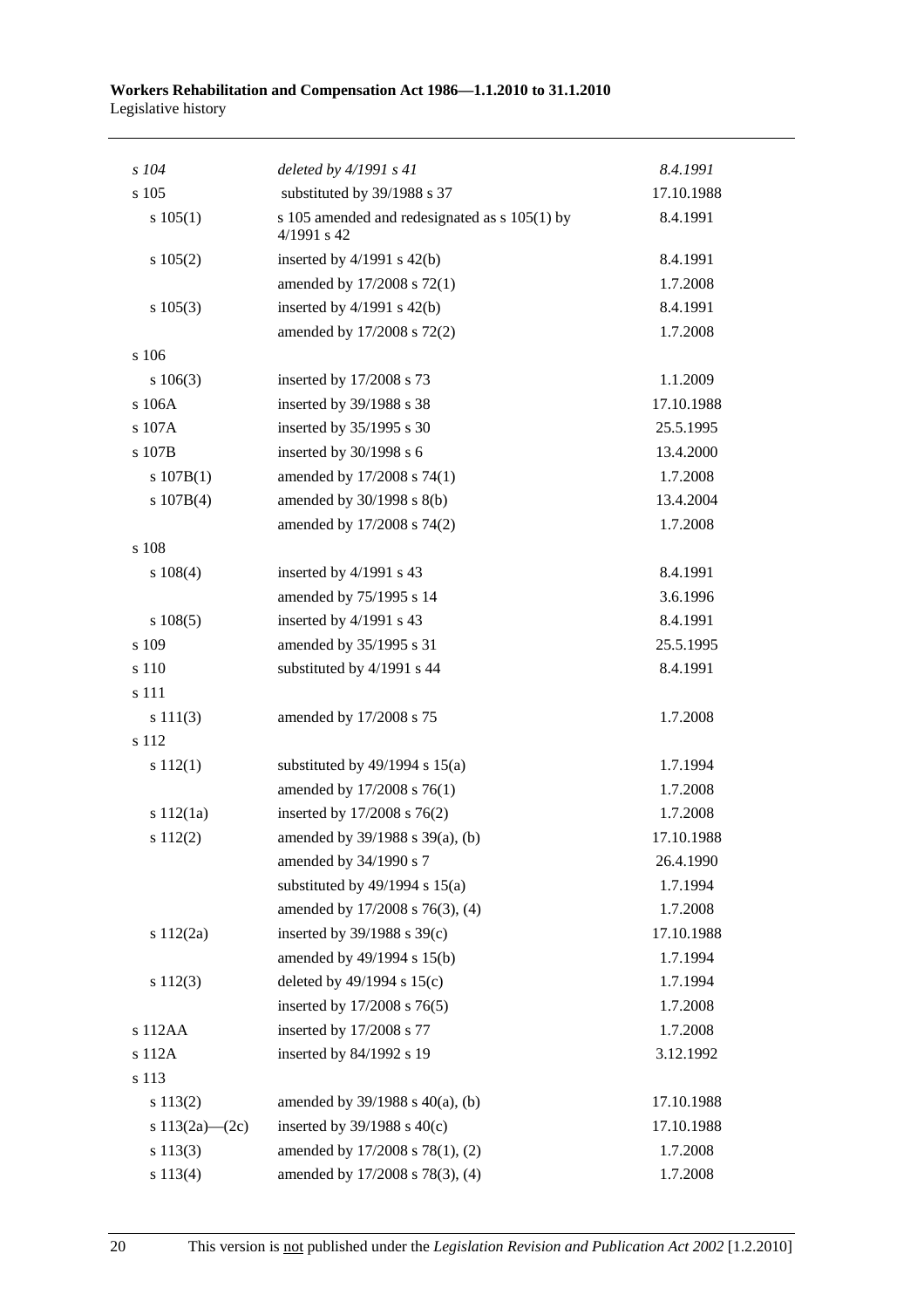| | | |
|---|---|---|
| *s 104* | *deleted by 4/1991 s 41* | *8.4.1991* |
| s 105 | substituted by 39/1988 s 37 | 17.10.1988 |
| s 105(1) | s 105 amended and redesignated as s 105(1) by 4/1991 s 42 | 8.4.1991 |
| s 105(2) | inserted by 4/1991 s 42(b) | 8.4.1991 |
| | amended by 17/2008 s 72(1) | 1.7.2008 |
| s 105(3) | inserted by 4/1991 s 42(b) | 8.4.1991 |
| | amended by 17/2008 s 72(2) | 1.7.2008 |
| s 106 | | |
| s 106(3) | inserted by 17/2008 s 73 | 1.1.2009 |
| s 106A | inserted by 39/1988 s 38 | 17.10.1988 |
| s 107A | inserted by 35/1995 s 30 | 25.5.1995 |
| s 107B | inserted by 30/1998 s 6 | 13.4.2000 |
| s 107B(1) | amended by 17/2008 s 74(1) | 1.7.2008 |
| s 107B(4) | amended by 30/1998 s 8(b) | 13.4.2004 |
| | amended by 17/2008 s 74(2) | 1.7.2008 |
| s 108 | | |
| s 108(4) | inserted by 4/1991 s 43 | 8.4.1991 |
| | amended by 75/1995 s 14 | 3.6.1996 |
| s 108(5) | inserted by 4/1991 s 43 | 8.4.1991 |
| s 109 | amended by 35/1995 s 31 | 25.5.1995 |
| s 110 | substituted by 4/1991 s 44 | 8.4.1991 |
| s 111 | | |
| s 111(3) | amended by 17/2008 s 75 | 1.7.2008 |
| s 112 | | |
| s 112(1) | substituted by 49/1994 s 15(a) | 1.7.1994 |
| | amended by 17/2008 s 76(1) | 1.7.2008 |
| s 112(1a) | inserted by 17/2008 s 76(2) | 1.7.2008 |
| s 112(2) | amended by 39/1988 s 39(a), (b) | 17.10.1988 |
| | amended by 34/1990 s 7 | 26.4.1990 |
| | substituted by 49/1994 s 15(a) | 1.7.1994 |
| | amended by 17/2008 s 76(3), (4) | 1.7.2008 |
| s 112(2a) | inserted by 39/1988 s 39(c) | 17.10.1988 |
| | amended by 49/1994 s 15(b) | 1.7.1994 |
| s 112(3) | deleted by 49/1994 s 15(c) | 1.7.1994 |
| | inserted by 17/2008 s 76(5) | 1.7.2008 |
| s 112AA | inserted by 17/2008 s 77 | 1.7.2008 |
| s 112A | inserted by 84/1992 s 19 | 3.12.1992 |
| s 113 | | |
| s 113(2) | amended by 39/1988 s 40(a), (b) | 17.10.1988 |
| s 113(2a)—(2c) | inserted by 39/1988 s 40(c) | 17.10.1988 |
| s 113(3) | amended by 17/2008 s 78(1), (2) | 1.7.2008 |
| s 113(4) | amended by 17/2008 s 78(3), (4) | 1.7.2008 |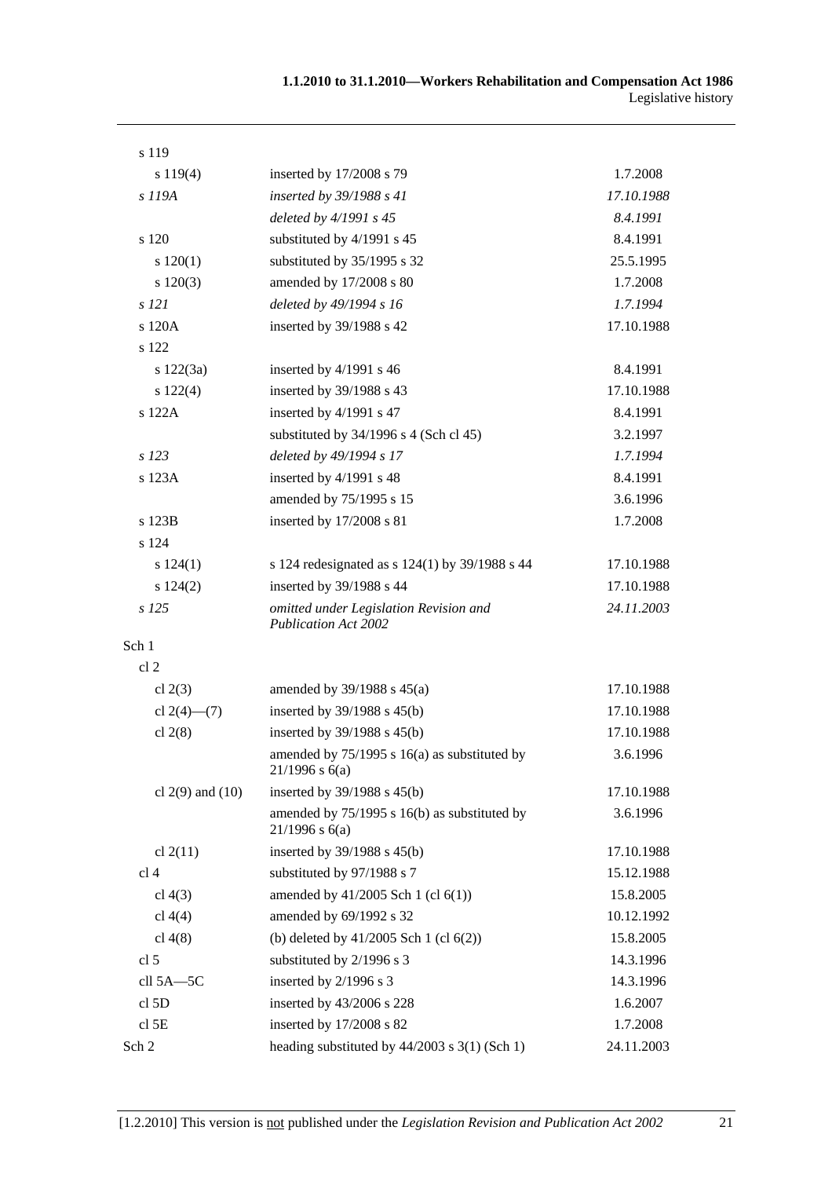| | | |
|---|---|---|
| s 119 | | |
| s 119(4) | inserted by 17/2008 s 79 | 1.7.2008 |
| *s 119A* | *inserted by 39/1988 s 41* | *17.10.1988* |
| | *deleted by 4/1991 s 45* | *8.4.1991* |
| s 120 | substituted by 4/1991 s 45 | 8.4.1991 |
| s 120(1) | substituted by 35/1995 s 32 | 25.5.1995 |
| s 120(3) | amended by 17/2008 s 80 | 1.7.2008 |
| *s 121* | *deleted by 49/1994 s 16* | *1.7.1994* |
| s 120A | inserted by 39/1988 s 42 | 17.10.1988 |
| s 122 | | |
| s 122(3a) | inserted by 4/1991 s 46 | 8.4.1991 |
| s 122(4) | inserted by 39/1988 s 43 | 17.10.1988 |
| s 122A | inserted by 4/1991 s 47 | 8.4.1991 |
| | substituted by 34/1996 s 4 (Sch cl 45) | 3.2.1997 |
| *s 123* | *deleted by 49/1994 s 17* | *1.7.1994* |
| s 123A | inserted by 4/1991 s 48 | 8.4.1991 |
| | amended by 75/1995 s 15 | 3.6.1996 |
| s 123B | inserted by 17/2008 s 81 | 1.7.2008 |
| s 124 | | |
| s 124(1) | s 124 redesignated as s 124(1) by 39/1988 s 44 | 17.10.1988 |
| s 124(2) | inserted by 39/1988 s 44 | 17.10.1988 |
| *s 125* | *omitted under Legislation Revision and Publication Act 2002* | *24.11.2003* |
| Sch 1 | | |
| cl 2 | | |
| cl 2(3) | amended by 39/1988 s 45(a) | 17.10.1988 |
| cl 2(4)—(7) | inserted by 39/1988 s 45(b) | 17.10.1988 |
| cl 2(8) | inserted by 39/1988 s 45(b) | 17.10.1988 |
| | amended by 75/1995 s 16(a) as substituted by 21/1996 s 6(a) | 3.6.1996 |
| cl 2(9) and (10) | inserted by 39/1988 s 45(b) | 17.10.1988 |
| | amended by 75/1995 s 16(b) as substituted by 21/1996 s 6(a) | 3.6.1996 |
| cl 2(11) | inserted by 39/1988 s 45(b) | 17.10.1988 |
| cl 4 | substituted by 97/1988 s 7 | 15.12.1988 |
| cl 4(3) | amended by 41/2005 Sch 1 (cl 6(1)) | 15.8.2005 |
| cl 4(4) | amended by 69/1992 s 32 | 10.12.1992 |
| cl 4(8) | (b) deleted by 41/2005 Sch 1 (cl 6(2)) | 15.8.2005 |
| cl 5 | substituted by 2/1996 s 3 | 14.3.1996 |
| cll 5A—5C | inserted by 2/1996 s 3 | 14.3.1996 |
| cl 5D | inserted by 43/2006 s 228 | 1.6.2007 |
| cl 5E | inserted by 17/2008 s 82 | 1.7.2008 |
| Sch 2 | heading substituted by 44/2003 s 3(1) (Sch 1) | 24.11.2003 |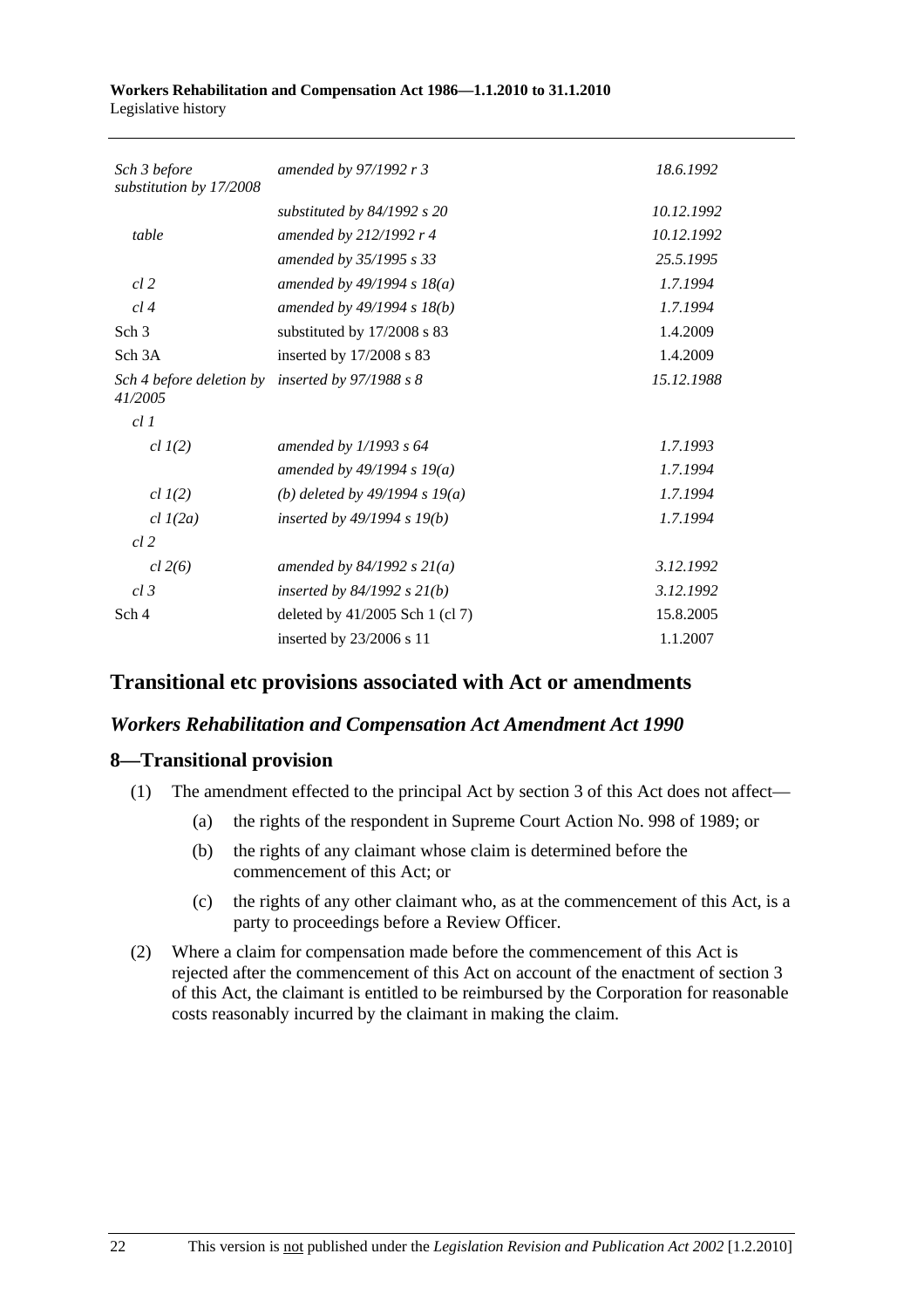| | | |
|---|---|---|
| *Sch 3 before substitution by 17/2008* | *amended by 97/1992 r 3* | *18.6.1992* |
| | *substituted by 84/1992 s 20* | *10.12.1992* |
| *table* | *amended by 212/1992 r 4* | *10.12.1992* |
| | *amended by 35/1995 s 33* | *25.5.1995* |
| *cl 2* | *amended by 49/1994 s 18(a)* | *1.7.1994* |
| *cl 4* | *amended by 49/1994 s 18(b)* | *1.7.1994* |
| Sch 3 | substituted by 17/2008 s 83 | 1.4.2009 |
| Sch 3A | inserted by 17/2008 s 83 | 1.4.2009 |
| *Sch 4 before deletion by 41/2005* | *inserted by 97/1988 s 8* | *15.12.1988* |
| *cl 1* | | |
| *cl 1(2)* | *amended by 1/1993 s 64* | *1.7.1993* |
| | *amended by 49/1994 s 19(a)* | *1.7.1994* |
| *cl 1(2)* | *(b) deleted by 49/1994 s 19(a)* | *1.7.1994* |
| *cl 1(2a)* | *inserted by 49/1994 s 19(b)* | *1.7.1994* |
| *cl 2* | | |
| *cl 2(6)* | *amended by 84/1992 s 21(a)* | *3.12.1992* |
| *cl 3* | *inserted by 84/1992 s 21(b)* | *3.12.1992* |
| Sch 4 | deleted by 41/2005 Sch 1 (cl 7) | 15.8.2005 |
| | inserted by 23/2006 s 11 | 1.1.2007 |

## Transitional etc provisions associated with Act or amendments

### *Workers Rehabilitation and Compensation Act Amendment Act 1990*

### 8—Transitional provision

(1) The amendment effected to the principal Act by section 3 of this Act does not affect—

  (a) the rights of the respondent in Supreme Court Action No. 998 of 1989; or

  (b) the rights of any claimant whose claim is determined before the commencement of this Act; or

  (c) the rights of any other claimant who, as at the commencement of this Act, is a party to proceedings before a Review Officer.

(2) Where a claim for compensation made before the commencement of this Act is rejected after the commencement of this Act on account of the enactment of section 3 of this Act, the claimant is entitled to be reimbursed by the Corporation for reasonable costs reasonably incurred by the claimant in making the claim.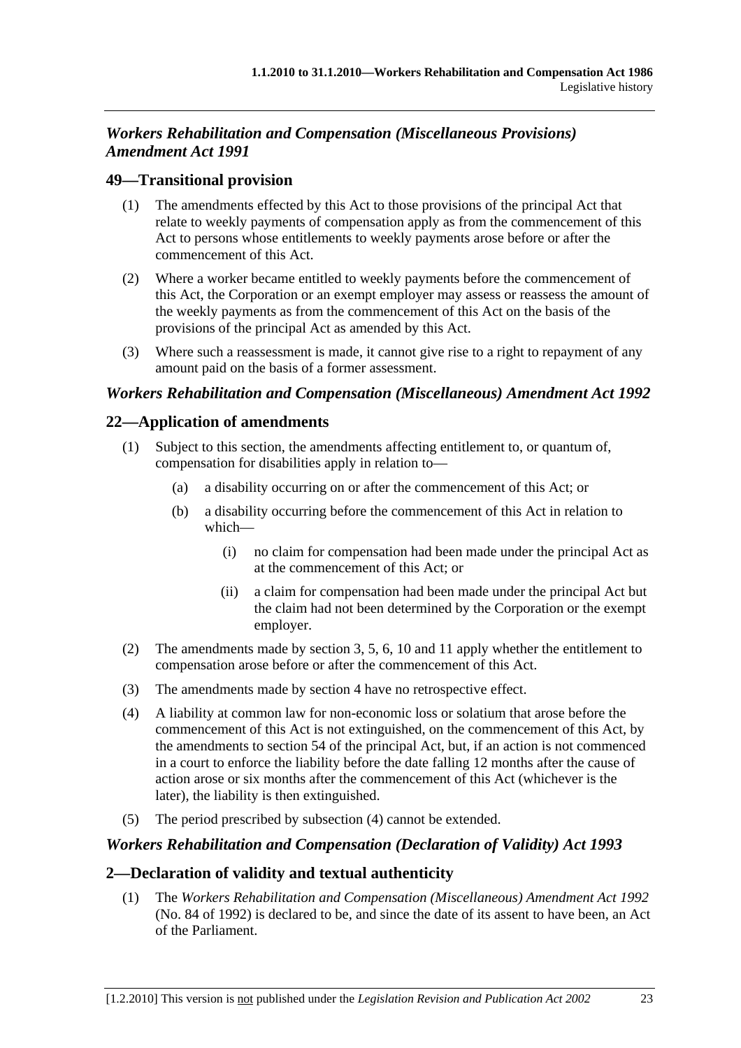### *Workers Rehabilitation and Compensation (Miscellaneous Provisions) Amendment Act 1991*

## 49—Transitional provision

(1) The amendments effected by this Act to those provisions of the principal Act that relate to weekly payments of compensation apply as from the commencement of this Act to persons whose entitlements to weekly payments arose before or after the commencement of this Act.

(2) Where a worker became entitled to weekly payments before the commencement of this Act, the Corporation or an exempt employer may assess or reassess the amount of the weekly payments as from the commencement of this Act on the basis of the provisions of the principal Act as amended by this Act.

(3) Where such a reassessment is made, it cannot give rise to a right to repayment of any amount paid on the basis of a former assessment.

### *Workers Rehabilitation and Compensation (Miscellaneous) Amendment Act 1992*

## 22—Application of amendments

(1) Subject to this section, the amendments affecting entitlement to, or quantum of, compensation for disabilities apply in relation to—

- (a) a disability occurring on or after the commencement of this Act; or
- (b) a disability occurring before the commencement of this Act in relation to which—
  - (i) no claim for compensation had been made under the principal Act as at the commencement of this Act; or
  - (ii) a claim for compensation had been made under the principal Act but the claim had not been determined by the Corporation or the exempt employer.

(2) The amendments made by section 3, 5, 6, 10 and 11 apply whether the entitlement to compensation arose before or after the commencement of this Act.

(3) The amendments made by section 4 have no retrospective effect.

(4) A liability at common law for non-economic loss or solatium that arose before the commencement of this Act is not extinguished, on the commencement of this Act, by the amendments to section 54 of the principal Act, but, if an action is not commenced in a court to enforce the liability before the date falling 12 months after the cause of action arose or six months after the commencement of this Act (whichever is the later), the liability is then extinguished.

(5) The period prescribed by subsection (4) cannot be extended.

### *Workers Rehabilitation and Compensation (Declaration of Validity) Act 1993*

## 2—Declaration of validity and textual authenticity

(1) The *Workers Rehabilitation and Compensation (Miscellaneous) Amendment Act 1992* (No. 84 of 1992) is declared to be, and since the date of its assent to have been, an Act of the Parliament.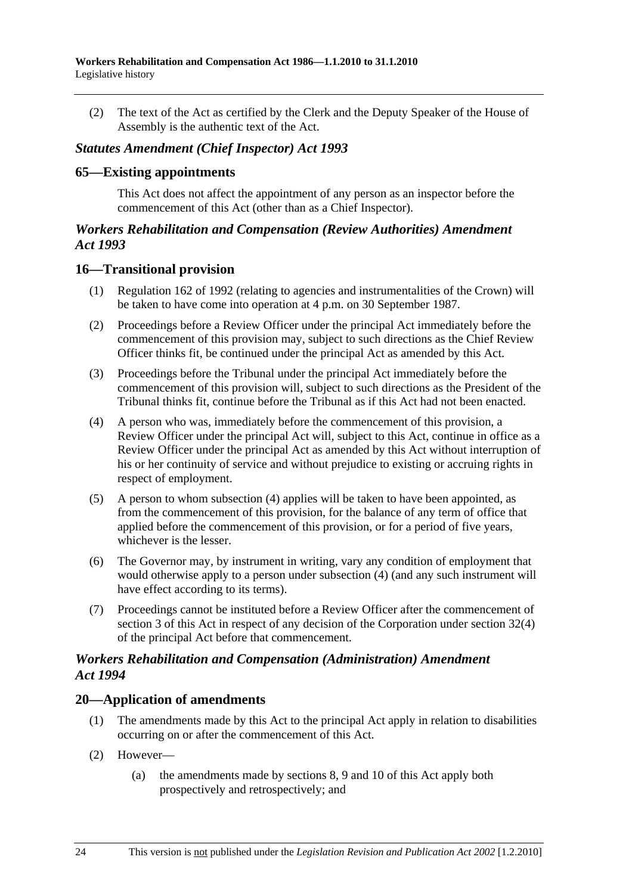(2) The text of the Act as certified by the Clerk and the Deputy Speaker of the House of Assembly is the authentic text of the Act.

### *Statutes Amendment (Chief Inspector) Act 1993*

## 65—Existing appointments

This Act does not affect the appointment of any person as an inspector before the commencement of this Act (other than as a Chief Inspector).

### *Workers Rehabilitation and Compensation (Review Authorities) Amendment Act 1993*

## 16—Transitional provision

(1) Regulation 162 of 1992 (relating to agencies and instrumentalities of the Crown) will be taken to have come into operation at 4 p.m. on 30 September 1987.

(2) Proceedings before a Review Officer under the principal Act immediately before the commencement of this provision may, subject to such directions as the Chief Review Officer thinks fit, be continued under the principal Act as amended by this Act.

(3) Proceedings before the Tribunal under the principal Act immediately before the commencement of this provision will, subject to such directions as the President of the Tribunal thinks fit, continue before the Tribunal as if this Act had not been enacted.

(4) A person who was, immediately before the commencement of this provision, a Review Officer under the principal Act will, subject to this Act, continue in office as a Review Officer under the principal Act as amended by this Act without interruption of his or her continuity of service and without prejudice to existing or accruing rights in respect of employment.

(5) A person to whom subsection (4) applies will be taken to have been appointed, as from the commencement of this provision, for the balance of any term of office that applied before the commencement of this provision, or for a period of five years, whichever is the lesser.

(6) The Governor may, by instrument in writing, vary any condition of employment that would otherwise apply to a person under subsection (4) (and any such instrument will have effect according to its terms).

(7) Proceedings cannot be instituted before a Review Officer after the commencement of section 3 of this Act in respect of any decision of the Corporation under section 32(4) of the principal Act before that commencement.

### *Workers Rehabilitation and Compensation (Administration) Amendment Act 1994*

## 20—Application of amendments

(1) The amendments made by this Act to the principal Act apply in relation to disabilities occurring on or after the commencement of this Act.

(2) However—

(a) the amendments made by sections 8, 9 and 10 of this Act apply both prospectively and retrospectively; and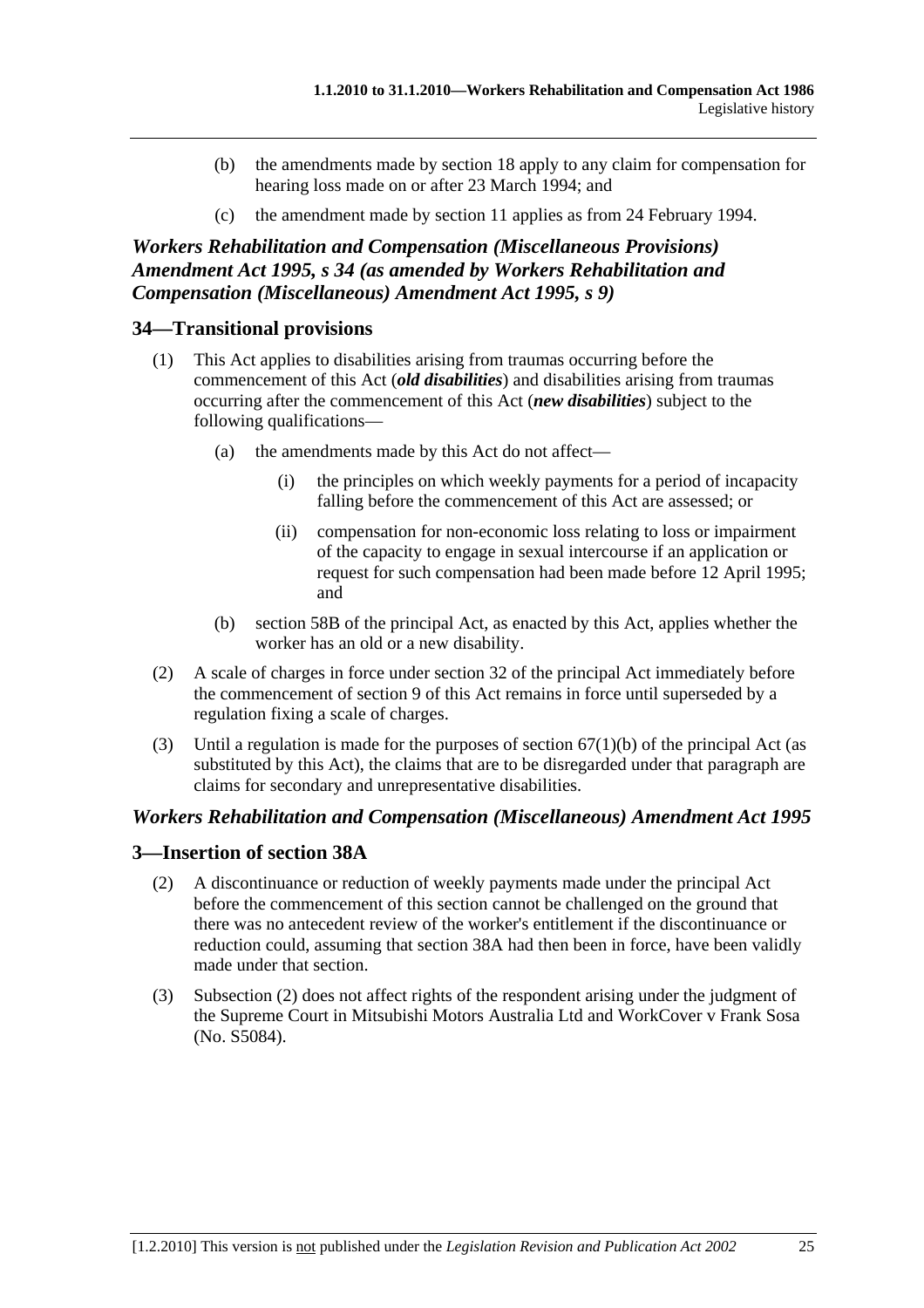(b) the amendments made by section 18 apply to any claim for compensation for hearing loss made on or after 23 March 1994; and

(c) the amendment made by section 11 applies as from 24 February 1994.

### *Workers Rehabilitation and Compensation (Miscellaneous Provisions) Amendment Act 1995, s 34 (as amended by Workers Rehabilitation and Compensation (Miscellaneous) Amendment Act 1995, s 9)*

## 34—Transitional provisions

(1) This Act applies to disabilities arising from traumas occurring before the commencement of this Act (***old disabilities***) and disabilities arising from traumas occurring after the commencement of this Act (***new disabilities***) subject to the following qualifications—

(a) the amendments made by this Act do not affect—

(i) the principles on which weekly payments for a period of incapacity falling before the commencement of this Act are assessed; or

(ii) compensation for non-economic loss relating to loss or impairment of the capacity to engage in sexual intercourse if an application or request for such compensation had been made before 12 April 1995; and

(b) section 58B of the principal Act, as enacted by this Act, applies whether the worker has an old or a new disability.

(2) A scale of charges in force under section 32 of the principal Act immediately before the commencement of section 9 of this Act remains in force until superseded by a regulation fixing a scale of charges.

(3) Until a regulation is made for the purposes of section 67(1)(b) of the principal Act (as substituted by this Act), the claims that are to be disregarded under that paragraph are claims for secondary and unrepresentative disabilities.

### *Workers Rehabilitation and Compensation (Miscellaneous) Amendment Act 1995*

## 3—Insertion of section 38A

(2) A discontinuance or reduction of weekly payments made under the principal Act before the commencement of this section cannot be challenged on the ground that there was no antecedent review of the worker's entitlement if the discontinuance or reduction could, assuming that section 38A had then been in force, have been validly made under that section.

(3) Subsection (2) does not affect rights of the respondent arising under the judgment of the Supreme Court in Mitsubishi Motors Australia Ltd and WorkCover v Frank Sosa (No. S5084).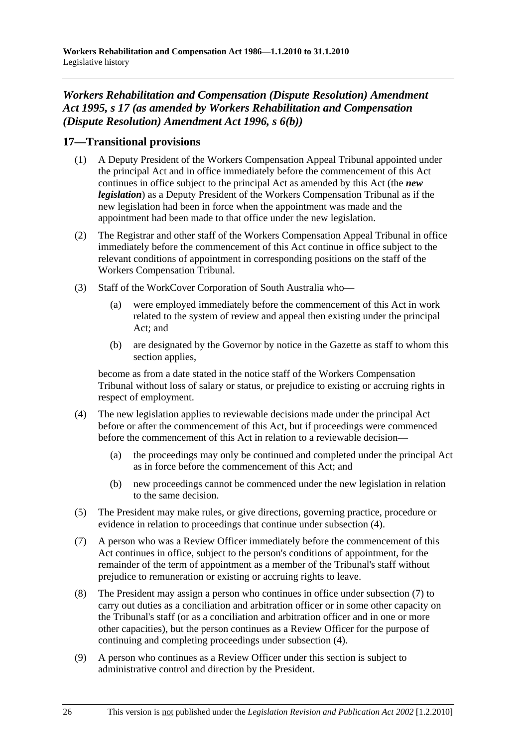### *Workers Rehabilitation and Compensation (Dispute Resolution) Amendment Act 1995, s 17 (as amended by Workers Rehabilitation and Compensation (Dispute Resolution) Amendment Act 1996, s 6(b))*

## 17—Transitional provisions

(1) A Deputy President of the Workers Compensation Appeal Tribunal appointed under the principal Act and in office immediately before the commencement of this Act continues in office subject to the principal Act as amended by this Act (the ***new legislation***) as a Deputy President of the Workers Compensation Tribunal as if the new legislation had been in force when the appointment was made and the appointment had been made to that office under the new legislation.

(2) The Registrar and other staff of the Workers Compensation Appeal Tribunal in office immediately before the commencement of this Act continue in office subject to the relevant conditions of appointment in corresponding positions on the staff of the Workers Compensation Tribunal.

(3) Staff of the WorkCover Corporation of South Australia who—

(a) were employed immediately before the commencement of this Act in work related to the system of review and appeal then existing under the principal Act; and

(b) are designated by the Governor by notice in the Gazette as staff to whom this section applies,

become as from a date stated in the notice staff of the Workers Compensation Tribunal without loss of salary or status, or prejudice to existing or accruing rights in respect of employment.

(4) The new legislation applies to reviewable decisions made under the principal Act before or after the commencement of this Act, but if proceedings were commenced before the commencement of this Act in relation to a reviewable decision—

(a) the proceedings may only be continued and completed under the principal Act as in force before the commencement of this Act; and

(b) new proceedings cannot be commenced under the new legislation in relation to the same decision.

(5) The President may make rules, or give directions, governing practice, procedure or evidence in relation to proceedings that continue under subsection (4).

(7) A person who was a Review Officer immediately before the commencement of this Act continues in office, subject to the person's conditions of appointment, for the remainder of the term of appointment as a member of the Tribunal's staff without prejudice to remuneration or existing or accruing rights to leave.

(8) The President may assign a person who continues in office under subsection (7) to carry out duties as a conciliation and arbitration officer or in some other capacity on the Tribunal's staff (or as a conciliation and arbitration officer and in one or more other capacities), but the person continues as a Review Officer for the purpose of continuing and completing proceedings under subsection (4).

(9) A person who continues as a Review Officer under this section is subject to administrative control and direction by the President.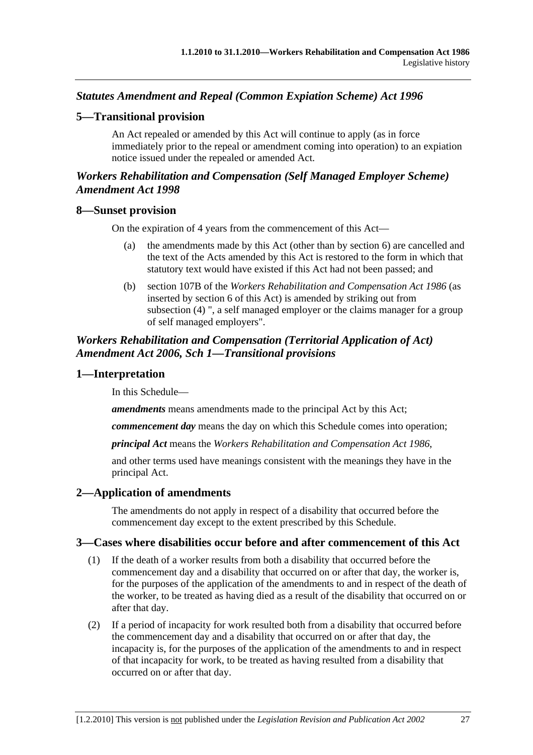### *Statutes Amendment and Repeal (Common Expiation Scheme) Act 1996*

#### 5—Transitional provision

An Act repealed or amended by this Act will continue to apply (as in force immediately prior to the repeal or amendment coming into operation) to an expiation notice issued under the repealed or amended Act.

### *Workers Rehabilitation and Compensation (Self Managed Employer Scheme) Amendment Act 1998*

#### 8—Sunset provision

On the expiration of 4 years from the commencement of this Act—

(a) the amendments made by this Act (other than by section 6) are cancelled and the text of the Acts amended by this Act is restored to the form in which that statutory text would have existed if this Act had not been passed; and

(b) section 107B of the *Workers Rehabilitation and Compensation Act 1986* (as inserted by section 6 of this Act) is amended by striking out from subsection (4) ", a self managed employer or the claims manager for a group of self managed employers".

### *Workers Rehabilitation and Compensation (Territorial Application of Act) Amendment Act 2006, Sch 1—Transitional provisions*

#### 1—Interpretation

In this Schedule—

***amendments*** means amendments made to the principal Act by this Act;

***commencement day*** means the day on which this Schedule comes into operation;

***principal Act*** means the *Workers Rehabilitation and Compensation Act 1986*,

and other terms used have meanings consistent with the meanings they have in the principal Act.

#### 2—Application of amendments

The amendments do not apply in respect of a disability that occurred before the commencement day except to the extent prescribed by this Schedule.

#### 3—Cases where disabilities occur before and after commencement of this Act

(1) If the death of a worker results from both a disability that occurred before the commencement day and a disability that occurred on or after that day, the worker is, for the purposes of the application of the amendments to and in respect of the death of the worker, to be treated as having died as a result of the disability that occurred on or after that day.

(2) If a period of incapacity for work resulted both from a disability that occurred before the commencement day and a disability that occurred on or after that day, the incapacity is, for the purposes of the application of the amendments to and in respect of that incapacity for work, to be treated as having resulted from a disability that occurred on or after that day.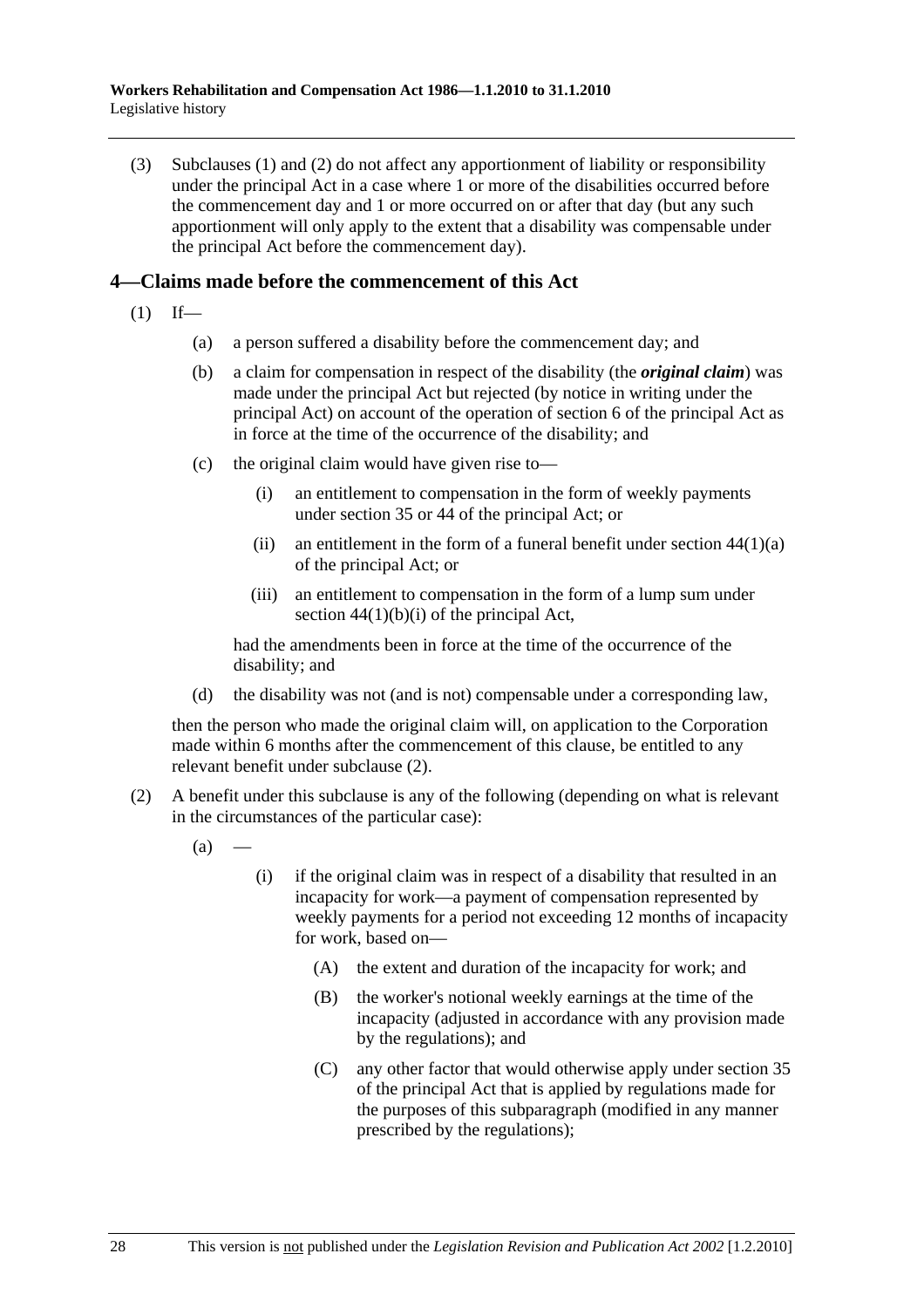(3) Subclauses (1) and (2) do not affect any apportionment of liability or responsibility under the principal Act in a case where 1 or more of the disabilities occurred before the commencement day and 1 or more occurred on or after that day (but any such apportionment will only apply to the extent that a disability was compensable under the principal Act before the commencement day).

## 4—Claims made before the commencement of this Act

(1) If—

(a) a person suffered a disability before the commencement day; and

(b) a claim for compensation in respect of the disability (the ***original claim***) was made under the principal Act but rejected (by notice in writing under the principal Act) on account of the operation of section 6 of the principal Act as in force at the time of the occurrence of the disability; and

(c) the original claim would have given rise to—

(i) an entitlement to compensation in the form of weekly payments under section 35 or 44 of the principal Act; or

(ii) an entitlement in the form of a funeral benefit under section 44(1)(a) of the principal Act; or

(iii) an entitlement to compensation in the form of a lump sum under section 44(1)(b)(i) of the principal Act,

had the amendments been in force at the time of the occurrence of the disability; and

(d) the disability was not (and is not) compensable under a corresponding law,

then the person who made the original claim will, on application to the Corporation made within 6 months after the commencement of this clause, be entitled to any relevant benefit under subclause (2).

(2) A benefit under this subclause is any of the following (depending on what is relevant in the circumstances of the particular case):

(a) —

(i) if the original claim was in respect of a disability that resulted in an incapacity for work—a payment of compensation represented by weekly payments for a period not exceeding 12 months of incapacity for work, based on—

(A) the extent and duration of the incapacity for work; and

(B) the worker's notional weekly earnings at the time of the incapacity (adjusted in accordance with any provision made by the regulations); and

(C) any other factor that would otherwise apply under section 35 of the principal Act that is applied by regulations made for the purposes of this subparagraph (modified in any manner prescribed by the regulations);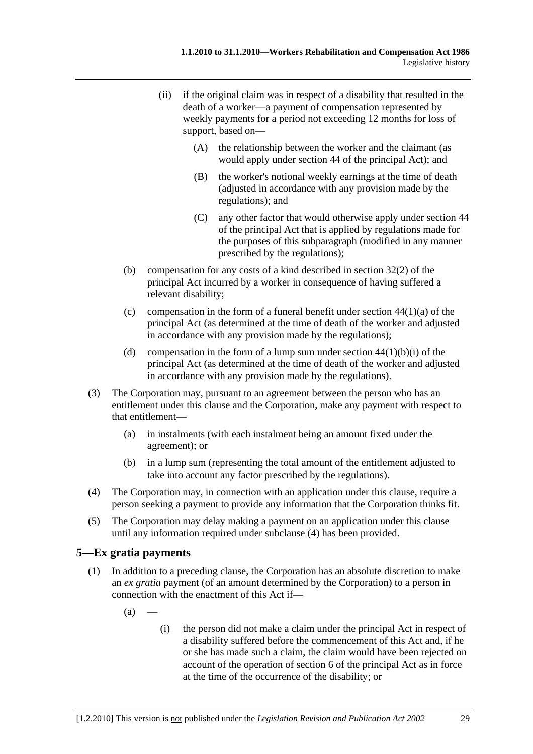(ii) if the original claim was in respect of a disability that resulted in the death of a worker—a payment of compensation represented by weekly payments for a period not exceeding 12 months for loss of support, based on—

(A) the relationship between the worker and the claimant (as would apply under section 44 of the principal Act); and

(B) the worker's notional weekly earnings at the time of death (adjusted in accordance with any provision made by the regulations); and

(C) any other factor that would otherwise apply under section 44 of the principal Act that is applied by regulations made for the purposes of this subparagraph (modified in any manner prescribed by the regulations);

(b) compensation for any costs of a kind described in section 32(2) of the principal Act incurred by a worker in consequence of having suffered a relevant disability;

(c) compensation in the form of a funeral benefit under section 44(1)(a) of the principal Act (as determined at the time of death of the worker and adjusted in accordance with any provision made by the regulations);

(d) compensation in the form of a lump sum under section 44(1)(b)(i) of the principal Act (as determined at the time of death of the worker and adjusted in accordance with any provision made by the regulations).

(3) The Corporation may, pursuant to an agreement between the person who has an entitlement under this clause and the Corporation, make any payment with respect to that entitlement—

(a) in instalments (with each instalment being an amount fixed under the agreement); or

(b) in a lump sum (representing the total amount of the entitlement adjusted to take into account any factor prescribed by the regulations).

(4) The Corporation may, in connection with an application under this clause, require a person seeking a payment to provide any information that the Corporation thinks fit.

(5) The Corporation may delay making a payment on an application under this clause until any information required under subclause (4) has been provided.

## 5—Ex gratia payments

(1) In addition to a preceding clause, the Corporation has an absolute discretion to make an *ex gratia* payment (of an amount determined by the Corporation) to a person in connection with the enactment of this Act if—

(a) —

(i) the person did not make a claim under the principal Act in respect of a disability suffered before the commencement of this Act and, if he or she has made such a claim, the claim would have been rejected on account of the operation of section 6 of the principal Act as in force at the time of the occurrence of the disability; or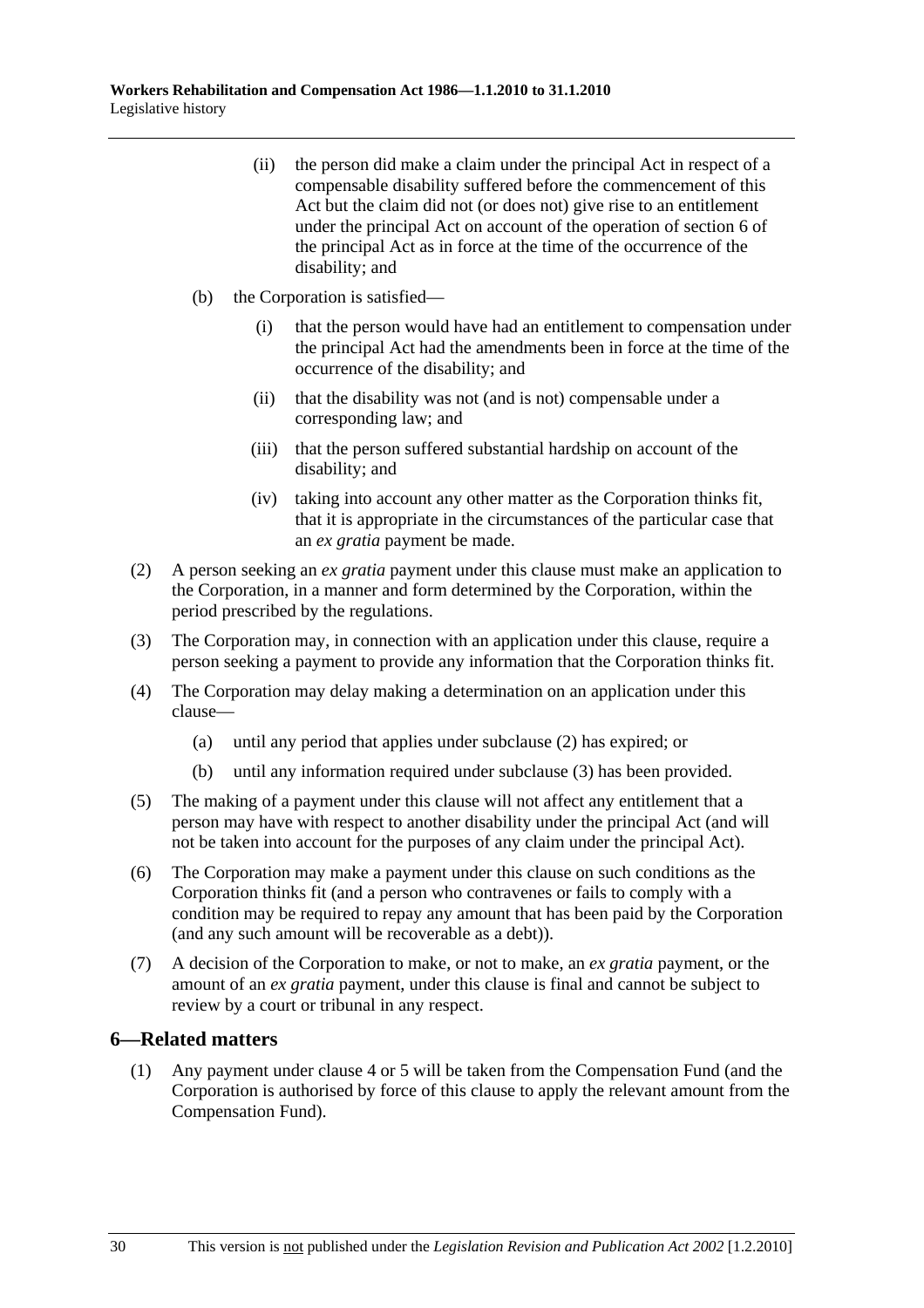(ii) the person did make a claim under the principal Act in respect of a compensable disability suffered before the commencement of this Act but the claim did not (or does not) give rise to an entitlement under the principal Act on account of the operation of section 6 of the principal Act as in force at the time of the occurrence of the disability; and

(b) the Corporation is satisfied—

(i) that the person would have had an entitlement to compensation under the principal Act had the amendments been in force at the time of the occurrence of the disability; and

(ii) that the disability was not (and is not) compensable under a corresponding law; and

(iii) that the person suffered substantial hardship on account of the disability; and

(iv) taking into account any other matter as the Corporation thinks fit, that it is appropriate in the circumstances of the particular case that an *ex gratia* payment be made.

(2) A person seeking an *ex gratia* payment under this clause must make an application to the Corporation, in a manner and form determined by the Corporation, within the period prescribed by the regulations.

(3) The Corporation may, in connection with an application under this clause, require a person seeking a payment to provide any information that the Corporation thinks fit.

(4) The Corporation may delay making a determination on an application under this clause—

(a) until any period that applies under subclause (2) has expired; or

(b) until any information required under subclause (3) has been provided.

(5) The making of a payment under this clause will not affect any entitlement that a person may have with respect to another disability under the principal Act (and will not be taken into account for the purposes of any claim under the principal Act).

(6) The Corporation may make a payment under this clause on such conditions as the Corporation thinks fit (and a person who contravenes or fails to comply with a condition may be required to repay any amount that has been paid by the Corporation (and any such amount will be recoverable as a debt)).

(7) A decision of the Corporation to make, or not to make, an *ex gratia* payment, or the amount of an *ex gratia* payment, under this clause is final and cannot be subject to review by a court or tribunal in any respect.

## 6—Related matters

(1) Any payment under clause 4 or 5 will be taken from the Compensation Fund (and the Corporation is authorised by force of this clause to apply the relevant amount from the Compensation Fund).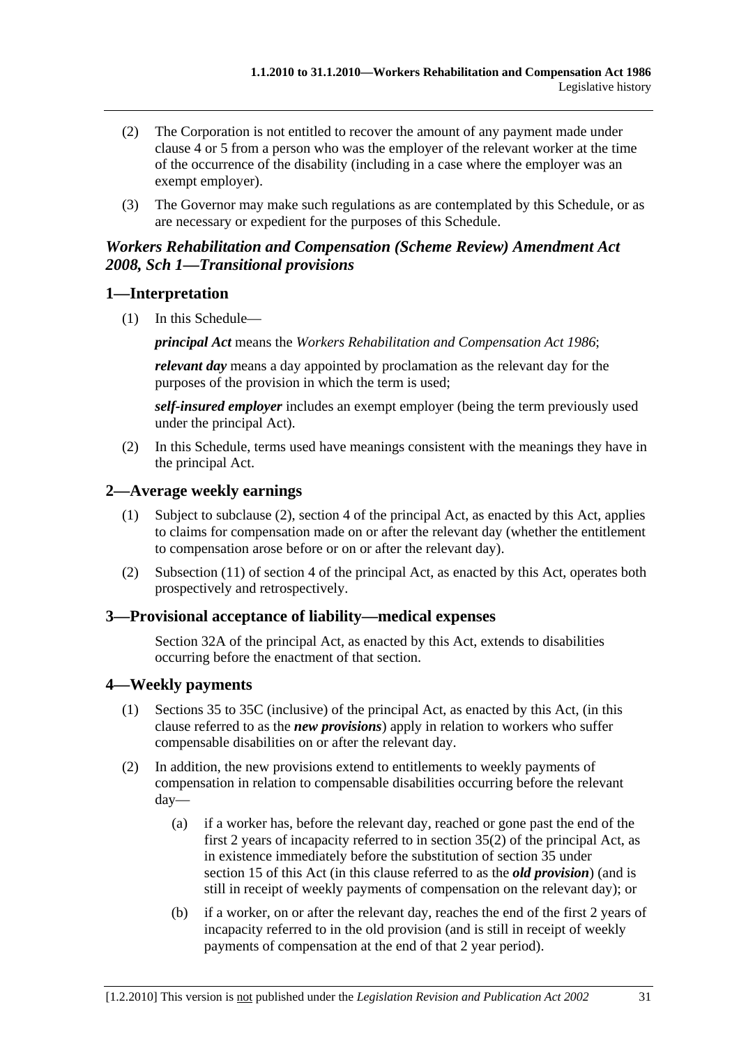(2) The Corporation is not entitled to recover the amount of any payment made under clause 4 or 5 from a person who was the employer of the relevant worker at the time of the occurrence of the disability (including in a case where the employer was an exempt employer).

(3) The Governor may make such regulations as are contemplated by this Schedule, or as are necessary or expedient for the purposes of this Schedule.

### *Workers Rehabilitation and Compensation (Scheme Review) Amendment Act 2008, Sch 1—Transitional provisions*

## 1—Interpretation

(1) In this Schedule—

***principal Act*** means the *Workers Rehabilitation and Compensation Act 1986*;

***relevant day*** means a day appointed by proclamation as the relevant day for the purposes of the provision in which the term is used;

***self-insured employer*** includes an exempt employer (being the term previously used under the principal Act).

(2) In this Schedule, terms used have meanings consistent with the meanings they have in the principal Act.

## 2—Average weekly earnings

(1) Subject to subclause (2), section 4 of the principal Act, as enacted by this Act, applies to claims for compensation made on or after the relevant day (whether the entitlement to compensation arose before or on or after the relevant day).

(2) Subsection (11) of section 4 of the principal Act, as enacted by this Act, operates both prospectively and retrospectively.

## 3—Provisional acceptance of liability—medical expenses

Section 32A of the principal Act, as enacted by this Act, extends to disabilities occurring before the enactment of that section.

## 4—Weekly payments

(1) Sections 35 to 35C (inclusive) of the principal Act, as enacted by this Act, (in this clause referred to as the ***new provisions***) apply in relation to workers who suffer compensable disabilities on or after the relevant day.

(2) In addition, the new provisions extend to entitlements to weekly payments of compensation in relation to compensable disabilities occurring before the relevant day—

(a) if a worker has, before the relevant day, reached or gone past the end of the first 2 years of incapacity referred to in section 35(2) of the principal Act, as in existence immediately before the substitution of section 35 under section 15 of this Act (in this clause referred to as the ***old provision***) (and is still in receipt of weekly payments of compensation on the relevant day); or

(b) if a worker, on or after the relevant day, reaches the end of the first 2 years of incapacity referred to in the old provision (and is still in receipt of weekly payments of compensation at the end of that 2 year period).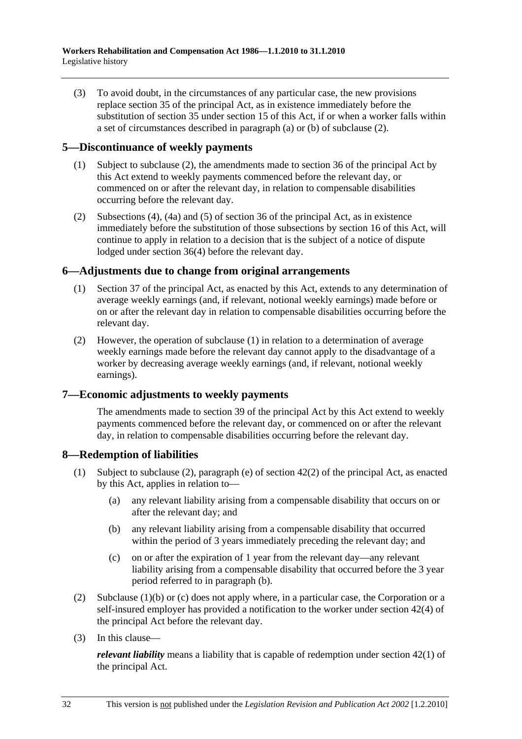(3) To avoid doubt, in the circumstances of any particular case, the new provisions replace section 35 of the principal Act, as in existence immediately before the substitution of section 35 under section 15 of this Act, if or when a worker falls within a set of circumstances described in paragraph (a) or (b) of subclause (2).

## 5—Discontinuance of weekly payments

(1) Subject to subclause (2), the amendments made to section 36 of the principal Act by this Act extend to weekly payments commenced before the relevant day, or commenced on or after the relevant day, in relation to compensable disabilities occurring before the relevant day.

(2) Subsections (4), (4a) and (5) of section 36 of the principal Act, as in existence immediately before the substitution of those subsections by section 16 of this Act, will continue to apply in relation to a decision that is the subject of a notice of dispute lodged under section 36(4) before the relevant day.

## 6—Adjustments due to change from original arrangements

(1) Section 37 of the principal Act, as enacted by this Act, extends to any determination of average weekly earnings (and, if relevant, notional weekly earnings) made before or on or after the relevant day in relation to compensable disabilities occurring before the relevant day.

(2) However, the operation of subclause (1) in relation to a determination of average weekly earnings made before the relevant day cannot apply to the disadvantage of a worker by decreasing average weekly earnings (and, if relevant, notional weekly earnings).

## 7—Economic adjustments to weekly payments

The amendments made to section 39 of the principal Act by this Act extend to weekly payments commenced before the relevant day, or commenced on or after the relevant day, in relation to compensable disabilities occurring before the relevant day.

## 8—Redemption of liabilities

(1) Subject to subclause (2), paragraph (e) of section 42(2) of the principal Act, as enacted by this Act, applies in relation to—

(a) any relevant liability arising from a compensable disability that occurs on or after the relevant day; and

(b) any relevant liability arising from a compensable disability that occurred within the period of 3 years immediately preceding the relevant day; and

(c) on or after the expiration of 1 year from the relevant day—any relevant liability arising from a compensable disability that occurred before the 3 year period referred to in paragraph (b).

(2) Subclause (1)(b) or (c) does not apply where, in a particular case, the Corporation or a self-insured employer has provided a notification to the worker under section 42(4) of the principal Act before the relevant day.

(3) In this clause—

***relevant liability*** means a liability that is capable of redemption under section 42(1) of the principal Act.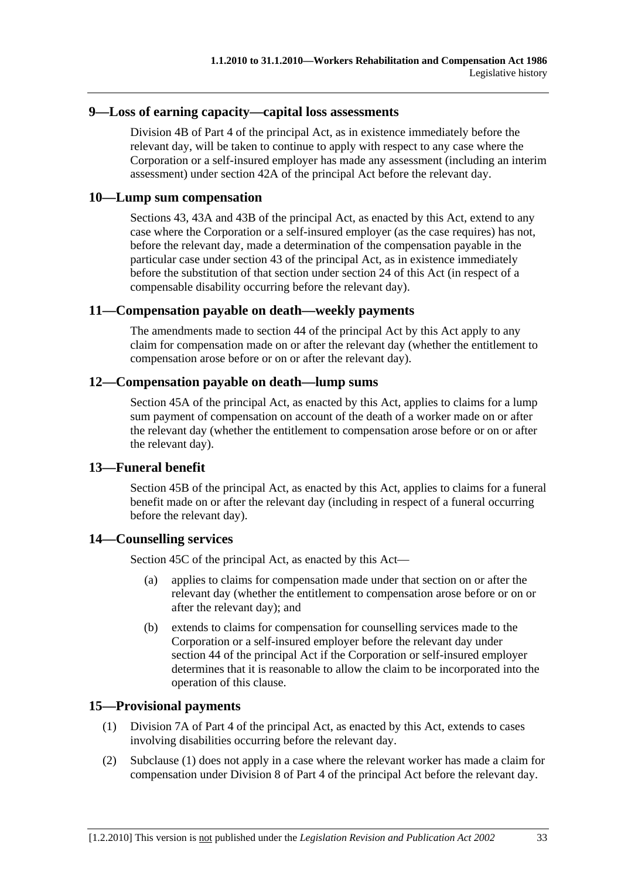## 9—Loss of earning capacity—capital loss assessments

Division 4B of Part 4 of the principal Act, as in existence immediately before the relevant day, will be taken to continue to apply with respect to any case where the Corporation or a self-insured employer has made any assessment (including an interim assessment) under section 42A of the principal Act before the relevant day.

## 10—Lump sum compensation

Sections 43, 43A and 43B of the principal Act, as enacted by this Act, extend to any case where the Corporation or a self-insured employer (as the case requires) has not, before the relevant day, made a determination of the compensation payable in the particular case under section 43 of the principal Act, as in existence immediately before the substitution of that section under section 24 of this Act (in respect of a compensable disability occurring before the relevant day).

## 11—Compensation payable on death—weekly payments

The amendments made to section 44 of the principal Act by this Act apply to any claim for compensation made on or after the relevant day (whether the entitlement to compensation arose before or on or after the relevant day).

## 12—Compensation payable on death—lump sums

Section 45A of the principal Act, as enacted by this Act, applies to claims for a lump sum payment of compensation on account of the death of a worker made on or after the relevant day (whether the entitlement to compensation arose before or on or after the relevant day).

## 13—Funeral benefit

Section 45B of the principal Act, as enacted by this Act, applies to claims for a funeral benefit made on or after the relevant day (including in respect of a funeral occurring before the relevant day).

## 14—Counselling services

Section 45C of the principal Act, as enacted by this Act—

(a) applies to claims for compensation made under that section on or after the relevant day (whether the entitlement to compensation arose before or on or after the relevant day); and

(b) extends to claims for compensation for counselling services made to the Corporation or a self-insured employer before the relevant day under section 44 of the principal Act if the Corporation or self-insured employer determines that it is reasonable to allow the claim to be incorporated into the operation of this clause.

## 15—Provisional payments

(1) Division 7A of Part 4 of the principal Act, as enacted by this Act, extends to cases involving disabilities occurring before the relevant day.

(2) Subclause (1) does not apply in a case where the relevant worker has made a claim for compensation under Division 8 of Part 4 of the principal Act before the relevant day.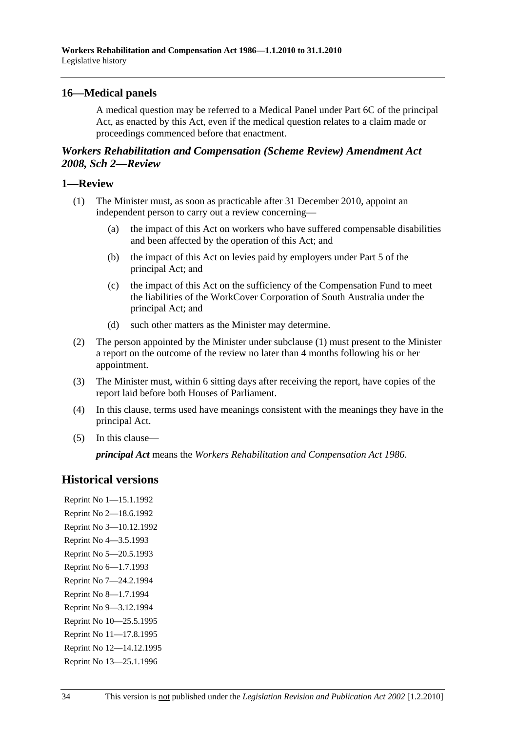## 16—Medical panels

A medical question may be referred to a Medical Panel under Part 6C of the principal Act, as enacted by this Act, even if the medical question relates to a claim made or proceedings commenced before that enactment.

### *Workers Rehabilitation and Compensation (Scheme Review) Amendment Act 2008, Sch 2—Review*

## 1—Review

(1) The Minister must, as soon as practicable after 31 December 2010, appoint an independent person to carry out a review concerning—

- (a) the impact of this Act on workers who have suffered compensable disabilities and been affected by the operation of this Act; and
- (b) the impact of this Act on levies paid by employers under Part 5 of the principal Act; and
- (c) the impact of this Act on the sufficiency of the Compensation Fund to meet the liabilities of the WorkCover Corporation of South Australia under the principal Act; and
- (d) such other matters as the Minister may determine.

(2) The person appointed by the Minister under subclause (1) must present to the Minister a report on the outcome of the review no later than 4 months following his or her appointment.

(3) The Minister must, within 6 sitting days after receiving the report, have copies of the report laid before both Houses of Parliament.

(4) In this clause, terms used have meanings consistent with the meanings they have in the principal Act.

(5) In this clause—

***principal Act*** means the *Workers Rehabilitation and Compensation Act 1986*.

# Historical versions

Reprint No 1—15.1.1992
Reprint No 2—18.6.1992
Reprint No 3—10.12.1992
Reprint No 4—3.5.1993
Reprint No 5—20.5.1993
Reprint No 6—1.7.1993
Reprint No 7—24.2.1994
Reprint No 8—1.7.1994
Reprint No 9—3.12.1994
Reprint No 10—25.5.1995
Reprint No 11—17.8.1995
Reprint No 12—14.12.1995
Reprint No 13—25.1.1996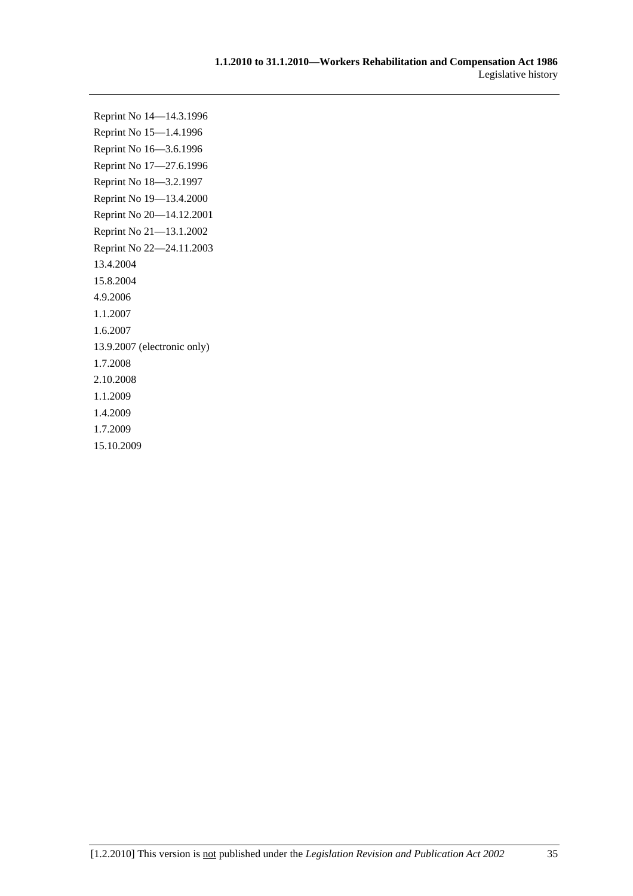Reprint No 14—14.3.1996

Reprint No 15—1.4.1996

Reprint No 16—3.6.1996

Reprint No 17—27.6.1996

Reprint No 18—3.2.1997

Reprint No 19—13.4.2000

Reprint No 20—14.12.2001

Reprint No 21—13.1.2002

Reprint No 22—24.11.2003

13.4.2004

15.8.2004

4.9.2006

1.1.2007

1.6.2007

13.9.2007 (electronic only)

1.7.2008

2.10.2008

1.1.2009

1.4.2009

1.7.2009

15.10.2009